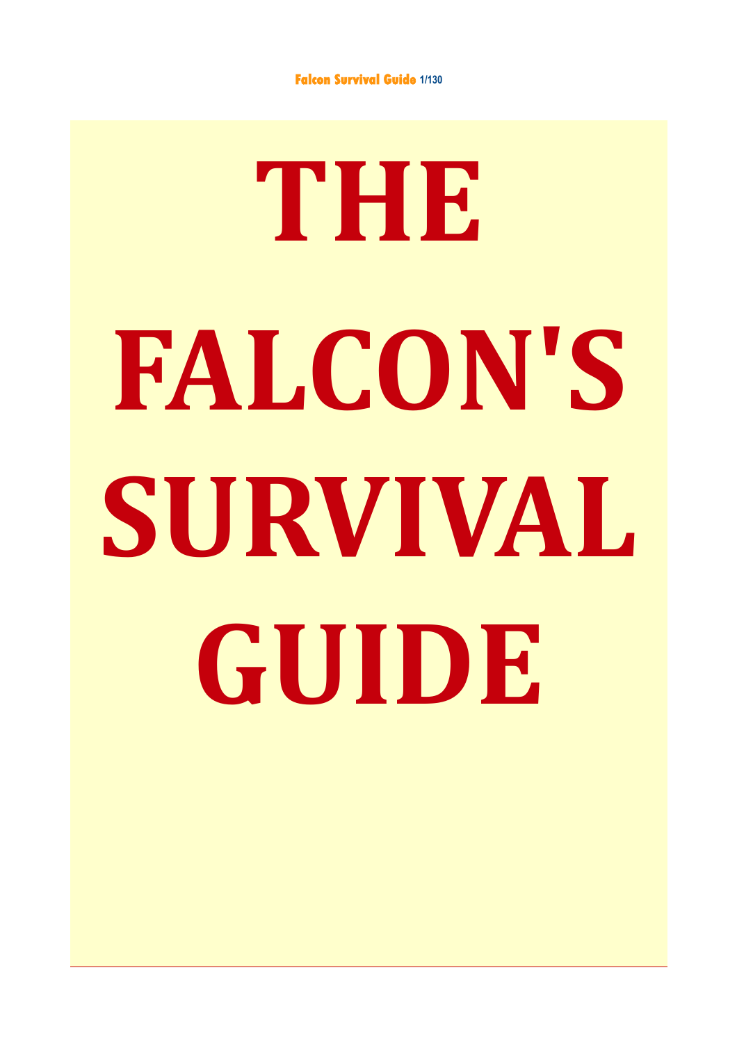# THE FALCON'S SURVIVAL GUIDE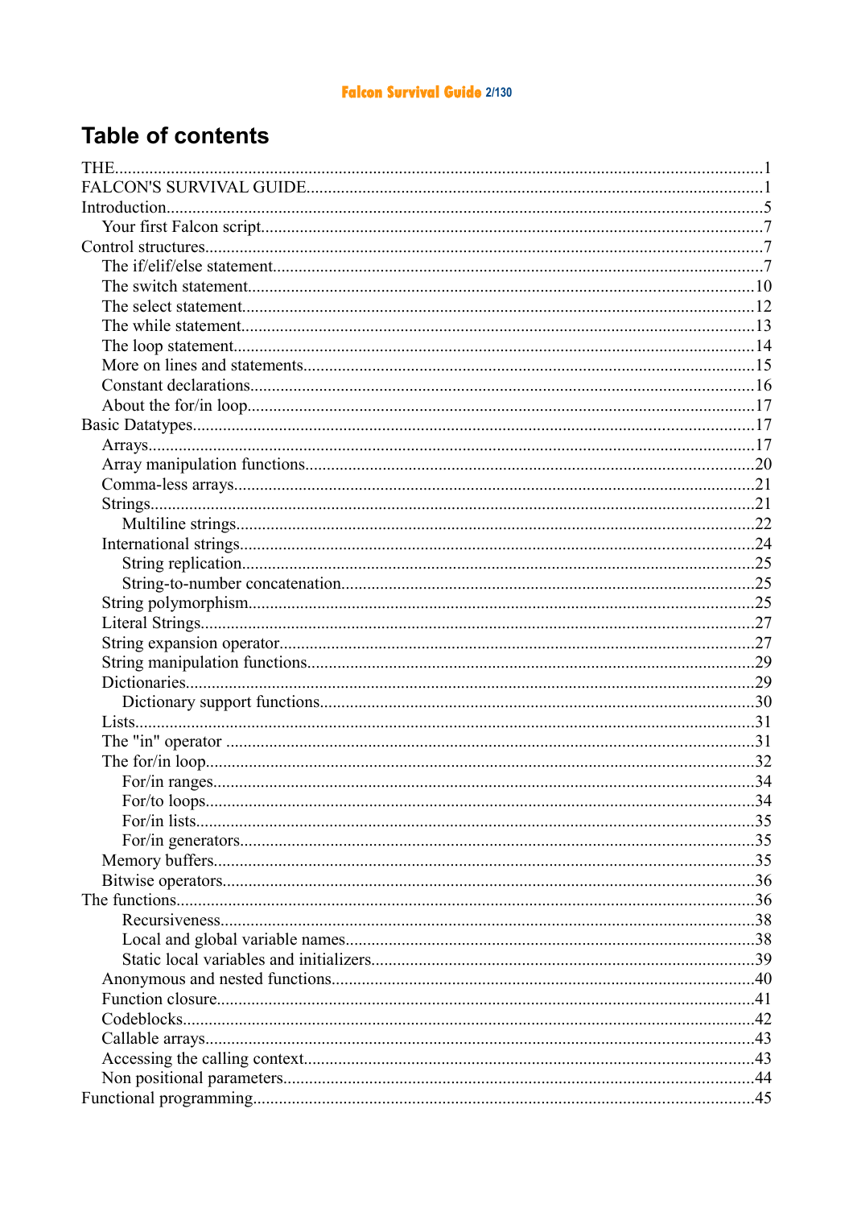# Table of contents

THE....................................................1
FALCON'S SURVIVAL GUIDE....................................................1
Introduction....................................................5
- Your first Falcon script....................................................7

Control structures....................................................7
- The if/elif/else statement....................................................7
- The switch statement....................................................10
- The select statement....................................................12
- The while statement....................................................13
- The loop statement....................................................14
- More on lines and statements....................................................15
- Constant declarations....................................................16
- About the for/in loop....................................................17

Basic Datatypes....................................................17
- Arrays....................................................17
- Array manipulation functions....................................................20
- Comma-less arrays....................................................21
- Strings....................................................21
  - Multiline strings....................................................22
- International strings....................................................24
  - String replication....................................................25
  - String-to-number concatenation....................................................25
- String polymorphism....................................................25
- Literal Strings....................................................27
- String expansion operator....................................................27
- String manipulation functions....................................................29
- Dictionaries....................................................29
  - Dictionary support functions....................................................30
- Lists....................................................31
- The "in" operator ....................................................31
- The for/in loop....................................................32
  - For/in ranges....................................................34
  - For/to loops....................................................34
  - For/in lists....................................................35
  - For/in generators....................................................35
- Memory buffers....................................................35
- Bitwise operators....................................................36

The functions....................................................36
  - Recursiveness....................................................38
  - Local and global variable names....................................................38
  - Static local variables and initializers....................................................39
- Anonymous and nested functions....................................................40
- Function closure....................................................41
- Codeblocks....................................................42
- Callable arrays....................................................43
- Accessing the calling context....................................................43
- Non positional parameters....................................................44

Functional programming....................................................45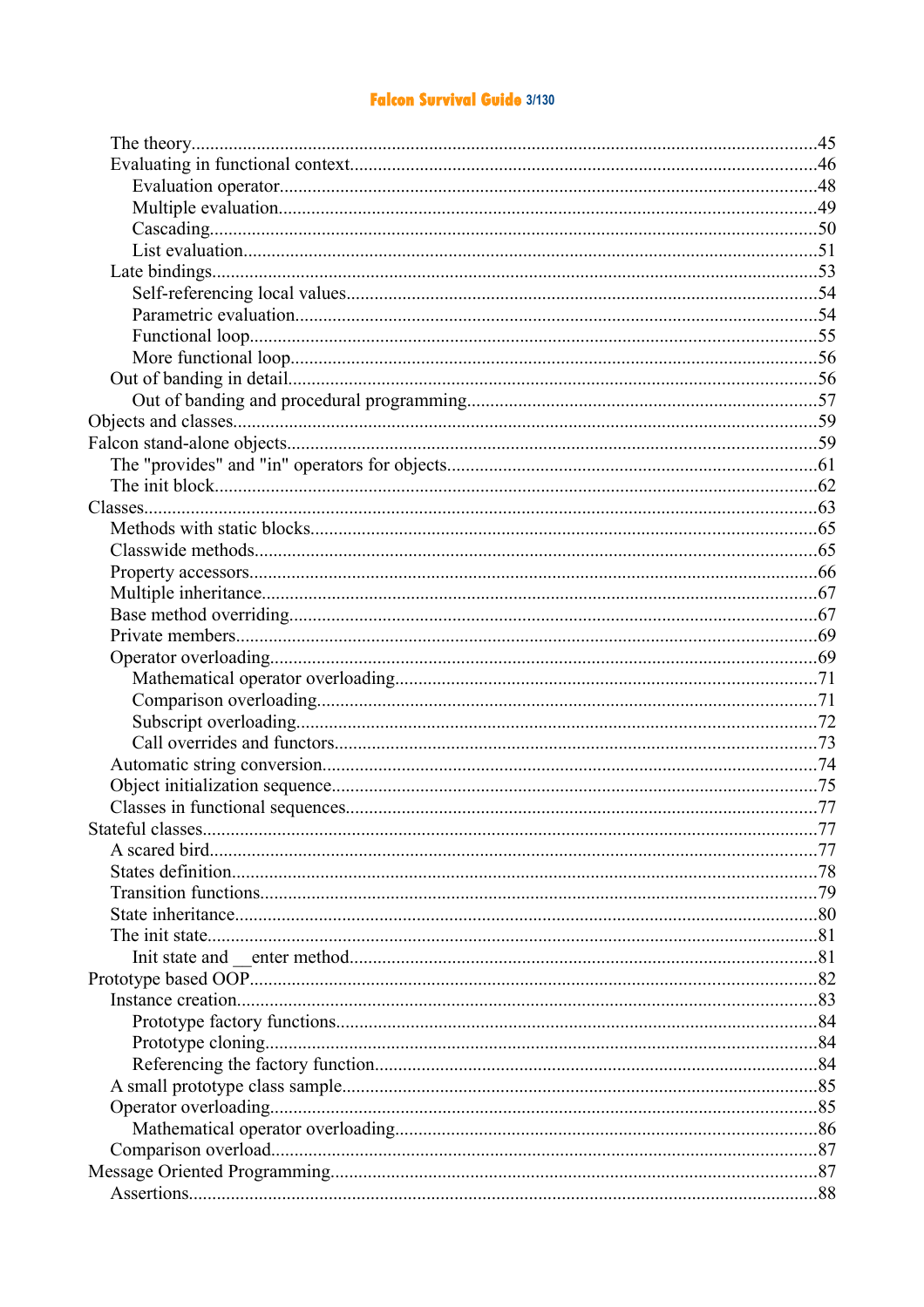- The theory....45
- Evaluating in functional context....46
  - Evaluation operator....48
  - Multiple evaluation....49
  - Cascading....50
  - List evaluation....51
- Late bindings....53
  - Self-referencing local values....54
  - Parametric evaluation....54
  - Functional loop....55
  - More functional loop....56
- Out of banding in detail....56
  - Out of banding and procedural programming....57

Objects and classes....59

Falcon stand-alone objects....59
- The "provides" and "in" operators for objects....61
- The init block....62

Classes....63
- Methods with static blocks....65
- Classwide methods....65
- Property accessors....66
- Multiple inheritance....67
- Base method overriding....67
- Private members....69
- Operator overloading....69
  - Mathematical operator overloading....71
  - Comparison overloading....71
  - Subscript overloading....72
  - Call overrides and functors....73
- Automatic string conversion....74
- Object initialization sequence....75
- Classes in functional sequences....77

Stateful classes....77
- A scared bird....77
- States definition....78
- Transition functions....79
- State inheritance....80
- The init state....81
  - Init state and __enter method....81

Prototype based OOP....82
- Instance creation....83
  - Prototype factory functions....84
  - Prototype cloning....84
  - Referencing the factory function....84
- A small prototype class sample....85
- Operator overloading....85
  - Mathematical operator overloading....86
- Comparison overload....87

Message Oriented Programming....87
- Assertions....88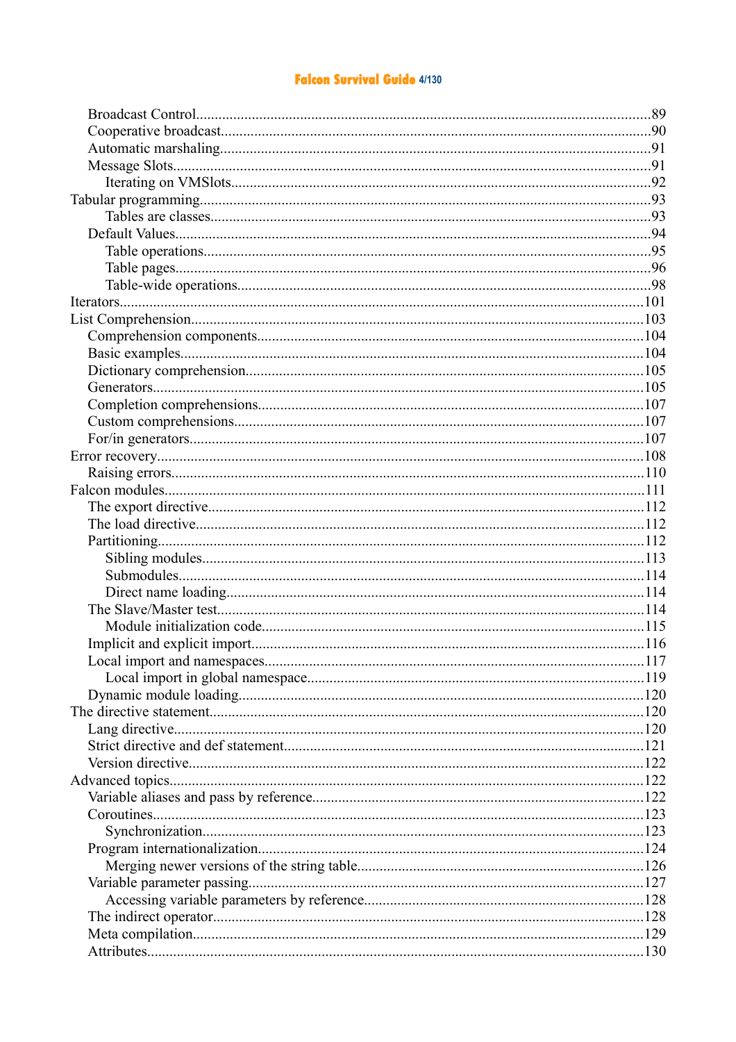- Broadcast Control........................................................................89
- Cooperative broadcast...................................................................90
- Automatic marshaling...................................................................91
- Message Slots..............................................................................91
  - Iterating on VMSlots................................................................92

Tabular programming........................................................................93

- Tables are classes.....................................................................93
- Default Values............................................................................94
  - Table operations......................................................................95
  - Table pages...............................................................................96
  - Table-wide operations..............................................................98

Iterators..........................................................................................101

List Comprehension.........................................................................103

- Comprehension components.......................................................104
- Basic examples...........................................................................104
- Dictionary comprehension..........................................................105
- Generators..................................................................................105
- Completion comprehensions.......................................................107
- Custom comprehensions.............................................................107
- For/in generators........................................................................107

Error recovery.................................................................................108

- Raising errors.............................................................................110

Falcon modules................................................................................111

- The export directive....................................................................112
- The load directive.......................................................................112
- Partitioning.................................................................................112
  - Sibling modules.......................................................................113
  - Submodules.............................................................................114
  - Direct name loading................................................................114
- The Slave/Master test..................................................................114
  - Module initialization code.......................................................115
- Implicit and explicit import.........................................................116
- Local import and namespaces......................................................117
  - Local import in global namespace...........................................119
- Dynamic module loading............................................................120

The directive statement...................................................................120

- Lang directive.............................................................................120
- Strict directive and def statement................................................121
- Version directive.........................................................................122

Advanced topics..............................................................................122

- Variable aliases and pass by reference.........................................122
- Coroutines..................................................................................123
  - Synchronization......................................................................123
- Program internationalization.......................................................124
  - Merging newer versions of the string table.............................126
- Variable parameter passing.........................................................127
  - Accessing variable parameters by reference...........................128
- The indirect operator...................................................................128
- Meta compilation........................................................................129
- Attributes....................................................................................130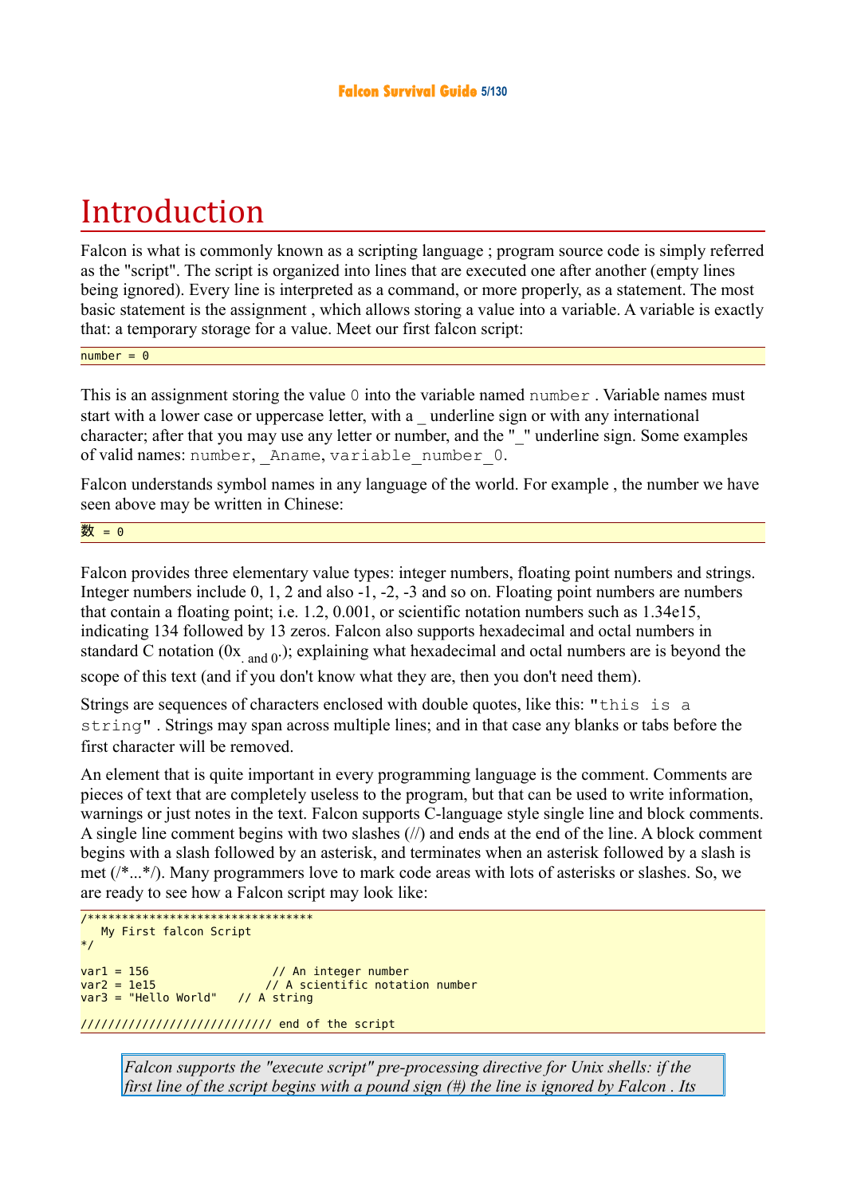# Introduction

Falcon is what is commonly known as a scripting language ; program source code is simply referred as the "script". The script is organized into lines that are executed one after another (empty lines being ignored). Every line is interpreted as a command, or more properly, as a statement. The most basic statement is the assignment , which allows storing a value into a variable. A variable is exactly that: a temporary storage for a value. Meet our first falcon script:

```
number = 0
```

This is an assignment storing the value `0` into the variable named `number` . Variable names must start with a lower case or uppercase letter, with a _ underline sign or with any international character; after that you may use any letter or number, and the "_" underline sign. Some examples of valid names: `number`, `_Aname`, `variable_number_0`.

Falcon understands symbol names in any language of the world. For example , the number we have seen above may be written in Chinese:

```
数 = 0
```

Falcon provides three elementary value types: integer numbers, floating point numbers and strings. Integer numbers include 0, 1, 2 and also -1, -2, -3 and so on. Floating point numbers are numbers that contain a floating point; i.e. 1.2, 0.001, or scientific notation numbers such as 1.34e15, indicating 134 followed by 13 zeros. Falcon also supports hexadecimal and octal numbers in standard C notation (0x. and 0.); explaining what hexadecimal and octal numbers are is beyond the scope of this text (and if you don't know what they are, then you don't need them).

Strings are sequences of characters enclosed with double quotes, like this: `"this is a string"` . Strings may span across multiple lines; and in that case any blanks or tabs before the first character will be removed.

An element that is quite important in every programming language is the comment. Comments are pieces of text that are completely useless to the program, but that can be used to write information, warnings or just notes in the text. Falcon supports C-language style single line and block comments. A single line comment begins with two slashes (//) and ends at the end of the line. A block comment begins with a slash followed by an asterisk, and terminates when an asterisk followed by a slash is met (/*...*/). Many programmers love to mark code areas with lots of asterisks or slashes. So, we are ready to see how a Falcon script may look like:

```
/*********************************
   My First falcon Script
*/

var1 = 156                 // An integer number
var2 = 1e15               // A scientific notation number
var3 = "Hello World"   // A string

/////////////////////////// end of the script
```

> *Falcon supports the "execute script" pre-processing directive for Unix shells: if the first line of the script begins with a pound sign (#) the line is ignored by Falcon . Its*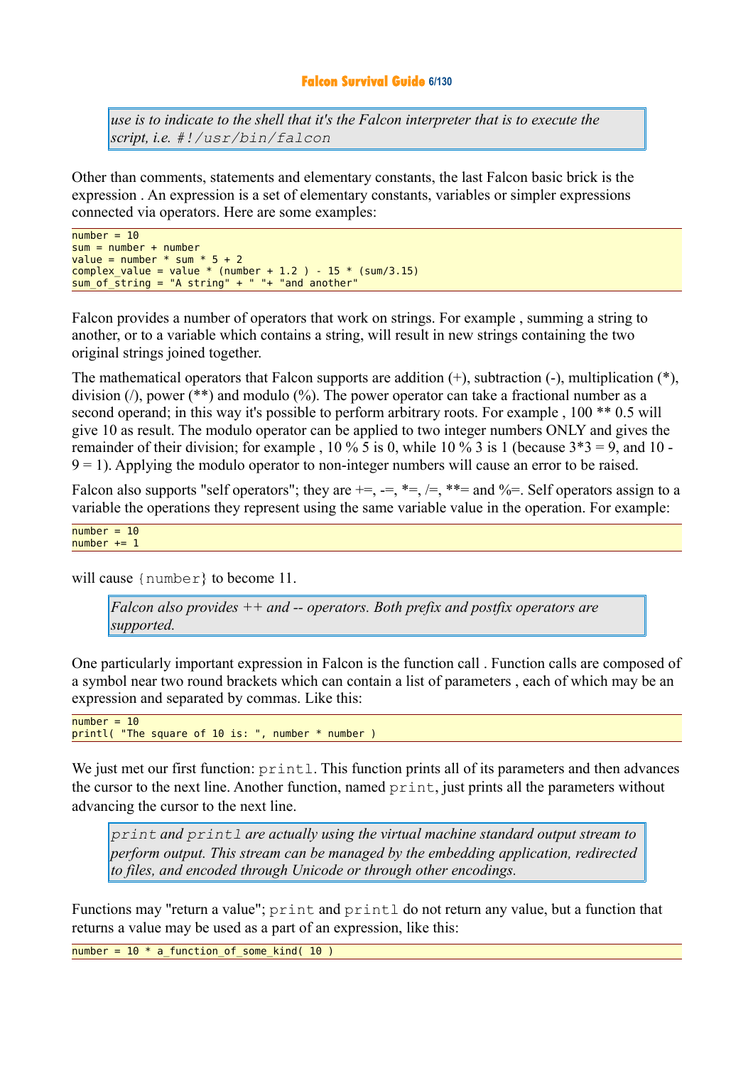> *use is to indicate to the shell that it's the Falcon interpreter that is to execute the script, i.e.* `#!/usr/bin/falcon`

Other than comments, statements and elementary constants, the last Falcon basic brick is the expression . An expression is a set of elementary constants, variables or simpler expressions connected via operators. Here are some examples:

```
number = 10
sum = number + number
value = number * sum * 5 + 2
complex_value = value * (number + 1.2 ) - 15 * (sum/3.15)
sum_of_string = "A string" + " "+ "and another"
```

Falcon provides a number of operators that work on strings. For example , summing a string to another, or to a variable which contains a string, will result in new strings containing the two original strings joined together.

The mathematical operators that Falcon supports are addition (+), subtraction (-), multiplication (*), division (/), power (**) and modulo (%). The power operator can take a fractional number as a second operand; in this way it's possible to perform arbitrary roots. For example , 100 ** 0.5 will give 10 as result. The modulo operator can be applied to two integer numbers ONLY and gives the remainder of their division; for example , 10 % 5 is 0, while 10 % 3 is 1 (because 3*3 = 9, and 10 - 9 = 1). Applying the modulo operator to non-integer numbers will cause an error to be raised.

Falcon also supports "self operators"; they are +=, -=, *=, /=, **= and %=. Self operators assign to a variable the operations they represent using the same variable value in the operation. For example:

```
number = 10
number += 1
```

will cause `{number}` to become 11.

> *Falcon also provides ++ and -- operators. Both prefix and postfix operators are supported.*

One particularly important expression in Falcon is the function call . Function calls are composed of a symbol near two round brackets which can contain a list of parameters , each of which may be an expression and separated by commas. Like this:

```
number = 10
printl( "The square of 10 is: ", number * number )
```

We just met our first function: `printl`. This function prints all of its parameters and then advances the cursor to the next line. Another function, named `print`, just prints all the parameters without advancing the cursor to the next line.

> `print` *and* `printl` *are actually using the virtual machine standard output stream to perform output. This stream can be managed by the embedding application, redirected to files, and encoded through Unicode or through other encodings.*

Functions may "return a value"; `print` and `printl` do not return any value, but a function that returns a value may be used as a part of an expression, like this:

```
number = 10 * a_function_of_some_kind( 10 )
```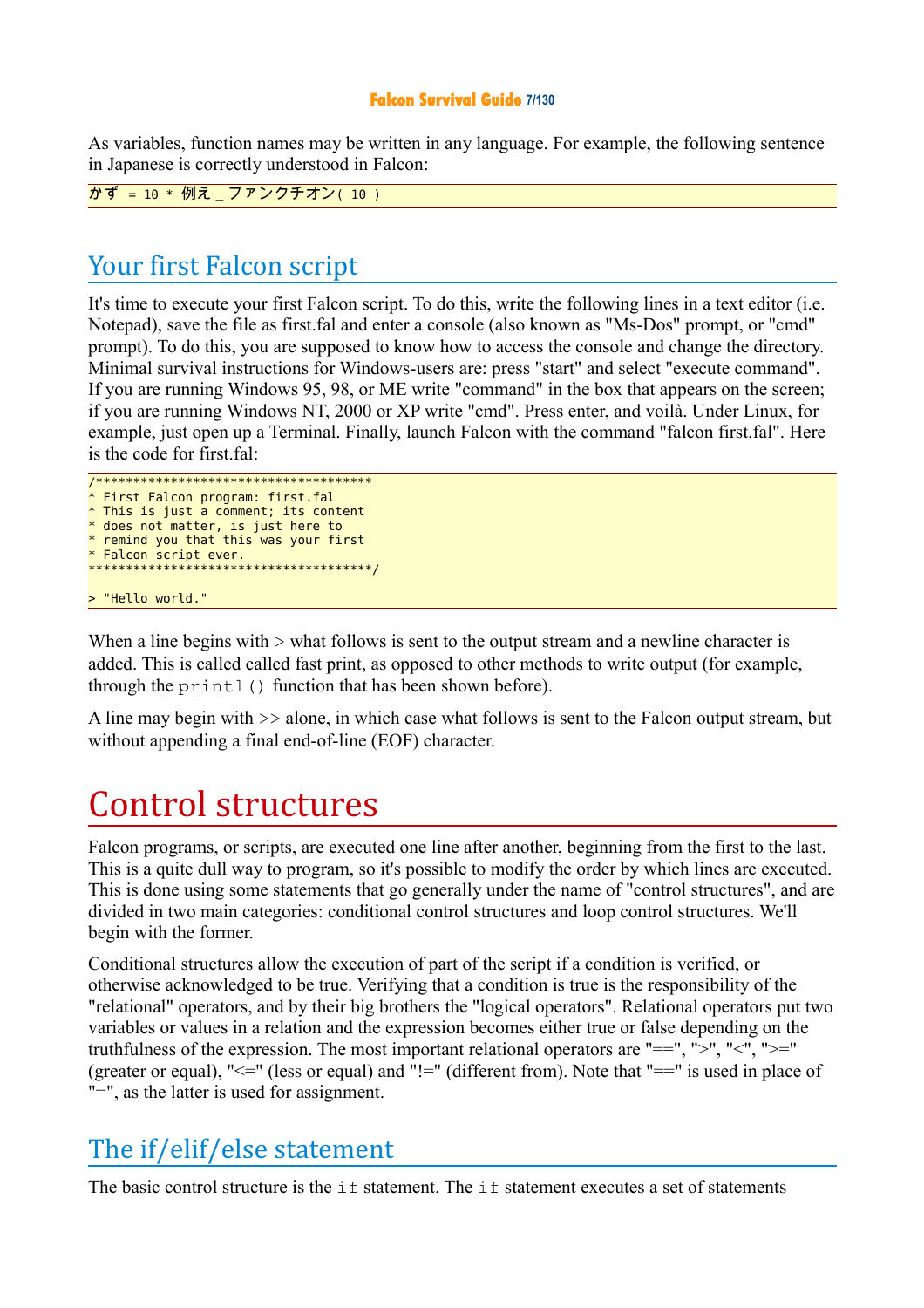As variables, function names may be written in any language. For example, the following sentence in Japanese is correctly understood in Falcon:

```
かず = 10 * 例え_ファンクチオン( 10 )
```

## Your first Falcon script

It's time to execute your first Falcon script. To do this, write the following lines in a text editor (i.e. Notepad), save the file as first.fal and enter a console (also known as "Ms-Dos" prompt, or "cmd" prompt). To do this, you are supposed to know how to access the console and change the directory. Minimal survival instructions for Windows-users are: press "start" and select "execute command". If you are running Windows 95, 98, or ME write "command" in the box that appears on the screen; if you are running Windows NT, 2000 or XP write "cmd". Press enter, and voilà. Under Linux, for example, just open up a Terminal. Finally, launch Falcon with the command "falcon first.fal". Here is the code for first.fal:

```
/************************************
* First Falcon program: first.fal
* This is just a comment; its content
* does not matter, is just here to
* remind you that this was your first
* Falcon script ever.
*************************************/

> "Hello world."
```

When a line begins with > what follows is sent to the output stream and a newline character is added. This is called called fast print, as opposed to other methods to write output (for example, through the `printl()` function that has been shown before).

A line may begin with >> alone, in which case what follows is sent to the Falcon output stream, but without appending a final end-of-line (EOF) character.

# Control structures

Falcon programs, or scripts, are executed one line after another, beginning from the first to the last. This is a quite dull way to program, so it's possible to modify the order by which lines are executed. This is done using some statements that go generally under the name of "control structures", and are divided in two main categories: conditional control structures and loop control structures. We'll begin with the former.

Conditional structures allow the execution of part of the script if a condition is verified, or otherwise acknowledged to be true. Verifying that a condition is true is the responsibility of the "relational" operators, and by their big brothers the "logical operators". Relational operators put two variables or values in a relation and the expression becomes either true or false depending on the truthfulness of the expression. The most important relational operators are "==", ">", "<", ">=" (greater or equal), "<=" (less or equal) and "!=" (different from). Note that "==" is used in place of "=", as the latter is used for assignment.

## The if/elif/else statement

The basic control structure is the `if` statement. The `if` statement executes a set of statements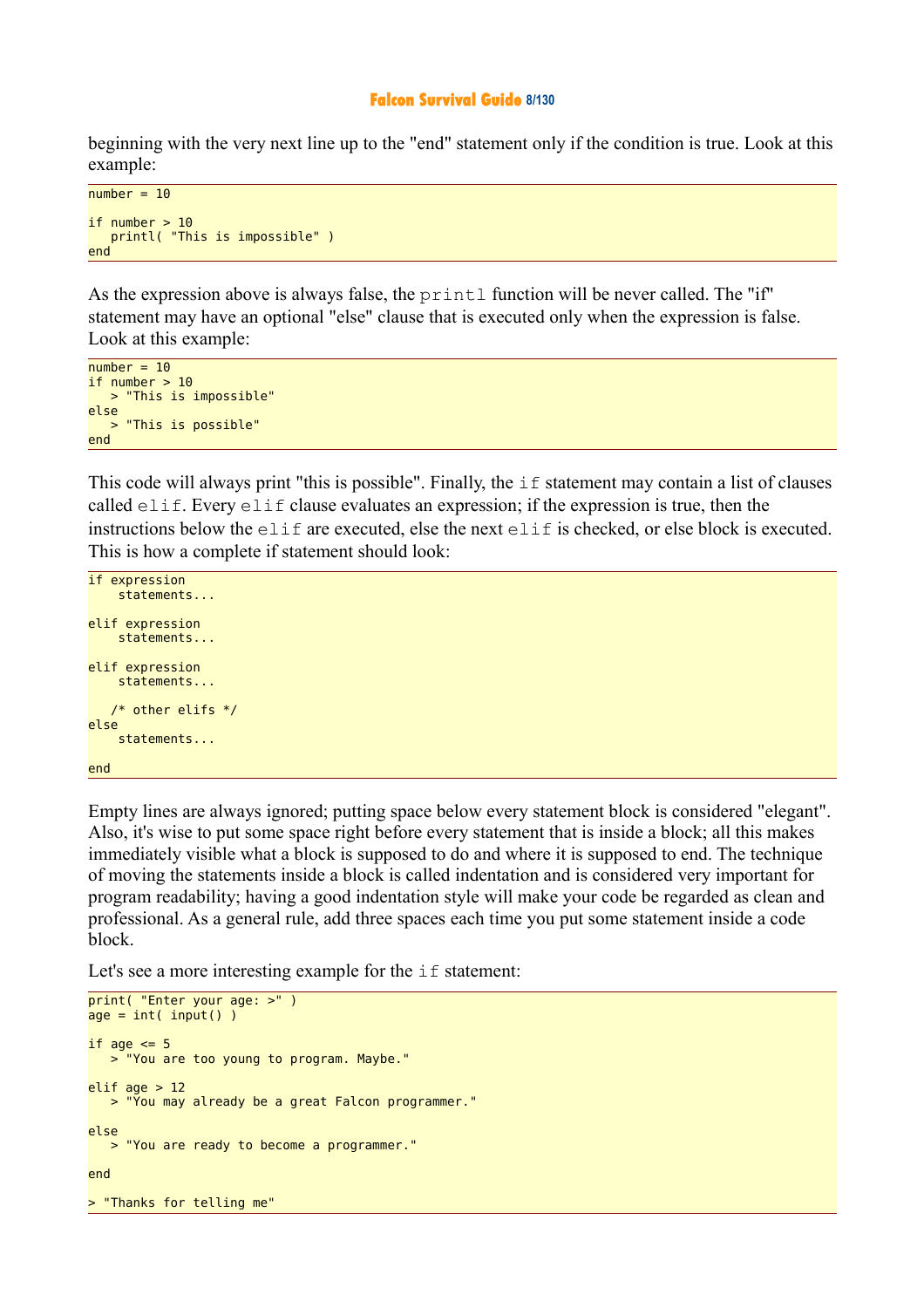beginning with the very next line up to the "end" statement only if the condition is true. Look at this example:

```
number = 10

if number > 10
   printl( "This is impossible" )
end
```

As the expression above is always false, the `printl` function will be never called. The "if" statement may have an optional "else" clause that is executed only when the expression is false. Look at this example:

```
number = 10
if number > 10
   > "This is impossible"
else
   > "This is possible"
end
```

This code will always print "this is possible". Finally, the `if` statement may contain a list of clauses called `elif`. Every `elif` clause evaluates an expression; if the expression is true, then the instructions below the `elif` are executed, else the next `elif` is checked, or else block is executed. This is how a complete if statement should look:

```
if expression
    statements...

elif expression
    statements...

elif expression
    statements...

   /* other elifs */
else
    statements...

end
```

Empty lines are always ignored; putting space below every statement block is considered "elegant". Also, it's wise to put some space right before every statement that is inside a block; all this makes immediately visible what a block is supposed to do and where it is supposed to end. The technique of moving the statements inside a block is called indentation and is considered very important for program readability; having a good indentation style will make your code be regarded as clean and professional. As a general rule, add three spaces each time you put some statement inside a code block.

Let's see a more interesting example for the `if` statement:

```
print( "Enter your age: >" )
age = int( input() )

if age <= 5
   > "You are too young to program. Maybe."

elif age > 12
   > "You may already be a great Falcon programmer."

else
   > "You are ready to become a programmer."

end

> "Thanks for telling me"
```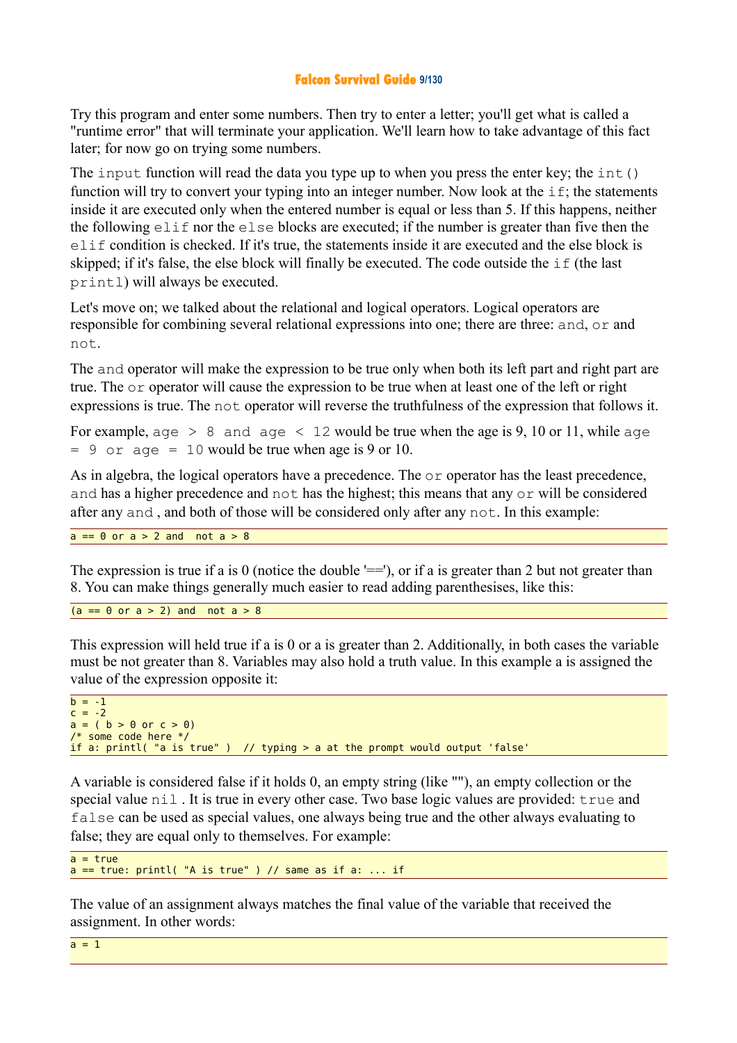Try this program and enter some numbers. Then try to enter a letter; you'll get what is called a "runtime error" that will terminate your application. We'll learn how to take advantage of this fact later; for now go on trying some numbers.

The `input` function will read the data you type up to when you press the enter key; the `int()` function will try to convert your typing into an integer number. Now look at the `if`; the statements inside it are executed only when the entered number is equal or less than 5. If this happens, neither the following `elif` nor the `else` blocks are executed; if the number is greater than five then the `elif` condition is checked. If it's true, the statements inside it are executed and the else block is skipped; if it's false, the else block will finally be executed. The code outside the `if` (the last `printl`) will always be executed.

Let's move on; we talked about the relational and logical operators. Logical operators are responsible for combining several relational expressions into one; there are three: `and`, `or` and `not`.

The `and` operator will make the expression to be true only when both its left part and right part are true. The `or` operator will cause the expression to be true when at least one of the left or right expressions is true. The `not` operator will reverse the truthfulness of the expression that follows it.

For example, `age > 8 and age < 12` would be true when the age is 9, 10 or 11, while `age = 9 or age = 10` would be true when age is 9 or 10.

As in algebra, the logical operators have a precedence. The `or` operator has the least precedence, `and` has a higher precedence and `not` has the highest; this means that any `or` will be considered after any `and` , and both of those will be considered only after any `not`. In this example:

```
a == 0 or a > 2 and  not a > 8
```

The expression is true if a is 0 (notice the double '=='), or if a is greater than 2 but not greater than 8. You can make things generally much easier to read adding parenthesises, like this:

```
(a == 0 or a > 2) and  not a > 8
```

This expression will held true if a is 0 or a is greater than 2. Additionally, in both cases the variable must be not greater than 8. Variables may also hold a truth value. In this example a is assigned the value of the expression opposite it:

```
b = -1
c = -2
a = ( b > 0 or c > 0)
/* some code here */
if a: printl( "a is true" )  // typing > a at the prompt would output 'false'
```

A variable is considered false if it holds 0, an empty string (like ""), an empty collection or the special value `nil` . It is true in every other case. Two base logic values are provided: `true` and `false` can be used as special values, one always being true and the other always evaluating to false; they are equal only to themselves. For example:

```
a = true
a == true: printl( "A is true" ) // same as if a: ... if
```

The value of an assignment always matches the final value of the variable that received the assignment. In other words:

```
a = 1
```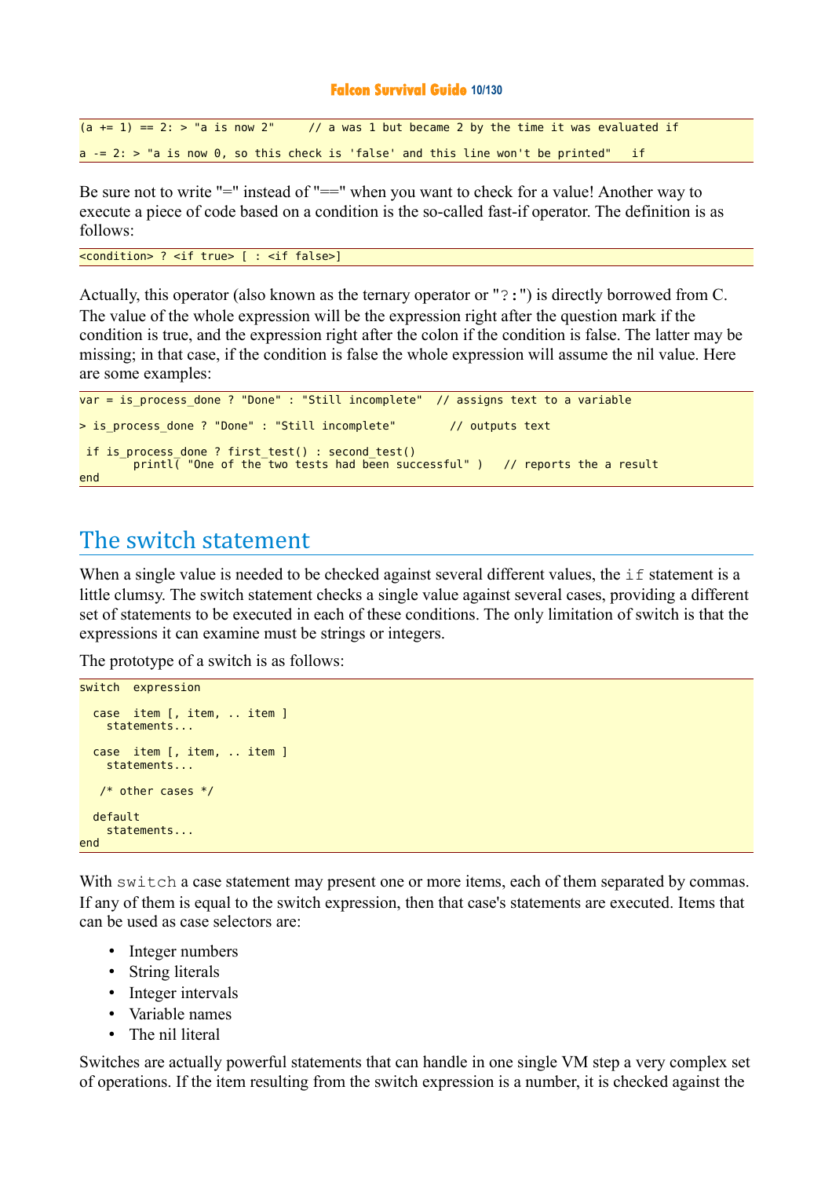```
(a += 1) == 2: > "a is now 2"     // a was 1 but became 2 by the time it was evaluated if

a -= 2: > "a is now 0, so this check is 'false' and this line won't be printed"   if
```

Be sure not to write "=" instead of "==" when you want to check for a value! Another way to execute a piece of code based on a condition is the so-called fast-if operator. The definition is as follows:

```
<condition> ? <if true> [ : <if false>]
```

Actually, this operator (also known as the ternary operator or "?:") is directly borrowed from C. The value of the whole expression will be the expression right after the question mark if the condition is true, and the expression right after the colon if the condition is false. The latter may be missing; in that case, if the condition is false the whole expression will assume the nil value. Here are some examples:

```
var = is_process_done ? "Done" : "Still incomplete"  // assigns text to a variable

> is_process_done ? "Done" : "Still incomplete"        // outputs text

 if is_process_done ? first_test() : second_test()
        printl( "One of the two tests had been successful" )   // reports the a result
end
```

## The switch statement

When a single value is needed to be checked against several different values, the `if` statement is a little clumsy. The switch statement checks a single value against several cases, providing a different set of statements to be executed in each of these conditions. The only limitation of switch is that the expressions it can examine must be strings or integers.

The prototype of a switch is as follows:

```
switch  expression

  case  item [, item, .. item ]
    statements...

  case  item [, item, .. item ]
    statements...

   /* other cases */

  default
    statements...
end
```

With `switch` a case statement may present one or more items, each of them separated by commas. If any of them is equal to the switch expression, then that case's statements are executed. Items that can be used as case selectors are:

- Integer numbers
- String literals
- Integer intervals
- Variable names
- The nil literal

Switches are actually powerful statements that can handle in one single VM step a very complex set of operations. If the item resulting from the switch expression is a number, it is checked against the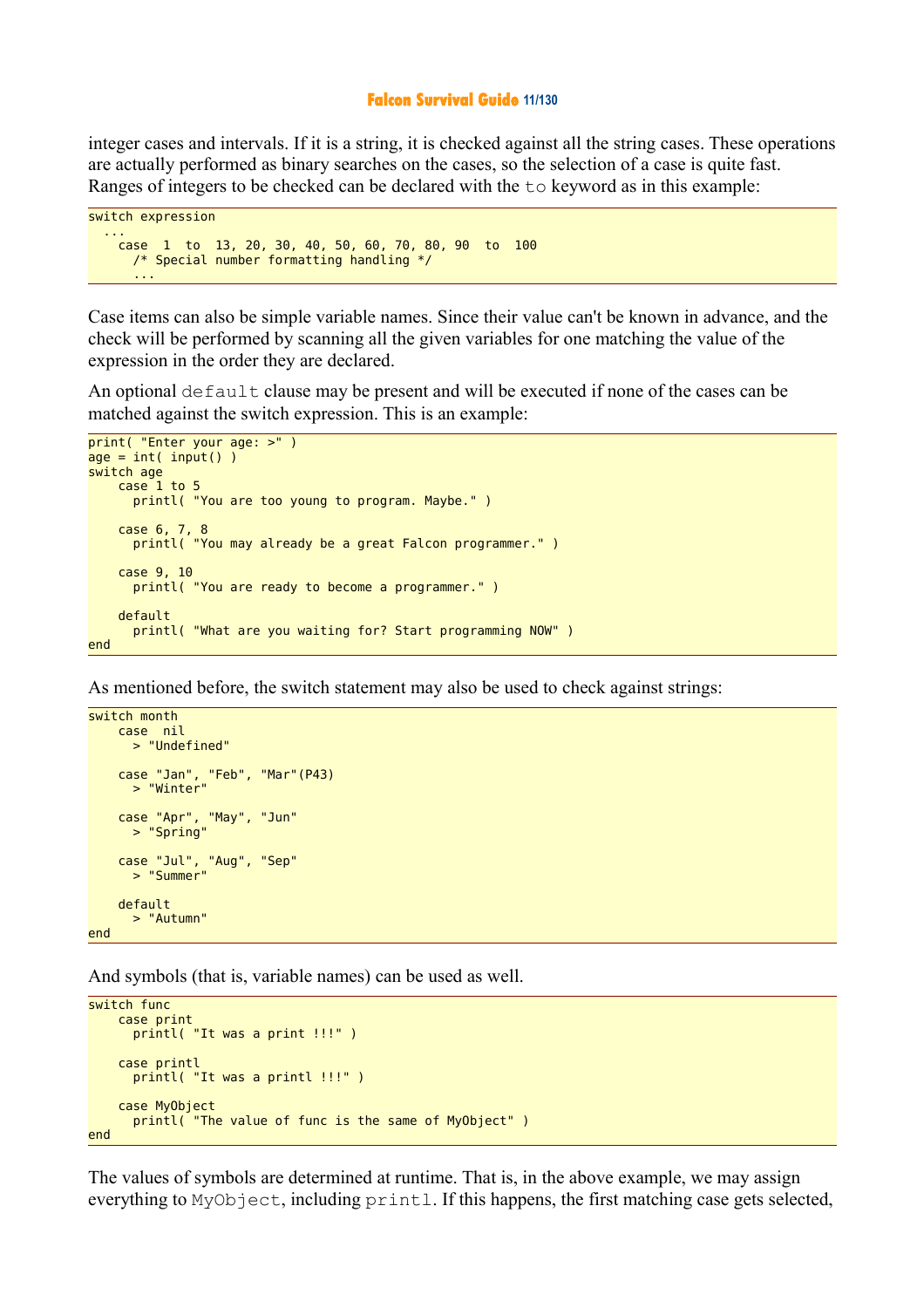integer cases and intervals. If it is a string, it is checked against all the string cases. These operations are actually performed as binary searches on the cases, so the selection of a case is quite fast. Ranges of integers to be checked can be declared with the `to` keyword as in this example:

```
switch expression
  ...
    case  1  to  13, 20, 30, 40, 50, 60, 70, 80, 90  to  100
      /* Special number formatting handling */
      ...
```

Case items can also be simple variable names. Since their value can't be known in advance, and the check will be performed by scanning all the given variables for one matching the value of the expression in the order they are declared.

An optional `default` clause may be present and will be executed if none of the cases can be matched against the switch expression. This is an example:

```
print( "Enter your age: >" )
age = int( input() )
switch age
    case 1 to 5
      printl( "You are too young to program. Maybe." )

    case 6, 7, 8
      printl( "You may already be a great Falcon programmer." )

    case 9, 10
      printl( "You are ready to become a programmer." )

    default
      printl( "What are you waiting for? Start programming NOW" )
end
```

As mentioned before, the switch statement may also be used to check against strings:

```
switch month
    case  nil
      > "Undefined"

    case "Jan", "Feb", "Mar"(P43)
      > "Winter"

    case "Apr", "May", "Jun"
      > "Spring"

    case "Jul", "Aug", "Sep"
      > "Summer"

    default
      > "Autumn"
end
```

And symbols (that is, variable names) can be used as well.

```
switch func
    case print
      printl( "It was a print !!!" )

    case printl
      printl( "It was a printl !!!" )

    case MyObject
      printl( "The value of func is the same of MyObject" )
end
```

The values of symbols are determined at runtime. That is, in the above example, we may assign everything to `MyObject`, including `printl`. If this happens, the first matching case gets selected,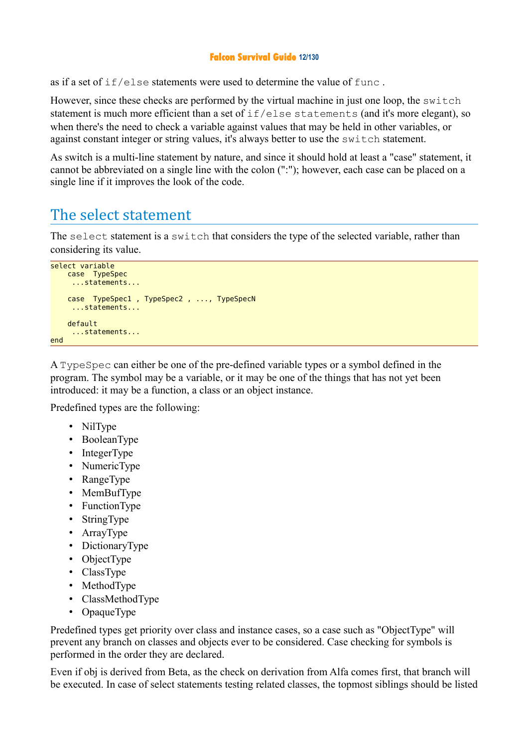as if a set of `if/else` statements were used to determine the value of `func` .

However, since these checks are performed by the virtual machine in just one loop, the `switch` statement is much more efficient than a set of `if/else statements` (and it's more elegant), so when there's the need to check a variable against values that may be held in other variables, or against constant integer or string values, it's always better to use the `switch` statement.

As switch is a multi-line statement by nature, and since it should hold at least a "case" statement, it cannot be abbreviated on a single line with the colon (":"); however, each case can be placed on a single line if it improves the look of the code.

## The select statement

The `select` statement is a `switch` that considers the type of the selected variable, rather than considering its value.

```
select variable
    case  TypeSpec
     ...statements...

    case  TypeSpec1 , TypeSpec2 , ..., TypeSpecN
     ...statements...

    default
     ...statements...
end
```

A `TypeSpec` can either be one of the pre-defined variable types or a symbol defined in the program. The symbol may be a variable, or it may be one of the things that has not yet been introduced: it may be a function, a class or an object instance.

Predefined types are the following:

- NilType
- BooleanType
- IntegerType
- NumericType
- RangeType
- MemBufType
- FunctionType
- StringType
- ArrayType
- DictionaryType
- ObjectType
- ClassType
- MethodType
- ClassMethodType
- OpaqueType

Predefined types get priority over class and instance cases, so a case such as "ObjectType" will prevent any branch on classes and objects ever to be considered. Case checking for symbols is performed in the order they are declared.

Even if obj is derived from Beta, as the check on derivation from Alfa comes first, that branch will be executed. In case of select statements testing related classes, the topmost siblings should be listed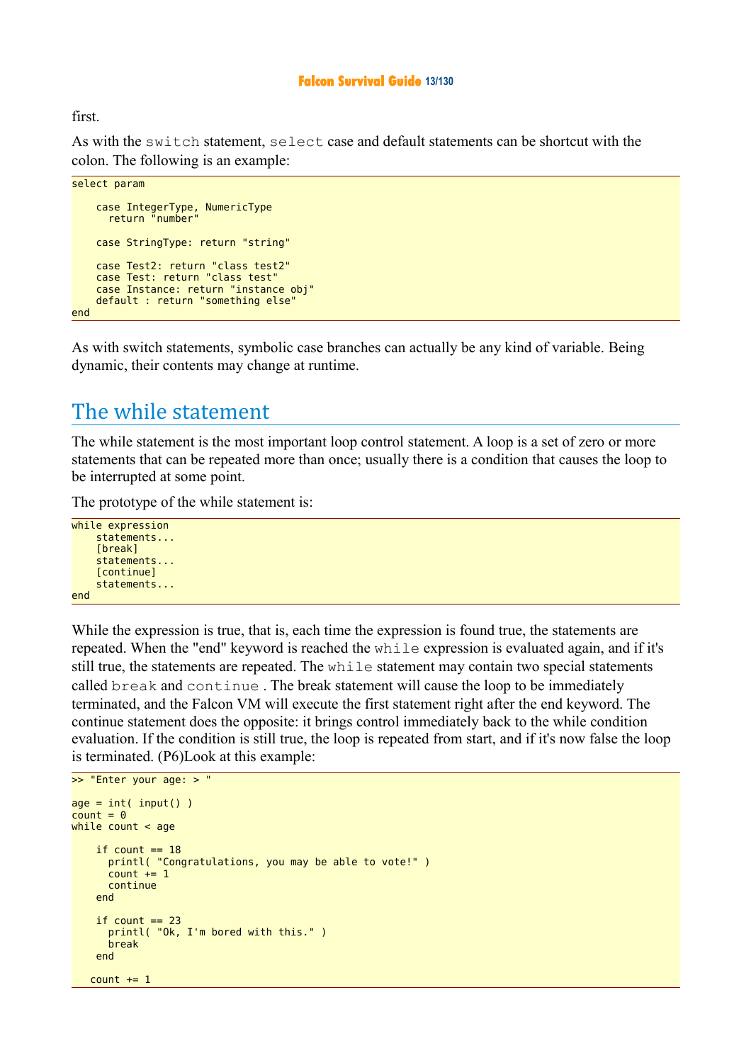first.

As with the `switch` statement, `select` case and default statements can be shortcut with the colon. The following is an example:

```
select param

    case IntegerType, NumericType
      return "number"

    case StringType: return "string"

    case Test2: return "class test2"
    case Test: return "class test"
    case Instance: return "instance obj"
    default : return "something else"
end
```

As with switch statements, symbolic case branches can actually be any kind of variable. Being dynamic, their contents may change at runtime.

## The while statement

The while statement is the most important loop control statement. A loop is a set of zero or more statements that can be repeated more than once; usually there is a condition that causes the loop to be interrupted at some point.

The prototype of the while statement is:

```
while expression
    statements...
    [break]
    statements...
    [continue]
    statements...
end
```

While the expression is true, that is, each time the expression is found true, the statements are repeated. When the "end" keyword is reached the `while` expression is evaluated again, and if it's still true, the statements are repeated. The `while` statement may contain two special statements called `break` and `continue` . The break statement will cause the loop to be immediately terminated, and the Falcon VM will execute the first statement right after the end keyword. The continue statement does the opposite: it brings control immediately back to the while condition evaluation. If the condition is still true, the loop is repeated from start, and if it's now false the loop is terminated. (P6)Look at this example:

```
>> "Enter your age: > "

age = int( input() )
count = 0
while count < age

    if count == 18
      printl( "Congratulations, you may be able to vote!" )
      count += 1
      continue
    end

    if count == 23
      printl( "Ok, I'm bored with this." )
      break
    end

   count += 1
```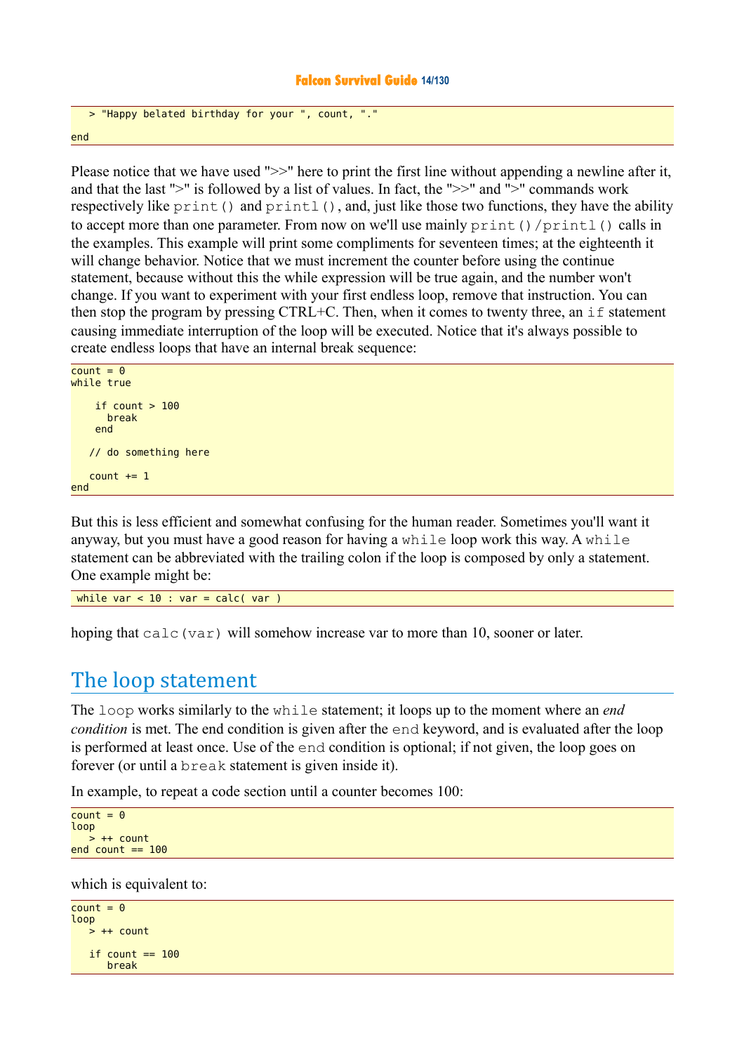```
   > "Happy belated birthday for your ", count, "."
end
```

Please notice that we have used ">>" here to print the first line without appending a newline after it, and that the last ">" is followed by a list of values. In fact, the ">>" and ">" commands work respectively like `print()` and `printl()`, and, just like those two functions, they have the ability to accept more than one parameter. From now on we'll use mainly `print()`/`printl()` calls in the examples. This example will print some compliments for seventeen times; at the eighteenth it will change behavior. Notice that we must increment the counter before using the continue statement, because without this the while expression will be true again, and the number won't change. If you want to experiment with your first endless loop, remove that instruction. You can then stop the program by pressing CTRL+C. Then, when it comes to twenty three, an `if` statement causing immediate interruption of the loop will be executed. Notice that it's always possible to create endless loops that have an internal break sequence:

```
count = 0
while true

    if count > 100
      break
    end

   // do something here

   count += 1
end
```

But this is less efficient and somewhat confusing for the human reader. Sometimes you'll want it anyway, but you must have a good reason for having a `while` loop work this way. A `while` statement can be abbreviated with the trailing colon if the loop is composed by only a statement. One example might be:

```
 while var < 10 : var = calc( var )
```

hoping that `calc(var)` will somehow increase var to more than 10, sooner or later.

## The loop statement

The `loop` works similarly to the `while` statement; it loops up to the moment where an *end condition* is met. The end condition is given after the `end` keyword, and is evaluated after the loop is performed at least once. Use of the `end` condition is optional; if not given, the loop goes on forever (or until a `break` statement is given inside it).

In example, to repeat a code section until a counter becomes 100:

```
count = 0
loop
   > ++ count
end count == 100
```

which is equivalent to:

```
count = 0
loop
   > ++ count

   if count == 100
      break
```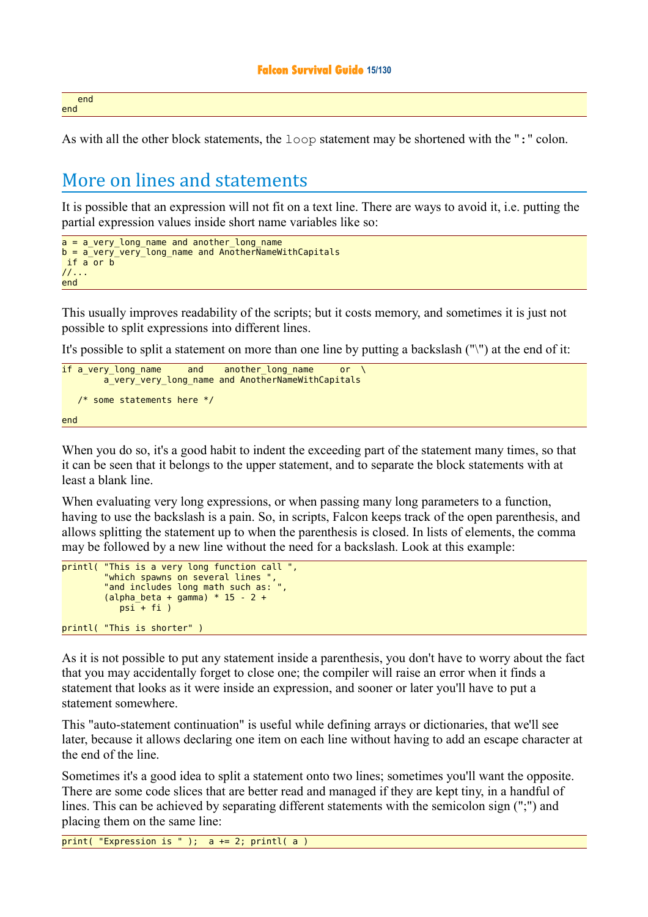```
   end
end
```

As with all the other block statements, the `loop` statement may be shortened with the "`:`" colon.

## More on lines and statements

It is possible that an expression will not fit on a text line. There are ways to avoid it, i.e. putting the partial expression values inside short name variables like so:

```
a = a_very_long_name and another_long_name
b = a_very_very_long_name and AnotherNameWithCapitals
 if a or b
//...
end
```

This usually improves readability of the scripts; but it costs memory, and sometimes it is just not possible to split expressions into different lines.

It's possible to split a statement on more than one line by putting a backslash ("\") at the end of it:

```
if a_very_long_name     and    another_long_name     or  \
        a_very_very_long_name and AnotherNameWithCapitals

   /* some statements here */

end
```

When you do so, it's a good habit to indent the exceeding part of the statement many times, so that it can be seen that it belongs to the upper statement, and to separate the block statements with at least a blank line.

When evaluating very long expressions, or when passing many long parameters to a function, having to use the backslash is a pain. So, in scripts, Falcon keeps track of the open parenthesis, and allows splitting the statement up to when the parenthesis is closed. In lists of elements, the comma may be followed by a new line without the need for a backslash. Look at this example:

```
printl( "This is a very long function call ",
        "which spawns on several lines ",
        "and includes long math such as: ",
        (alpha_beta + gamma) * 15 - 2 +
           psi + fi )

printl( "This is shorter" )
```

As it is not possible to put any statement inside a parenthesis, you don't have to worry about the fact that you may accidentally forget to close one; the compiler will raise an error when it finds a statement that looks as it were inside an expression, and sooner or later you'll have to put a statement somewhere.

This "auto-statement continuation" is useful while defining arrays or dictionaries, that we'll see later, because it allows declaring one item on each line without having to add an escape character at the end of the line.

Sometimes it's a good idea to split a statement onto two lines; sometimes you'll want the opposite. There are some code slices that are better read and managed if they are kept tiny, in a handful of lines. This can be achieved by separating different statements with the semicolon sign (";") and placing them on the same line:

```
print( "Expression is " );  a += 2; printl( a )
```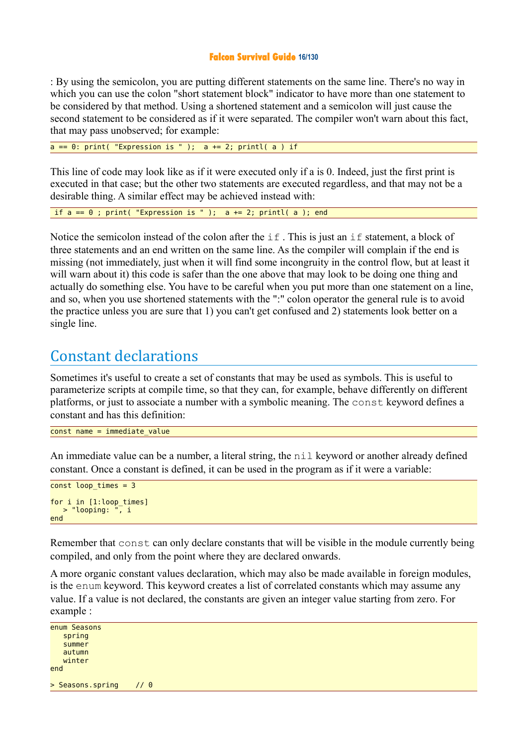: By using the semicolon, you are putting different statements on the same line. There's no way in which you can use the colon "short statement block" indicator to have more than one statement to be considered by that method. Using a shortened statement and a semicolon will just cause the second statement to be considered as if it were separated. The compiler won't warn about this fact, that may pass unobserved; for example:

```
a == 0: print( "Expression is " );  a += 2; printl( a ) if
```

This line of code may look like as if it were executed only if a is 0. Indeed, just the first print is executed in that case; but the other two statements are executed regardless, and that may not be a desirable thing. A similar effect may be achieved instead with:

```
 if a == 0 ; print( "Expression is " );  a += 2; printl( a ); end
```

Notice the semicolon instead of the colon after the `if`. This is just an `if` statement, a block of three statements and an end written on the same line. As the compiler will complain if the end is missing (not immediately, just when it will find some incongruity in the control flow, but at least it will warn about it) this code is safer than the one above that may look to be doing one thing and actually do something else. You have to be careful when you put more than one statement on a line, and so, when you use shortened statements with the ":" colon operator the general rule is to avoid the practice unless you are sure that 1) you can't get confused and 2) statements look better on a single line.

## Constant declarations

Sometimes it's useful to create a set of constants that may be used as symbols. This is useful to parameterize scripts at compile time, so that they can, for example, behave differently on different platforms, or just to associate a number with a symbolic meaning. The `const` keyword defines a constant and has this definition:

```
const name = immediate_value
```

An immediate value can be a number, a literal string, the `nil` keyword or another already defined constant. Once a constant is defined, it can be used in the program as if it were a variable:

```
const loop_times = 3

for i in [1:loop_times]
   > "looping: ", i
end
```

Remember that `const` can only declare constants that will be visible in the module currently being compiled, and only from the point where they are declared onwards.

A more organic constant values declaration, which may also be made available in foreign modules, is the `enum` keyword. This keyword creates a list of correlated constants which may assume any value. If a value is not declared, the constants are given an integer value starting from zero. For example :

```
enum Seasons
   spring
   summer
   autumn
   winter
end

> Seasons.spring    // 0
```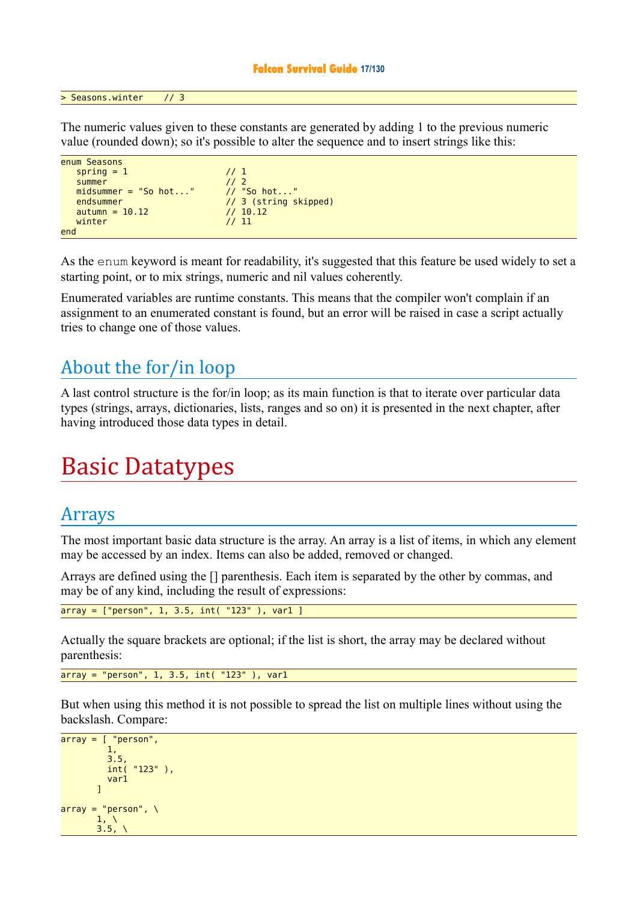```
> Seasons.winter    // 3
```

The numeric values given to these constants are generated by adding 1 to the previous numeric value (rounded down); so it's possible to alter the sequence and to insert strings like this:

```
enum Seasons
   spring = 1                  // 1
   summer                      // 2
   midsummer = "So hot..."     // "So hot..."
   endsummer                   // 3 (string skipped)
   autumn = 10.12              // 10.12
   winter                      // 11
end
```

As the `enum` keyword is meant for readability, it's suggested that this feature be used widely to set a starting point, or to mix strings, numeric and nil values coherently.

Enumerated variables are runtime constants. This means that the compiler won't complain if an assignment to an enumerated constant is found, but an error will be raised in case a script actually tries to change one of those values.

## About the for/in loop

A last control structure is the for/in loop; as its main function is that to iterate over particular data types (strings, arrays, dictionaries, lists, ranges and so on) it is presented in the next chapter, after having introduced those data types in detail.

# Basic Datatypes

## Arrays

The most important basic data structure is the array. An array is a list of items, in which any element may be accessed by an index. Items can also be added, removed or changed.

Arrays are defined using the [] parenthesis. Each item is separated by the other by commas, and may be of any kind, including the result of expressions:

```
array = ["person", 1, 3.5, int( "123" ), var1 ]
```

Actually the square brackets are optional; if the list is short, the array may be declared without parenthesis:

```
array = "person", 1, 3.5, int( "123" ), var1
```

But when using this method it is not possible to spread the list on multiple lines without using the backslash. Compare:

```
array = [ "person",
         1,
         3.5,
         int( "123" ),
         var1
       ]

array = "person", \
       1, \
       3.5, \
```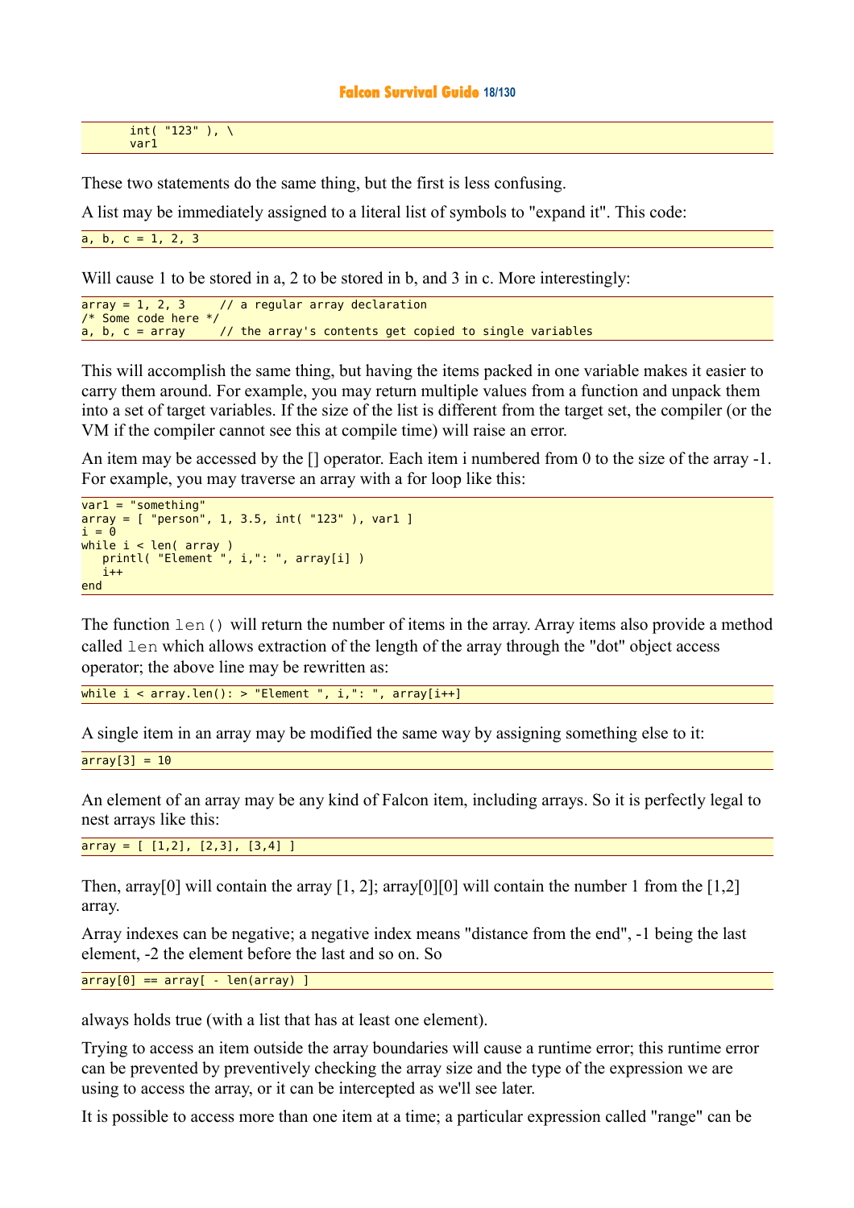```
       int( "123" ), \
       var1
```

These two statements do the same thing, but the first is less confusing.

A list may be immediately assigned to a literal list of symbols to "expand it". This code:

```
a, b, c = 1, 2, 3
```

Will cause 1 to be stored in a, 2 to be stored in b, and 3 in c. More interestingly:

```
array = 1, 2, 3     // a regular array declaration
/* Some code here */
a, b, c = array     // the array's contents get copied to single variables
```

This will accomplish the same thing, but having the items packed in one variable makes it easier to carry them around. For example, you may return multiple values from a function and unpack them into a set of target variables. If the size of the list is different from the target set, the compiler (or the VM if the compiler cannot see this at compile time) will raise an error.

An item may be accessed by the [] operator. Each item i numbered from 0 to the size of the array -1. For example, you may traverse an array with a for loop like this:

```
var1 = "something"
array = [ "person", 1, 3.5, int( "123" ), var1 ]
i = 0
while i < len( array )
   printl( "Element ", i,": ", array[i] )
   i++
end
```

The function `len()` will return the number of items in the array. Array items also provide a method called `len` which allows extraction of the length of the array through the "dot" object access operator; the above line may be rewritten as:

```
while i < array.len(): > "Element ", i,": ", array[i++]
```

A single item in an array may be modified the same way by assigning something else to it:

```
array[3] = 10
```

An element of an array may be any kind of Falcon item, including arrays. So it is perfectly legal to nest arrays like this:

```
array = [ [1,2], [2,3], [3,4] ]
```

Then, array[0] will contain the array [1, 2]; array[0][0] will contain the number 1 from the [1,2] array.

Array indexes can be negative; a negative index means "distance from the end", -1 being the last element, -2 the element before the last and so on. So

```
array[0] == array[ - len(array) ]
```

always holds true (with a list that has at least one element).

Trying to access an item outside the array boundaries will cause a runtime error; this runtime error can be prevented by preventively checking the array size and the type of the expression we are using to access the array, or it can be intercepted as we'll see later.

It is possible to access more than one item at a time; a particular expression called "range" can be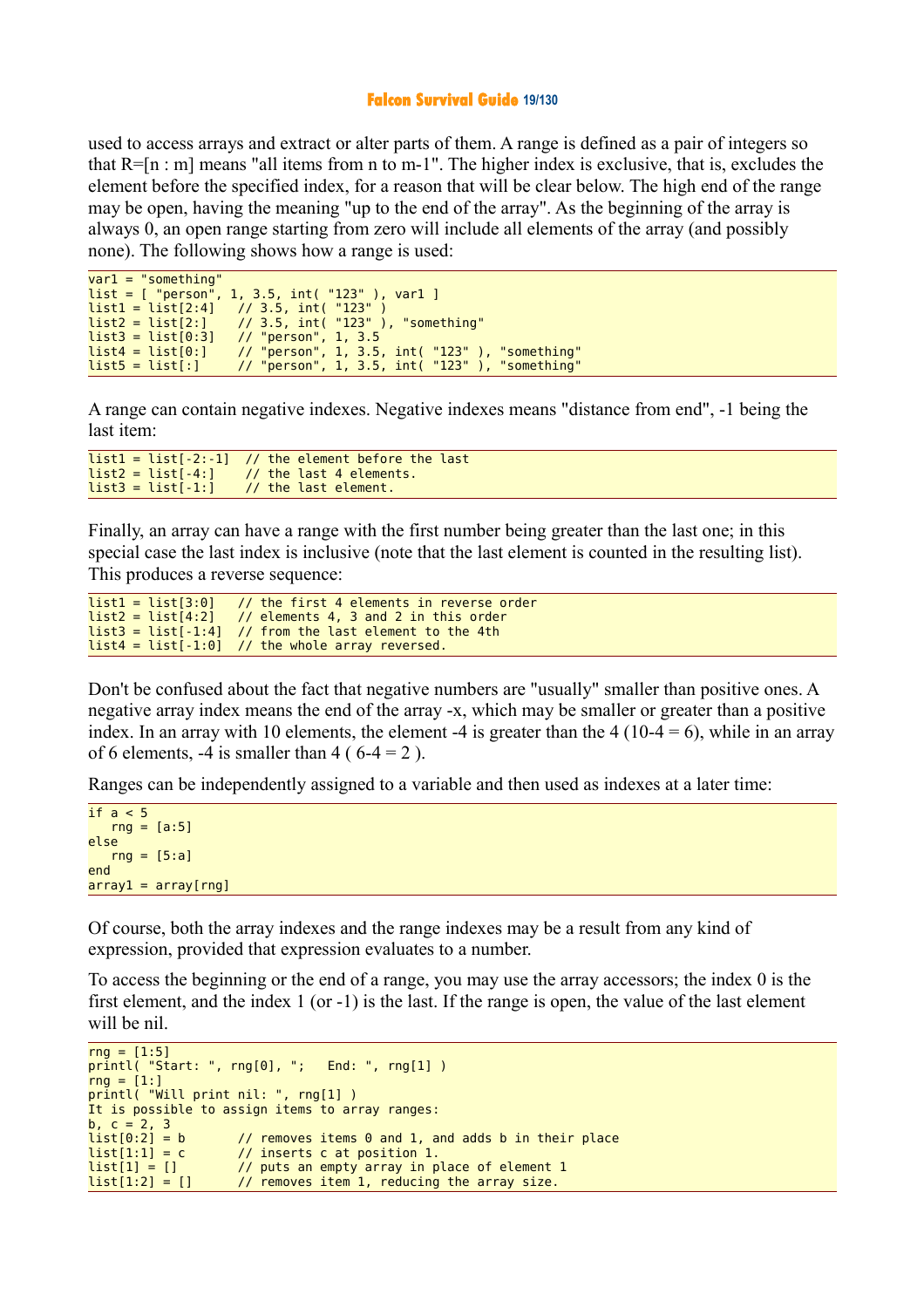used to access arrays and extract or alter parts of them. A range is defined as a pair of integers so that R=[n : m] means "all items from n to m-1". The higher index is exclusive, that is, excludes the element before the specified index, for a reason that will be clear below. The high end of the range may be open, having the meaning "up to the end of the array". As the beginning of the array is always 0, an open range starting from zero will include all elements of the array (and possibly none). The following shows how a range is used:

```
var1 = "something"
list = [ "person", 1, 3.5, int( "123" ), var1 ]
list1 = list[2:4]   // 3.5, int( "123" )
list2 = list[2:]    // 3.5, int( "123" ), "something"
list3 = list[0:3]   // "person", 1, 3.5
list4 = list[0:]    // "person", 1, 3.5, int( "123" ), "something"
list5 = list[:]     // "person", 1, 3.5, int( "123" ), "something"
```

A range can contain negative indexes. Negative indexes means "distance from end", -1 being the last item:

```
list1 = list[-2:-1]  // the element before the last
list2 = list[-4:]    // the last 4 elements.
list3 = list[-1:]    // the last element.
```

Finally, an array can have a range with the first number being greater than the last one; in this special case the last index is inclusive (note that the last element is counted in the resulting list). This produces a reverse sequence:

```
list1 = list[3:0]   // the first 4 elements in reverse order
list2 = list[4:2]   // elements 4, 3 and 2 in this order
list3 = list[-1:4]  // from the last element to the 4th
list4 = list[-1:0]  // the whole array reversed.
```

Don't be confused about the fact that negative numbers are "usually" smaller than positive ones. A negative array index means the end of the array -x, which may be smaller or greater than a positive index. In an array with 10 elements, the element -4 is greater than the 4 (10-4 = 6), while in an array of 6 elements, -4 is smaller than 4 ( 6-4 = 2 ).

Ranges can be independently assigned to a variable and then used as indexes at a later time:

```
if a < 5
   rng = [a:5]
else
   rng = [5:a]
end
array1 = array[rng]
```

Of course, both the array indexes and the range indexes may be a result from any kind of expression, provided that expression evaluates to a number.

To access the beginning or the end of a range, you may use the array accessors; the index 0 is the first element, and the index 1 (or -1) is the last. If the range is open, the value of the last element will be nil.

```
rng = [1:5]
printl( "Start: ", rng[0], ";   End: ", rng[1] )
rng = [1:]
printl( "Will print nil: ", rng[1] )
It is possible to assign items to array ranges:
b, c = 2, 3
list[0:2] = b       // removes items 0 and 1, and adds b in their place
list[1:1] = c       // inserts c at position 1.
list[1] = []        // puts an empty array in place of element 1
list[1:2] = []      // removes item 1, reducing the array size.
```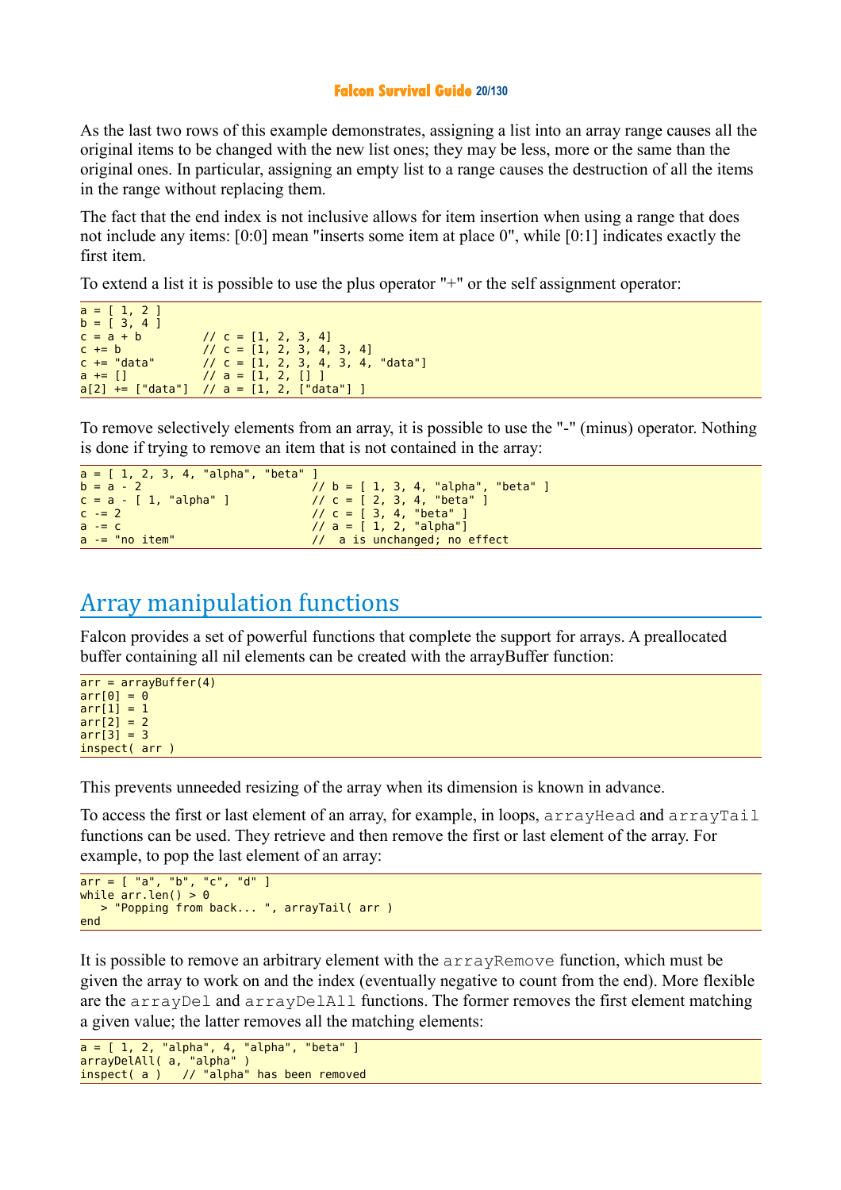As the last two rows of this example demonstrates, assigning a list into an array range causes all the original items to be changed with the new list ones; they may be less, more or the same than the original ones. In particular, assigning an empty list to a range causes the destruction of all the items in the range without replacing them.

The fact that the end index is not inclusive allows for item insertion when using a range that does not include any items: [0:0] mean "inserts some item at place 0", while [0:1] indicates exactly the first item.

To extend a list it is possible to use the plus operator "+" or the self assignment operator:

```
a = [ 1, 2 ]
b = [ 3, 4 ]
c = a + b          // c = [1, 2, 3, 4]
c += b             // c = [1, 2, 3, 4, 3, 4]
c += "data"        // c = [1, 2, 3, 4, 3, 4, "data"]
a += []            // a = [1, 2, [] ]
a[2] += ["data"]   // a = [1, 2, ["data"] ]
```

To remove selectively elements from an array, it is possible to use the "-" (minus) operator. Nothing is done if trying to remove an item that is not contained in the array:

```
a = [ 1, 2, 3, 4, "alpha", "beta" ]
b = a - 2                          // b = [ 1, 3, 4, "alpha", "beta" ]
c = a - [ 1, "alpha" ]             // c = [ 2, 3, 4, "beta" ]
c -= 2                             // c = [ 3, 4, "beta" ]
a -= c                             // a = [ 1, 2, "alpha"]
a -= "no item"                     //  a is unchanged; no effect
```

## Array manipulation functions

Falcon provides a set of powerful functions that complete the support for arrays. A preallocated buffer containing all nil elements can be created with the arrayBuffer function:

```
arr = arrayBuffer(4)
arr[0] = 0
arr[1] = 1
arr[2] = 2
arr[3] = 3
inspect( arr )
```

This prevents unneeded resizing of the array when its dimension is known in advance.

To access the first or last element of an array, for example, in loops, `arrayHead` and `arrayTail` functions can be used. They retrieve and then remove the first or last element of the array. For example, to pop the last element of an array:

```
arr = [ "a", "b", "c", "d" ]
while arr.len() > 0
   > "Popping from back... ", arrayTail( arr )
end
```

It is possible to remove an arbitrary element with the `arrayRemove` function, which must be given the array to work on and the index (eventually negative to count from the end). More flexible are the `arrayDel` and `arrayDelAll` functions. The former removes the first element matching a given value; the latter removes all the matching elements:

```
a = [ 1, 2, "alpha", 4, "alpha", "beta" ]
arrayDelAll( a, "alpha" )
inspect( a )   // "alpha" has been removed
```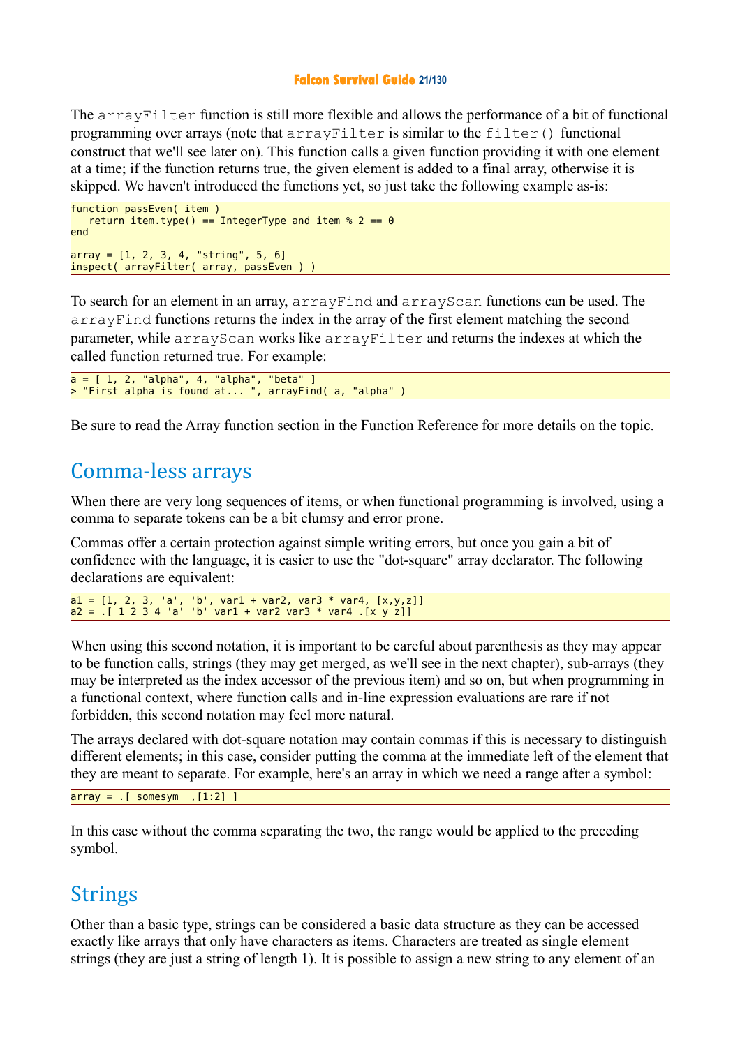The arrayFilter function is still more flexible and allows the performance of a bit of functional programming over arrays (note that arrayFilter is similar to the filter() functional construct that we'll see later on). This function calls a given function providing it with one element at a time; if the function returns true, the given element is added to a final array, otherwise it is skipped. We haven't introduced the functions yet, so just take the following example as-is:

```
function passEven( item )
   return item.type() == IntegerType and item % 2 == 0
end

array = [1, 2, 3, 4, "string", 5, 6]
inspect( arrayFilter( array, passEven ) )
```

To search for an element in an array, arrayFind and arrayScan functions can be used. The arrayFind functions returns the index in the array of the first element matching the second parameter, while arrayScan works like arrayFilter and returns the indexes at which the called function returned true. For example:

```
a = [ 1, 2, "alpha", 4, "alpha", "beta" ]
> "First alpha is found at... ", arrayFind( a, "alpha" )
```

Be sure to read the Array function section in the Function Reference for more details on the topic.

## Comma-less arrays

When there are very long sequences of items, or when functional programming is involved, using a comma to separate tokens can be a bit clumsy and error prone.

Commas offer a certain protection against simple writing errors, but once you gain a bit of confidence with the language, it is easier to use the "dot-square" array declarator. The following declarations are equivalent:

```
a1 = [1, 2, 3, 'a', 'b', var1 + var2, var3 * var4, [x,y,z]]
a2 = .[ 1 2 3 4 'a' 'b' var1 + var2 var3 * var4 .[x y z]]
```

When using this second notation, it is important to be careful about parenthesis as they may appear to be function calls, strings (they may get merged, as we'll see in the next chapter), sub-arrays (they may be interpreted as the index accessor of the previous item) and so on, but when programming in a functional context, where function calls and in-line expression evaluations are rare if not forbidden, this second notation may feel more natural.

The arrays declared with dot-square notation may contain commas if this is necessary to distinguish different elements; in this case, consider putting the comma at the immediate left of the element that they are meant to separate. For example, here's an array in which we need a range after a symbol:

```
array = .[ somesym  ,[1:2] ]
```

In this case without the comma separating the two, the range would be applied to the preceding symbol.

## Strings

Other than a basic type, strings can be considered a basic data structure as they can be accessed exactly like arrays that only have characters as items. Characters are treated as single element strings (they are just a string of length 1). It is possible to assign a new string to any element of an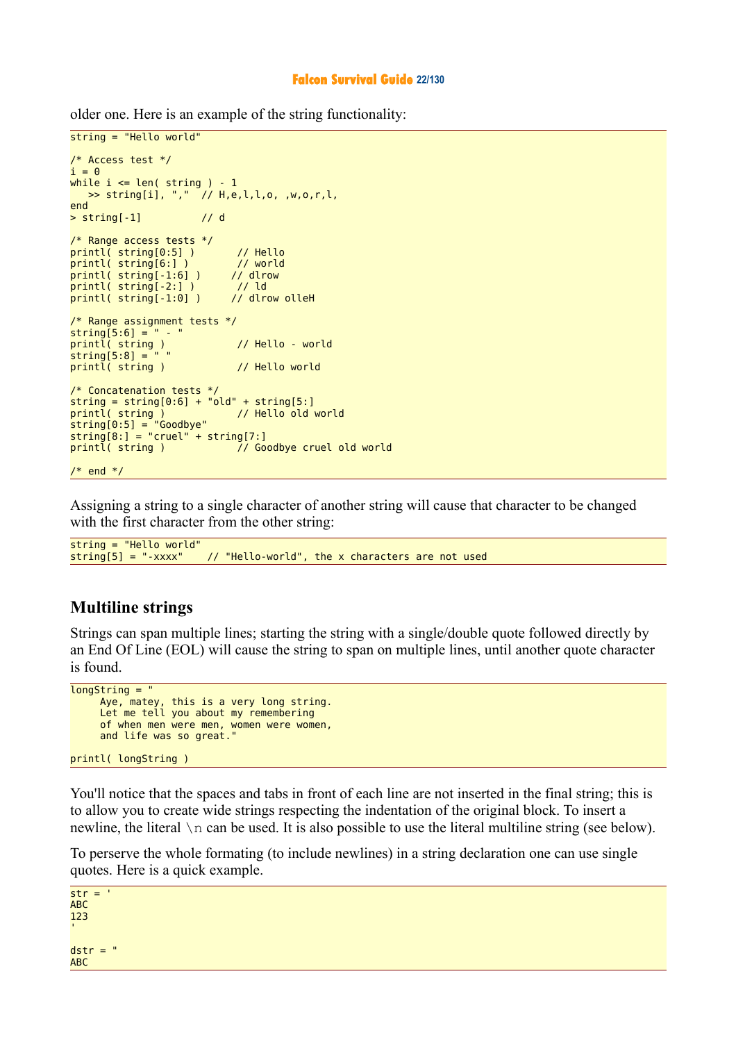older one. Here is an example of the string functionality:

```
string = "Hello world"

/* Access test */
i = 0
while i <= len( string ) - 1
   >> string[i], ","  // H,e,l,l,o, ,w,o,r,l,
end
> string[-1]          // d

/* Range access tests */
printl( string[0:5] )       // Hello
printl( string[6:] )        // world
printl( string[-1:6] )     // dlrow
printl( string[-2:] )       // ld
printl( string[-1:0] )     // dlrow olleH

/* Range assignment tests */
string[5:6] = " - "
printl( string )            // Hello - world
string[5:8] = " "
printl( string )            // Hello world

/* Concatenation tests */
string = string[0:6] + "old" + string[5:]
printl( string )            // Hello old world
string[0:5] = "Goodbye"
string[8:] = "cruel" + string[7:]
printl( string )            // Goodbye cruel old world

/* end */
```

Assigning a string to a single character of another string will cause that character to be changed with the first character from the other string:

```
string = "Hello world"
string[5] = "-xxxx"    // "Hello-world", the x characters are not used
```

## Multiline strings

Strings can span multiple lines; starting the string with a single/double quote followed directly by an End Of Line (EOL) will cause the string to span on multiple lines, until another quote character is found.

```
longString = "
     Aye, matey, this is a very long string.
     Let me tell you about my remembering
     of when men were men, women were women,
     and life was so great."

printl( longString )
```

You'll notice that the spaces and tabs in front of each line are not inserted in the final string; this is to allow you to create wide strings respecting the indentation of the original block. To insert a newline, the literal `\n` can be used. It is also possible to use the literal multiline string (see below).

To perserve the whole formating (to include newlines) in a string declaration one can use single quotes. Here is a quick example.

```
str = '
ABC
123
'

dstr = "
ABC
```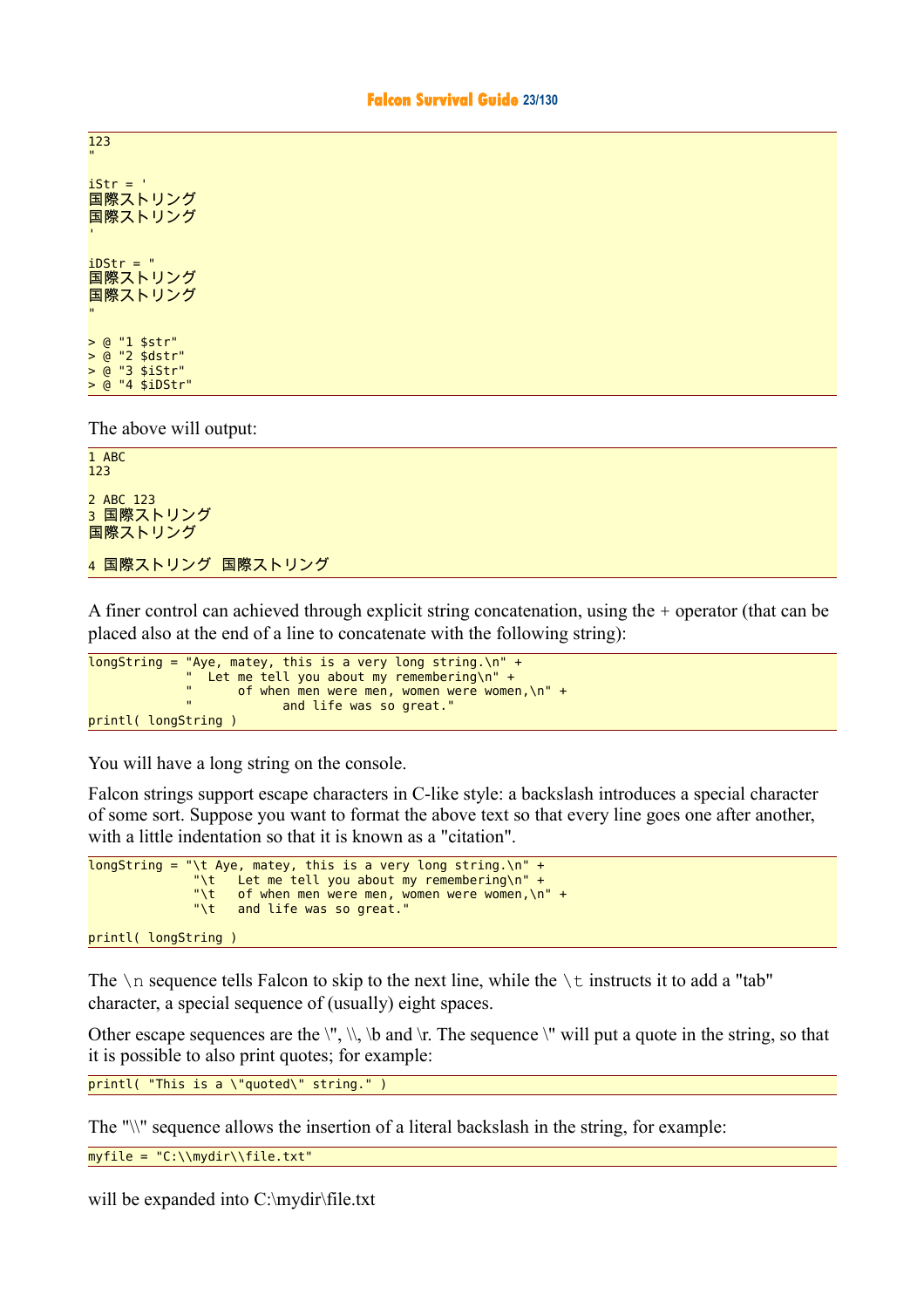```
123
"

iStr = '
国際ストリング
国際ストリング
'

iDStr = "
国際ストリング
国際ストリング
"

> @ "1 $str"
> @ "2 $dstr"
> @ "3 $iStr"
> @ "4 $iDStr"
```

The above will output:

```
1 ABC
123

2 ABC 123
3 国際ストリング
国際ストリング

4 国際ストリング 国際ストリング
```

A finer control can achieved through explicit string concatenation, using the + operator (that can be placed also at the end of a line to concatenate with the following string):

```
longString = "Aye, matey, this is a very long string.\n" +
             "  Let me tell you about my remembering\n" +
             "      of when men were men, women were women,\n" +
             "            and life was so great."
printl( longString )
```

You will have a long string on the console.

Falcon strings support escape characters in C-like style: a backslash introduces a special character of some sort. Suppose you want to format the above text so that every line goes one after another, with a little indentation so that it is known as a "citation".

```
longString = "\t Aye, matey, this is a very long string.\n" +
              "\t   Let me tell you about my remembering\n" +
              "\t   of when men were men, women were women,\n" +
              "\t   and life was so great."

printl( longString )
```

The `\n` sequence tells Falcon to skip to the next line, while the `\t` instructs it to add a "tab" character, a special sequence of (usually) eight spaces.

Other escape sequences are the \", \\, \b and \r. The sequence \" will put a quote in the string, so that it is possible to also print quotes; for example:

```
printl( "This is a \"quoted\" string." )
```

The "\\" sequence allows the insertion of a literal backslash in the string, for example:

```
myfile = "C:\\mydir\\file.txt"
```

will be expanded into C:\mydir\file.txt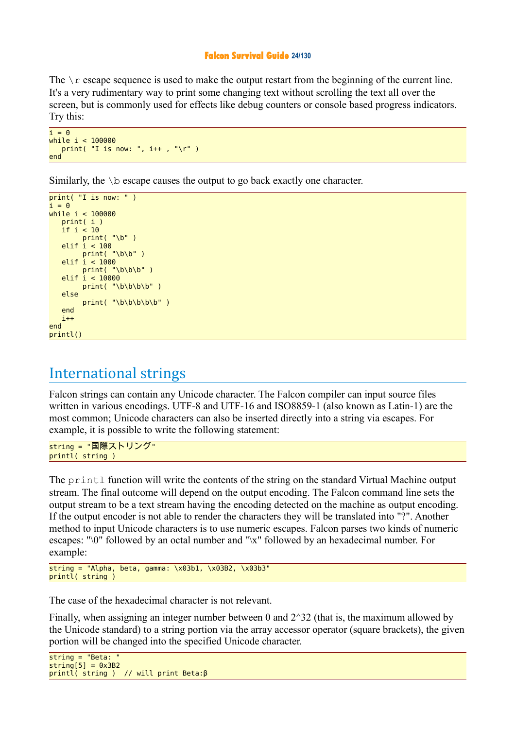The `\r` escape sequence is used to make the output restart from the beginning of the current line. It's a very rudimentary way to print some changing text without scrolling the text all over the screen, but is commonly used for effects like debug counters or console based progress indicators. Try this:

```
i = 0
while i < 100000
   print( "I is now: ", i++ , "\r" )
end
```

Similarly, the `\b` escape causes the output to go back exactly one character.

```
print( "I is now: " )
i = 0
while i < 100000
   print( i )
   if i < 10
        print( "\b" )
   elif i < 100
        print( "\b\b" )
   elif i < 1000
        print( "\b\b\b" )
   elif i < 10000
        print( "\b\b\b\b" )
   else
        print( "\b\b\b\b\b" )
   end
   i++
end
printl()
```

## International strings

Falcon strings can contain any Unicode character. The Falcon compiler can input source files written in various encodings. UTF-8 and UTF-16 and ISO8859-1 (also known as Latin-1) are the most common; Unicode characters can also be inserted directly into a string via escapes. For example, it is possible to write the following statement:

```
string = "国際ストリング"
printl( string )
```

The `printl` function will write the contents of the string on the standard Virtual Machine output stream. The final outcome will depend on the output encoding. The Falcon command line sets the output stream to be a text stream having the encoding detected on the machine as output encoding. If the output encoder is not able to render the characters they will be translated into "?". Another method to input Unicode characters is to use numeric escapes. Falcon parses two kinds of numeric escapes: "\0" followed by an octal number and "\x" followed by an hexadecimal number. For example:

```
string = "Alpha, beta, gamma: \x03b1, \x03B2, \x03b3"
printl( string )
```

The case of the hexadecimal character is not relevant.

Finally, when assigning an integer number between 0 and 2^32 (that is, the maximum allowed by the Unicode standard) to a string portion via the array accessor operator (square brackets), the given portion will be changed into the specified Unicode character.

```
string = "Beta: "
string[5] = 0x3B2
printl( string )  // will print Beta:β
```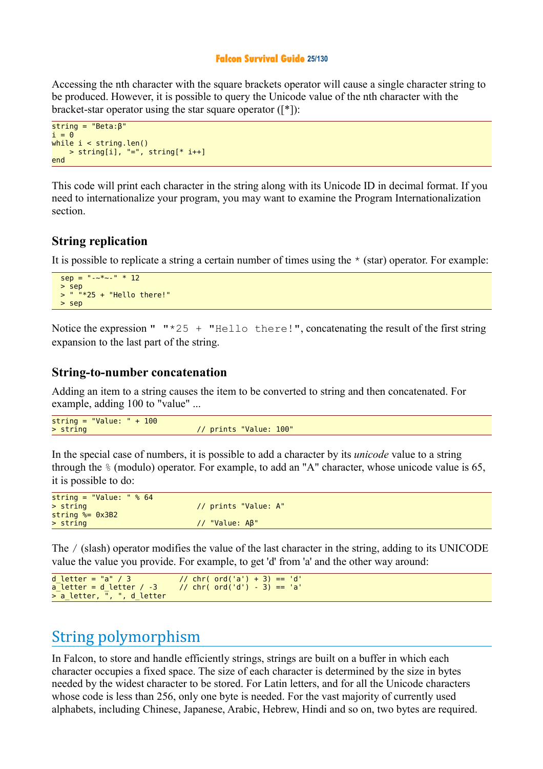Accessing the nth character with the square brackets operator will cause a single character string to be produced. However, it is possible to query the Unicode value of the nth character with the bracket-star operator using the star square operator ([*]):

```
string = "Beta:β"
i = 0
while i < string.len()
    > string[i], "=", string[* i++]
end
```

This code will print each character in the string along with its Unicode ID in decimal format. If you need to internationalize your program, you may want to examine the Program Internationalization section.

### String replication

It is possible to replicate a string a certain number of times using the * (star) operator. For example:

```
  sep = "-~*~-" * 12
  > sep
  > " "*25 + "Hello there!"
  > sep
```

Notice the expression `" "*25 + "Hello there!"`, concatenating the result of the first string expansion to the last part of the string.

### String-to-number concatenation

Adding an item to a string causes the item to be converted to string and then concatenated. For example, adding 100 to "value" ...

```
string = "Value: " + 100
> string                        // prints "Value: 100"
```

In the special case of numbers, it is possible to add a character by its *unicode* value to a string through the % (modulo) operator. For example, to add an "A" character, whose unicode value is 65, it is possible to do:

```
string = "Value: " % 64
> string                        // prints "Value: A"
string %= 0x3B2
> string                        // "Value: Aβ"
```

The / (slash) operator modifies the value of the last character in the string, adding to its UNICODE value the value you provide. For example, to get 'd' from 'a' and the other way around:

```
d_letter = "a" / 3          // chr( ord('a') + 3) == 'd'
a_letter = d_letter / -3    // chr( ord('d') - 3) == 'a'
> a_letter, ", ", d_letter
```

## String polymorphism

In Falcon, to store and handle efficiently strings, strings are built on a buffer in which each character occupies a fixed space. The size of each character is determined by the size in bytes needed by the widest character to be stored. For Latin letters, and for all the Unicode characters whose code is less than 256, only one byte is needed. For the vast majority of currently used alphabets, including Chinese, Japanese, Arabic, Hebrew, Hindi and so on, two bytes are required.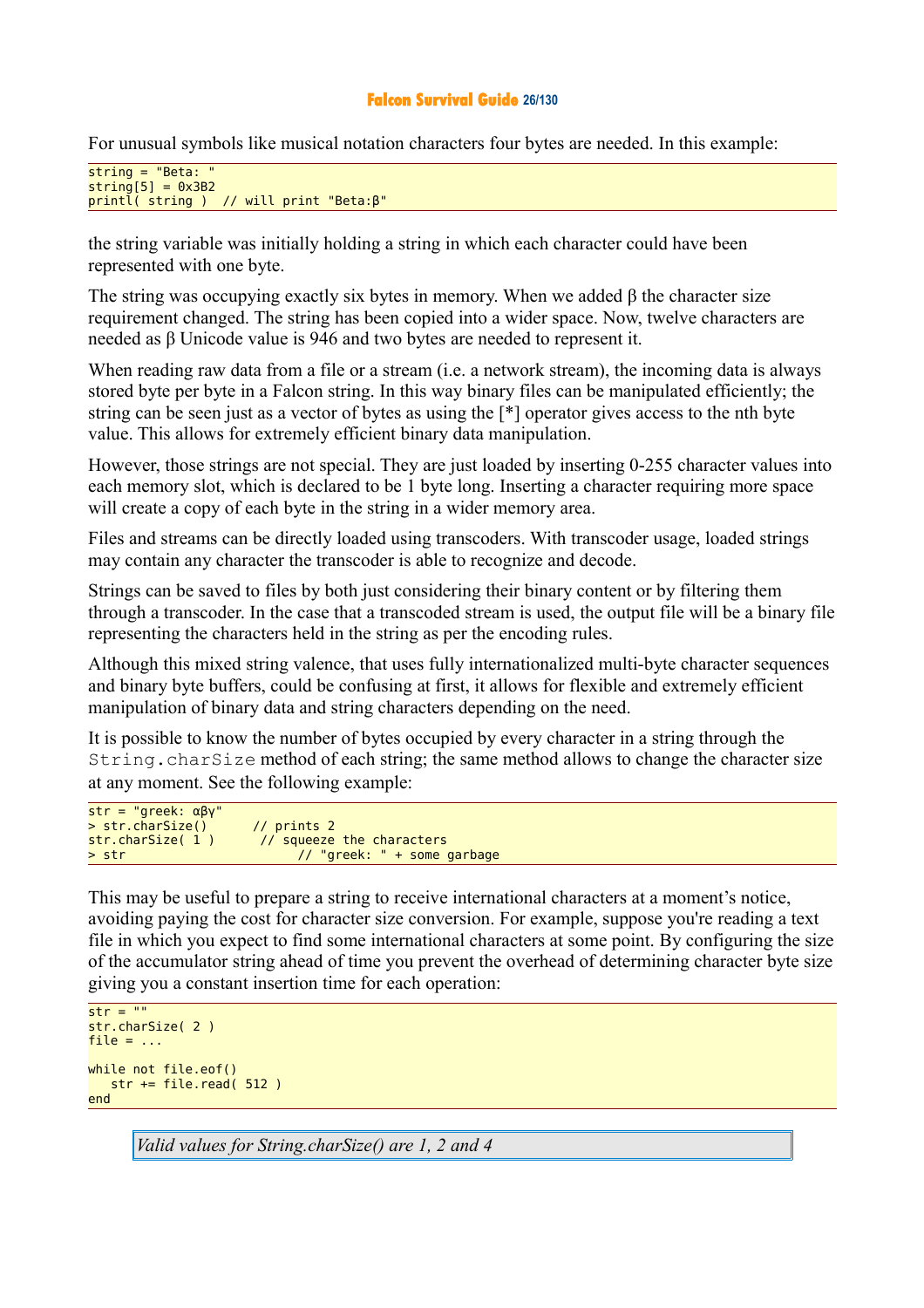For unusual symbols like musical notation characters four bytes are needed. In this example:

```
string = "Beta: "
string[5] = 0x3B2
printl( string )  // will print "Beta:β"
```

the string variable was initially holding a string in which each character could have been represented with one byte.

The string was occupying exactly six bytes in memory. When we added β the character size requirement changed. The string has been copied into a wider space. Now, twelve characters are needed as β Unicode value is 946 and two bytes are needed to represent it.

When reading raw data from a file or a stream (i.e. a network stream), the incoming data is always stored byte per byte in a Falcon string. In this way binary files can be manipulated efficiently; the string can be seen just as a vector of bytes as using the [*] operator gives access to the nth byte value. This allows for extremely efficient binary data manipulation.

However, those strings are not special. They are just loaded by inserting 0-255 character values into each memory slot, which is declared to be 1 byte long. Inserting a character requiring more space will create a copy of each byte in the string in a wider memory area.

Files and streams can be directly loaded using transcoders. With transcoder usage, loaded strings may contain any character the transcoder is able to recognize and decode.

Strings can be saved to files by both just considering their binary content or by filtering them through a transcoder. In the case that a transcoded stream is used, the output file will be a binary file representing the characters held in the string as per the encoding rules.

Although this mixed string valence, that uses fully internationalized multi-byte character sequences and binary byte buffers, could be confusing at first, it allows for flexible and extremely efficient manipulation of binary data and string characters depending on the need.

It is possible to know the number of bytes occupied by every character in a string through the `String.charSize` method of each string; the same method allows to change the character size at any moment. See the following example:

```
str = "greek: αβγ"
> str.charSize()      // prints 2
str.charSize( 1 )      // squeeze the characters
> str                     // "greek: " + some garbage
```

This may be useful to prepare a string to receive international characters at a moment's notice, avoiding paying the cost for character size conversion. For example, suppose you're reading a text file in which you expect to find some international characters at some point. By configuring the size of the accumulator string ahead of time you prevent the overhead of determining character byte size giving you a constant insertion time for each operation:

```
str = ""
str.charSize( 2 )
file = ...

while not file.eof()
   str += file.read( 512 )
end
```

*Valid values for String.charSize() are 1, 2 and 4*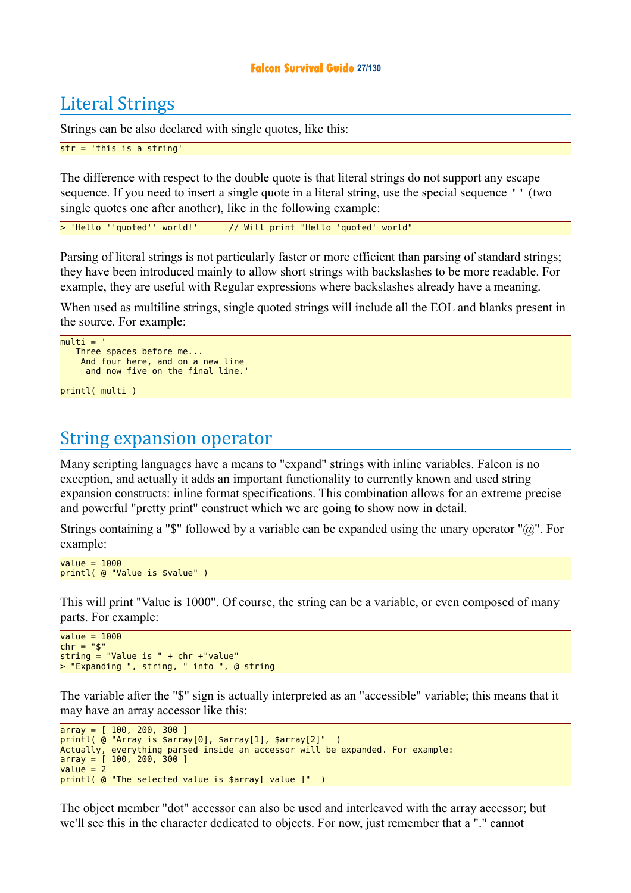## Literal Strings

Strings can be also declared with single quotes, like this:

```
str = 'this is a string'
```

The difference with respect to the double quote is that literal strings do not support any escape sequence. If you need to insert a single quote in a literal string, use the special sequence '' (two single quotes one after another), like in the following example:

```
> 'Hello ''quoted'' world!'      // Will print "Hello 'quoted' world"
```

Parsing of literal strings is not particularly faster or more efficient than parsing of standard strings; they have been introduced mainly to allow short strings with backslashes to be more readable. For example, they are useful with Regular expressions where backslashes already have a meaning.

When used as multiline strings, single quoted strings will include all the EOL and blanks present in the source. For example:

```
multi = '
   Three spaces before me...
    And four here, and on a new line
     and now five on the final line.'

printl( multi )
```

## String expansion operator

Many scripting languages have a means to "expand" strings with inline variables. Falcon is no exception, and actually it adds an important functionality to currently known and used string expansion constructs: inline format specifications. This combination allows for an extreme precise and powerful "pretty print" construct which we are going to show now in detail.

Strings containing a "$" followed by a variable can be expanded using the unary operator "@". For example:

```
value = 1000
printl( @ "Value is $value" )
```

This will print "Value is 1000". Of course, the string can be a variable, or even composed of many parts. For example:

```
value = 1000
chr = "$"
string = "Value is " + chr +"value"
> "Expanding ", string, " into ", @ string
```

The variable after the "$" sign is actually interpreted as an "accessible" variable; this means that it may have an array accessor like this:

```
array = [ 100, 200, 300 ]
printl( @ "Array is $array[0], $array[1], $array[2]"  )
Actually, everything parsed inside an accessor will be expanded. For example:
array = [ 100, 200, 300 ]
value = 2
printl( @ "The selected value is $array[ value ]"  )
```

The object member "dot" accessor can also be used and interleaved with the array accessor; but we'll see this in the character dedicated to objects. For now, just remember that a "." cannot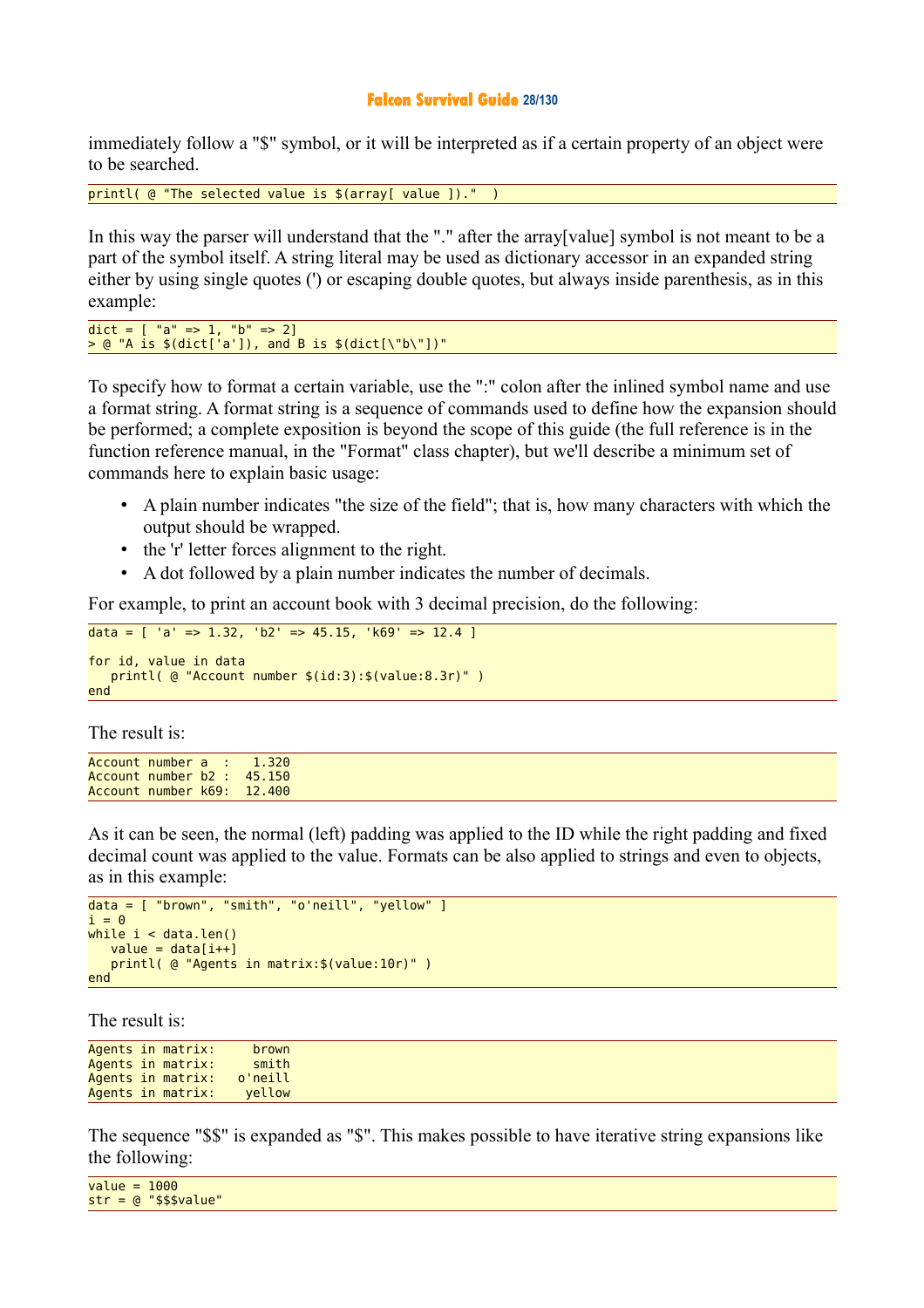immediately follow a "$" symbol, or it will be interpreted as if a certain property of an object were to be searched.

```
printl( @ "The selected value is $(array[ value ])."  )
```

In this way the parser will understand that the "." after the array[value] symbol is not meant to be a part of the symbol itself. A string literal may be used as dictionary accessor in an expanded string either by using single quotes (') or escaping double quotes, but always inside parenthesis, as in this example:

```
dict = [ "a" => 1, "b" => 2]
> @ "A is $(dict['a']), and B is $(dict[\"b\"])"
```

To specify how to format a certain variable, use the ":" colon after the inlined symbol name and use a format string. A format string is a sequence of commands used to define how the expansion should be performed; a complete exposition is beyond the scope of this guide (the full reference is in the function reference manual, in the "Format" class chapter), but we'll describe a minimum set of commands here to explain basic usage:

- A plain number indicates "the size of the field"; that is, how many characters with which the output should be wrapped.
- the 'r' letter forces alignment to the right.
- A dot followed by a plain number indicates the number of decimals.

For example, to print an account book with 3 decimal precision, do the following:

```
data = [ 'a' => 1.32, 'b2' => 45.15, 'k69' => 12.4 ]

for id, value in data
   printl( @ "Account number $(id:3):$(value:8.3r)" )
end
```

The result is:

```
Account number a  :   1.320
Account number b2 :  45.150
Account number k69:  12.400
```

As it can be seen, the normal (left) padding was applied to the ID while the right padding and fixed decimal count was applied to the value. Formats can be also applied to strings and even to objects, as in this example:

```
data = [ "brown", "smith", "o'neill", "yellow" ]
i = 0
while i < data.len()
   value = data[i++]
   printl( @ "Agents in matrix:$(value:10r)" )
end
```

The result is:

```
Agents in matrix:     brown
Agents in matrix:     smith
Agents in matrix:   o'neill
Agents in matrix:    yellow
```

The sequence "$$" is expanded as "$". This makes possible to have iterative string expansions like the following:

```
value = 1000
str = @ "$$$value"
```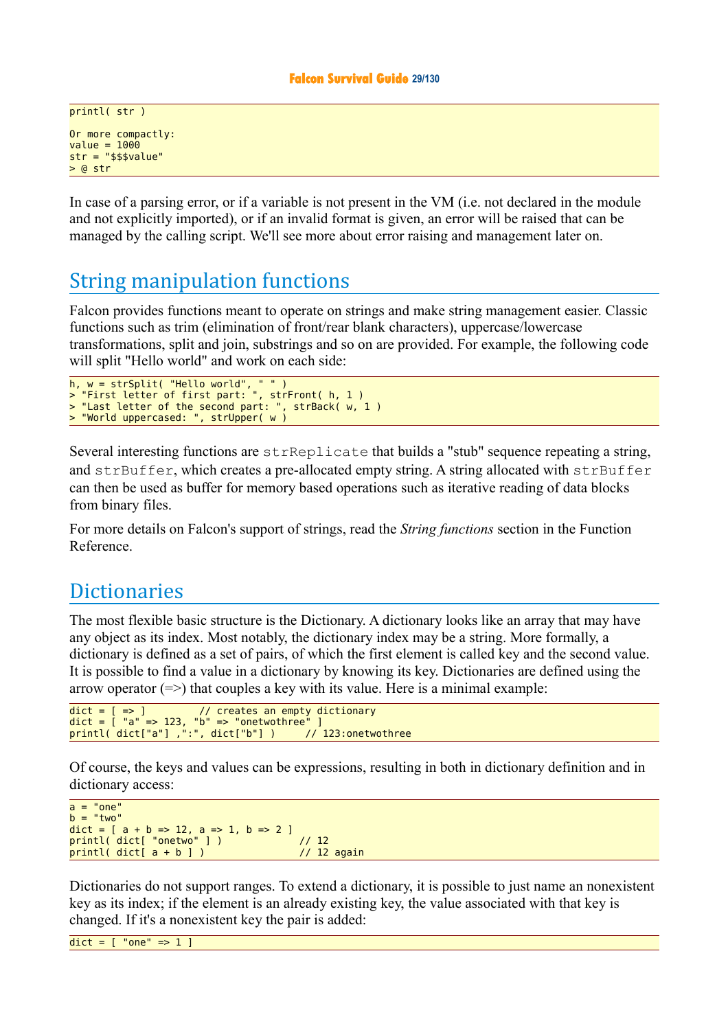```
printl( str )

Or more compactly:
value = 1000
str = "$$$value"
> @ str
```

In case of a parsing error, or if a variable is not present in the VM (i.e. not declared in the module and not explicitly imported), or if an invalid format is given, an error will be raised that can be managed by the calling script. We'll see more about error raising and management later on.

## String manipulation functions

Falcon provides functions meant to operate on strings and make string management easier. Classic functions such as trim (elimination of front/rear blank characters), uppercase/lowercase transformations, split and join, substrings and so on are provided. For example, the following code will split "Hello world" and work on each side:

```
h, w = strSplit( "Hello world", " " )
> "First letter of first part: ", strFront( h, 1 )
> "Last letter of the second part: ", strBack( w, 1 )
> "World uppercased: ", strUpper( w )
```

Several interesting functions are `strReplicate` that builds a "stub" sequence repeating a string, and `strBuffer`, which creates a pre-allocated empty string. A string allocated with `strBuffer` can then be used as buffer for memory based operations such as iterative reading of data blocks from binary files.

For more details on Falcon's support of strings, read the *String functions* section in the Function Reference.

## Dictionaries

The most flexible basic structure is the Dictionary. A dictionary looks like an array that may have any object as its index. Most notably, the dictionary index may be a string. More formally, a dictionary is defined as a set of pairs, of which the first element is called key and the second value. It is possible to find a value in a dictionary by knowing its key. Dictionaries are defined using the arrow operator (=>) that couples a key with its value. Here is a minimal example:

```
dict = [ => ]         // creates an empty dictionary
dict = [ "a" => 123, "b" => "onetwothree" ]
printl( dict["a"] ,":", dict["b"] )     // 123:onetwothree
```

Of course, the keys and values can be expressions, resulting in both in dictionary definition and in dictionary access:

```
a = "one"
b = "two"
dict = [ a + b => 12, a => 1, b => 2 ]
printl( dict[ "onetwo" ] )            // 12
printl( dict[ a + b ] )               // 12 again
```

Dictionaries do not support ranges. To extend a dictionary, it is possible to just name an nonexistent key as its index; if the element is an already existing key, the value associated with that key is changed. If it's a nonexistent key the pair is added:

```
dict = [ "one" => 1 ]
```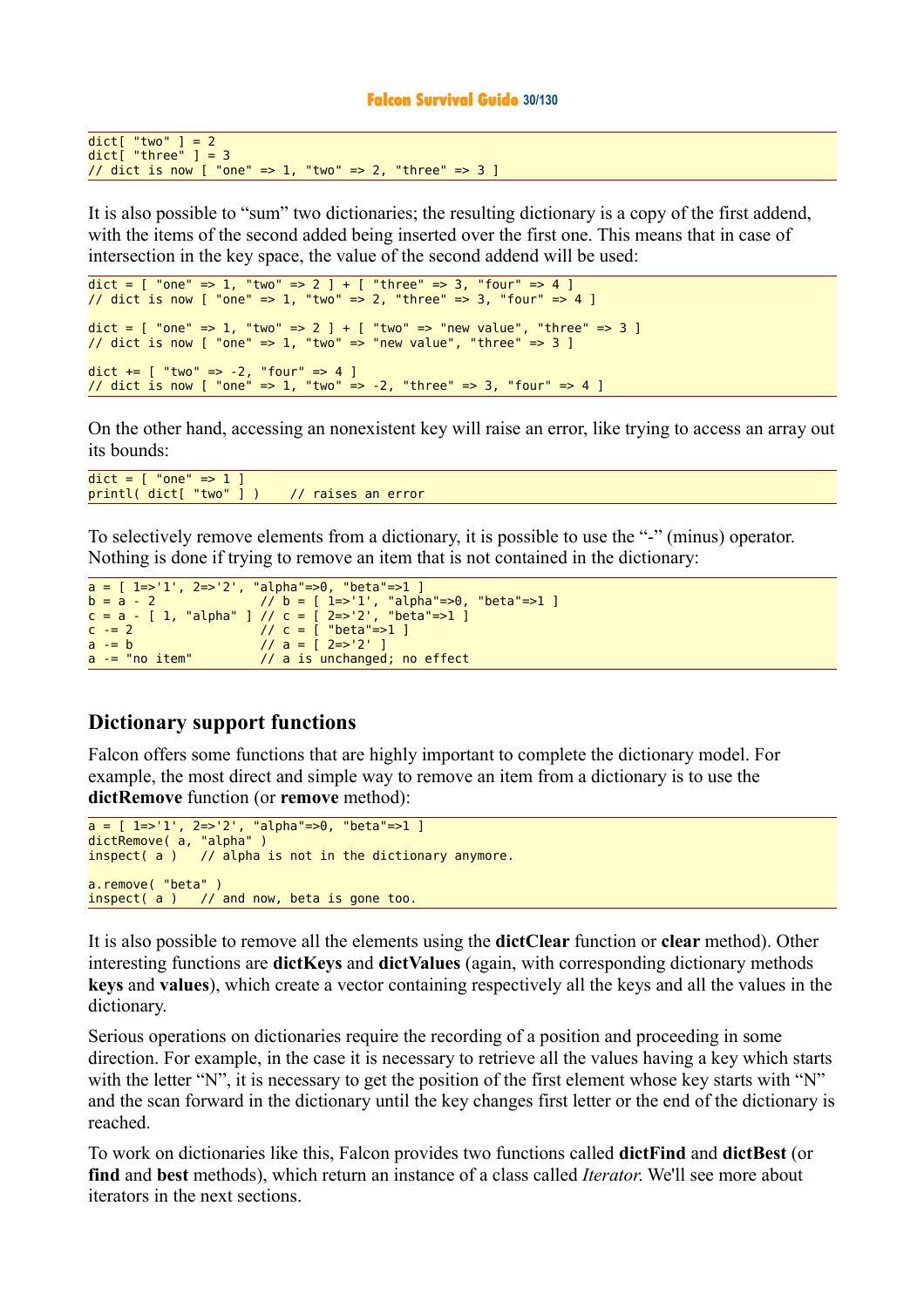```
dict[ "two" ] = 2
dict[ "three" ] = 3
// dict is now [ "one" => 1, "two" => 2, "three" => 3 ]
```

It is also possible to “sum” two dictionaries; the resulting dictionary is a copy of the first addend, with the items of the second added being inserted over the first one. This means that in case of intersection in the key space, the value of the second addend will be used:

```
dict = [ "one" => 1, "two" => 2 ] + [ "three" => 3, "four" => 4 ]
// dict is now [ "one" => 1, "two" => 2, "three" => 3, "four" => 4 ]

dict = [ "one" => 1, "two" => 2 ] + [ "two" => "new value", "three" => 3 ]
// dict is now [ "one" => 1, "two" => "new value", "three" => 3 ]

dict += [ "two" => -2, "four" => 4 ]
// dict is now [ "one" => 1, "two" => -2, "three" => 3, "four" => 4 ]
```

On the other hand, accessing an nonexistent key will raise an error, like trying to access an array out its bounds:

```
dict = [ "one" => 1 ]
printl( dict[ "two" ] )    // raises an error
```

To selectively remove elements from a dictionary, it is possible to use the “-” (minus) operator. Nothing is done if trying to remove an item that is not contained in the dictionary:

```
a = [ 1=>'1', 2=>'2', "alpha"=>0, "beta"=>1 ]
b = a - 2              // b = [ 1=>'1', "alpha"=>0, "beta"=>1 ]
c = a - [ 1, "alpha" ] // c = [ 2=>'2', "beta"=>1 ]
c -= 2                 // c = [ "beta"=>1 ]
a -= b                 // a = [ 2=>'2' ]
a -= "no item"         // a is unchanged; no effect
```

## Dictionary support functions

Falcon offers some functions that are highly important to complete the dictionary model. For example, the most direct and simple way to remove an item from a dictionary is to use the **dictRemove** function (or **remove** method):

```
a = [ 1=>'1', 2=>'2', "alpha"=>0, "beta"=>1 ]
dictRemove( a, "alpha" )
inspect( a )   // alpha is not in the dictionary anymore.

a.remove( "beta" )
inspect( a )   // and now, beta is gone too.
```

It is also possible to remove all the elements using the **dictClear** function or **clear** method). Other interesting functions are **dictKeys** and **dictValues** (again, with corresponding dictionary methods **keys** and **values**), which create a vector containing respectively all the keys and all the values in the dictionary.

Serious operations on dictionaries require the recording of a position and proceeding in some direction. For example, in the case it is necessary to retrieve all the values having a key which starts with the letter “N”, it is necessary to get the position of the first element whose key starts with “N” and the scan forward in the dictionary until the key changes first letter or the end of the dictionary is reached.

To work on dictionaries like this, Falcon provides two functions called **dictFind** and **dictBest** (or **find** and **best** methods), which return an instance of a class called *Iterator*. We'll see more about iterators in the next sections.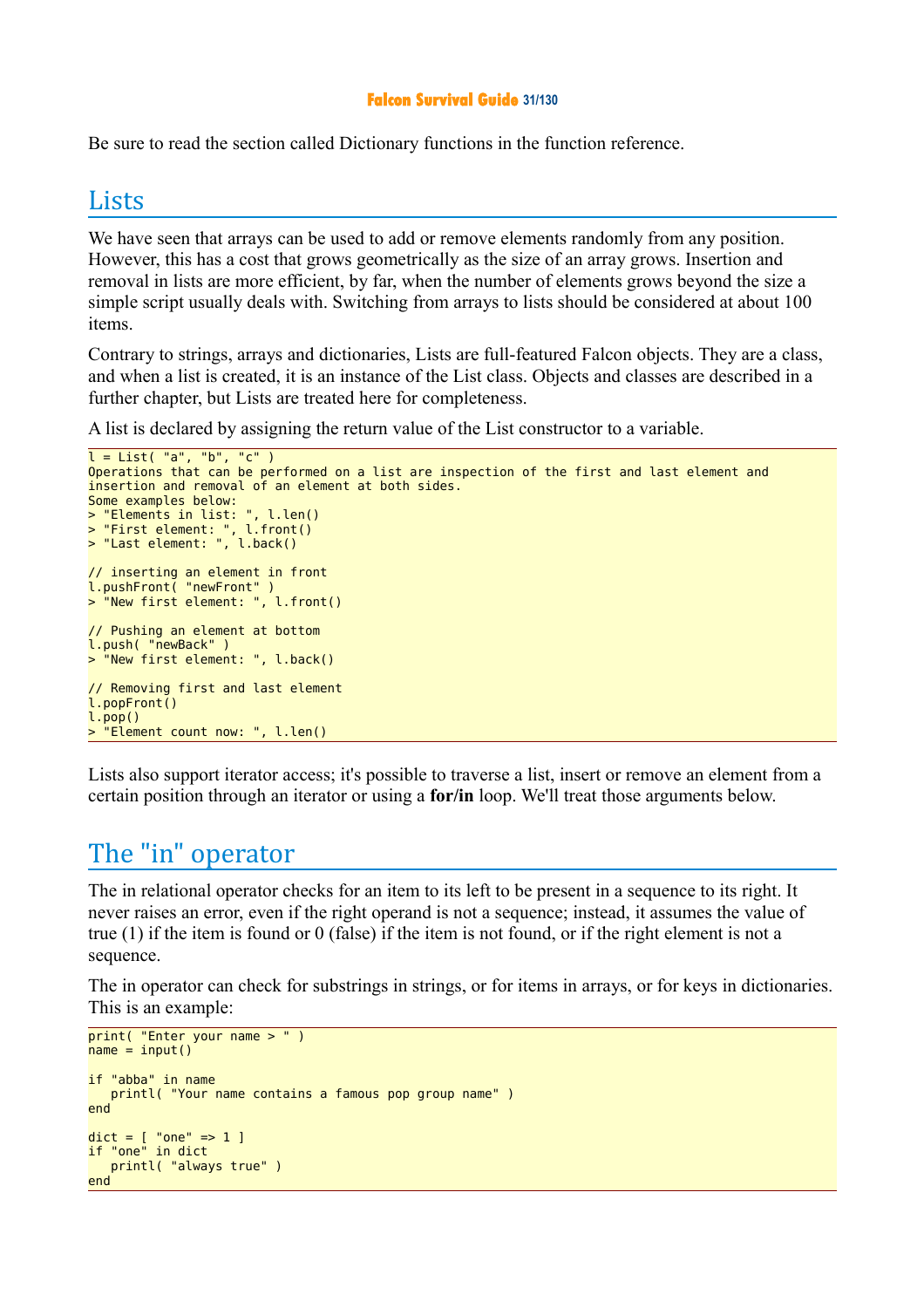Be sure to read the section called Dictionary functions in the function reference.

## Lists

We have seen that arrays can be used to add or remove elements randomly from any position. However, this has a cost that grows geometrically as the size of an array grows. Insertion and removal in lists are more efficient, by far, when the number of elements grows beyond the size a simple script usually deals with. Switching from arrays to lists should be considered at about 100 items.

Contrary to strings, arrays and dictionaries, Lists are full-featured Falcon objects. They are a class, and when a list is created, it is an instance of the List class. Objects and classes are described in a further chapter, but Lists are treated here for completeness.

A list is declared by assigning the return value of the List constructor to a variable.

```
l = List( "a", "b", "c" )
Operations that can be performed on a list are inspection of the first and last element and
insertion and removal of an element at both sides.
Some examples below:
> "Elements in list: ", l.len()
> "First element: ", l.front()
> "Last element: ", l.back()

// inserting an element in front
l.pushFront( "newFront" )
> "New first element: ", l.front()

// Pushing an element at bottom
l.push( "newBack" )
> "New first element: ", l.back()

// Removing first and last element
l.popFront()
l.pop()
> "Element count now: ", l.len()
```

Lists also support iterator access; it's possible to traverse a list, insert or remove an element from a certain position through an iterator or using a **for/in** loop. We'll treat those arguments below.

## The "in" operator

The in relational operator checks for an item to its left to be present in a sequence to its right. It never raises an error, even if the right operand is not a sequence; instead, it assumes the value of true (1) if the item is found or 0 (false) if the item is not found, or if the right element is not a sequence.

The in operator can check for substrings in strings, or for items in arrays, or for keys in dictionaries. This is an example:

```
print( "Enter your name > " )
name = input()

if "abba" in name
   printl( "Your name contains a famous pop group name" )
end

dict = [ "one" => 1 ]
if "one" in dict
   printl( "always true" )
end
```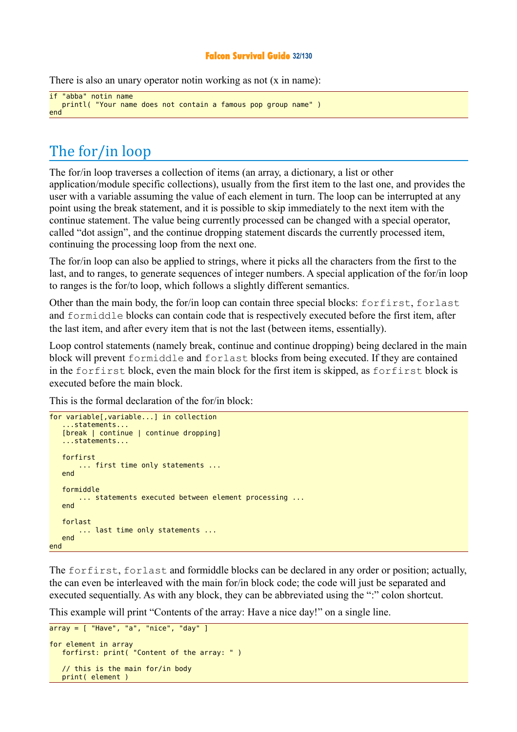There is also an unary operator notin working as not (x in name):

```
if "abba" notin name
   printl( "Your name does not contain a famous pop group name" )
end
```

## The for/in loop

The for/in loop traverses a collection of items (an array, a dictionary, a list or other application/module specific collections), usually from the first item to the last one, and provides the user with a variable assuming the value of each element in turn. The loop can be interrupted at any point using the break statement, and it is possible to skip immediately to the next item with the continue statement. The value being currently processed can be changed with a special operator, called "dot assign", and the continue dropping statement discards the currently processed item, continuing the processing loop from the next one.

The for/in loop can also be applied to strings, where it picks all the characters from the first to the last, and to ranges, to generate sequences of integer numbers. A special application of the for/in loop to ranges is the for/to loop, which follows a slightly different semantics.

Other than the main body, the for/in loop can contain three special blocks: `forfirst`, `forlast` and `formiddle` blocks can contain code that is respectively executed before the first item, after the last item, and after every item that is not the last (between items, essentially).

Loop control statements (namely break, continue and continue dropping) being declared in the main block will prevent `formiddle` and `forlast` blocks from being executed. If they are contained in the `forfirst` block, even the main block for the first item is skipped, as `forfirst` block is executed before the main block.

This is the formal declaration of the for/in block:

```
for variable[,variable...] in collection
   ...statements...
   [break | continue | continue dropping]
   ...statements...

   forfirst
       ... first time only statements ...
   end

   formiddle
       ... statements executed between element processing ...
   end

   forlast
       ... last time only statements ...
   end
end
```

The `forfirst`, `forlast` and formiddle blocks can be declared in any order or position; actually, the can even be interleaved with the main for/in block code; the code will just be separated and executed sequentially. As with any block, they can be abbreviated using the ":" colon shortcut.

This example will print "Contents of the array: Have a nice day!" on a single line.

```
array = [ "Have", "a", "nice", "day" ]

for element in array
   forfirst: print( "Content of the array: " )

   // this is the main for/in body
   print( element )
```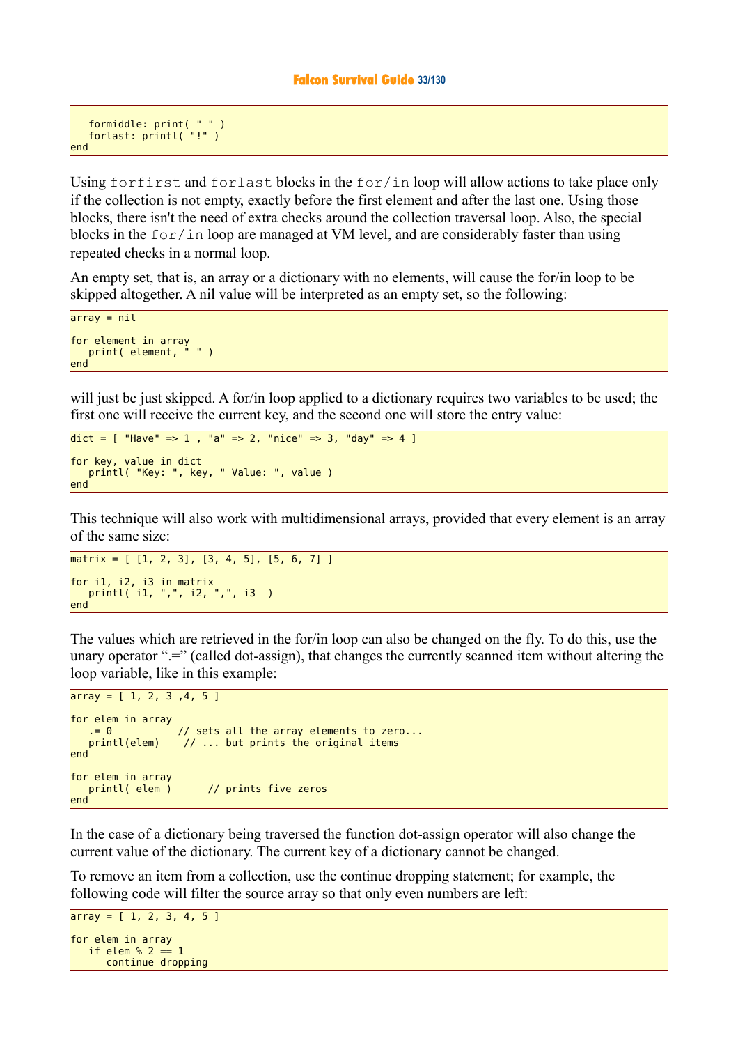```
   formiddle: print( " " )
   forlast: printl( "!" )
end
```

Using `forfirst` and `forlast` blocks in the `for/in` loop will allow actions to take place only if the collection is not empty, exactly before the first element and after the last one. Using those blocks, there isn't the need of extra checks around the collection traversal loop. Also, the special blocks in the `for/in` loop are managed at VM level, and are considerably faster than using repeated checks in a normal loop.

An empty set, that is, an array or a dictionary with no elements, will cause the for/in loop to be skipped altogether. A nil value will be interpreted as an empty set, so the following:

```
array = nil

for element in array
   print( element, " " )
end
```

will just be just skipped. A for/in loop applied to a dictionary requires two variables to be used; the first one will receive the current key, and the second one will store the entry value:

```
dict = [ "Have" => 1 , "a" => 2, "nice" => 3, "day" => 4 ]

for key, value in dict
   printl( "Key: ", key, " Value: ", value )
end
```

This technique will also work with multidimensional arrays, provided that every element is an array of the same size:

```
matrix = [ [1, 2, 3], [3, 4, 5], [5, 6, 7] ]

for i1, i2, i3 in matrix
   printl( i1, ",", i2, ",", i3  )
end
```

The values which are retrieved in the for/in loop can also be changed on the fly. To do this, use the unary operator ".=" (called dot-assign), that changes the currently scanned item without altering the loop variable, like in this example:

```
array = [ 1, 2, 3 ,4, 5 ]

for elem in array
   .= 0          // sets all the array elements to zero...
   printl(elem)    // ... but prints the original items
end

for elem in array
   printl( elem )      // prints five zeros
end
```

In the case of a dictionary being traversed the function dot-assign operator will also change the current value of the dictionary. The current key of a dictionary cannot be changed.

To remove an item from a collection, use the continue dropping statement; for example, the following code will filter the source array so that only even numbers are left:

```
array = [ 1, 2, 3, 4, 5 ]

for elem in array
   if elem % 2 == 1
      continue dropping
```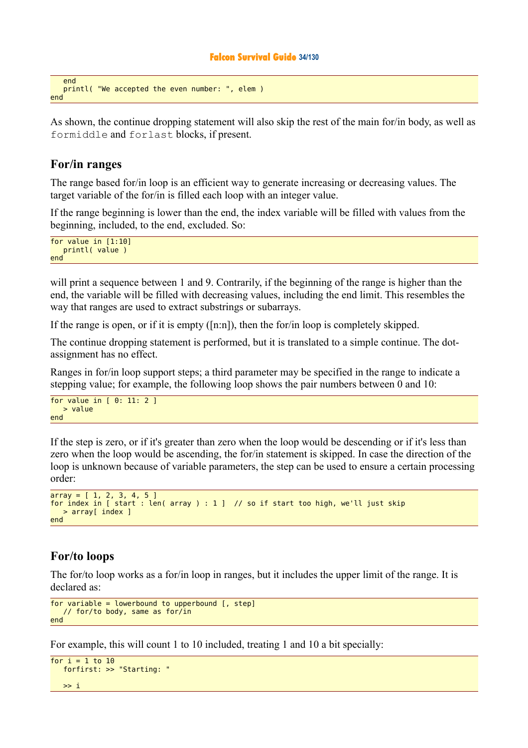```
   end
   printl( "We accepted the even number: ", elem )
end
```

As shown, the continue dropping statement will also skip the rest of the main for/in body, as well as `formiddle` and `forlast` blocks, if present.

## For/in ranges

The range based for/in loop is an efficient way to generate increasing or decreasing values. The target variable of the for/in is filled each loop with an integer value.

If the range beginning is lower than the end, the index variable will be filled with values from the beginning, included, to the end, excluded. So:

```
for value in [1:10]
   printl( value )
end
```

will print a sequence between 1 and 9. Contrarily, if the beginning of the range is higher than the end, the variable will be filled with decreasing values, including the end limit. This resembles the way that ranges are used to extract substrings or subarrays.

If the range is open, or if it is empty ([n:n]), then the for/in loop is completely skipped.

The continue dropping statement is performed, but it is translated to a simple continue. The dot-assignment has no effect.

Ranges in for/in loop support steps; a third parameter may be specified in the range to indicate a stepping value; for example, the following loop shows the pair numbers between 0 and 10:

```
for value in [ 0: 11: 2 ]
   > value
end
```

If the step is zero, or if it's greater than zero when the loop would be descending or if it's less than zero when the loop would be ascending, the for/in statement is skipped. In case the direction of the loop is unknown because of variable parameters, the step can be used to ensure a certain processing order:

```
array = [ 1, 2, 3, 4, 5 ]
for index in [ start : len( array ) : 1 ]  // so if start too high, we'll just skip
   > array[ index ]
end
```

## For/to loops

The for/to loop works as a for/in loop in ranges, but it includes the upper limit of the range. It is declared as:

```
for variable = lowerbound to upperbound [, step]
   // for/to body, same as for/in
end
```

For example, this will count 1 to 10 included, treating 1 and 10 a bit specially:

```
for i = 1 to 10
   forfirst: >> "Starting: "

   >> i
```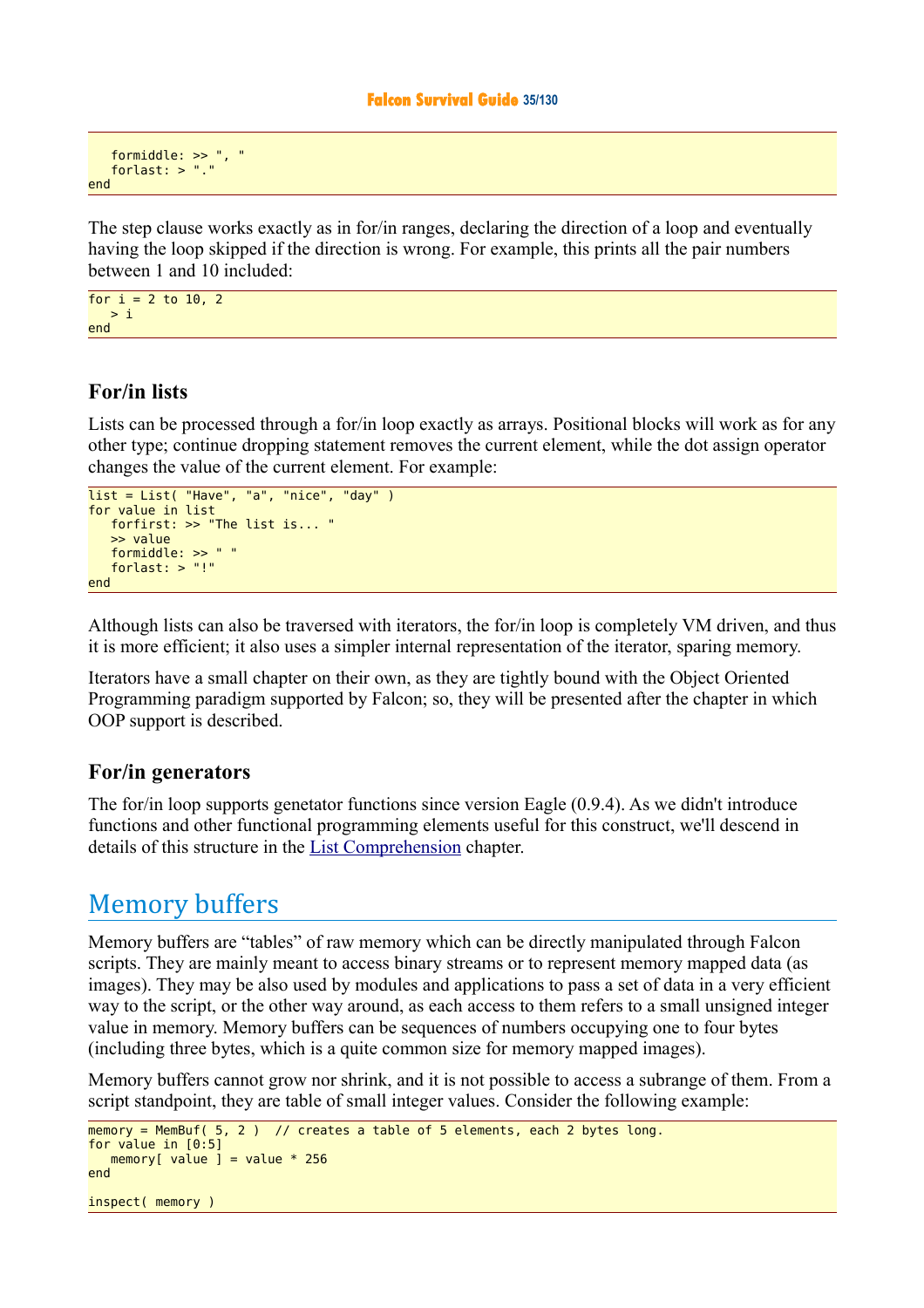```
   formiddle: >> ", "
   forlast: > "."
end
```

The step clause works exactly as in for/in ranges, declaring the direction of a loop and eventually having the loop skipped if the direction is wrong. For example, this prints all the pair numbers between 1 and 10 included:

```
for i = 2 to 10, 2
   > i
end
```

### For/in lists

Lists can be processed through a for/in loop exactly as arrays. Positional blocks will work as for any other type; continue dropping statement removes the current element, while the dot assign operator changes the value of the current element. For example:

```
list = List( "Have", "a", "nice", "day" )
for value in list
   forfirst: >> "The list is... "
   >> value
   formiddle: >> " "
   forlast: > "!"
end
```

Although lists can also be traversed with iterators, the for/in loop is completely VM driven, and thus it is more efficient; it also uses a simpler internal representation of the iterator, sparing memory.

Iterators have a small chapter on their own, as they are tightly bound with the Object Oriented Programming paradigm supported by Falcon; so, they will be presented after the chapter in which OOP support is described.

### For/in generators

The for/in loop supports genetator functions since version Eagle (0.9.4). As we didn't introduce functions and other functional programming elements useful for this construct, we'll descend in details of this structure in the List Comprehension chapter.

## Memory buffers

Memory buffers are "tables" of raw memory which can be directly manipulated through Falcon scripts. They are mainly meant to access binary streams or to represent memory mapped data (as images). They may be also used by modules and applications to pass a set of data in a very efficient way to the script, or the other way around, as each access to them refers to a small unsigned integer value in memory. Memory buffers can be sequences of numbers occupying one to four bytes (including three bytes, which is a quite common size for memory mapped images).

Memory buffers cannot grow nor shrink, and it is not possible to access a subrange of them. From a script standpoint, they are table of small integer values. Consider the following example:

```
memory = MemBuf( 5, 2 )  // creates a table of 5 elements, each 2 bytes long.
for value in [0:5]
   memory[ value ] = value * 256
end

inspect( memory )
```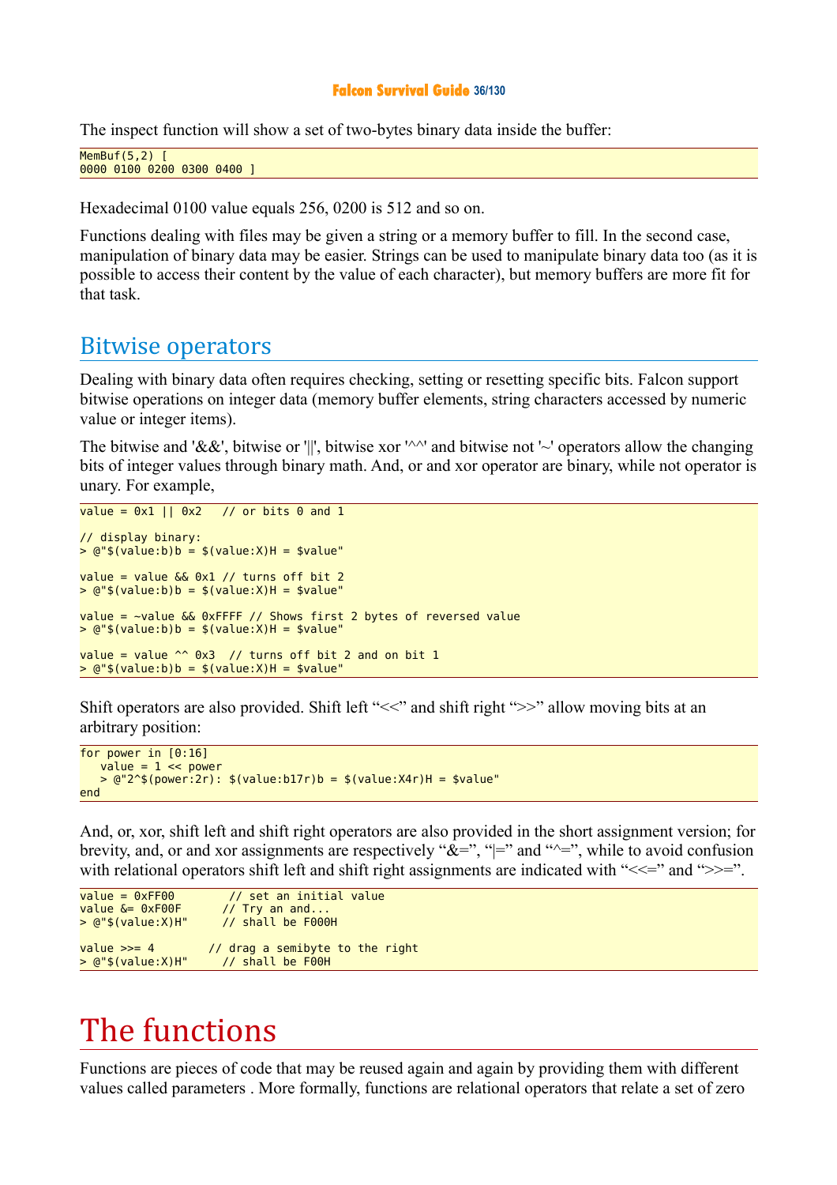The inspect function will show a set of two-bytes binary data inside the buffer:

```
MemBuf(5,2) [
0000 0100 0200 0300 0400 ]
```

Hexadecimal 0100 value equals 256, 0200 is 512 and so on.

Functions dealing with files may be given a string or a memory buffer to fill. In the second case, manipulation of binary data may be easier. Strings can be used to manipulate binary data too (as it is possible to access their content by the value of each character), but memory buffers are more fit for that task.

## Bitwise operators

Dealing with binary data often requires checking, setting or resetting specific bits. Falcon support bitwise operations on integer data (memory buffer elements, string characters accessed by numeric value or integer items).

The bitwise and '&&', bitwise or '||', bitwise xor '^^' and bitwise not '~' operators allow the changing bits of integer values through binary math. And, or and xor operator are binary, while not operator is unary. For example,

```
value = 0x1 || 0x2   // or bits 0 and 1

// display binary:
> @"$(value:b)b = $(value:X)H = $value"

value = value && 0x1 // turns off bit 2
> @"$(value:b)b = $(value:X)H = $value"

value = ~value && 0xFFFF // Shows first 2 bytes of reversed value
> @"$(value:b)b = $(value:X)H = $value"

value = value ^^ 0x3  // turns off bit 2 and on bit 1
> @"$(value:b)b = $(value:X)H = $value"
```

Shift operators are also provided. Shift left “<<” and shift right “>>” allow moving bits at an arbitrary position:

```
for power in [0:16]
   value = 1 << power
   > @"2^$(power:2r): $(value:b17r)b = $(value:X4r)H = $value"
end
```

And, or, xor, shift left and shift right operators are also provided in the short assignment version; for brevity, and, or and xor assignments are respectively “&=”, “|=” and “^=”, while to avoid confusion with relational operators shift left and shift right assignments are indicated with “<<=” and “>>=”.

```
value = 0xFF00        // set an initial value
value &= 0xF00F      // Try an and...
> @"$(value:X)H"     // shall be F000H

value >>= 4        // drag a semibyte to the right
> @"$(value:X)H"     // shall be F00H
```

# The functions

Functions are pieces of code that may be reused again and again by providing them with different values called parameters . More formally, functions are relational operators that relate a set of zero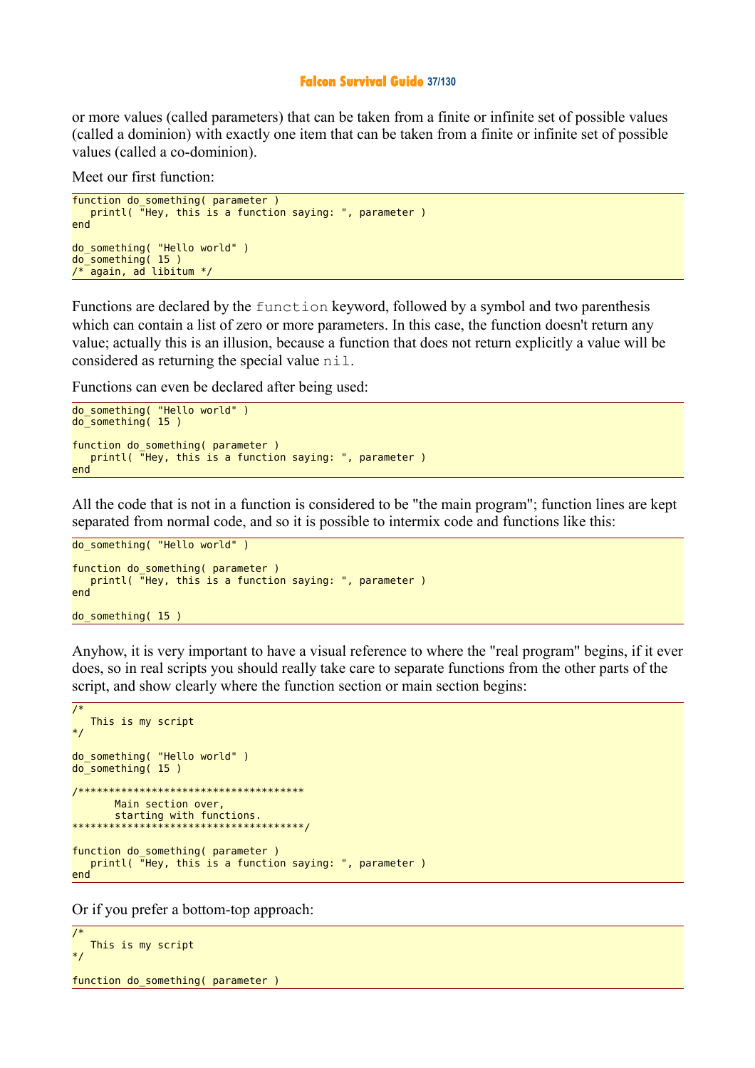or more values (called parameters) that can be taken from a finite or infinite set of possible values (called a dominion) with exactly one item that can be taken from a finite or infinite set of possible values (called a co-dominion).

Meet our first function:

```
function do_something( parameter )
   printl( "Hey, this is a function saying: ", parameter )
end

do_something( "Hello world" )
do_something( 15 )
/* again, ad libitum */
```

Functions are declared by the `function` keyword, followed by a symbol and two parenthesis which can contain a list of zero or more parameters. In this case, the function doesn't return any value; actually this is an illusion, because a function that does not return explicitly a value will be considered as returning the special value `nil`.

Functions can even be declared after being used:

```
do_something( "Hello world" )
do_something( 15 )

function do_something( parameter )
   printl( "Hey, this is a function saying: ", parameter )
end
```

All the code that is not in a function is considered to be "the main program"; function lines are kept separated from normal code, and so it is possible to intermix code and functions like this:

```
do_something( "Hello world" )

function do_something( parameter )
   printl( "Hey, this is a function saying: ", parameter )
end

do_something( 15 )
```

Anyhow, it is very important to have a visual reference to where the "real program" begins, if it ever does, so in real scripts you should really take care to separate functions from the other parts of the script, and show clearly where the function section or main section begins:

```
/*
   This is my script
*/

do_something( "Hello world" )
do_something( 15 )

/*************************************
       Main section over,
       starting with functions.
**************************************/

function do_something( parameter )
   printl( "Hey, this is a function saying: ", parameter )
end
```

Or if you prefer a bottom-top approach:

```
/*
   This is my script
*/

function do_something( parameter )
```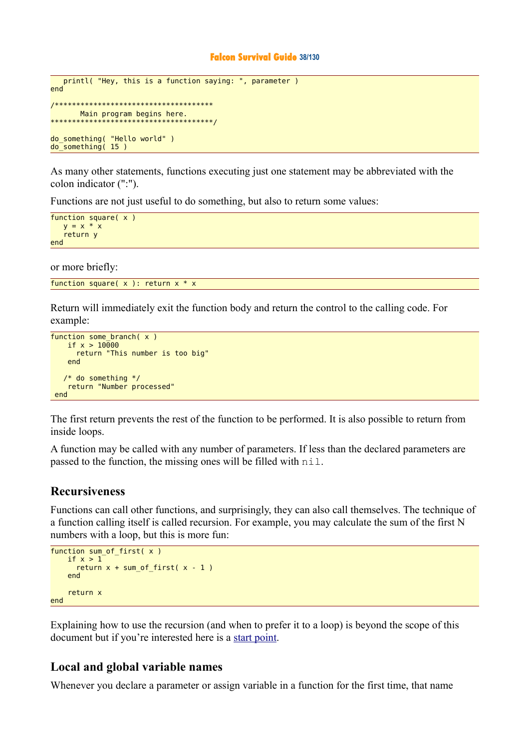```
   printl( "Hey, this is a function saying: ", parameter )
end

/*************************************
       Main program begins here.
*************************************/

do_something( "Hello world" )
do_something( 15 )
```

As many other statements, functions executing just one statement may be abbreviated with the colon indicator (":").

Functions are not just useful to do something, but also to return some values:

```
function square( x )
   y = x * x
   return y
end
```

or more briefly:

```
function square( x ): return x * x
```

Return will immediately exit the function body and return the control to the calling code. For example:

```
function some_branch( x )
    if x > 10000
      return "This number is too big"
    end

   /* do something */
    return "Number processed"
 end
```

The first return prevents the rest of the function to be performed. It is also possible to return from inside loops.

A function may be called with any number of parameters. If less than the declared parameters are passed to the function, the missing ones will be filled with `nil`.

## Recursiveness

Functions can call other functions, and surprisingly, they can also call themselves. The technique of a function calling itself is called recursion. For example, you may calculate the sum of the first N numbers with a loop, but this is more fun:

```
function sum_of_first( x )
    if x > 1
      return x + sum_of_first( x - 1 )
    end

    return x
end
```

Explaining how to use the recursion (and when to prefer it to a loop) is beyond the scope of this document but if you're interested here is a start point.

## Local and global variable names

Whenever you declare a parameter or assign variable in a function for the first time, that name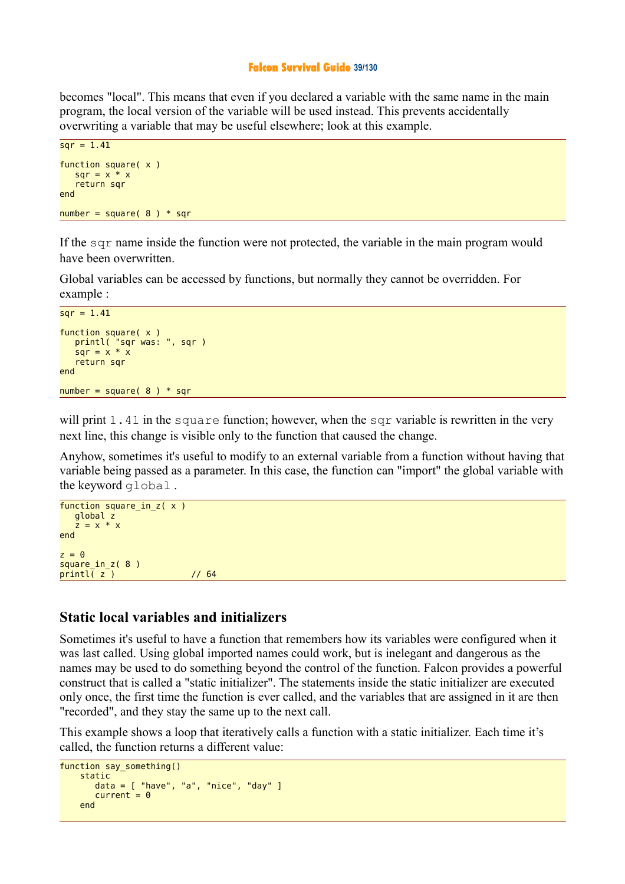becomes "local". This means that even if you declared a variable with the same name in the main program, the local version of the variable will be used instead. This prevents accidentally overwriting a variable that may be useful elsewhere; look at this example.

```
sqr = 1.41

function square( x )
   sqr = x * x
   return sqr
end

number = square( 8 ) * sqr
```

If the `sqr` name inside the function were not protected, the variable in the main program would have been overwritten.

Global variables can be accessed by functions, but normally they cannot be overridden. For example :

```
sqr = 1.41

function square( x )
   printl( "sqr was: ", sqr )
   sqr = x * x
   return sqr
end

number = square( 8 ) * sqr
```

will print `1.41` in the `square` function; however, when the `sqr` variable is rewritten in the very next line, this change is visible only to the function that caused the change.

Anyhow, sometimes it's useful to modify to an external variable from a function without having that variable being passed as a parameter. In this case, the function can "import" the global variable with the keyword `global`.

```
function square_in_z( x )
   global z
   z = x * x
end

z = 0
square_in_z( 8 )
printl( z )              // 64
```

## Static local variables and initializers

Sometimes it's useful to have a function that remembers how its variables were configured when it was last called. Using global imported names could work, but is inelegant and dangerous as the names may be used to do something beyond the control of the function. Falcon provides a powerful construct that is called a "static initializer". The statements inside the static initializer are executed only once, the first time the function is ever called, and the variables that are assigned in it are then "recorded", and they stay the same up to the next call.

This example shows a loop that iteratively calls a function with a static initializer. Each time it's called, the function returns a different value:

```
function say_something()
    static
       data = [ "have", "a", "nice", "day" ]
       current = 0
    end
```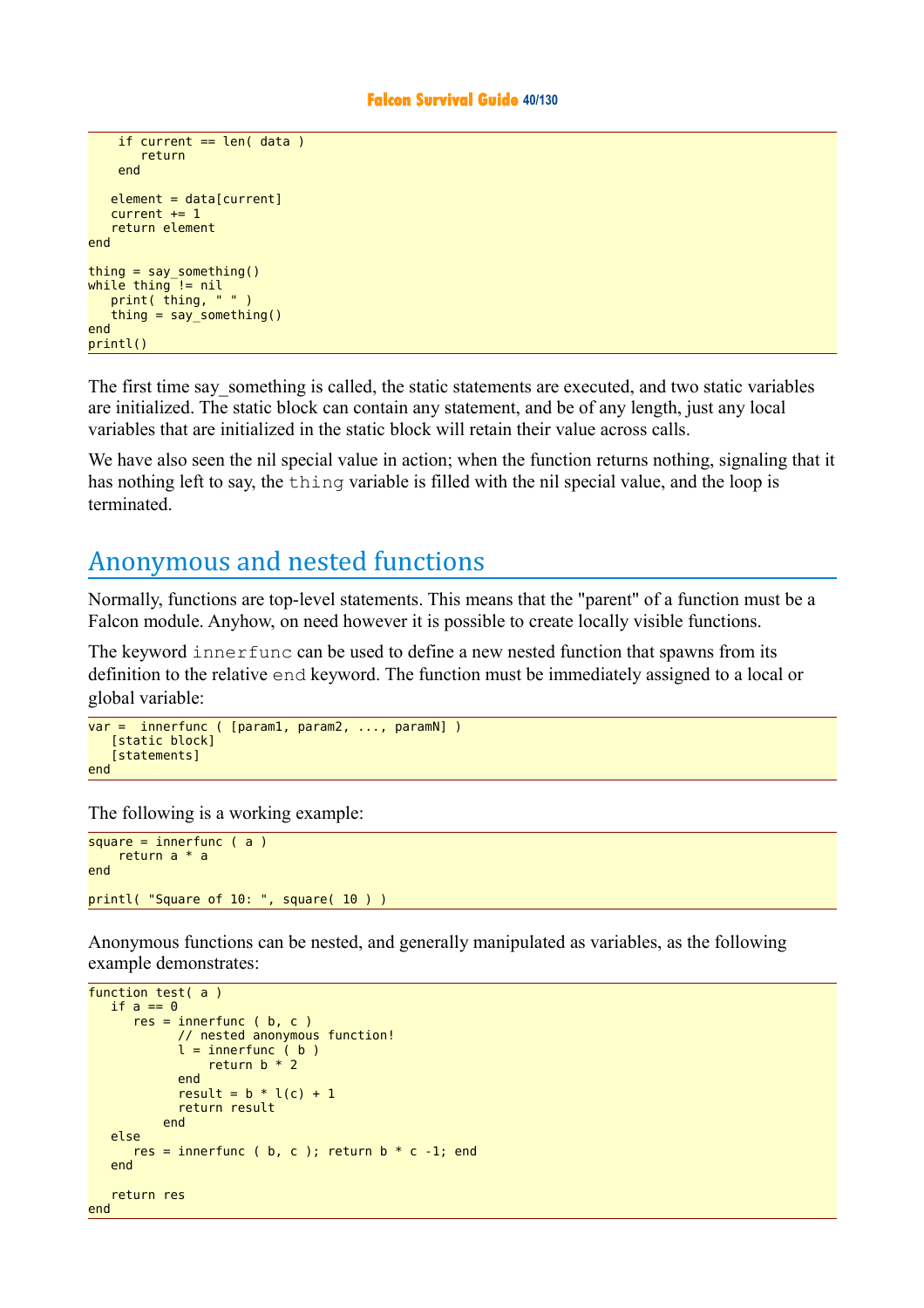```
    if current == len( data )
       return
    end

   element = data[current]
   current += 1
   return element
end

thing = say_something()
while thing != nil
   print( thing, " " )
   thing = say_something()
end
printl()
```

The first time say_something is called, the static statements are executed, and two static variables are initialized. The static block can contain any statement, and be of any length, just any local variables that are initialized in the static block will retain their value across calls.

We have also seen the nil special value in action; when the function returns nothing, signaling that it has nothing left to say, the `thing` variable is filled with the nil special value, and the loop is terminated.

## Anonymous and nested functions

Normally, functions are top-level statements. This means that the "parent" of a function must be a Falcon module. Anyhow, on need however it is possible to create locally visible functions.

The keyword `innerfunc` can be used to define a new nested function that spawns from its definition to the relative `end` keyword. The function must be immediately assigned to a local or global variable:

```
var =  innerfunc ( [param1, param2, ..., paramN] )
   [static block]
   [statements]
end
```

The following is a working example:

```
square = innerfunc ( a )
    return a * a
end

printl( "Square of 10: ", square( 10 ) )
```

Anonymous functions can be nested, and generally manipulated as variables, as the following example demonstrates:

```
function test( a )
   if a == 0
      res = innerfunc ( b, c )
           // nested anonymous function!
           l = innerfunc ( b )
               return b * 2
           end
           result = b * l(c) + 1
           return result
          end
   else
      res = innerfunc ( b, c ); return b * c -1; end
   end

   return res
end
```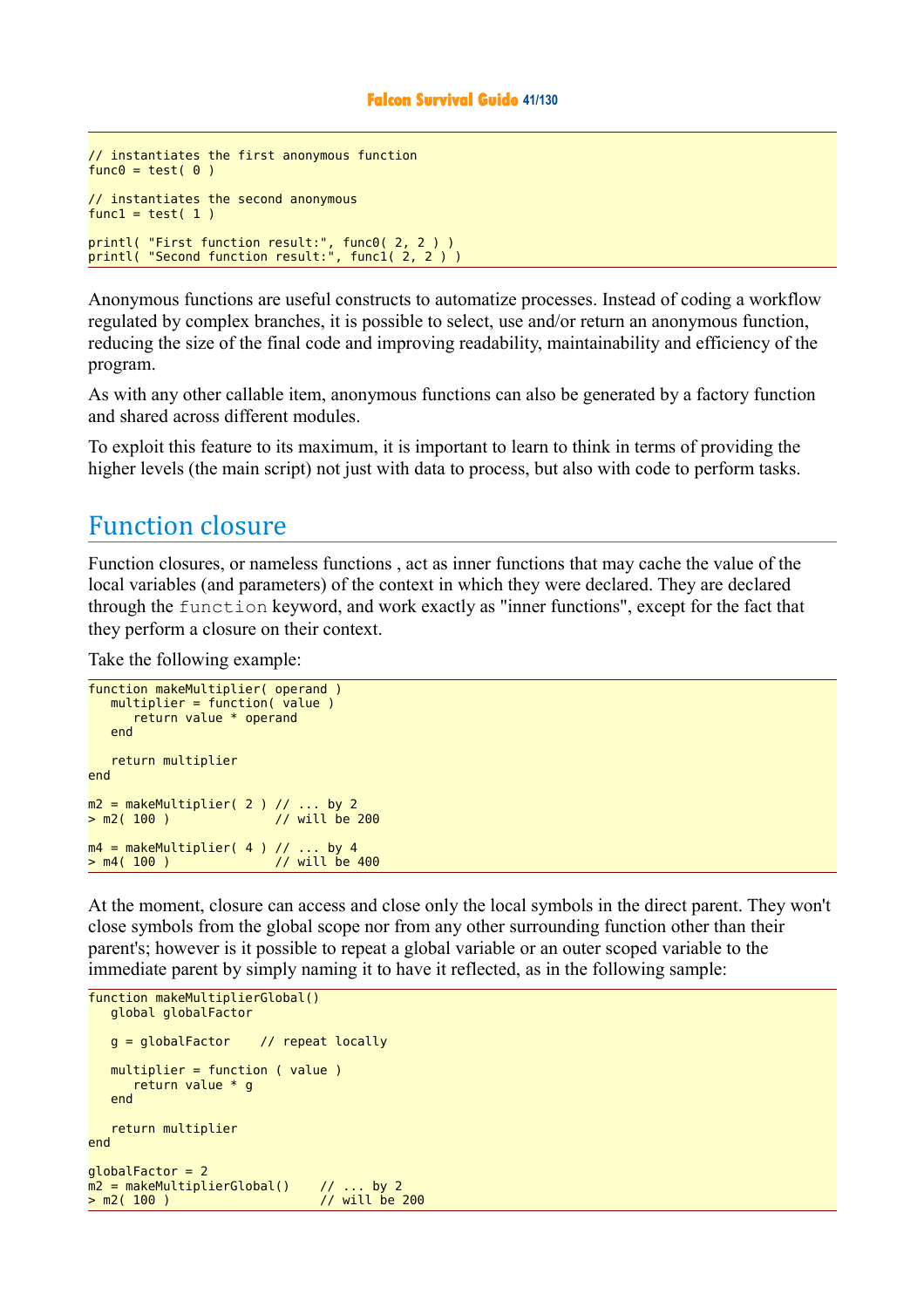```
// instantiates the first anonymous function
func0 = test( 0 )

// instantiates the second anonymous
func1 = test( 1 )

printl( "First function result:", func0( 2, 2 ) )
printl( "Second function result:", func1( 2, 2 ) )
```

Anonymous functions are useful constructs to automatize processes. Instead of coding a workflow regulated by complex branches, it is possible to select, use and/or return an anonymous function, reducing the size of the final code and improving readability, maintainability and efficiency of the program.

As with any other callable item, anonymous functions can also be generated by a factory function and shared across different modules.

To exploit this feature to its maximum, it is important to learn to think in terms of providing the higher levels (the main script) not just with data to process, but also with code to perform tasks.

## Function closure

Function closures, or nameless functions , act as inner functions that may cache the value of the local variables (and parameters) of the context in which they were declared. They are declared through the `function` keyword, and work exactly as "inner functions", except for the fact that they perform a closure on their context.

Take the following example:

```
function makeMultiplier( operand )
   multiplier = function( value )
      return value * operand
   end

   return multiplier
end

m2 = makeMultiplier( 2 ) // ... by 2
> m2( 100 )             // will be 200

m4 = makeMultiplier( 4 ) // ... by 4
> m4( 100 )             // will be 400
```

At the moment, closure can access and close only the local symbols in the direct parent. They won't close symbols from the global scope nor from any other surrounding function other than their parent's; however is it possible to repeat a global variable or an outer scoped variable to the immediate parent by simply naming it to have it reflected, as in the following sample:

```
function makeMultiplierGlobal()
   global globalFactor

   g = globalFactor    // repeat locally

   multiplier = function ( value )
      return value * g
   end

   return multiplier
end

globalFactor = 2
m2 = makeMultiplierGlobal()    // ... by 2
> m2( 100 )                    // will be 200
```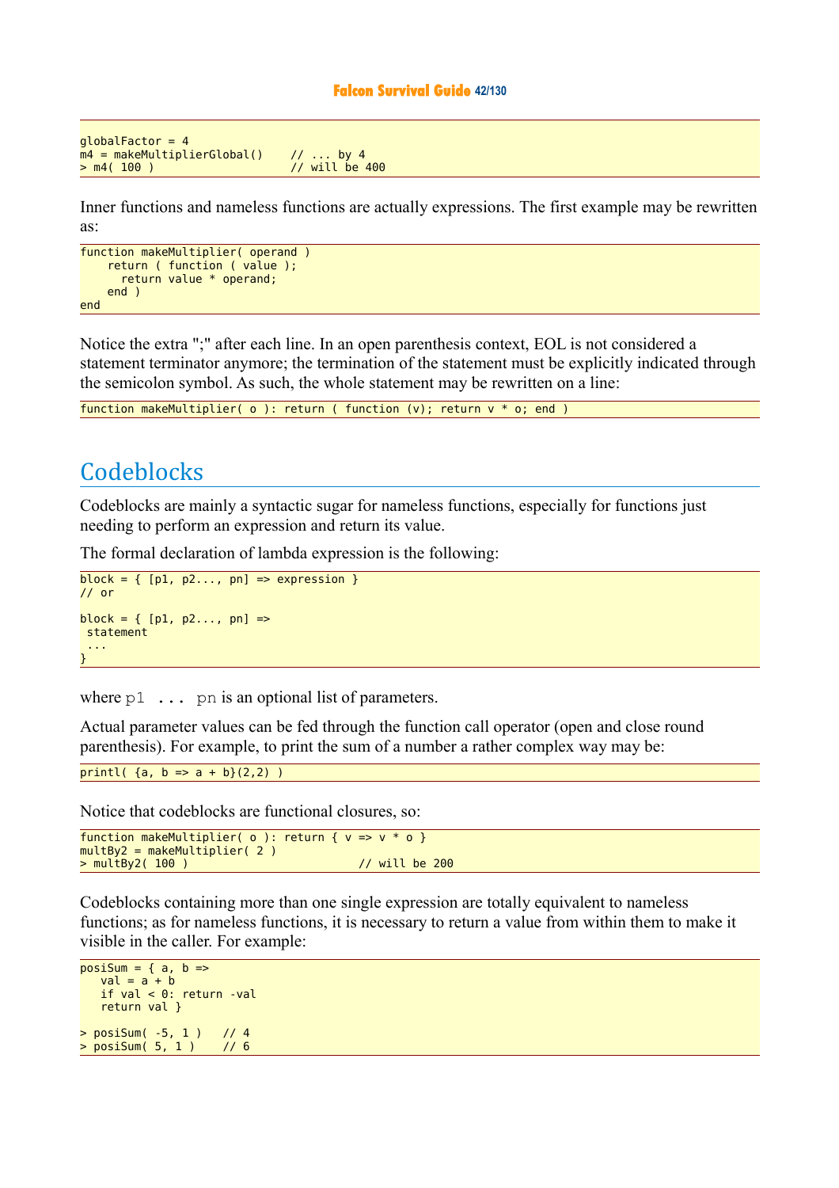```
globalFactor = 4
m4 = makeMultiplierGlobal()    // ... by 4
> m4( 100 )                    // will be 400
```

Inner functions and nameless functions are actually expressions. The first example may be rewritten as:

```
function makeMultiplier( operand )
    return ( function ( value );
      return value * operand;
    end )
end
```

Notice the extra ";" after each line. In an open parenthesis context, EOL is not considered a statement terminator anymore; the termination of the statement must be explicitly indicated through the semicolon symbol. As such, the whole statement may be rewritten on a line:

```
function makeMultiplier( o ): return ( function (v); return v * o; end )
```

## Codeblocks

Codeblocks are mainly a syntactic sugar for nameless functions, especially for functions just needing to perform an expression and return its value.

The formal declaration of lambda expression is the following:

```
block = { [p1, p2..., pn] => expression }
// or

block = { [p1, p2..., pn] =>
 statement
 ...
}
```

where `p1 ... pn` is an optional list of parameters.

Actual parameter values can be fed through the function call operator (open and close round parenthesis). For example, to print the sum of a number a rather complex way may be:

```
printl( {a, b => a + b}(2,2) )
```

Notice that codeblocks are functional closures, so:

```
function makeMultiplier( o ): return { v => v * o }
multBy2 = makeMultiplier( 2 )
> multBy2( 100 )                       // will be 200
```

Codeblocks containing more than one single expression are totally equivalent to nameless functions; as for nameless functions, it is necessary to return a value from within them to make it visible in the caller. For example:

```
posiSum = { a, b =>
   val = a + b
   if val < 0: return -val
   return val }

> posiSum( -5, 1 )   // 4
> posiSum( 5, 1 )    // 6
```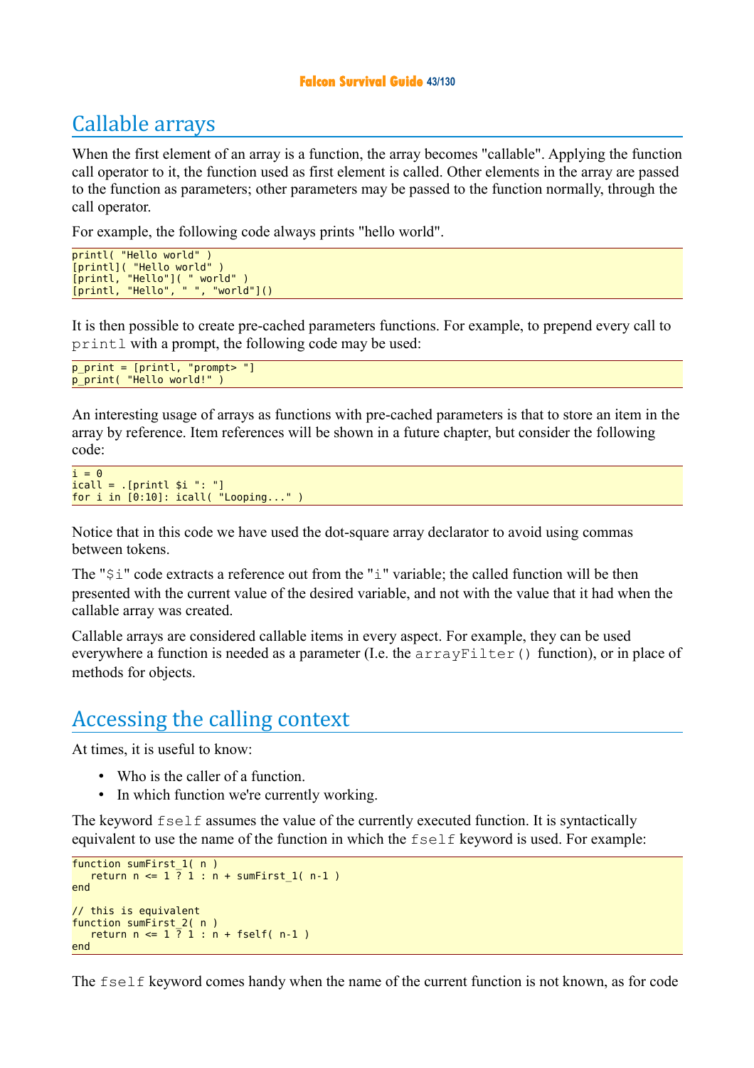# Callable arrays

When the first element of an array is a function, the array becomes "callable". Applying the function call operator to it, the function used as first element is called. Other elements in the array are passed to the function as parameters; other parameters may be passed to the function normally, through the call operator.

For example, the following code always prints "hello world".

```
printl( "Hello world" )
[printl]( "Hello world" )
[printl, "Hello"]( " world" )
[printl, "Hello", " ", "world"]()
```

It is then possible to create pre-cached parameters functions. For example, to prepend every call to `printl` with a prompt, the following code may be used:

```
p_print = [printl, "prompt> "]
p_print( "Hello world!" )
```

An interesting usage of arrays as functions with pre-cached parameters is that to store an item in the array by reference. Item references will be shown in a future chapter, but consider the following code:

```
i = 0
icall = .[printl $i ": "]
for i in [0:10]: icall( "Looping..." )
```

Notice that in this code we have used the dot-square array declarator to avoid using commas between tokens.

The "`$i`" code extracts a reference out from the "`i`" variable; the called function will be then presented with the current value of the desired variable, and not with the value that it had when the callable array was created.

Callable arrays are considered callable items in every aspect. For example, they can be used everywhere a function is needed as a parameter (I.e. the `arrayFilter()` function), or in place of methods for objects.

# Accessing the calling context

At times, it is useful to know:

- Who is the caller of a function.
- In which function we're currently working.

The keyword `fself` assumes the value of the currently executed function. It is syntactically equivalent to use the name of the function in which the `fself` keyword is used. For example:

```
function sumFirst_1( n )
   return n <= 1 ? 1 : n + sumFirst_1( n-1 )
end

// this is equivalent
function sumFirst_2( n )
   return n <= 1 ? 1 : n + fself( n-1 )
end
```

The `fself` keyword comes handy when the name of the current function is not known, as for code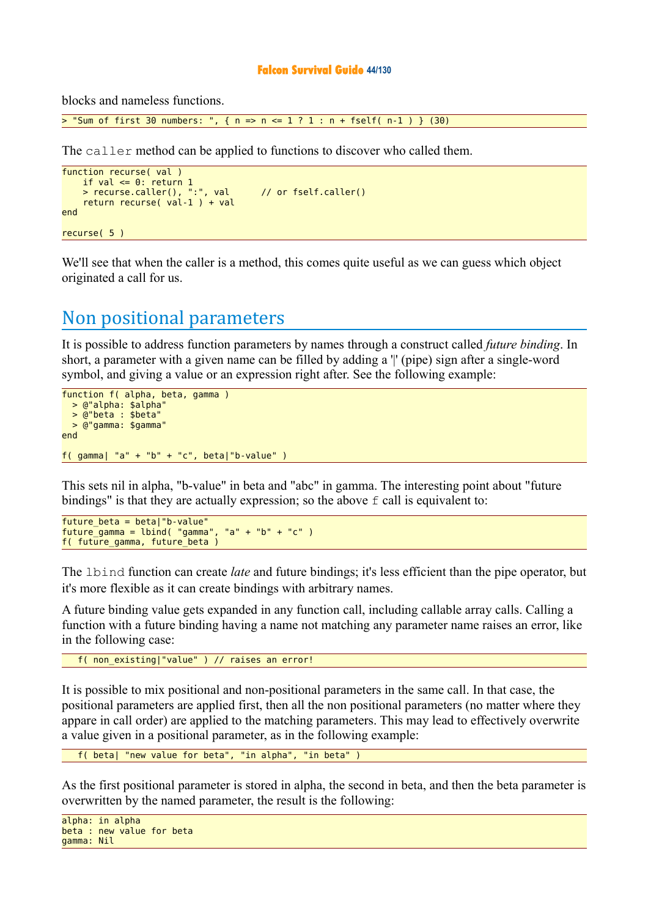blocks and nameless functions.

```
> "Sum of first 30 numbers: ", { n => n <= 1 ? 1 : n + fself( n-1 ) } (30)
```

The `caller` method can be applied to functions to discover who called them.

```
function recurse( val )
    if val <= 0: return 1
    > recurse.caller(), ":", val      // or fself.caller()
    return recurse( val-1 ) + val
end

recurse( 5 )
```

We'll see that when the caller is a method, this comes quite useful as we can guess which object originated a call for us.

## Non positional parameters

It is possible to address function parameters by names through a construct called *future binding*. In short, a parameter with a given name can be filled by adding a '|' (pipe) sign after a single-word symbol, and giving a value or an expression right after. See the following example:

```
function f( alpha, beta, gamma )
  > @"alpha: $alpha"
  > @"beta : $beta"
  > @"gamma: $gamma"
end

f( gamma| "a" + "b" + "c", beta|"b-value" )
```

This sets nil in alpha, "b-value" in beta and "abc" in gamma. The interesting point about "future bindings" is that they are actually expression; so the above `f` call is equivalent to:

```
future_beta = beta|"b-value"
future_gamma = lbind( "gamma", "a" + "b" + "c" )
f( future_gamma, future_beta )
```

The `lbind` function can create *late* and future bindings; it's less efficient than the pipe operator, but it's more flexible as it can create bindings with arbitrary names.

A future binding value gets expanded in any function call, including callable array calls. Calling a function with a future binding having a name not matching any parameter name raises an error, like in the following case:

```
   f( non_existing|"value" ) // raises an error!
```

It is possible to mix positional and non-positional parameters in the same call. In that case, the positional parameters are applied first, then all the non positional parameters (no matter where they appare in call order) are applied to the matching parameters. This may lead to effectively overwrite a value given in a positional parameter, as in the following example:

```
   f( beta| "new value for beta", "in alpha", "in beta" )
```

As the first positional parameter is stored in alpha, the second in beta, and then the beta parameter is overwritten by the named parameter, the result is the following:

```
alpha: in alpha
beta : new value for beta
gamma: Nil
```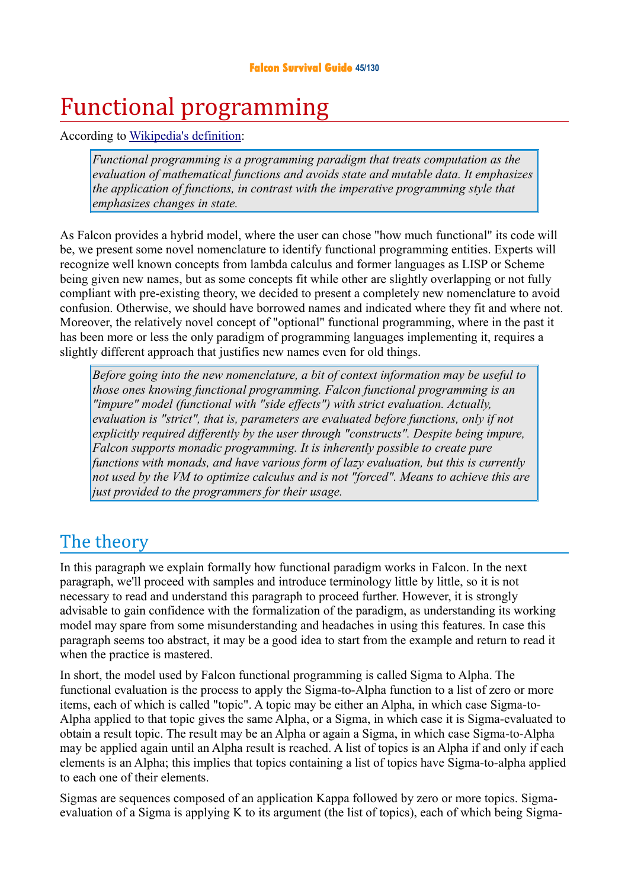# Functional programming

According to [Wikipedia's definition](Wikipedia's definition):

> *Functional programming is a programming paradigm that treats computation as the evaluation of mathematical functions and avoids state and mutable data. It emphasizes the application of functions, in contrast with the imperative programming style that emphasizes changes in state.*

As Falcon provides a hybrid model, where the user can chose "how much functional" its code will be, we present some novel nomenclature to identify functional programming entities. Experts will recognize well known concepts from lambda calculus and former languages as LISP or Scheme being given new names, but as some concepts fit while other are slightly overlapping or not fully compliant with pre-existing theory, we decided to present a completely new nomenclature to avoid confusion. Otherwise, we should have borrowed names and indicated where they fit and where not. Moreover, the relatively novel concept of "optional" functional programming, where in the past it has been more or less the only paradigm of programming languages implementing it, requires a slightly different approach that justifies new names even for old things.

> *Before going into the new nomenclature, a bit of context information may be useful to those ones knowing functional programming. Falcon functional programming is an "impure" model (functional with "side effects") with strict evaluation. Actually, evaluation is "strict", that is, parameters are evaluated before functions, only if not explicitly required differently by the user through "constructs". Despite being impure, Falcon supports monadic programming. It is inherently possible to create pure functions with monads, and have various form of lazy evaluation, but this is currently not used by the VM to optimize calculus and is not "forced". Means to achieve this are just provided to the programmers for their usage.*

## The theory

In this paragraph we explain formally how functional paradigm works in Falcon. In the next paragraph, we'll proceed with samples and introduce terminology little by little, so it is not necessary to read and understand this paragraph to proceed further. However, it is strongly advisable to gain confidence with the formalization of the paradigm, as understanding its working model may spare from some misunderstanding and headaches in using this features. In case this paragraph seems too abstract, it may be a good idea to start from the example and return to read it when the practice is mastered.

In short, the model used by Falcon functional programming is called Sigma to Alpha. The functional evaluation is the process to apply the Sigma-to-Alpha function to a list of zero or more items, each of which is called "topic". A topic may be either an Alpha, in which case Sigma-to-Alpha applied to that topic gives the same Alpha, or a Sigma, in which case it is Sigma-evaluated to obtain a result topic. The result may be an Alpha or again a Sigma, in which case Sigma-to-Alpha may be applied again until an Alpha result is reached. A list of topics is an Alpha if and only if each elements is an Alpha; this implies that topics containing a list of topics have Sigma-to-alpha applied to each one of their elements.

Sigmas are sequences composed of an application Kappa followed by zero or more topics. Sigma-evaluation of a Sigma is applying K to its argument (the list of topics), each of which being Sigma-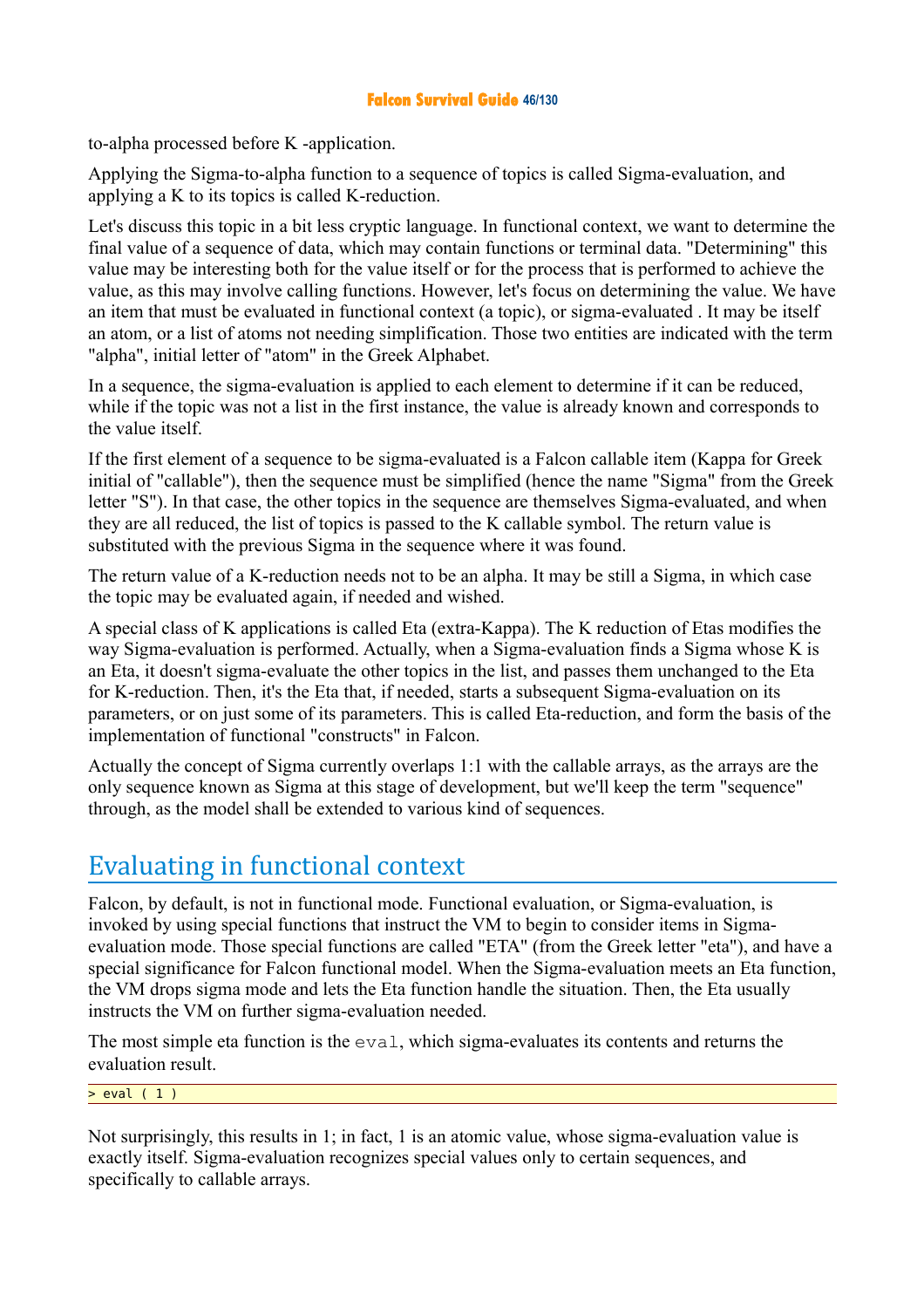to-alpha processed before K -application.

Applying the Sigma-to-alpha function to a sequence of topics is called Sigma-evaluation, and applying a K to its topics is called K-reduction.

Let's discuss this topic in a bit less cryptic language. In functional context, we want to determine the final value of a sequence of data, which may contain functions or terminal data. "Determining" this value may be interesting both for the value itself or for the process that is performed to achieve the value, as this may involve calling functions. However, let's focus on determining the value. We have an item that must be evaluated in functional context (a topic), or sigma-evaluated . It may be itself an atom, or a list of atoms not needing simplification. Those two entities are indicated with the term "alpha", initial letter of "atom" in the Greek Alphabet.

In a sequence, the sigma-evaluation is applied to each element to determine if it can be reduced, while if the topic was not a list in the first instance, the value is already known and corresponds to the value itself.

If the first element of a sequence to be sigma-evaluated is a Falcon callable item (Kappa for Greek initial of "callable"), then the sequence must be simplified (hence the name "Sigma" from the Greek letter "S"). In that case, the other topics in the sequence are themselves Sigma-evaluated, and when they are all reduced, the list of topics is passed to the K callable symbol. The return value is substituted with the previous Sigma in the sequence where it was found.

The return value of a K-reduction needs not to be an alpha. It may be still a Sigma, in which case the topic may be evaluated again, if needed and wished.

A special class of K applications is called Eta (extra-Kappa). The K reduction of Etas modifies the way Sigma-evaluation is performed. Actually, when a Sigma-evaluation finds a Sigma whose K is an Eta, it doesn't sigma-evaluate the other topics in the list, and passes them unchanged to the Eta for K-reduction. Then, it's the Eta that, if needed, starts a subsequent Sigma-evaluation on its parameters, or on just some of its parameters. This is called Eta-reduction, and form the basis of the implementation of functional "constructs" in Falcon.

Actually the concept of Sigma currently overlaps 1:1 with the callable arrays, as the arrays are the only sequence known as Sigma at this stage of development, but we'll keep the term "sequence" through, as the model shall be extended to various kind of sequences.

## Evaluating in functional context

Falcon, by default, is not in functional mode. Functional evaluation, or Sigma-evaluation, is invoked by using special functions that instruct the VM to begin to consider items in Sigma-evaluation mode. Those special functions are called "ETA" (from the Greek letter "eta"), and have a special significance for Falcon functional model. When the Sigma-evaluation meets an Eta function, the VM drops sigma mode and lets the Eta function handle the situation. Then, the Eta usually instructs the VM on further sigma-evaluation needed.

The most simple eta function is the `eval`, which sigma-evaluates its contents and returns the evaluation result.

```
> eval ( 1 )
```

Not surprisingly, this results in 1; in fact, 1 is an atomic value, whose sigma-evaluation value is exactly itself. Sigma-evaluation recognizes special values only to certain sequences, and specifically to callable arrays.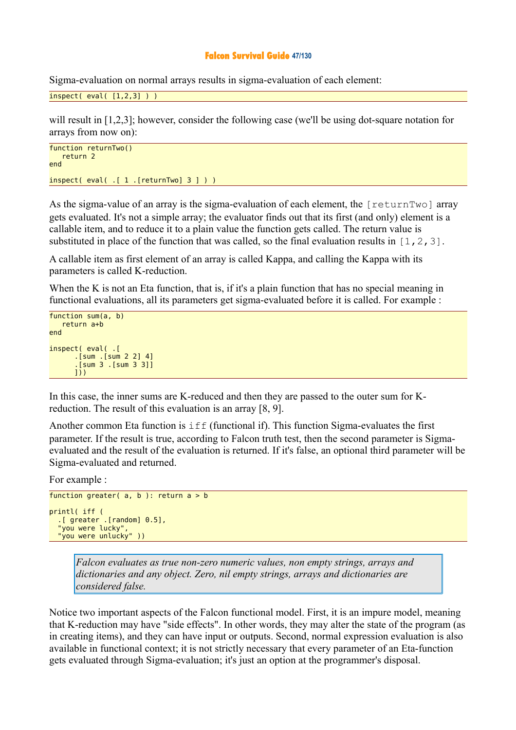Sigma-evaluation on normal arrays results in sigma-evaluation of each element:

```
inspect( eval( [1,2,3] ) )
```

will result in [1,2,3]; however, consider the following case (we'll be using dot-square notation for arrays from now on):

```
function returnTwo()
   return 2
end

inspect( eval( .[ 1 .[returnTwo] 3 ] ) )
```

As the sigma-value of an array is the sigma-evaluation of each element, the `[returnTwo]` array gets evaluated. It's not a simple array; the evaluator finds out that its first (and only) element is a callable item, and to reduce it to a plain value the function gets called. The return value is substituted in place of the function that was called, so the final evaluation results in `[1,2,3]`.

A callable item as first element of an array is called Kappa, and calling the Kappa with its parameters is called K-reduction.

When the K is not an Eta function, that is, if it's a plain function that has no special meaning in functional evaluations, all its parameters get sigma-evaluated before it is called. For example :

```
function sum(a, b)
   return a+b
end

inspect( eval( .[
      .[sum .[sum 2 2] 4]
      .[sum 3 .[sum 3 3]]
      ]))
```

In this case, the inner sums are K-reduced and then they are passed to the outer sum for K-reduction. The result of this evaluation is an array [8, 9].

Another common Eta function is `iff` (functional if). This function Sigma-evaluates the first parameter. If the result is true, according to Falcon truth test, then the second parameter is Sigma-evaluated and the result of the evaluation is returned. If it's false, an optional third parameter will be Sigma-evaluated and returned.

For example :

```
function greater( a, b ): return a > b

printl( iff (
  .[ greater .[random] 0.5],
  "you were lucky",
  "you were unlucky" ))
```

> *Falcon evaluates as true non-zero numeric values, non empty strings, arrays and dictionaries and any object. Zero, nil empty strings, arrays and dictionaries are considered false.*

Notice two important aspects of the Falcon functional model. First, it is an impure model, meaning that K-reduction may have "side effects". In other words, they may alter the state of the program (as in creating items), and they can have input or outputs. Second, normal expression evaluation is also available in functional context; it is not strictly necessary that every parameter of an Eta-function gets evaluated through Sigma-evaluation; it's just an option at the programmer's disposal.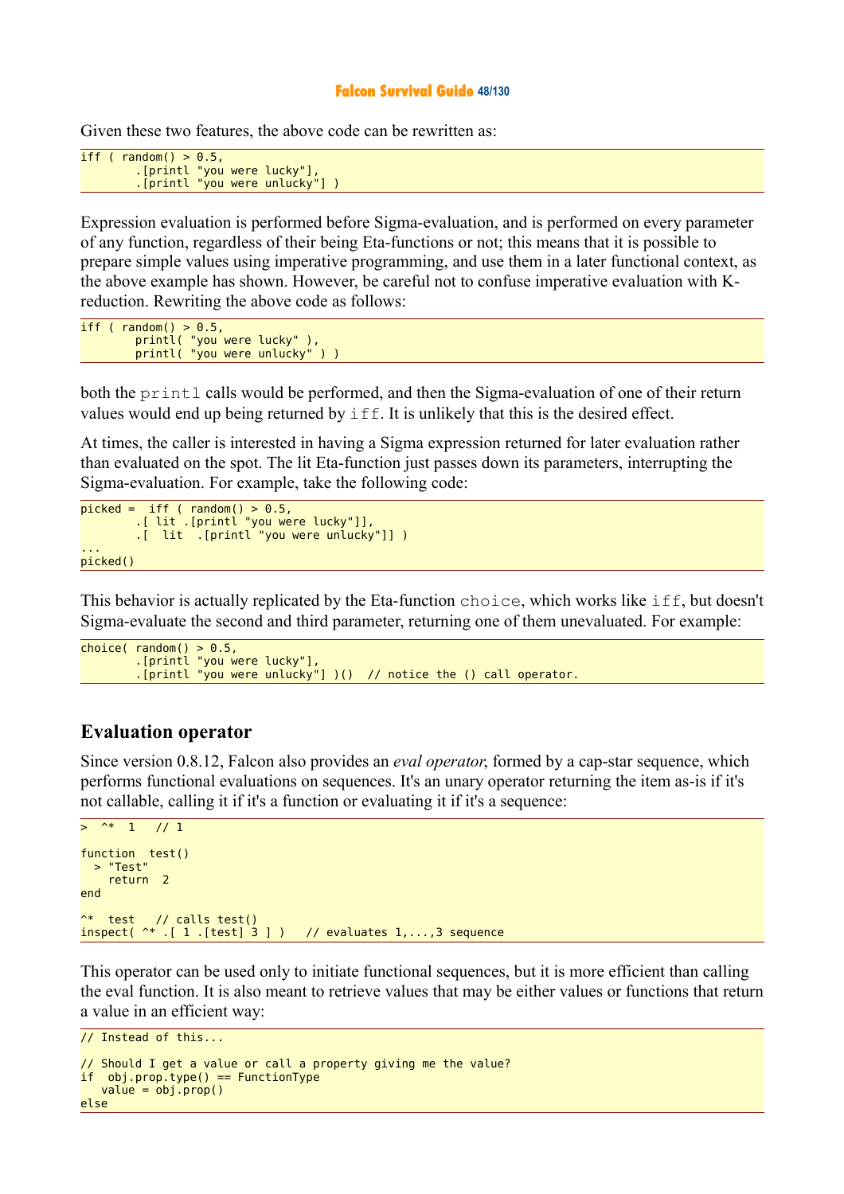Given these two features, the above code can be rewritten as:

```
iff ( random() > 0.5,
        .[printl "you were lucky"],
        .[printl "you were unlucky"] )
```

Expression evaluation is performed before Sigma-evaluation, and is performed on every parameter of any function, regardless of their being Eta-functions or not; this means that it is possible to prepare simple values using imperative programming, and use them in a later functional context, as the above example has shown. However, be careful not to confuse imperative evaluation with K-reduction. Rewriting the above code as follows:

```
iff ( random() > 0.5,
        printl( "you were lucky" ),
        printl( "you were unlucky" ) )
```

both the `printl` calls would be performed, and then the Sigma-evaluation of one of their return values would end up being returned by `iff`. It is unlikely that this is the desired effect.

At times, the caller is interested in having a Sigma expression returned for later evaluation rather than evaluated on the spot. The lit Eta-function just passes down its parameters, interrupting the Sigma-evaluation. For example, take the following code:

```
picked =  iff ( random() > 0.5,
        .[ lit .[printl "you were lucky"]],
        .[  lit  .[printl "you were unlucky"]] )
...
picked()
```

This behavior is actually replicated by the Eta-function `choice`, which works like `iff`, but doesn't Sigma-evaluate the second and third parameter, returning one of them unevaluated. For example:

```
choice( random() > 0.5,
        .[printl "you were lucky"],
        .[printl "you were unlucky"] )()  // notice the () call operator.
```

## Evaluation operator

Since version 0.8.12, Falcon also provides an *eval operator*, formed by a cap-star sequence, which performs functional evaluations on sequences. It's an unary operator returning the item as-is if it's not callable, calling it if it's a function or evaluating it if it's a sequence:

```
>  ^*  1   // 1

function  test()
  > "Test"
    return  2
end

^*  test   // calls test()
inspect( ^* .[ 1 .[test] 3 ] )   // evaluates 1,...,3 sequence
```

This operator can be used only to initiate functional sequences, but it is more efficient than calling the eval function. It is also meant to retrieve values that may be either values or functions that return a value in an efficient way:

```
// Instead of this...

// Should I get a value or call a property giving me the value?
if  obj.prop.type() == FunctionType
   value = obj.prop()
else
```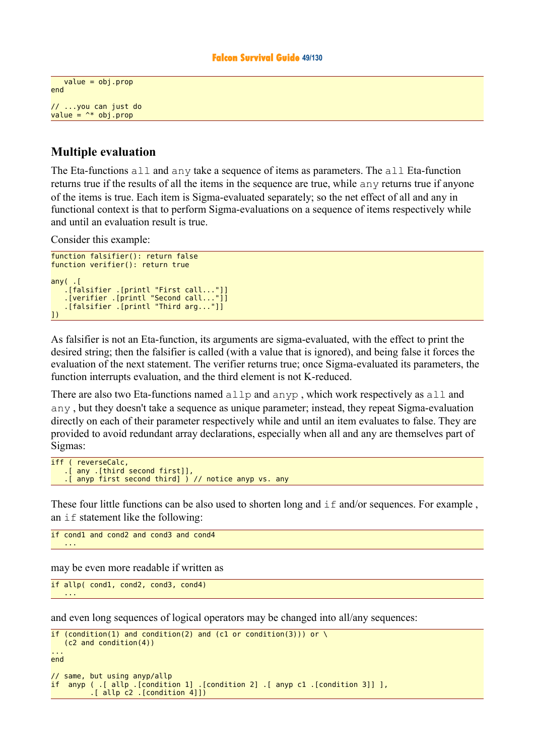```
   value = obj.prop
end

// ...you can just do
value = ^* obj.prop
```

## Multiple evaluation

The Eta-functions `all` and `any` take a sequence of items as parameters. The `all` Eta-function returns true if the results of all the items in the sequence are true, while `any` returns true if anyone of the items is true. Each item is Sigma-evaluated separately; so the net effect of all and any in functional context is that to perform Sigma-evaluations on a sequence of items respectively while and until an evaluation result is true.

Consider this example:

```
function falsifier(): return false
function verifier(): return true

any( .[
   .[falsifier .[printl "First call..."]]
   .[verifier .[printl "Second call..."]]
   .[falsifier .[printl "Third arg..."]]
])
```

As falsifier is not an Eta-function, its arguments are sigma-evaluated, with the effect to print the desired string; then the falsifier is called (with a value that is ignored), and being false it forces the evaluation of the next statement. The verifier returns true; once Sigma-evaluated its parameters, the function interrupts evaluation, and the third element is not K-reduced.

There are also two Eta-functions named `allp` and `anyp` , which work respectively as `all` and `any` , but they doesn't take a sequence as unique parameter; instead, they repeat Sigma-evaluation directly on each of their parameter respectively while and until an item evaluates to false. They are provided to avoid redundant array declarations, especially when all and any are themselves part of Sigmas:

```
iff ( reverseCalc,
   .[ any .[third second first]],
   .[ anyp first second third] ) // notice anyp vs. any
```

These four little functions can be also used to shorten long and `if` and/or sequences. For example , an `if` statement like the following:

```
if cond1 and cond2 and cond3 and cond4
   ...
```

may be even more readable if written as

```
if allp( cond1, cond2, cond3, cond4)
   ...
```

and even long sequences of logical operators may be changed into all/any sequences:

```
if (condition(1) and condition(2) and (c1 or condition(3))) or \
   (c2 and condition(4))
...
end

// same, but using anyp/allp
if  anyp ( .[ allp .[condition 1] .[condition 2] .[ anyp c1 .[condition 3]] ],
         .[ allp c2 .[condition 4]])
```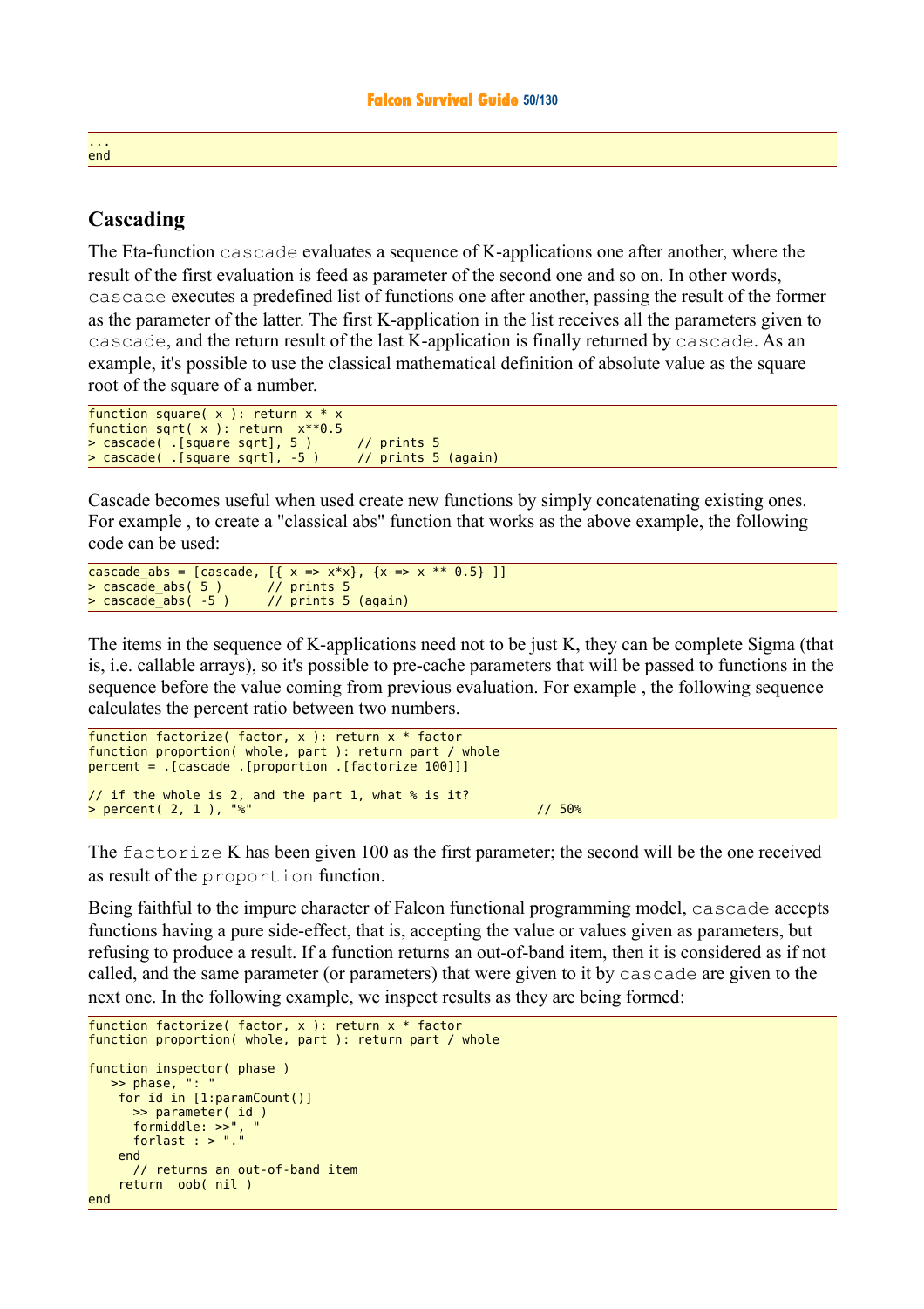```
...
end
```

## Cascading

The Eta-function `cascade` evaluates a sequence of K-applications one after another, where the result of the first evaluation is feed as parameter of the second one and so on. In other words, `cascade` executes a predefined list of functions one after another, passing the result of the former as the parameter of the latter. The first K-application in the list receives all the parameters given to `cascade`, and the return result of the last K-application is finally returned by `cascade`. As an example, it's possible to use the classical mathematical definition of absolute value as the square root of the square of a number.

```
function square( x ): return x * x
function sqrt( x ): return  x**0.5
> cascade( .[square sqrt], 5 )      // prints 5
> cascade( .[square sqrt], -5 )     // prints 5 (again)
```

Cascade becomes useful when used create new functions by simply concatenating existing ones. For example , to create a "classical abs" function that works as the above example, the following code can be used:

```
cascade_abs = [cascade, [{ x => x*x}, {x => x ** 0.5} ]]
> cascade_abs( 5 )      // prints 5
> cascade_abs( -5 )     // prints 5 (again)
```

The items in the sequence of K-applications need not to be just K, they can be complete Sigma (that is, i.e. callable arrays), so it's possible to pre-cache parameters that will be passed to functions in the sequence before the value coming from previous evaluation. For example , the following sequence calculates the percent ratio between two numbers.

```
function factorize( factor, x ): return x * factor
function proportion( whole, part ): return part / whole
percent = .[cascade .[proportion .[factorize 100]]]

// if the whole is 2, and the part 1, what % is it?
> percent( 2, 1 ), "%"                                   // 50%
```

The `factorize` K has been given 100 as the first parameter; the second will be the one received as result of the `proportion` function.

Being faithful to the impure character of Falcon functional programming model, `cascade` accepts functions having a pure side-effect, that is, accepting the value or values given as parameters, but refusing to produce a result. If a function returns an out-of-band item, then it is considered as if not called, and the same parameter (or parameters) that were given to it by `cascade` are given to the next one. In the following example, we inspect results as they are being formed:

```
function factorize( factor, x ): return x * factor
function proportion( whole, part ): return part / whole

function inspector( phase )
   >> phase, ": "
    for id in [1:paramCount()]
      >> parameter( id )
      formiddle: >>", "
      forlast : > "."
    end
      // returns an out-of-band item
    return  oob( nil )
end
```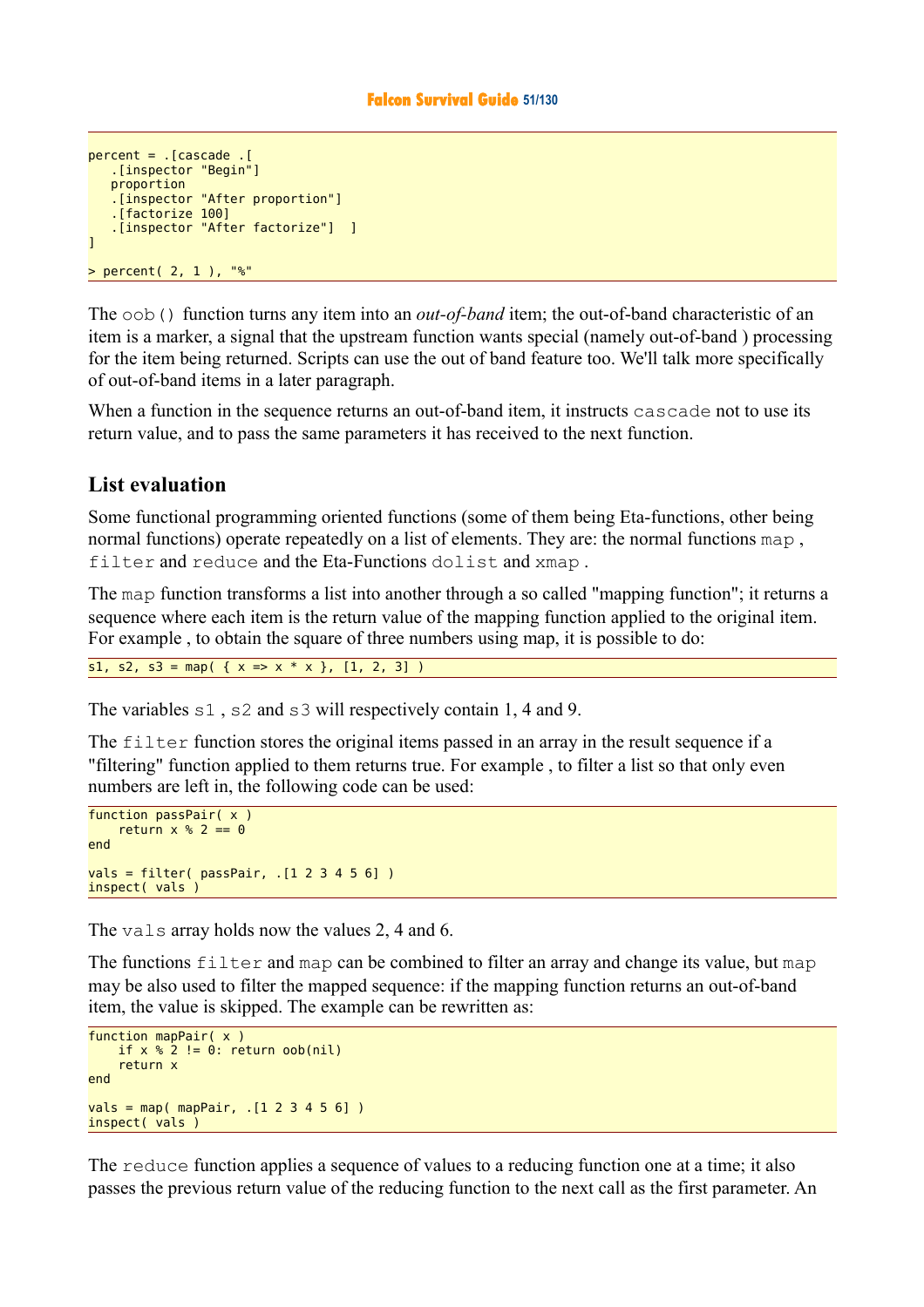```
percent = .[cascade .[
   .[inspector "Begin"]
   proportion
   .[inspector "After proportion"]
   .[factorize 100]
   .[inspector "After factorize"]  ]
]

> percent( 2, 1 ), "%"
```

The `oob()` function turns any item into an *out-of-band* item; the out-of-band characteristic of an item is a marker, a signal that the upstream function wants special (namely out-of-band ) processing for the item being returned. Scripts can use the out of band feature too. We'll talk more specifically of out-of-band items in a later paragraph.

When a function in the sequence returns an out-of-band item, it instructs `cascade` not to use its return value, and to pass the same parameters it has received to the next function.

## List evaluation

Some functional programming oriented functions (some of them being Eta-functions, other being normal functions) operate repeatedly on a list of elements. They are: the normal functions `map` , `filter` and `reduce` and the Eta-Functions `dolist` and `xmap` .

The `map` function transforms a list into another through a so called "mapping function"; it returns a sequence where each item is the return value of the mapping function applied to the original item. For example , to obtain the square of three numbers using map, it is possible to do:

```
s1, s2, s3 = map( { x => x * x }, [1, 2, 3] )
```

The variables `s1` , `s2` and `s3` will respectively contain 1, 4 and 9.

The `filter` function stores the original items passed in an array in the result sequence if a "filtering" function applied to them returns true. For example , to filter a list so that only even numbers are left in, the following code can be used:

```
function passPair( x )
    return x % 2 == 0
end

vals = filter( passPair, .[1 2 3 4 5 6] )
inspect( vals )
```

The `vals` array holds now the values 2, 4 and 6.

The functions `filter` and `map` can be combined to filter an array and change its value, but `map` may be also used to filter the mapped sequence: if the mapping function returns an out-of-band item, the value is skipped. The example can be rewritten as:

```
function mapPair( x )
    if x % 2 != 0: return oob(nil)
    return x
end

vals = map( mapPair, .[1 2 3 4 5 6] )
inspect( vals )
```

The `reduce` function applies a sequence of values to a reducing function one at a time; it also passes the previous return value of the reducing function to the next call as the first parameter. An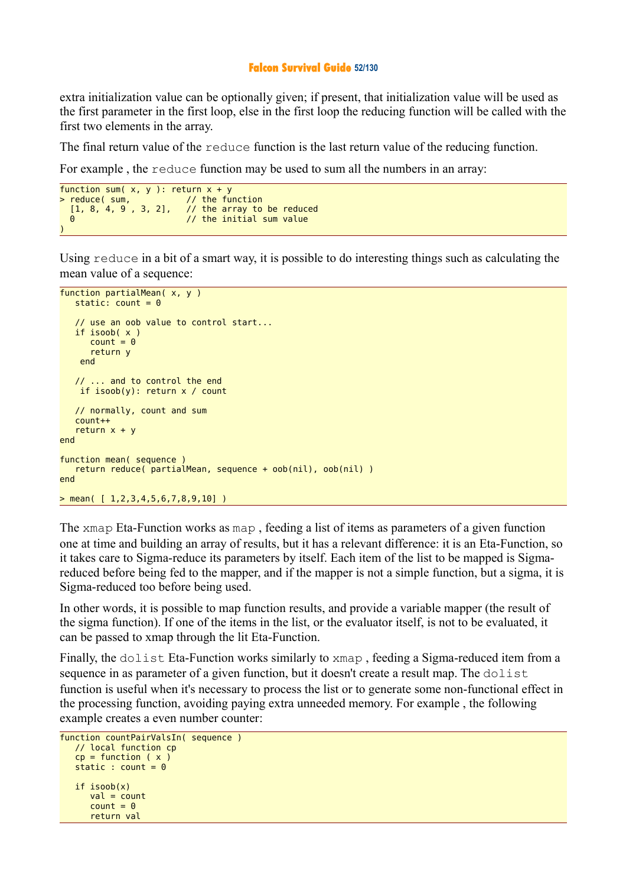extra initialization value can be optionally given; if present, that initialization value will be used as the first parameter in the first loop, else in the first loop the reducing function will be called with the first two elements in the array.

The final return value of the `reduce` function is the last return value of the reducing function.

For example , the `reduce` function may be used to sum all the numbers in an array:

```
function sum( x, y ): return x + y
> reduce( sum,              // the function
  [1, 8, 4, 9 , 3, 2],   // the array to be reduced
  0                      // the initial sum value
)
```

Using `reduce` in a bit of a smart way, it is possible to do interesting things such as calculating the mean value of a sequence:

```
function partialMean( x, y )
   static: count = 0

   // use an oob value to control start...
   if isoob( x )
      count = 0
      return y
    end

   // ... and to control the end
    if isoob(y): return x / count

   // normally, count and sum
   count++
   return x + y
end

function mean( sequence )
   return reduce( partialMean, sequence + oob(nil), oob(nil) )
end

> mean( [ 1,2,3,4,5,6,7,8,9,10] )
```

The `xmap` Eta-Function works as `map` , feeding a list of items as parameters of a given function one at time and building an array of results, but it has a relevant difference: it is an Eta-Function, so it takes care to Sigma-reduce its parameters by itself. Each item of the list to be mapped is Sigma-reduced before being fed to the mapper, and if the mapper is not a simple function, but a sigma, it is Sigma-reduced too before being used.

In other words, it is possible to map function results, and provide a variable mapper (the result of the sigma function). If one of the items in the list, or the evaluator itself, is not to be evaluated, it can be passed to xmap through the lit Eta-Function.

Finally, the `dolist` Eta-Function works similarly to `xmap` , feeding a Sigma-reduced item from a sequence in as parameter of a given function, but it doesn't create a result map. The `dolist` function is useful when it's necessary to process the list or to generate some non-functional effect in the processing function, avoiding paying extra unneeded memory. For example , the following example creates a even number counter:

```
function countPairValsIn( sequence )
   // local function cp
   cp = function ( x )
   static : count = 0

   if isoob(x)
      val = count
      count = 0
      return val
```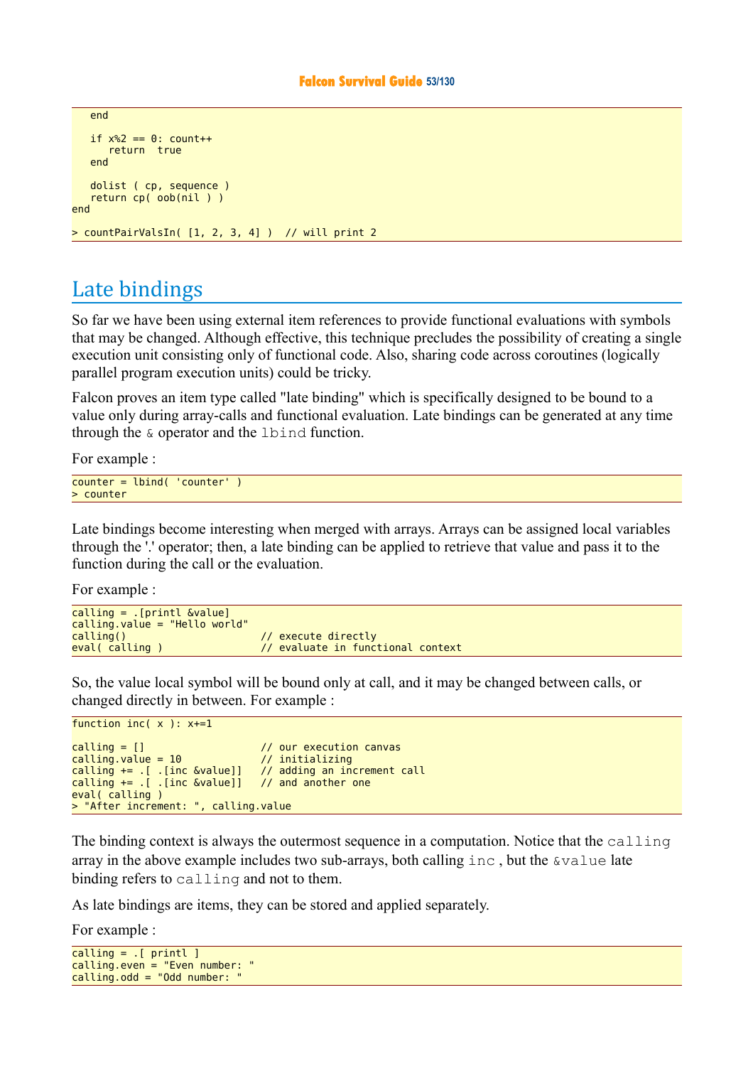```
   end

   if x%2 == 0: count++
      return  true
   end

   dolist ( cp, sequence )
   return cp( oob(nil ) )
end

> countPairValsIn( [1, 2, 3, 4] )  // will print 2
```

## Late bindings

So far we have been using external item references to provide functional evaluations with symbols that may be changed. Although effective, this technique precludes the possibility of creating a single execution unit consisting only of functional code. Also, sharing code across coroutines (logically parallel program execution units) could be tricky.

Falcon proves an item type called "late binding" which is specifically designed to be bound to a value only during array-calls and functional evaluation. Late bindings can be generated at any time through the `&` operator and the `lbind` function.

For example :

```
counter = lbind( 'counter' )
> counter
```

Late bindings become interesting when merged with arrays. Arrays can be assigned local variables through the '.' operator; then, a late binding can be applied to retrieve that value and pass it to the function during the call or the evaluation.

For example :

```
calling = .[printl &value]
calling.value = "Hello world"
calling()                       // execute directly
eval( calling )                 // evaluate in functional context
```

So, the value local symbol will be bound only at call, and it may be changed between calls, or changed directly in between. For example :

```
function inc( x ): x+=1

calling = []                    // our execution canvas
calling.value = 10              // initializing
calling += .[ .[inc &value]]    // adding an increment call
calling += .[ .[inc &value]]    // and another one
eval( calling )
> "After increment: ", calling.value
```

The binding context is always the outermost sequence in a computation. Notice that the `calling` array in the above example includes two sub-arrays, both calling `inc` , but the `&value` late binding refers to `calling` and not to them.

As late bindings are items, they can be stored and applied separately.

For example :

```
calling = .[ printl ]
calling.even = "Even number: "
calling.odd = "Odd number: "
```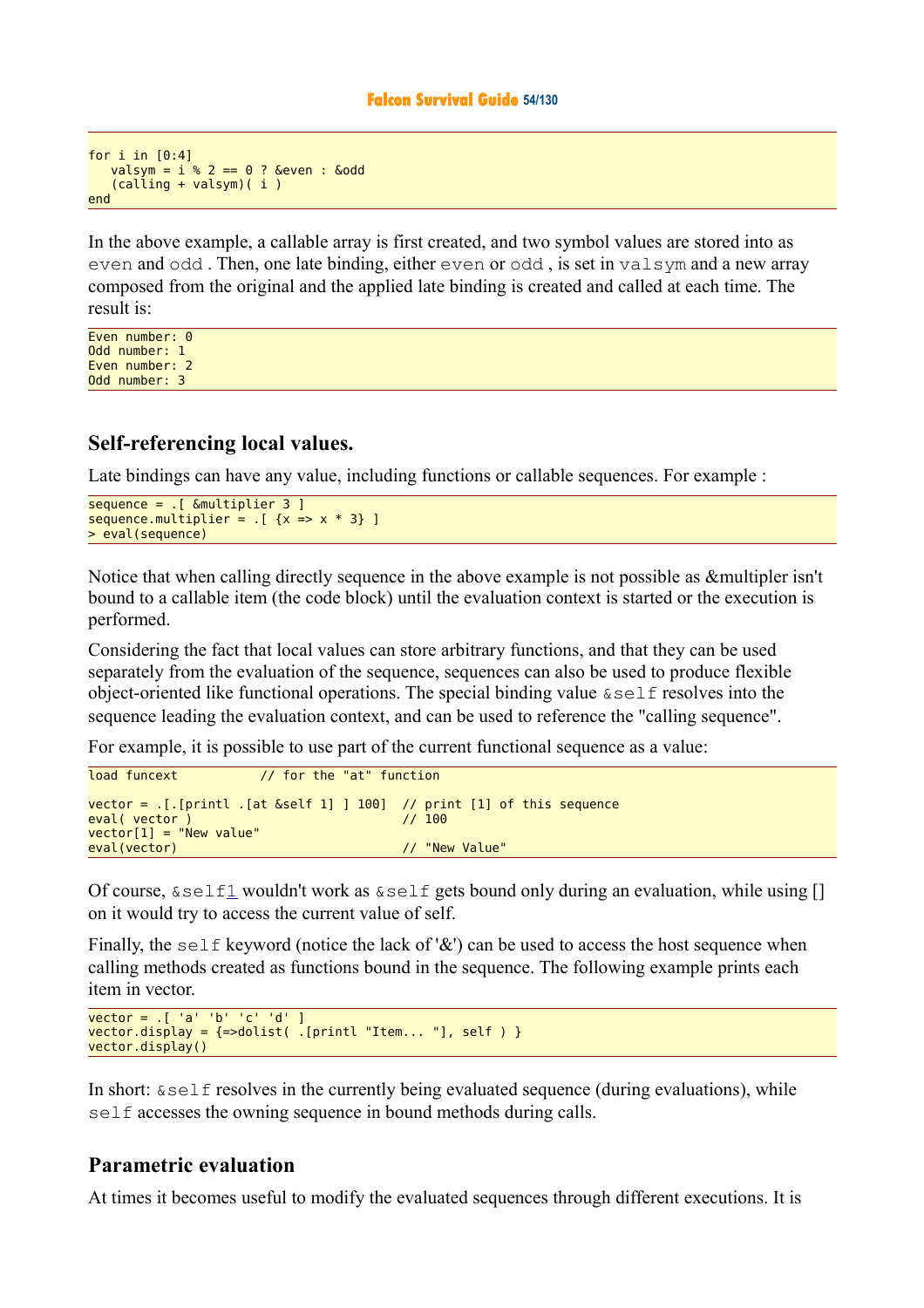```
for i in [0:4]
   valsym = i % 2 == 0 ? &even : &odd
   (calling + valsym)( i )
end
```

In the above example, a callable array is first created, and two symbol values are stored into as `even` and `odd` . Then, one late binding, either `even` or `odd` , is set in `valsym` and a new array composed from the original and the applied late binding is created and called at each time. The result is:

```
Even number: 0
Odd number: 1
Even number: 2
Odd number: 3
```

## Self-referencing local values.

Late bindings can have any value, including functions or callable sequences. For example :

```
sequence = .[ &multiplier 3 ]
sequence.multiplier = .[ {x => x * 3} ]
> eval(sequence)
```

Notice that when calling directly sequence in the above example is not possible as &multipler isn't bound to a callable item (the code block) until the evaluation context is started or the execution is performed.

Considering the fact that local values can store arbitrary functions, and that they can be used separately from the evaluation of the sequence, sequences can also be used to produce flexible object-oriented like functional operations. The special binding value `&self` resolves into the sequence leading the evaluation context, and can be used to reference the "calling sequence".

For example, it is possible to use part of the current functional sequence as a value:

```
load funcext          // for the "at" function

vector = .[.[printl .[at &self 1] ] 100]  // print [1] of this sequence
eval( vector )                            // 100
vector[1] = "New value"
eval(vector)                              // "New Value"
```

Of course, `&self[1]` wouldn't work as `&self` gets bound only during an evaluation, while using [] on it would try to access the current value of self.

Finally, the `self` keyword (notice the lack of '&') can be used to access the host sequence when calling methods created as functions bound in the sequence. The following example prints each item in vector.

```
vector = .[ 'a' 'b' 'c' 'd' ]
vector.display = {=>dolist( .[printl "Item... "], self ) }
vector.display()
```

In short: `&self` resolves in the currently being evaluated sequence (during evaluations), while `self` accesses the owning sequence in bound methods during calls.

## Parametric evaluation

At times it becomes useful to modify the evaluated sequences through different executions. It is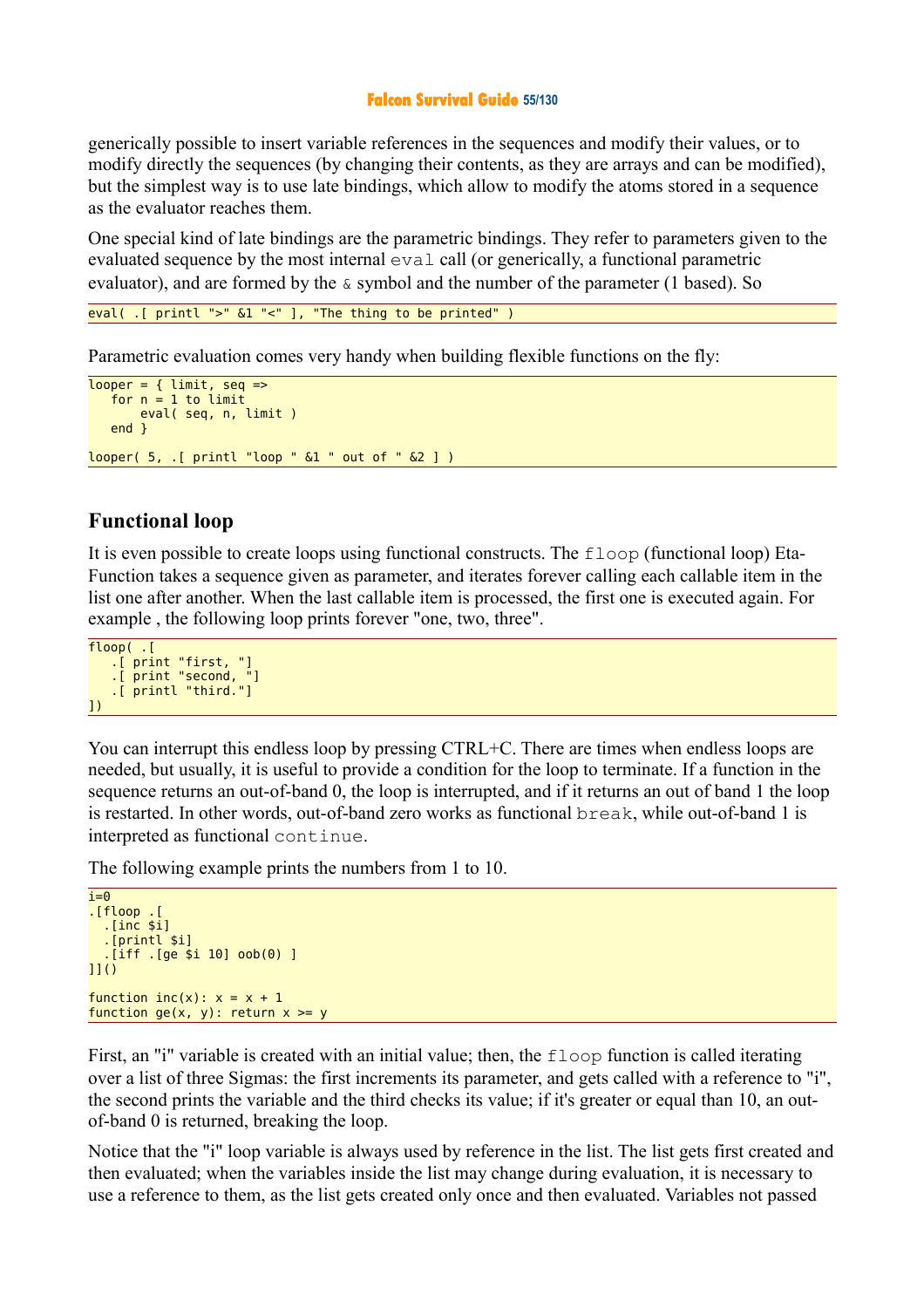generically possible to insert variable references in the sequences and modify their values, or to modify directly the sequences (by changing their contents, as they are arrays and can be modified), but the simplest way is to use late bindings, which allow to modify the atoms stored in a sequence as the evaluator reaches them.

One special kind of late bindings are the parametric bindings. They refer to parameters given to the evaluated sequence by the most internal `eval` call (or generically, a functional parametric evaluator), and are formed by the `&` symbol and the number of the parameter (1 based). So

```
eval( .[ printl ">" &1 "<" ], "The thing to be printed" )
```

Parametric evaluation comes very handy when building flexible functions on the fly:

```
looper = { limit, seq =>
   for n = 1 to limit
       eval( seq, n, limit )
   end }

looper( 5, .[ printl "loop " &1 " out of " &2 ] )
```

## Functional loop

It is even possible to create loops using functional constructs. The `floop` (functional loop) Eta-Function takes a sequence given as parameter, and iterates forever calling each callable item in the list one after another. When the last callable item is processed, the first one is executed again. For example , the following loop prints forever "one, two, three".

```
floop( .[
   .[ print "first, "]
   .[ print "second, "]
   .[ printl "third."]
])
```

You can interrupt this endless loop by pressing CTRL+C. There are times when endless loops are needed, but usually, it is useful to provide a condition for the loop to terminate. If a function in the sequence returns an out-of-band 0, the loop is interrupted, and if it returns an out of band 1 the loop is restarted. In other words, out-of-band zero works as functional `break`, while out-of-band 1 is interpreted as functional `continue`.

The following example prints the numbers from 1 to 10.

```
i=0
.[floop .[
  .[inc $i]
  .[printl $i]
  .[iff .[ge $i 10] oob(0) ]
]]()

function inc(x): x = x + 1
function ge(x, y): return x >= y
```

First, an "i" variable is created with an initial value; then, the `floop` function is called iterating over a list of three Sigmas: the first increments its parameter, and gets called with a reference to "i", the second prints the variable and the third checks its value; if it's greater or equal than 10, an out-of-band 0 is returned, breaking the loop.

Notice that the "i" loop variable is always used by reference in the list. The list gets first created and then evaluated; when the variables inside the list may change during evaluation, it is necessary to use a reference to them, as the list gets created only once and then evaluated. Variables not passed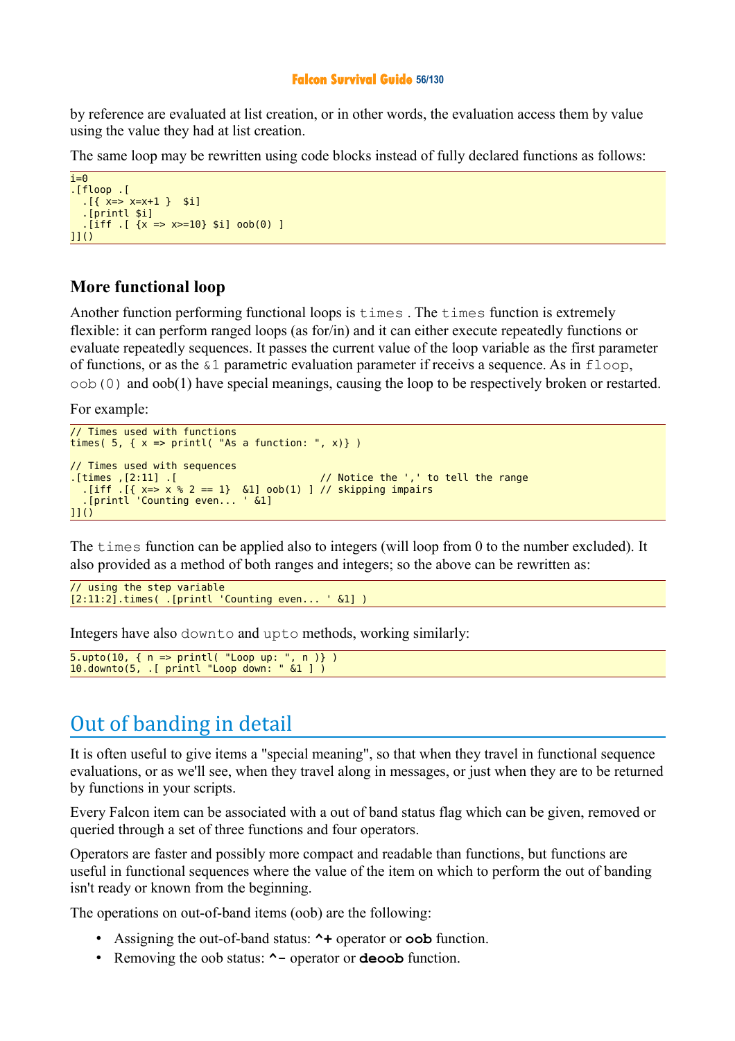by reference are evaluated at list creation, or in other words, the evaluation access them by value using the value they had at list creation.

The same loop may be rewritten using code blocks instead of fully declared functions as follows:

```
i=0
.[floop .[
  .[{ x=> x=x+1 }  $i]
  .[printl $i]
  .[iff .[ {x => x>=10} $i] oob(0) ]
]]()
```

### More functional loop

Another function performing functional loops is `times` . The `times` function is extremely flexible: it can perform ranged loops (as for/in) and it can either execute repeatedly functions or evaluate repeatedly sequences. It passes the current value of the loop variable as the first parameter of functions, or as the `&1` parametric evaluation parameter if receivs a sequence. As in `floop`, `oob(0)` and oob(1) have special meanings, causing the loop to be respectively broken or restarted.

For example:

```
// Times used with functions
times( 5, { x => printl( "As a function: ", x)} )

// Times used with sequences
.[times ,[2:11] .[                          // Notice the ',' to tell the range
  .[iff .[{ x=> x % 2 == 1}  &1] oob(1) ] // skipping impairs
  .[printl 'Counting even... ' &1]
]]()
```

The `times` function can be applied also to integers (will loop from 0 to the number excluded). It also provided as a method of both ranges and integers; so the above can be rewritten as:

```
// using the step variable
[2:11:2].times( .[printl 'Counting even... ' &1] )
```

Integers have also `downto` and `upto` methods, working similarly:

```
5.upto(10, { n => printl( "Loop up: ", n )} )
10.downto(5, .[ printl "Loop down: " &1 ] )
```

## Out of banding in detail

It is often useful to give items a "special meaning", so that when they travel in functional sequence evaluations, or as we'll see, when they travel along in messages, or just when they are to be returned by functions in your scripts.

Every Falcon item can be associated with a out of band status flag which can be given, removed or queried through a set of three functions and four operators.

Operators are faster and possibly more compact and readable than functions, but functions are useful in functional sequences where the value of the item on which to perform the out of banding isn't ready or known from the beginning.

The operations on out-of-band items (oob) are the following:

- Assigning the out-of-band status: **`^+`** operator or **`oob`** function.
- Removing the oob status: **`^-`** operator or **`deoob`** function.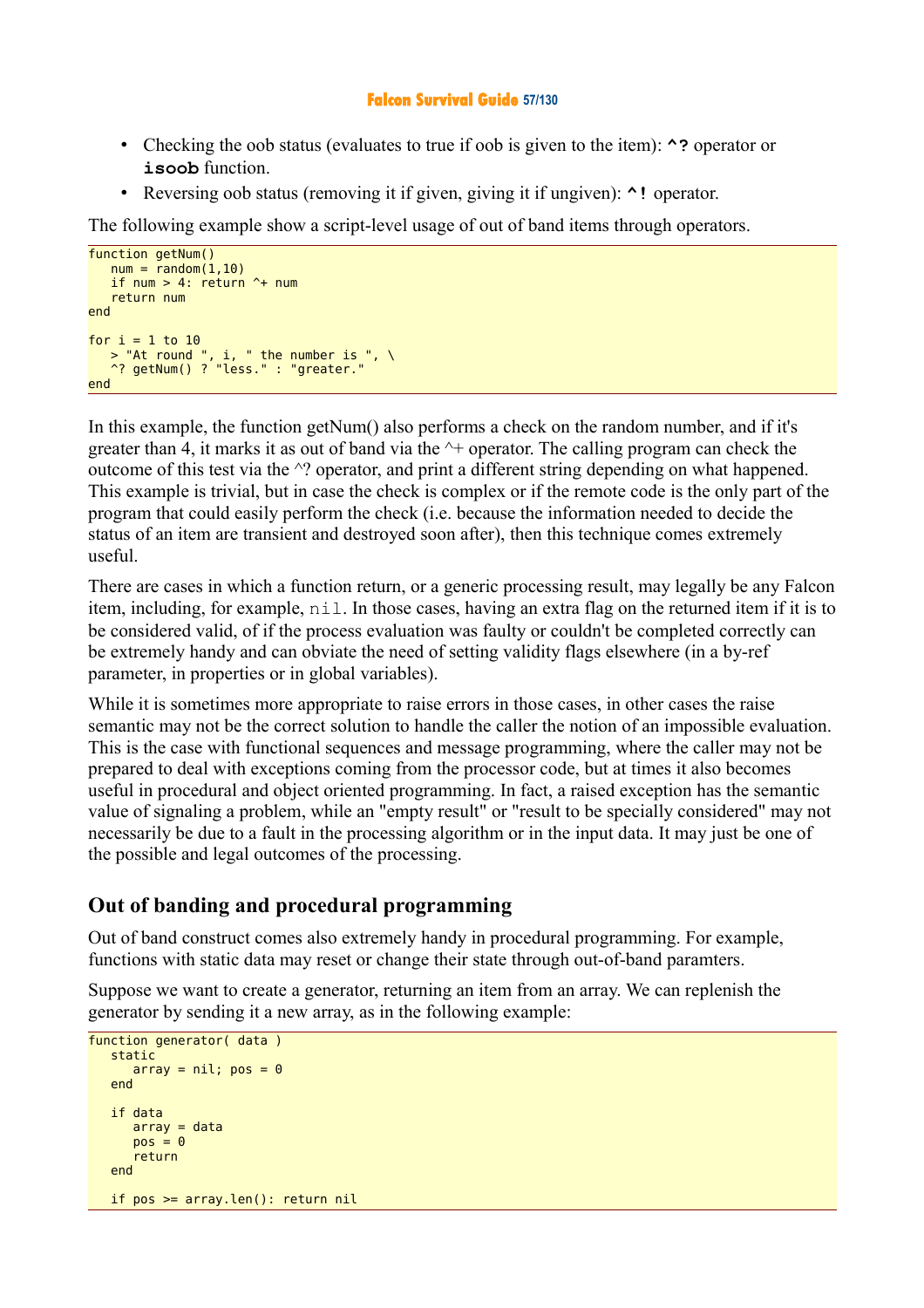- Checking the oob status (evaluates to true if oob is given to the item): **^?** operator or **isoob** function.
- Reversing oob status (removing it if given, giving it if ungiven): **^!** operator.

The following example show a script-level usage of out of band items through operators.

```
function getNum()
   num = random(1,10)
   if num > 4: return ^+ num
   return num
end

for i = 1 to 10
   > "At round ", i, " the number is ", \
   ^? getNum() ? "less." : "greater."
end
```

In this example, the function getNum() also performs a check on the random number, and if it's greater than 4, it marks it as out of band via the ^+ operator. The calling program can check the outcome of this test via the ^? operator, and print a different string depending on what happened. This example is trivial, but in case the check is complex or if the remote code is the only part of the program that could easily perform the check (i.e. because the information needed to decide the status of an item are transient and destroyed soon after), then this technique comes extremely useful.

There are cases in which a function return, or a generic processing result, may legally be any Falcon item, including, for example, `nil`. In those cases, having an extra flag on the returned item if it is to be considered valid, of if the process evaluation was faulty or couldn't be completed correctly can be extremely handy and can obviate the need of setting validity flags elsewhere (in a by-ref parameter, in properties or in global variables).

While it is sometimes more appropriate to raise errors in those cases, in other cases the raise semantic may not be the correct solution to handle the caller the notion of an impossible evaluation. This is the case with functional sequences and message programming, where the caller may not be prepared to deal with exceptions coming from the processor code, but at times it also becomes useful in procedural and object oriented programming. In fact, a raised exception has the semantic value of signaling a problem, while an "empty result" or "result to be specially considered" may not necessarily be due to a fault in the processing algorithm or in the input data. It may just be one of the possible and legal outcomes of the processing.

## Out of banding and procedural programming

Out of band construct comes also extremely handy in procedural programming. For example, functions with static data may reset or change their state through out-of-band paramters.

Suppose we want to create a generator, returning an item from an array. We can replenish the generator by sending it a new array, as in the following example:

```
function generator( data )
   static
      array = nil; pos = 0
   end

   if data
      array = data
      pos = 0
      return
   end

   if pos >= array.len(): return nil
```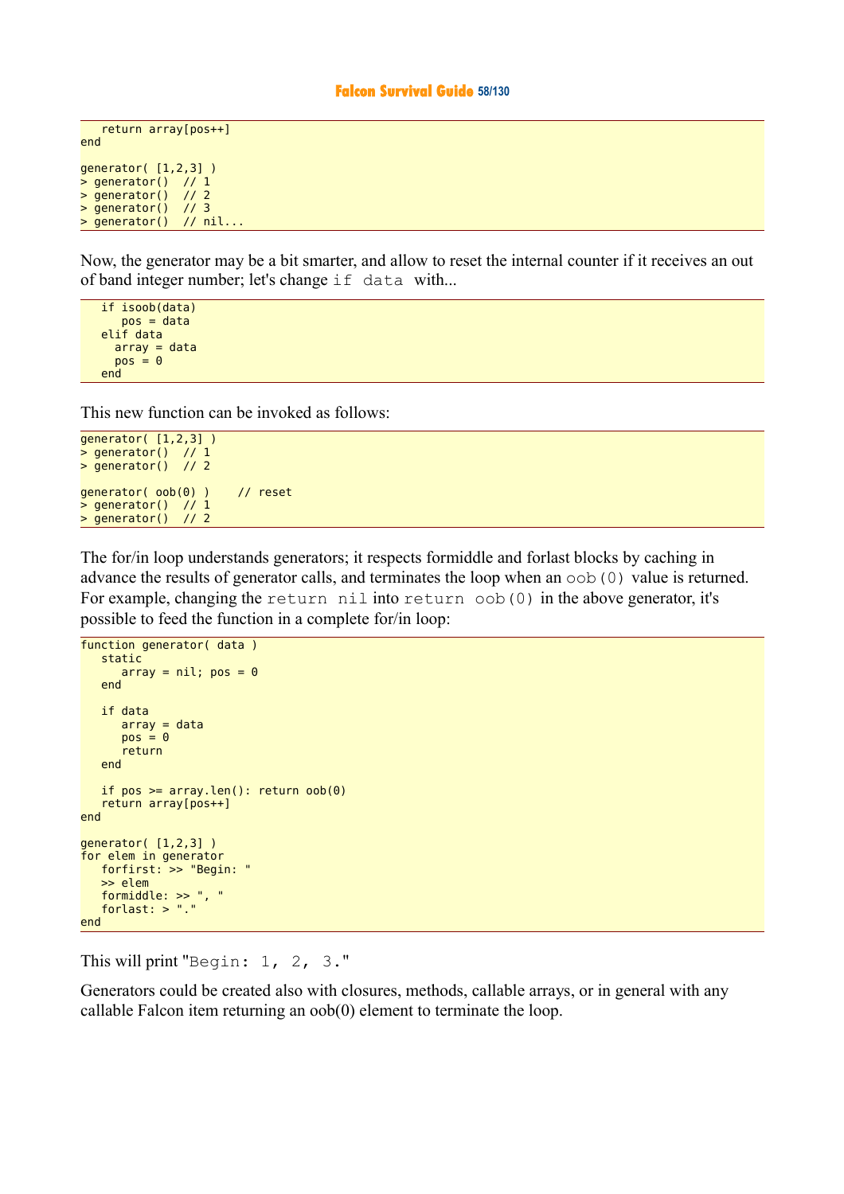```
   return array[pos++]
end

generator( [1,2,3] )
> generator()  // 1
> generator()  // 2
> generator()  // 3
> generator()  // nil...
```

Now, the generator may be a bit smarter, and allow to reset the internal counter if it receives an out of band integer number; let's change `if data` with...

```
   if isoob(data)
      pos = data
   elif data
     array = data
     pos = 0
   end
```

This new function can be invoked as follows:

```
generator( [1,2,3] )
> generator()  // 1
> generator()  // 2

generator( oob(0) )    // reset
> generator()  // 1
> generator()  // 2
```

The for/in loop understands generators; it respects formiddle and forlast blocks by caching in advance the results of generator calls, and terminates the loop when an `oob(0)` value is returned. For example, changing the `return nil` into `return oob(0)` in the above generator, it's possible to feed the function in a complete for/in loop:

```
function generator( data )
   static
      array = nil; pos = 0
   end

   if data
      array = data
      pos = 0
      return
   end

   if pos >= array.len(): return oob(0)
   return array[pos++]
end

generator( [1,2,3] )
for elem in generator
   forfirst: >> "Begin: "
   >> elem
   formiddle: >> ", "
   forlast: > "."
end
```

This will print "`Begin: 1, 2, 3.`"

Generators could be created also with closures, methods, callable arrays, or in general with any callable Falcon item returning an oob(0) element to terminate the loop.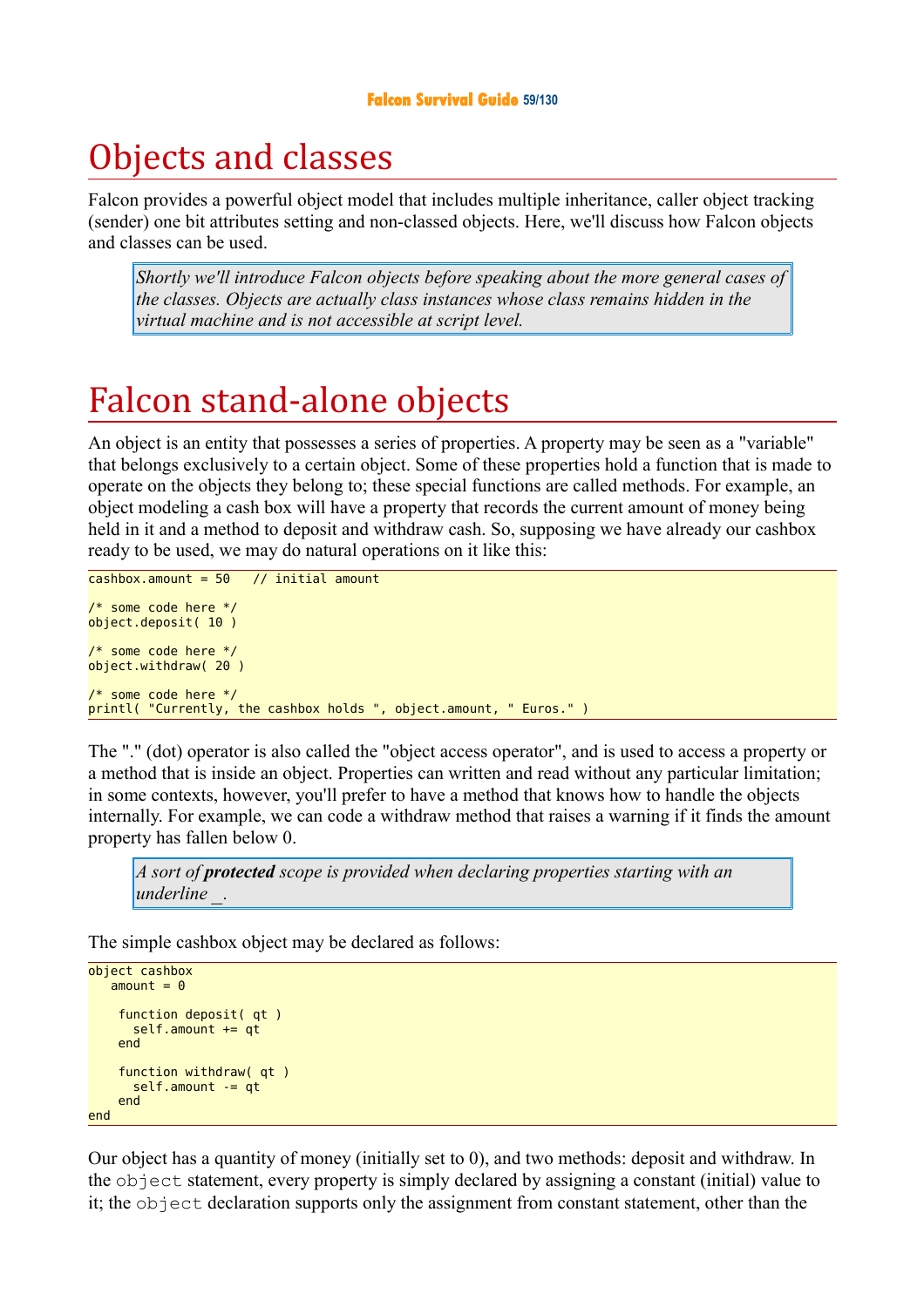# Objects and classes

Falcon provides a powerful object model that includes multiple inheritance, caller object tracking (sender) one bit attributes setting and non-classed objects. Here, we'll discuss how Falcon objects and classes can be used.

> *Shortly we'll introduce Falcon objects before speaking about the more general cases of the classes. Objects are actually class instances whose class remains hidden in the virtual machine and is not accessible at script level.*

# Falcon stand-alone objects

An object is an entity that possesses a series of properties. A property may be seen as a "variable" that belongs exclusively to a certain object. Some of these properties hold a function that is made to operate on the objects they belong to; these special functions are called methods. For example, an object modeling a cash box will have a property that records the current amount of money being held in it and a method to deposit and withdraw cash. So, supposing we have already our cashbox ready to be used, we may do natural operations on it like this:

```
cashbox.amount = 50   // initial amount

/* some code here */
object.deposit( 10 )

/* some code here */
object.withdraw( 20 )

/* some code here */
printl( "Currently, the cashbox holds ", object.amount, " Euros." )
```

The "." (dot) operator is also called the "object access operator", and is used to access a property or a method that is inside an object. Properties can written and read without any particular limitation; in some contexts, however, you'll prefer to have a method that knows how to handle the objects internally. For example, we can code a withdraw method that raises a warning if it finds the amount property has fallen below 0.

> *A sort of **protected** scope is provided when declaring properties starting with an underline _.*

The simple cashbox object may be declared as follows:

```
object cashbox
   amount = 0

    function deposit( qt )
      self.amount += qt
    end

    function withdraw( qt )
      self.amount -= qt
    end
end
```

Our object has a quantity of money (initially set to 0), and two methods: deposit and withdraw. In the `object` statement, every property is simply declared by assigning a constant (initial) value to it; the `object` declaration supports only the assignment from constant statement, other than the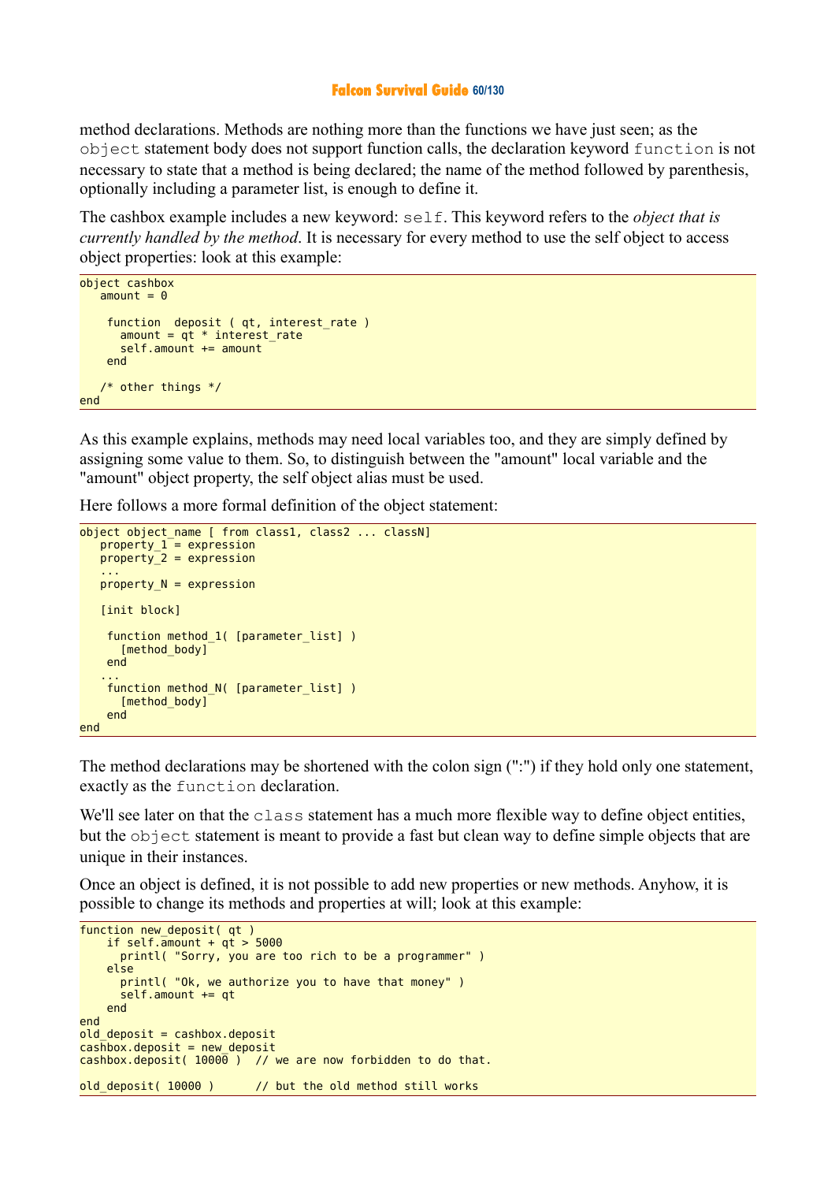method declarations. Methods are nothing more than the functions we have just seen; as the `object` statement body does not support function calls, the declaration keyword `function` is not necessary to state that a method is being declared; the name of the method followed by parenthesis, optionally including a parameter list, is enough to define it.

The cashbox example includes a new keyword: `self`. This keyword refers to the *object that is currently handled by the method*. It is necessary for every method to use the self object to access object properties: look at this example:

```
object cashbox
   amount = 0

    function  deposit ( qt, interest_rate )
      amount = qt * interest_rate
      self.amount += amount
    end

   /* other things */
end
```

As this example explains, methods may need local variables too, and they are simply defined by assigning some value to them. So, to distinguish between the "amount" local variable and the "amount" object property, the self object alias must be used.

Here follows a more formal definition of the object statement:

```
object object_name [ from class1, class2 ... classN]
   property_1 = expression
   property_2 = expression
   ...
   property_N = expression

   [init block]

    function method_1( [parameter_list] )
      [method_body]
    end
   ...
    function method_N( [parameter_list] )
      [method_body]
    end
end
```

The method declarations may be shortened with the colon sign (":") if they hold only one statement, exactly as the `function` declaration.

We'll see later on that the `class` statement has a much more flexible way to define object entities, but the `object` statement is meant to provide a fast but clean way to define simple objects that are unique in their instances.

Once an object is defined, it is not possible to add new properties or new methods. Anyhow, it is possible to change its methods and properties at will; look at this example:

```
function new_deposit( qt )
    if self.amount + qt > 5000
      printl( "Sorry, you are too rich to be a programmer" )
    else
      printl( "Ok, we authorize you to have that money" )
      self.amount += qt
    end
end
old_deposit = cashbox.deposit
cashbox.deposit = new_deposit
cashbox.deposit( 10000 )  // we are now forbidden to do that.

old_deposit( 10000 )      // but the old method still works
```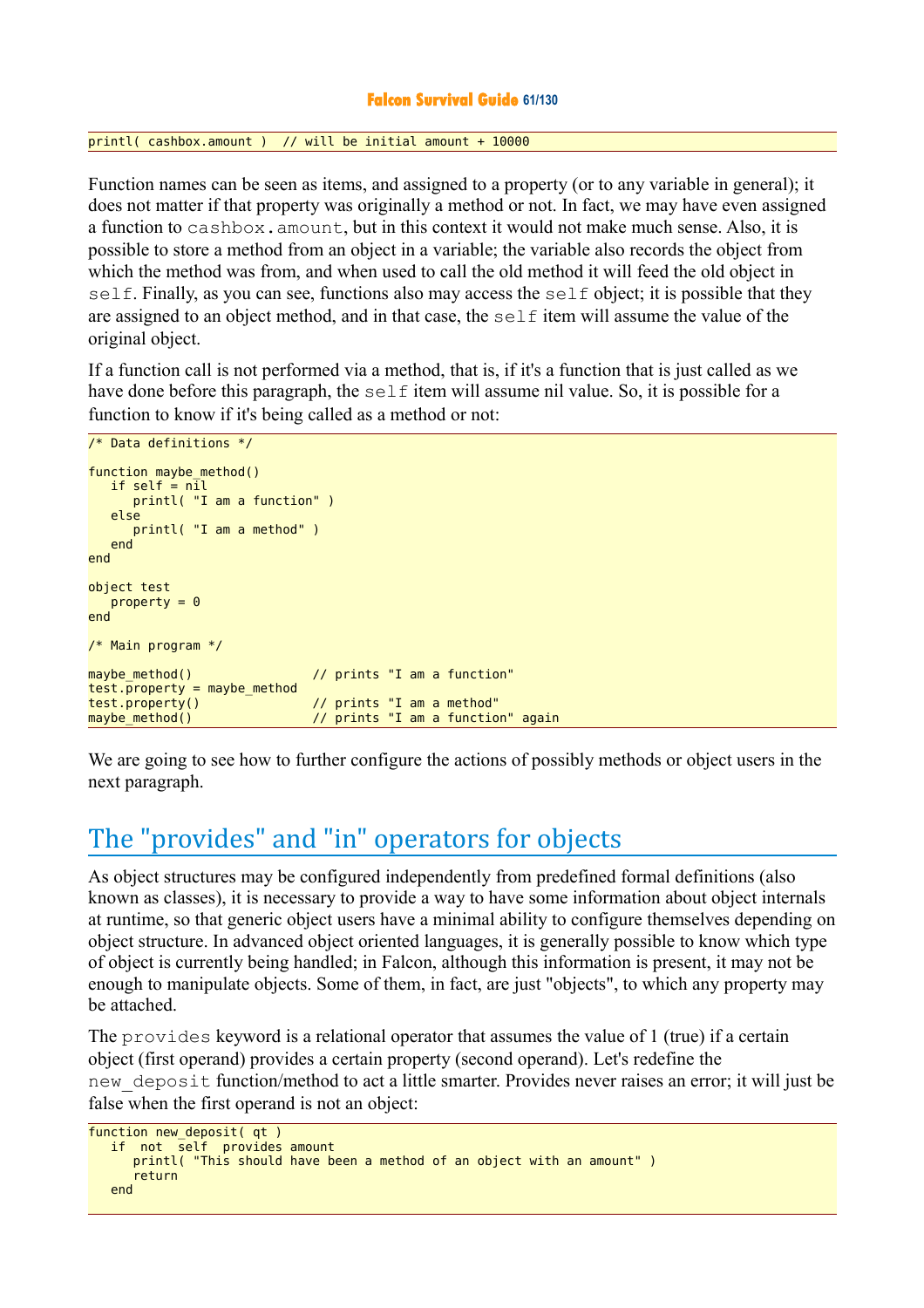```
printl( cashbox.amount )  // will be initial amount + 10000
```

Function names can be seen as items, and assigned to a property (or to any variable in general); it does not matter if that property was originally a method or not. In fact, we may have even assigned a function to `cashbox.amount`, but in this context it would not make much sense. Also, it is possible to store a method from an object in a variable; the variable also records the object from which the method was from, and when used to call the old method it will feed the old object in `self`. Finally, as you can see, functions also may access the `self` object; it is possible that they are assigned to an object method, and in that case, the `self` item will assume the value of the original object.

If a function call is not performed via a method, that is, if it's a function that is just called as we have done before this paragraph, the `self` item will assume nil value. So, it is possible for a function to know if it's being called as a method or not:

```
/* Data definitions */

function maybe_method()
   if self = nil
      printl( "I am a function" )
   else
      printl( "I am a method" )
   end
end

object test
   property = 0
end

/* Main program */

maybe_method()               // prints "I am a function"
test.property = maybe_method
test.property()              // prints "I am a method"
maybe_method()               // prints "I am a function" again
```

We are going to see how to further configure the actions of possibly methods or object users in the next paragraph.

## The "provides" and "in" operators for objects

As object structures may be configured independently from predefined formal definitions (also known as classes), it is necessary to provide a way to have some information about object internals at runtime, so that generic object users have a minimal ability to configure themselves depending on object structure. In advanced object oriented languages, it is generally possible to know which type of object is currently being handled; in Falcon, although this information is present, it may not be enough to manipulate objects. Some of them, in fact, are just "objects", to which any property may be attached.

The `provides` keyword is a relational operator that assumes the value of 1 (true) if a certain object (first operand) provides a certain property (second operand). Let's redefine the `new_deposit` function/method to act a little smarter. Provides never raises an error; it will just be false when the first operand is not an object:

```
function new_deposit( qt )
   if  not  self  provides amount
      printl( "This should have been a method of an object with an amount" )
      return
   end
```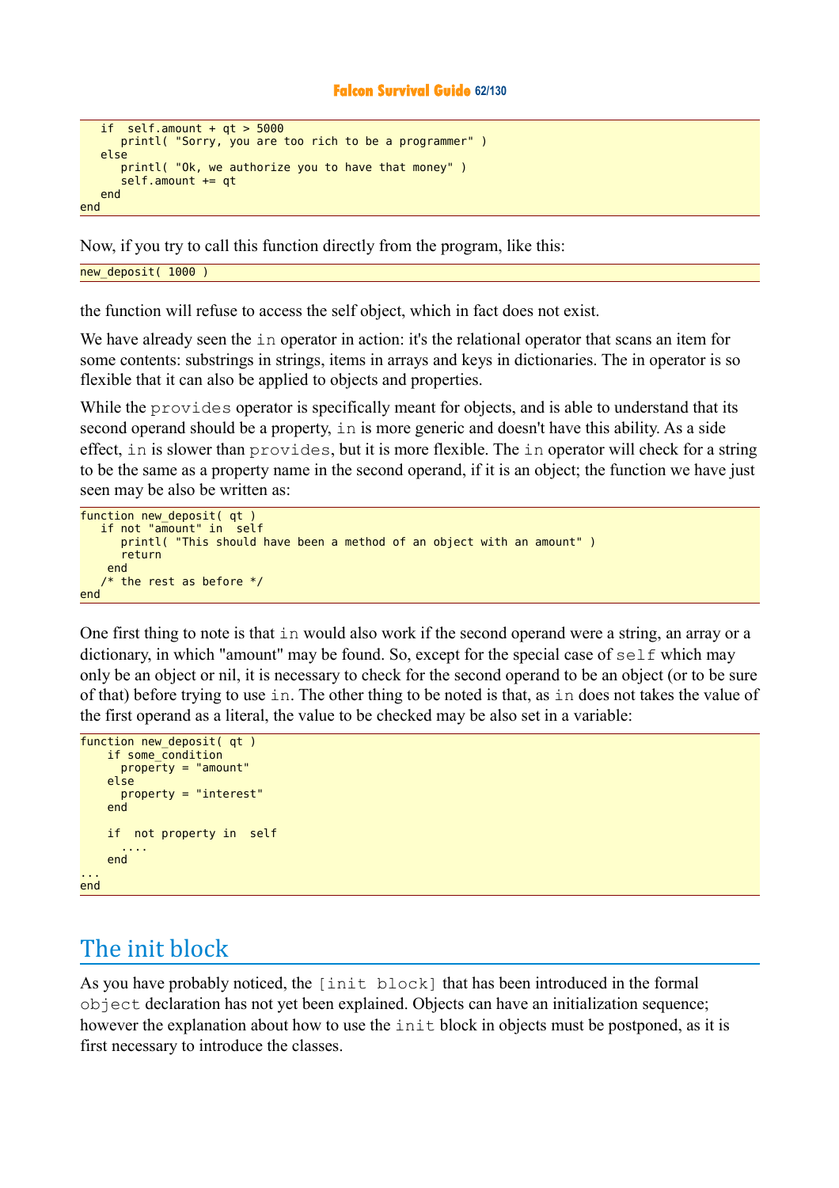```
   if  self.amount + qt > 5000
      printl( "Sorry, you are too rich to be a programmer" )
   else
      printl( "Ok, we authorize you to have that money" )
      self.amount += qt
   end
end
```

Now, if you try to call this function directly from the program, like this:

```
new_deposit( 1000 )
```

the function will refuse to access the self object, which in fact does not exist.

We have already seen the `in` operator in action: it's the relational operator that scans an item for some contents: substrings in strings, items in arrays and keys in dictionaries. The in operator is so flexible that it can also be applied to objects and properties.

While the `provides` operator is specifically meant for objects, and is able to understand that its second operand should be a property, `in` is more generic and doesn't have this ability. As a side effect, `in` is slower than `provides`, but it is more flexible. The `in` operator will check for a string to be the same as a property name in the second operand, if it is an object; the function we have just seen may be also be written as:

```
function new_deposit( qt )
   if not "amount" in  self
      printl( "This should have been a method of an object with an amount" )
      return
    end
   /* the rest as before */
end
```

One first thing to note is that `in` would also work if the second operand were a string, an array or a dictionary, in which "amount" may be found. So, except for the special case of `self` which may only be an object or nil, it is necessary to check for the second operand to be an object (or to be sure of that) before trying to use `in`. The other thing to be noted is that, as `in` does not takes the value of the first operand as a literal, the value to be checked may be also set in a variable:

```
function new_deposit( qt )
    if some_condition
      property = "amount"
    else
      property = "interest"
    end

    if  not property in  self
      ....
    end
...
end
```

## The init block

As you have probably noticed, the `[init block]` that has been introduced in the formal `object` declaration has not yet been explained. Objects can have an initialization sequence; however the explanation about how to use the `init` block in objects must be postponed, as it is first necessary to introduce the classes.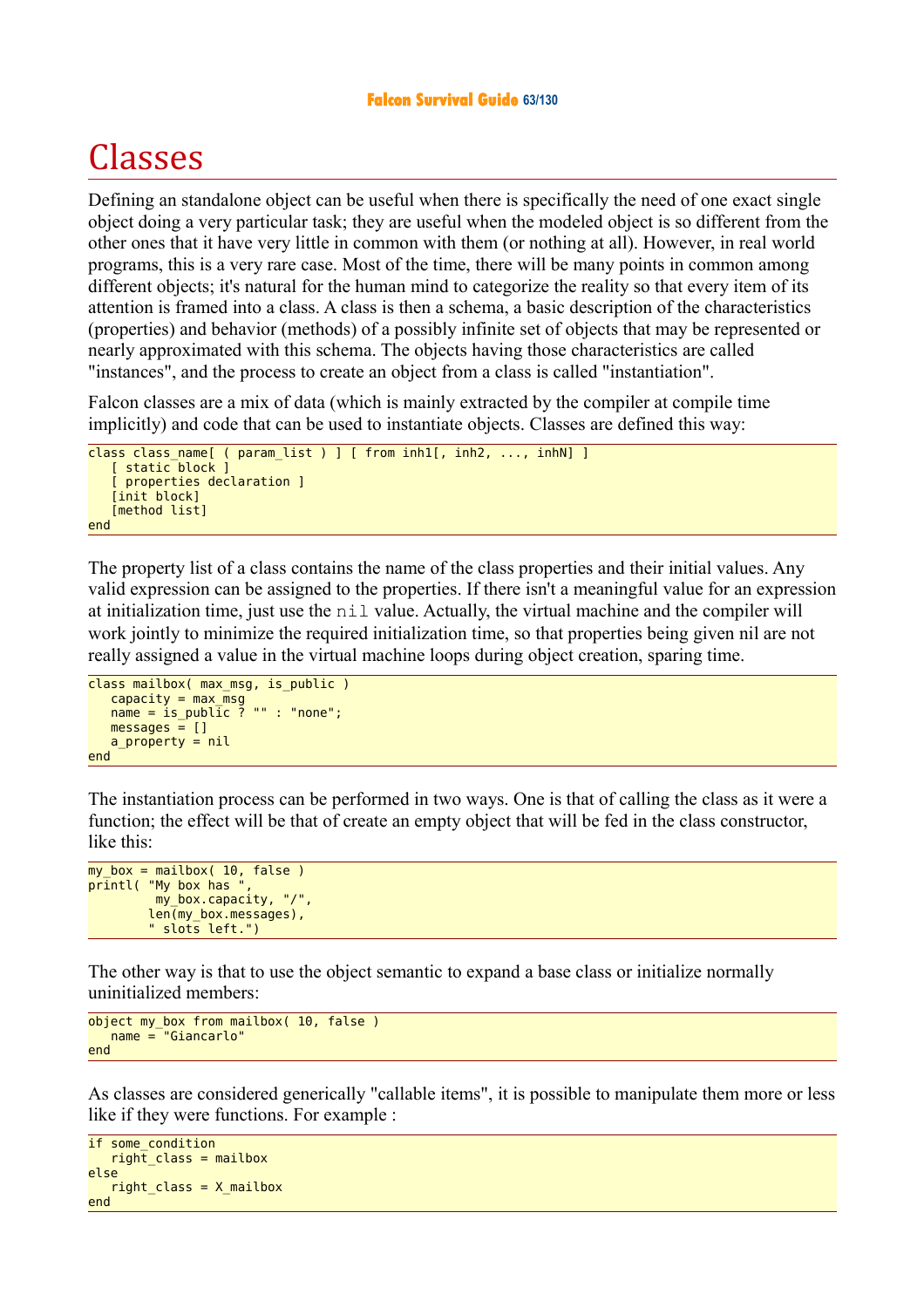# Classes

Defining an standalone object can be useful when there is specifically the need of one exact single object doing a very particular task; they are useful when the modeled object is so different from the other ones that it have very little in common with them (or nothing at all). However, in real world programs, this is a very rare case. Most of the time, there will be many points in common among different objects; it's natural for the human mind to categorize the reality so that every item of its attention is framed into a class. A class is then a schema, a basic description of the characteristics (properties) and behavior (methods) of a possibly infinite set of objects that may be represented or nearly approximated with this schema. The objects having those characteristics are called "instances", and the process to create an object from a class is called "instantiation".

Falcon classes are a mix of data (which is mainly extracted by the compiler at compile time implicitly) and code that can be used to instantiate objects. Classes are defined this way:

```
class class_name[ ( param_list ) ] [ from inh1[, inh2, ..., inhN] ]
   [ static block ]
   [ properties declaration ]
   [init block]
   [method list]
end
```

The property list of a class contains the name of the class properties and their initial values. Any valid expression can be assigned to the properties. If there isn't a meaningful value for an expression at initialization time, just use the `nil` value. Actually, the virtual machine and the compiler will work jointly to minimize the required initialization time, so that properties being given nil are not really assigned a value in the virtual machine loops during object creation, sparing time.

```
class mailbox( max_msg, is_public )
   capacity = max_msg
   name = is_public ? "" : "none";
   messages = []
   a_property = nil
end
```

The instantiation process can be performed in two ways. One is that of calling the class as it were a function; the effect will be that of create an empty object that will be fed in the class constructor, like this:

```
my_box = mailbox( 10, false )
printl( "My box has ",
         my_box.capacity, "/",
        len(my_box.messages),
        " slots left.")
```

The other way is that to use the object semantic to expand a base class or initialize normally uninitialized members:

```
object my_box from mailbox( 10, false )
   name = "Giancarlo"
end
```

As classes are considered generically "callable items", it is possible to manipulate them more or less like if they were functions. For example :

```
if some_condition
   right_class = mailbox
else
   right_class = X_mailbox
end
```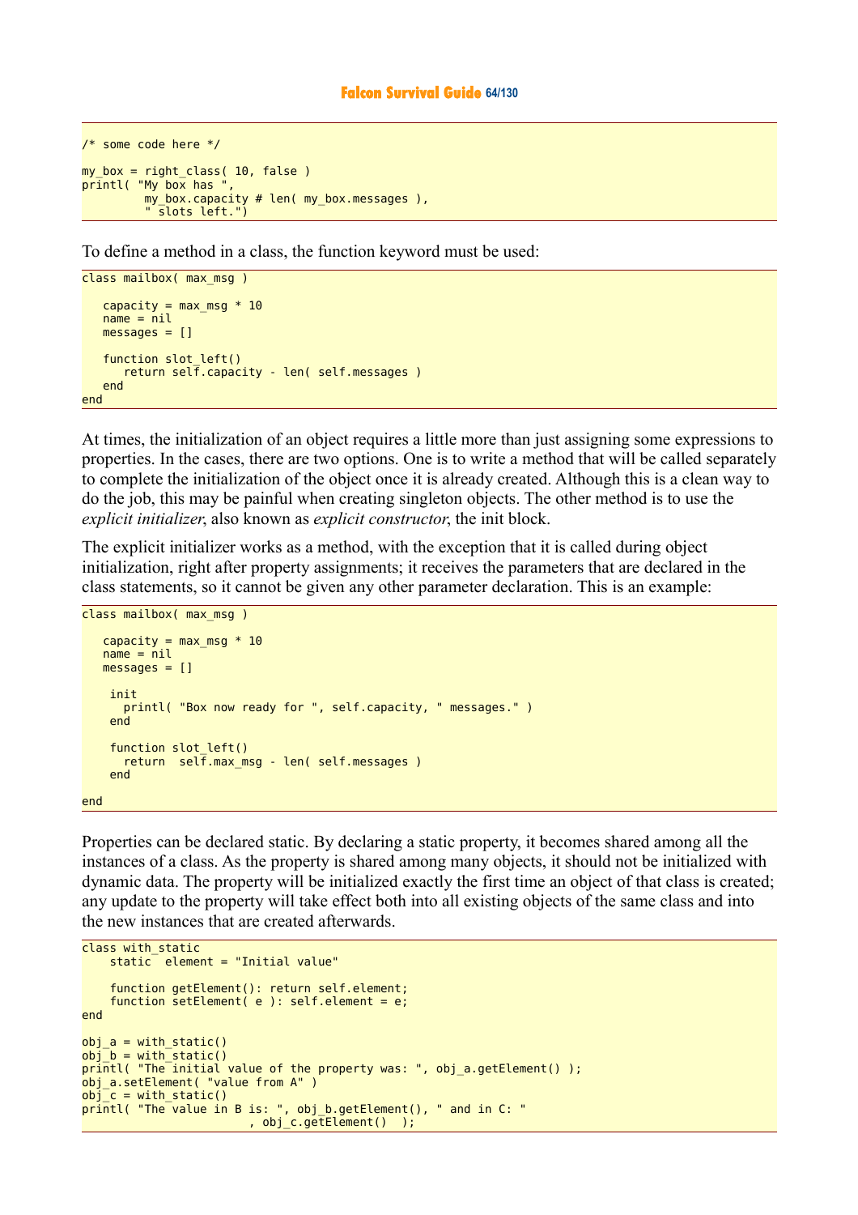```
/* some code here */

my_box = right_class( 10, false )
printl( "My box has ",
         my_box.capacity # len( my_box.messages ),
         " slots left.")
```

To define a method in a class, the function keyword must be used:

```
class mailbox( max_msg )

   capacity = max_msg * 10
   name = nil
   messages = []

   function slot_left()
      return self.capacity - len( self.messages )
   end
end
```

At times, the initialization of an object requires a little more than just assigning some expressions to properties. In the cases, there are two options. One is to write a method that will be called separately to complete the initialization of the object once it is already created. Although this is a clean way to do the job, this may be painful when creating singleton objects. The other method is to use the *explicit initializer*, also known as *explicit constructor*, the init block.

The explicit initializer works as a method, with the exception that it is called during object initialization, right after property assignments; it receives the parameters that are declared in the class statements, so it cannot be given any other parameter declaration. This is an example:

```
class mailbox( max_msg )

   capacity = max_msg * 10
   name = nil
   messages = []

    init
      printl( "Box now ready for ", self.capacity, " messages." )
    end

    function slot_left()
      return  self.max_msg - len( self.messages )
    end

end
```

Properties can be declared static. By declaring a static property, it becomes shared among all the instances of a class. As the property is shared among many objects, it should not be initialized with dynamic data. The property will be initialized exactly the first time an object of that class is created; any update to the property will take effect both into all existing objects of the same class and into the new instances that are created afterwards.

```
class with_static
    static  element = "Initial value"

    function getElement(): return self.element;
    function setElement( e ): self.element = e;
end

obj_a = with_static()
obj_b = with_static()
printl( "The initial value of the property was: ", obj_a.getElement() );
obj_a.setElement( "value from A" )
obj_c = with_static()
printl( "The value in B is: ", obj_b.getElement(), " and in C: "
                        , obj_c.getElement()  );
```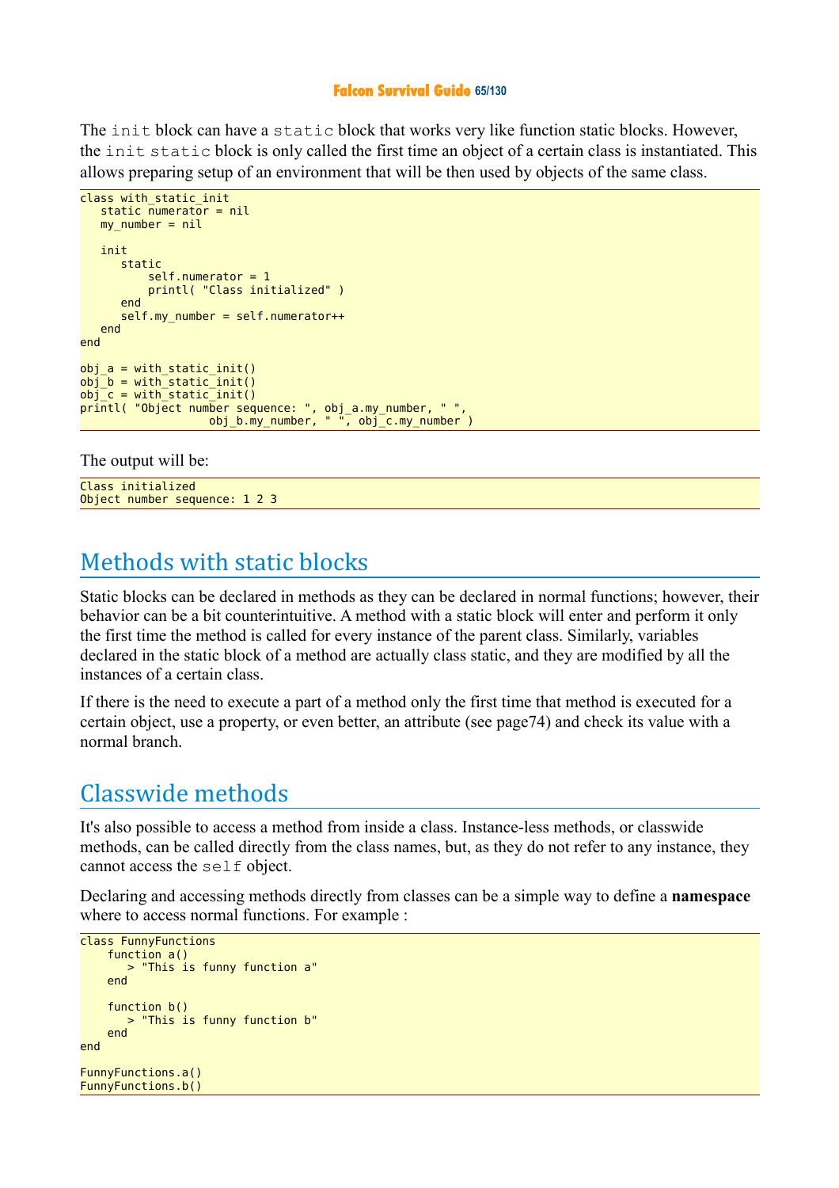The `init` block can have a `static` block that works very like function static blocks. However, the `init static` block is only called the first time an object of a certain class is instantiated. This allows preparing setup of an environment that will be then used by objects of the same class.

```
class with_static_init
   static numerator = nil
   my_number = nil

   init
      static
          self.numerator = 1
          printl( "Class initialized" )
      end
      self.my_number = self.numerator++
   end
end

obj_a = with_static_init()
obj_b = with_static_init()
obj_c = with_static_init()
printl( "Object number sequence: ", obj_a.my_number, " ",
                  obj_b.my_number, " ", obj_c.my_number )
```

The output will be:

```
Class initialized
Object number sequence: 1 2 3
```

## Methods with static blocks

Static blocks can be declared in methods as they can be declared in normal functions; however, their behavior can be a bit counterintuitive. A method with a static block will enter and perform it only the first time the method is called for every instance of the parent class. Similarly, variables declared in the static block of a method are actually class static, and they are modified by all the instances of a certain class.

If there is the need to execute a part of a method only the first time that method is executed for a certain object, use a property, or even better, an attribute (see page74) and check its value with a normal branch.

## Classwide methods

It's also possible to access a method from inside a class. Instance-less methods, or classwide methods, can be called directly from the class names, but, as they do not refer to any instance, they cannot access the `self` object.

Declaring and accessing methods directly from classes can be a simple way to define a **namespace** where to access normal functions. For example :

```
class FunnyFunctions
    function a()
       > "This is funny function a"
    end

    function b()
       > "This is funny function b"
    end
end

FunnyFunctions.a()
FunnyFunctions.b()
```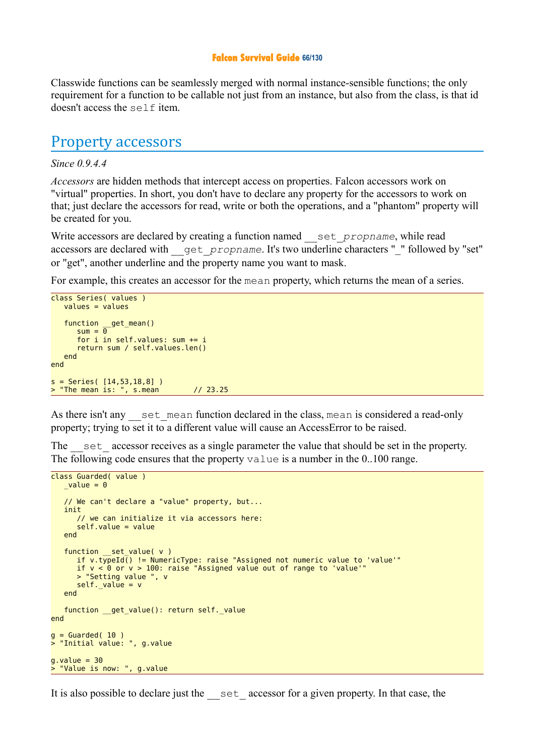Classwide functions can be seamlessly merged with normal instance-sensible functions; the only requirement for a function to be callable not just from an instance, but also from the class, is that id doesn't access the `self` item.

## Property accessors

*Since 0.9.4.4*

*Accessors* are hidden methods that intercept access on properties. Falcon accessors work on "virtual" properties. In short, you don't have to declare any property for the accessors to work on that; just declare the accessors for read, write or both the operations, and a "phantom" property will be created for you.

Write accessors are declared by creating a function named `__set_`*`propname`*, while read accessors are declared with `__get_`*`propname`*. It's two underline characters "_" followed by "set" or "get", another underline and the property name you want to mask.

For example, this creates an accessor for the `mean` property, which returns the mean of a series.

```
class Series( values )
   values = values

   function __get_mean()
      sum = 0
      for i in self.values: sum += i
      return sum / self.values.len()
   end
end

s = Series( [14,53,18,8] )
> "The mean is: ", s.mean        // 23.25
```

As there isn't any `__set_mean` function declared in the class, `mean` is considered a read-only property; trying to set it to a different value will cause an AccessError to be raised.

The `__set_` accessor receives as a single parameter the value that should be set in the property. The following code ensures that the property `value` is a number in the 0..100 range.

```
class Guarded( value )
   _value = 0

   // We can't declare a "value" property, but...
   init
      // we can initialize it via accessors here:
      self.value = value
   end

   function __set_value( v )
      if v.typeId() != NumericType: raise "Assigned not numeric value to 'value'"
      if v < 0 or v > 100: raise "Assigned value out of range to 'value'"
      > "Setting value ", v
      self._value = v
   end

   function __get_value(): return self._value
end

g = Guarded( 10 )
> "Initial value: ", g.value

g.value = 30
> "Value is now: ", g.value
```

It is also possible to declare just the `__set_` accessor for a given property. In that case, the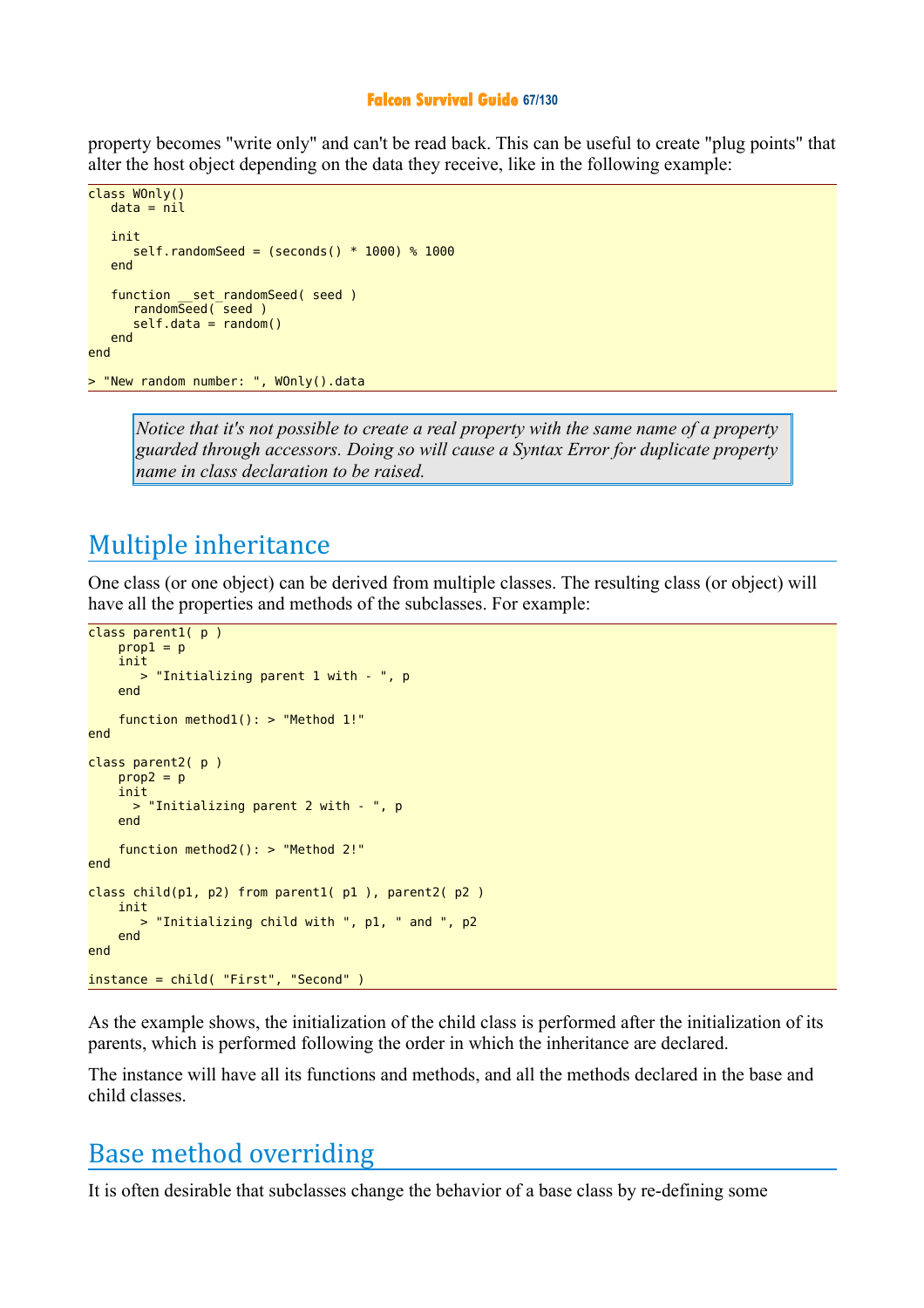property becomes "write only" and can't be read back. This can be useful to create "plug points" that alter the host object depending on the data they receive, like in the following example:

```
class WOnly()
   data = nil

   init
      self.randomSeed = (seconds() * 1000) % 1000
   end

   function __set_randomSeed( seed )
      randomSeed( seed )
      self.data = random()
   end
end

> "New random number: ", WOnly().data
```

> *Notice that it's not possible to create a real property with the same name of a property guarded through accessors. Doing so will cause a Syntax Error for duplicate property name in class declaration to be raised.*

## Multiple inheritance

One class (or one object) can be derived from multiple classes. The resulting class (or object) will have all the properties and methods of the subclasses. For example:

```
class parent1( p )
    prop1 = p
    init
       > "Initializing parent 1 with - ", p
    end

    function method1(): > "Method 1!"
end

class parent2( p )
    prop2 = p
    init
      > "Initializing parent 2 with - ", p
    end

    function method2(): > "Method 2!"
end

class child(p1, p2) from parent1( p1 ), parent2( p2 )
    init
       > "Initializing child with ", p1, " and ", p2
    end
end

instance = child( "First", "Second" )
```

As the example shows, the initialization of the child class is performed after the initialization of its parents, which is performed following the order in which the inheritance are declared.

The instance will have all its functions and methods, and all the methods declared in the base and child classes.

## Base method overriding

It is often desirable that subclasses change the behavior of a base class by re-defining some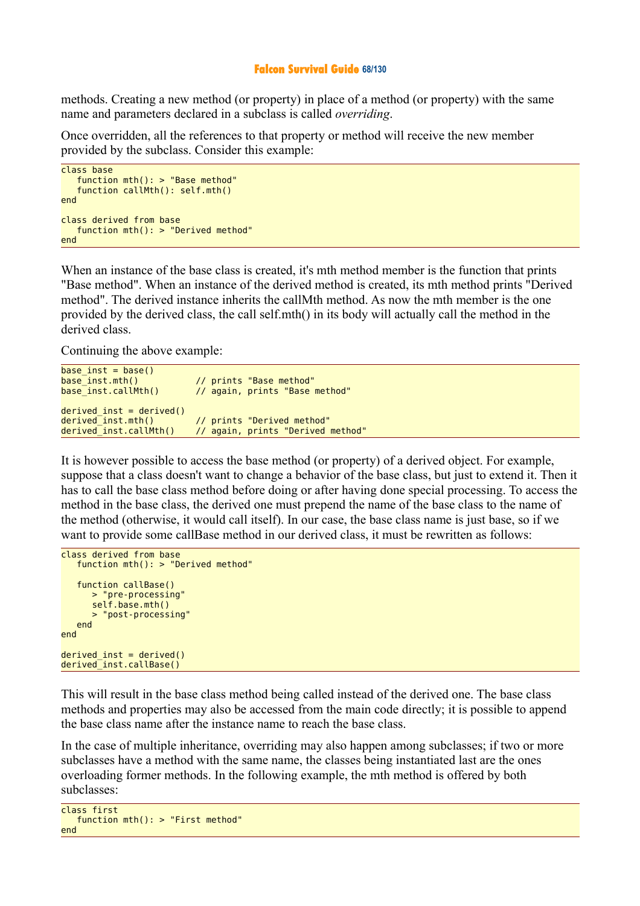methods. Creating a new method (or property) in place of a method (or property) with the same name and parameters declared in a subclass is called *overriding*.

Once overridden, all the references to that property or method will receive the new member provided by the subclass. Consider this example:

```
class base
   function mth(): > "Base method"
   function callMth(): self.mth()
end

class derived from base
   function mth(): > "Derived method"
end
```

When an instance of the base class is created, it's mth method member is the function that prints "Base method". When an instance of the derived method is created, its mth method prints "Derived method". The derived instance inherits the callMth method. As now the mth member is the one provided by the derived class, the call self.mth() in its body will actually call the method in the derived class.

Continuing the above example:

```
base_inst = base()
base_inst.mth()           // prints "Base method"
base_inst.callMth()       // again, prints "Base method"

derived_inst = derived()
derived_inst.mth()        // prints "Derived method"
derived_inst.callMth()    // again, prints "Derived method"
```

It is however possible to access the base method (or property) of a derived object. For example, suppose that a class doesn't want to change a behavior of the base class, but just to extend it. Then it has to call the base class method before doing or after having done special processing. To access the method in the base class, the derived one must prepend the name of the base class to the name of the method (otherwise, it would call itself). In our case, the base class name is just base, so if we want to provide some callBase method in our derived class, it must be rewritten as follows:

```
class derived from base
   function mth(): > "Derived method"

   function callBase()
      > "pre-processing"
      self.base.mth()
      > "post-processing"
   end
end

derived_inst = derived()
derived_inst.callBase()
```

This will result in the base class method being called instead of the derived one. The base class methods and properties may also be accessed from the main code directly; it is possible to append the base class name after the instance name to reach the base class.

In the case of multiple inheritance, overriding may also happen among subclasses; if two or more subclasses have a method with the same name, the classes being instantiated last are the ones overloading former methods. In the following example, the mth method is offered by both subclasses:

```
class first
   function mth(): > "First method"
end
```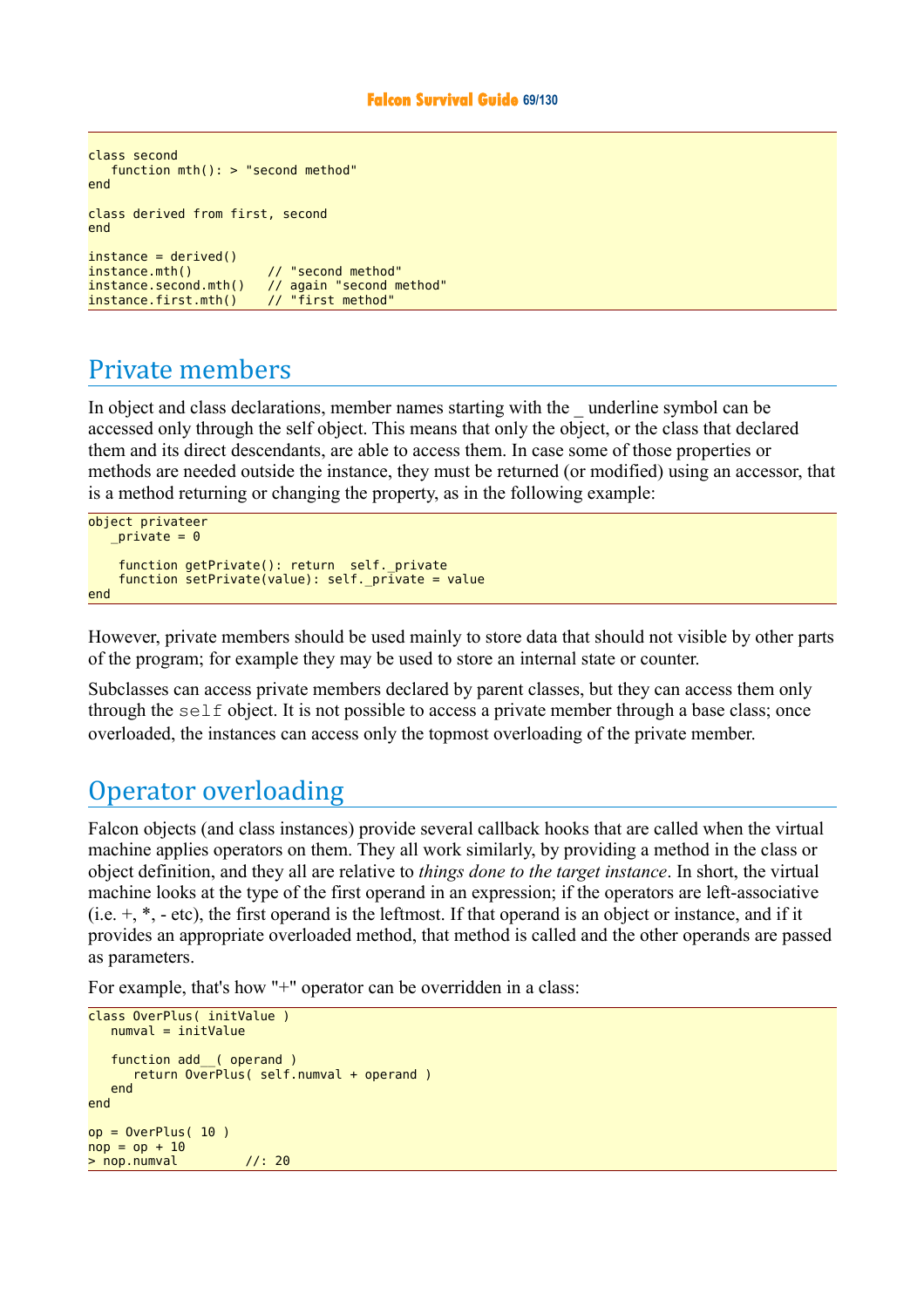```
class second
   function mth(): > "second method"
end

class derived from first, second
end

instance = derived()
instance.mth()          // "second method"
instance.second.mth()   // again "second method"
instance.first.mth()    // "first method"
```

## Private members

In object and class declarations, member names starting with the _ underline symbol can be accessed only through the self object. This means that only the object, or the class that declared them and its direct descendants, are able to access them. In case some of those properties or methods are needed outside the instance, they must be returned (or modified) using an accessor, that is a method returning or changing the property, as in the following example:

```
object privateer
   _private = 0

    function getPrivate(): return  self._private
    function setPrivate(value): self._private = value
end
```

However, private members should be used mainly to store data that should not visible by other parts of the program; for example they may be used to store an internal state or counter.

Subclasses can access private members declared by parent classes, but they can access them only through the `self` object. It is not possible to access a private member through a base class; once overloaded, the instances can access only the topmost overloading of the private member.

## Operator overloading

Falcon objects (and class instances) provide several callback hooks that are called when the virtual machine applies operators on them. They all work similarly, by providing a method in the class or object definition, and they all are relative to *things done to the target instance*. In short, the virtual machine looks at the type of the first operand in an expression; if the operators are left-associative (i.e. +, *, - etc), the first operand is the leftmost. If that operand is an object or instance, and if it provides an appropriate overloaded method, that method is called and the other operands are passed as parameters.

For example, that's how "+" operator can be overridden in a class:

```
class OverPlus( initValue )
   numval = initValue

   function add__( operand )
      return OverPlus( self.numval + operand )
   end
end

op = OverPlus( 10 )
nop = op + 10
> nop.numval         //: 20
```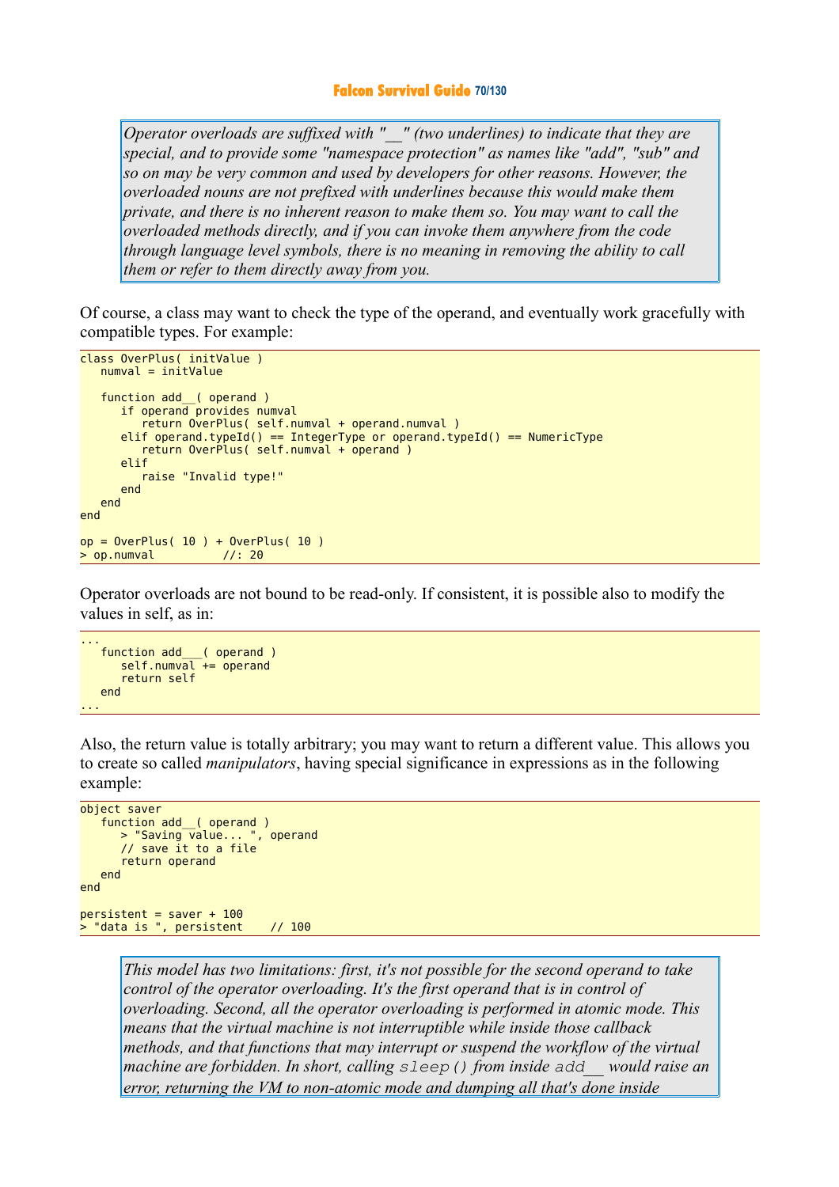> *Operator overloads are suffixed with "__" (two underlines) to indicate that they are special, and to provide some "namespace protection" as names like "add", "sub" and so on may be very common and used by developers for other reasons. However, the overloaded nouns are not prefixed with underlines because this would make them private, and there is no inherent reason to make them so. You may want to call the overloaded methods directly, and if you can invoke them anywhere from the code through language level symbols, there is no meaning in removing the ability to call them or refer to them directly away from you.*

Of course, a class may want to check the type of the operand, and eventually work gracefully with compatible types. For example:

```
class OverPlus( initValue )
   numval = initValue

   function add__( operand )
      if operand provides numval
         return OverPlus( self.numval + operand.numval )
      elif operand.typeId() == IntegerType or operand.typeId() == NumericType
         return OverPlus( self.numval + operand )
      elif
         raise "Invalid type!"
      end
   end
end

op = OverPlus( 10 ) + OverPlus( 10 )
> op.numval          //: 20
```

Operator overloads are not bound to be read-only. If consistent, it is possible also to modify the values in self, as in:

```
...
   function add__( operand )
      self.numval += operand
      return self
   end
...
```

Also, the return value is totally arbitrary; you may want to return a different value. This allows you to create so called *manipulators*, having special significance in expressions as in the following example:

```
object saver
   function add__( operand )
      > "Saving value... ", operand
      // save it to a file
      return operand
   end
end

persistent = saver + 100
> "data is ", persistent    // 100
```

> *This model has two limitations: first, it's not possible for the second operand to take control of the operator overloading. It's the first operand that is in control of overloading. Second, all the operator overloading is performed in atomic mode. This means that the virtual machine is not interruptible while inside those callback methods, and that functions that may interrupt or suspend the workflow of the virtual machine are forbidden. In short, calling `sleep()` from inside `add__` would raise an error, returning the VM to non-atomic mode and dumping all that's done inside*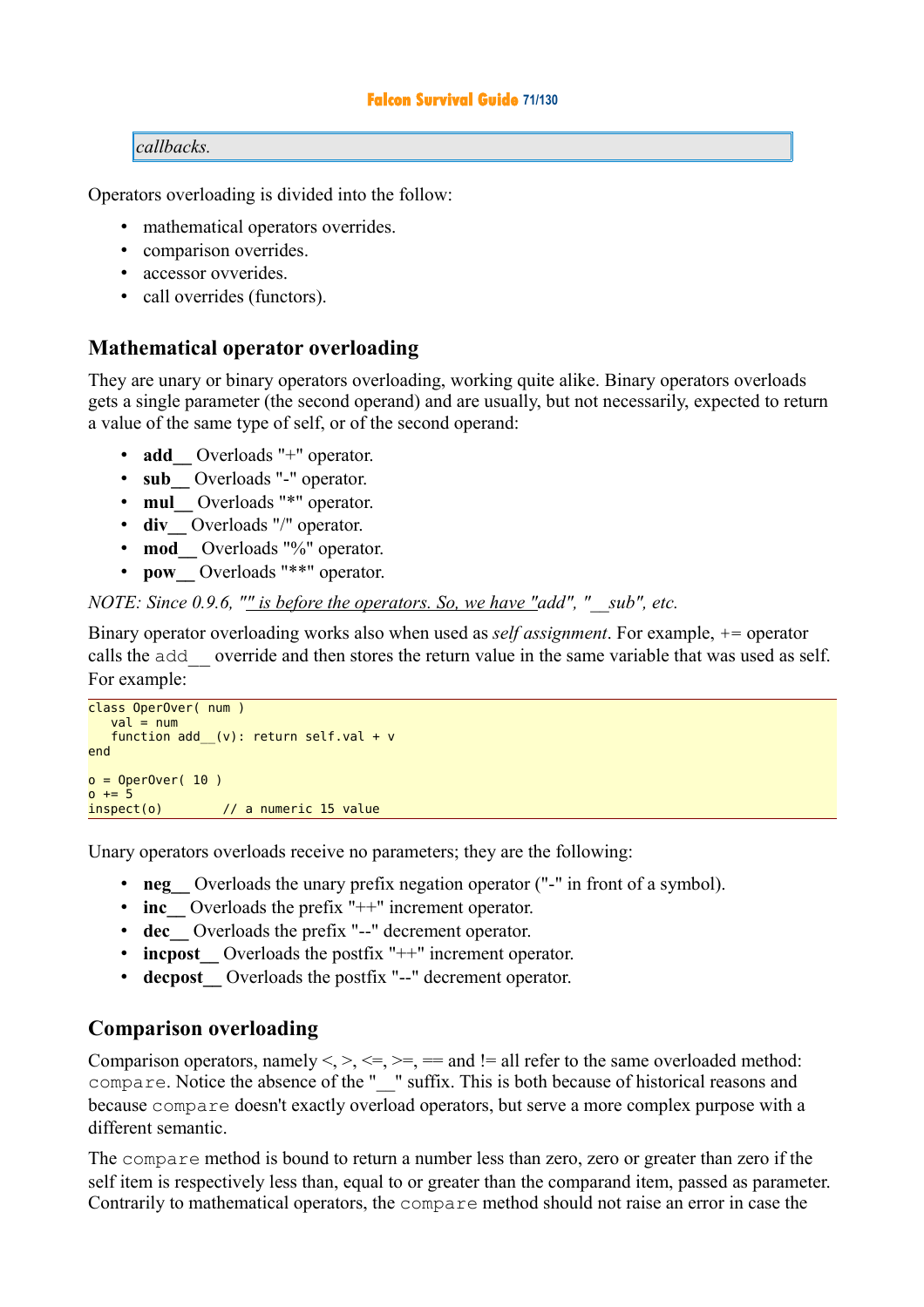*callbacks.*

Operators overloading is divided into the follow:

- mathematical operators overrides.
- comparison overrides.
- accessor ovverides.
- call overrides (functors).

## Mathematical operator overloading

They are unary or binary operators overloading, working quite alike. Binary operators overloads gets a single parameter (the second operand) and are usually, but not necessarily, expected to return a value of the same type of self, or of the second operand:

- **add__** Overloads "+" operator.
- **sub__** Overloads "-" operator.
- **mul__** Overloads "*" operator.
- **div__** Overloads "/" operator.
- **mod__** Overloads "%" operator.
- **pow__** Overloads "**" operator.

*NOTE: Since 0.9.6, "" is before the operators. So, we have "add", "__sub", etc.*

Binary operator overloading works also when used as *self assignment*. For example, += operator calls the add__ override and then stores the return value in the same variable that was used as self. For example:

```
class OperOver( num )
   val = num
   function add__(v): return self.val + v
end

o = OperOver( 10 )
o += 5
inspect(o)        // a numeric 15 value
```

Unary operators overloads receive no parameters; they are the following:

- **neg__** Overloads the unary prefix negation operator ("-" in front of a symbol).
- **inc__** Overloads the prefix "++" increment operator.
- **dec__** Overloads the prefix "--" decrement operator.
- **incpost__** Overloads the postfix "++" increment operator.
- **decpost__** Overloads the postfix "--" decrement operator.

## Comparison overloading

Comparison operators, namely <, >, <=, >=, == and != all refer to the same overloaded method: compare. Notice the absence of the "__" suffix. This is both because of historical reasons and because compare doesn't exactly overload operators, but serve a more complex purpose with a different semantic.

The compare method is bound to return a number less than zero, zero or greater than zero if the self item is respectively less than, equal to or greater than the comparand item, passed as parameter. Contrarily to mathematical operators, the compare method should not raise an error in case the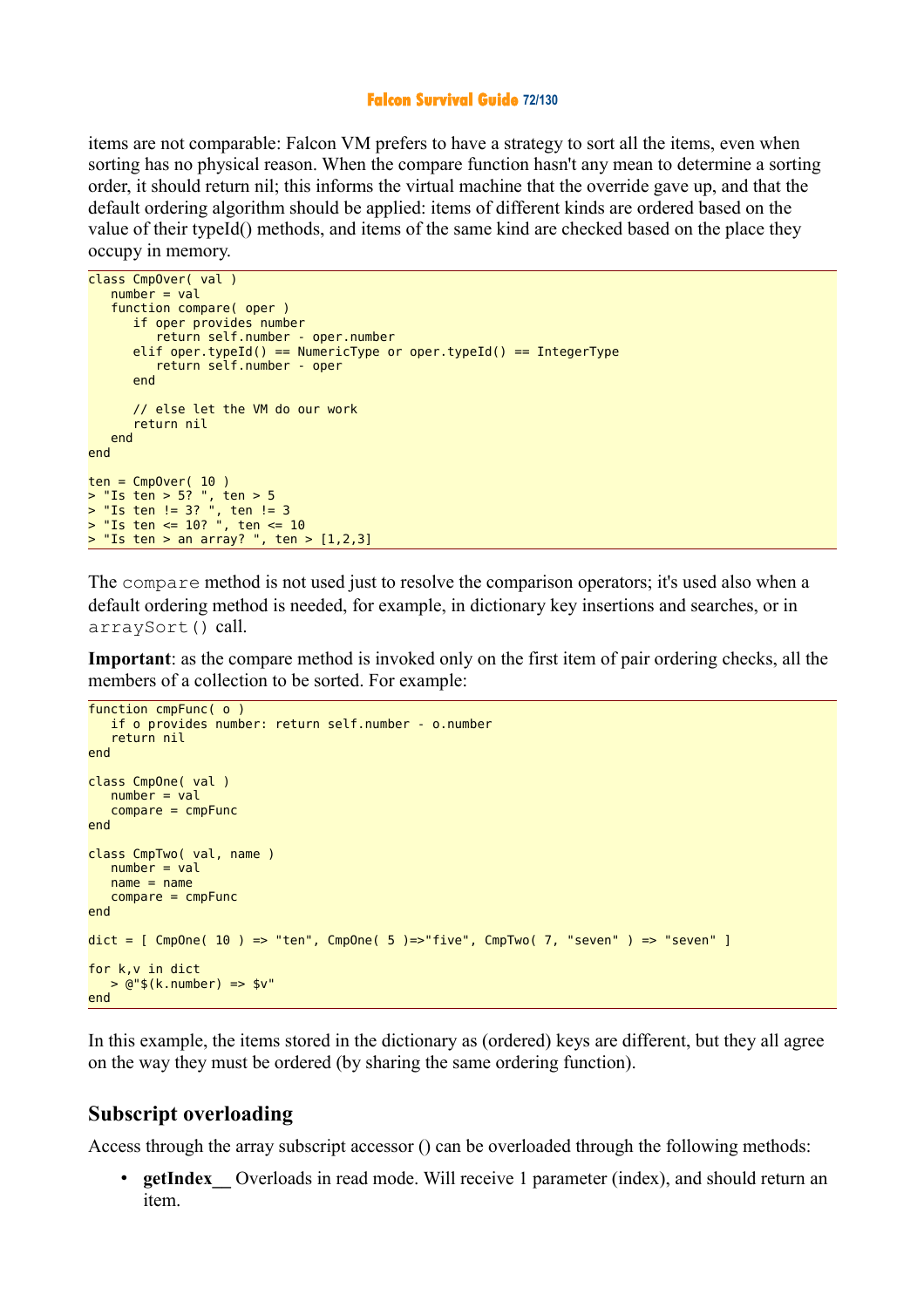items are not comparable: Falcon VM prefers to have a strategy to sort all the items, even when sorting has no physical reason. When the compare function hasn't any mean to determine a sorting order, it should return nil; this informs the virtual machine that the override gave up, and that the default ordering algorithm should be applied: items of different kinds are ordered based on the value of their typeId() methods, and items of the same kind are checked based on the place they occupy in memory.

```
class CmpOver( val )
   number = val
   function compare( oper )
      if oper provides number
         return self.number - oper.number
      elif oper.typeId() == NumericType or oper.typeId() == IntegerType
         return self.number - oper
      end

      // else let the VM do our work
      return nil
   end
end

ten = CmpOver( 10 )
> "Is ten > 5? ", ten > 5
> "Is ten != 3? ", ten != 3
> "Is ten <= 10? ", ten <= 10
> "Is ten > an array? ", ten > [1,2,3]
```

The `compare` method is not used just to resolve the comparison operators; it's used also when a default ordering method is needed, for example, in dictionary key insertions and searches, or in `arraySort()` call.

**Important**: as the compare method is invoked only on the first item of pair ordering checks, all the members of a collection to be sorted. For example:

```
function cmpFunc( o )
   if o provides number: return self.number - o.number
   return nil
end

class CmpOne( val )
   number = val
   compare = cmpFunc
end

class CmpTwo( val, name )
   number = val
   name = name
   compare = cmpFunc
end

dict = [ CmpOne( 10 ) => "ten", CmpOne( 5 )=>"five", CmpTwo( 7, "seven" ) => "seven" ]

for k,v in dict
   > @"$(k.number) => $v"
end
```

In this example, the items stored in the dictionary as (ordered) keys are different, but they all agree on the way they must be ordered (by sharing the same ordering function).

## Subscript overloading

Access through the array subscript accessor () can be overloaded through the following methods:

- **getIndex__** Overloads in read mode. Will receive 1 parameter (index), and should return an item.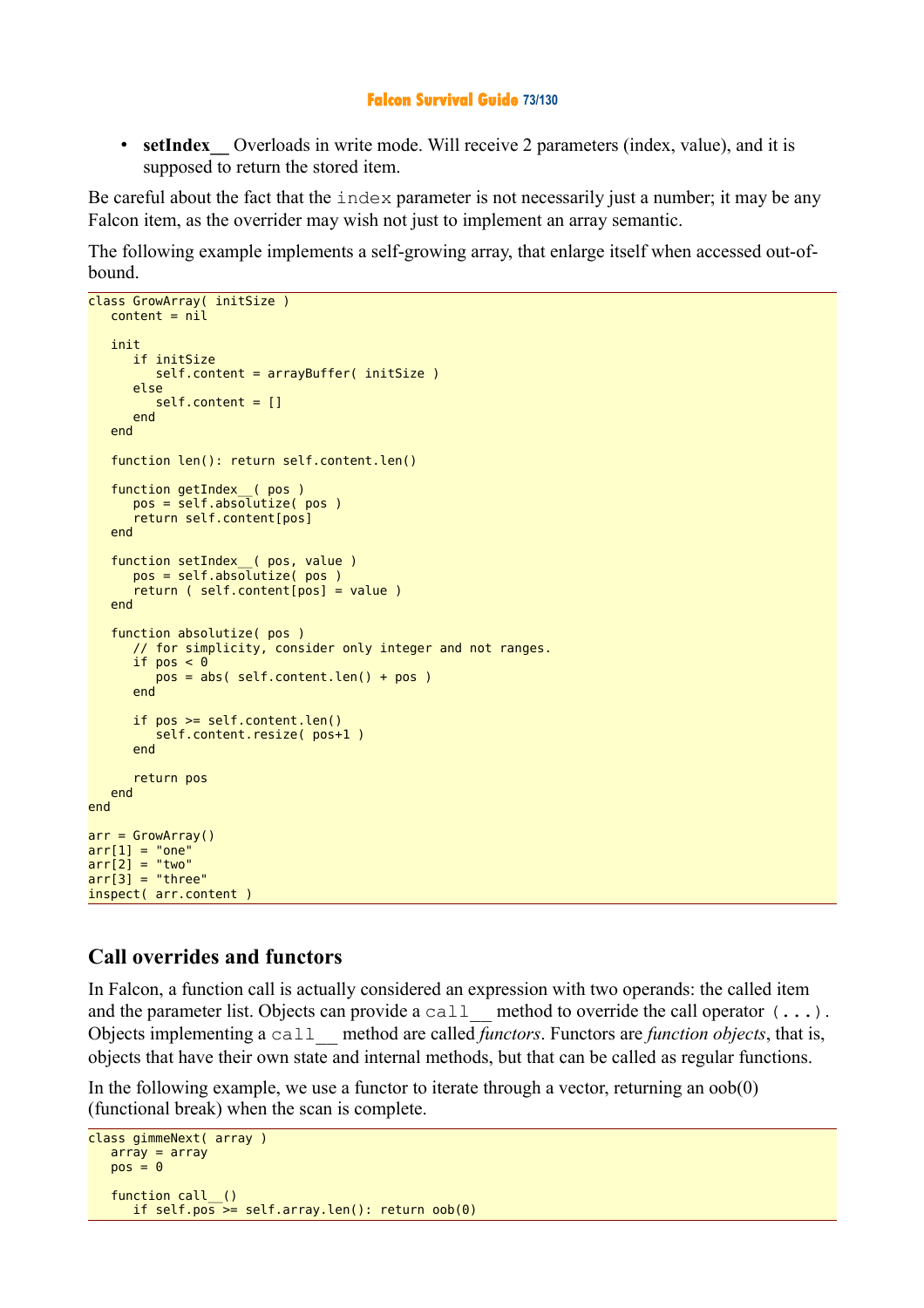- **setIndex__** Overloads in write mode. Will receive 2 parameters (index, value), and it is supposed to return the stored item.

Be careful about the fact that the `index` parameter is not necessarily just a number; it may be any Falcon item, as the overrider may wish not just to implement an array semantic.

The following example implements a self-growing array, that enlarge itself when accessed out-of-bound.

```
class GrowArray( initSize )
   content = nil

   init
      if initSize
         self.content = arrayBuffer( initSize )
      else
         self.content = []
      end
   end

   function len(): return self.content.len()

   function getIndex__( pos )
      pos = self.absolutize( pos )
      return self.content[pos]
   end

   function setIndex__( pos, value )
      pos = self.absolutize( pos )
      return ( self.content[pos] = value )
   end

   function absolutize( pos )
      // for simplicity, consider only integer and not ranges.
      if pos < 0
         pos = abs( self.content.len() + pos )
      end

      if pos >= self.content.len()
         self.content.resize( pos+1 )
      end

      return pos
   end
end

arr = GrowArray()
arr[1] = "one"
arr[2] = "two"
arr[3] = "three"
inspect( arr.content )
```

## Call overrides and functors

In Falcon, a function call is actually considered an expression with two operands: the called item and the parameter list. Objects can provide a `call__` method to override the call operator `(...)`. Objects implementing a `call__` method are called *functors*. Functors are *function objects*, that is, objects that have their own state and internal methods, but that can be called as regular functions.

In the following example, we use a functor to iterate through a vector, returning an oob(0) (functional break) when the scan is complete.

```
class gimmeNext( array )
   array = array
   pos = 0

   function call__()
      if self.pos >= self.array.len(): return oob(0)
```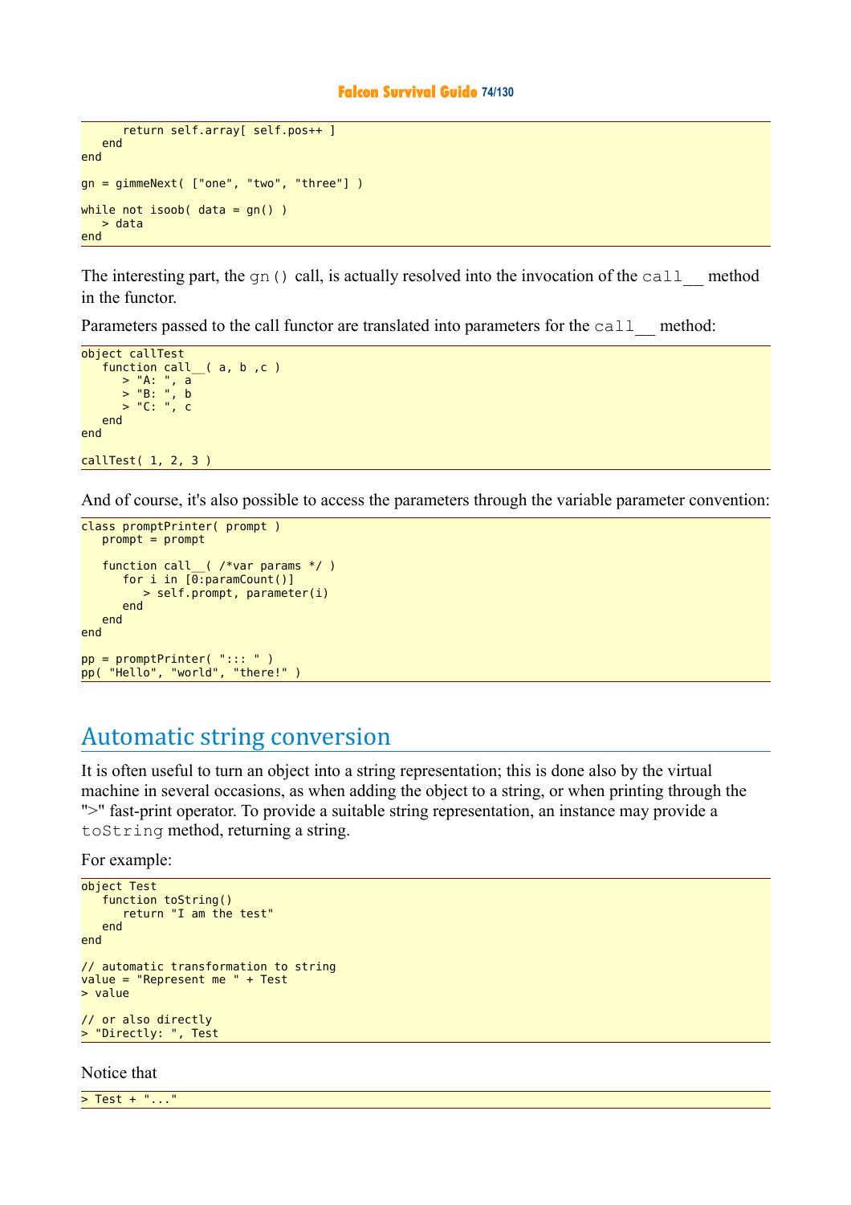```
      return self.array[ self.pos++ ]
   end
end

gn = gimmeNext( ["one", "two", "three"] )

while not isoob( data = gn() )
   > data
end
```

The interesting part, the `gn()` call, is actually resolved into the invocation of the `call__` method in the functor.

Parameters passed to the call functor are translated into parameters for the `call__` method:

```
object callTest
   function call__( a, b ,c )
      > "A: ", a
      > "B: ", b
      > "C: ", c
   end
end

callTest( 1, 2, 3 )
```

And of course, it's also possible to access the parameters through the variable parameter convention:

```
class promptPrinter( prompt )
   prompt = prompt

   function call__( /*var params */ )
      for i in [0:paramCount()]
         > self.prompt, parameter(i)
      end
   end
end

pp = promptPrinter( "::: " )
pp( "Hello", "world", "there!" )
```

## Automatic string conversion

It is often useful to turn an object into a string representation; this is done also by the virtual machine in several occasions, as when adding the object to a string, or when printing through the ">" fast-print operator. To provide a suitable string representation, an instance may provide a `toString` method, returning a string.

For example:

```
object Test
   function toString()
      return "I am the test"
   end
end

// automatic transformation to string
value = "Represent me " + Test
> value

// or also directly
> "Directly: ", Test
```

Notice that

```
> Test + "..."
```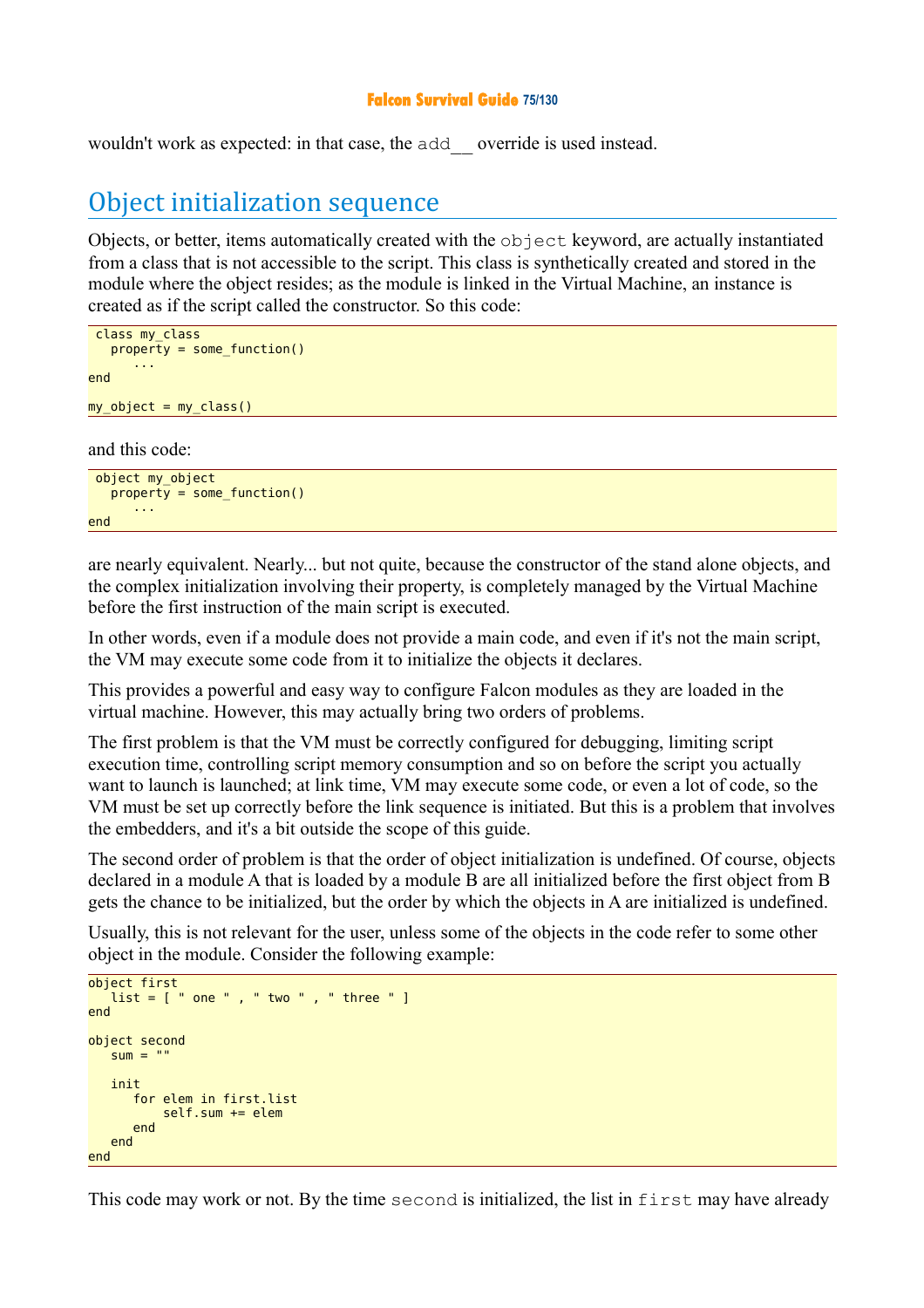wouldn't work as expected: in that case, the `add__` override is used instead.

## Object initialization sequence

Objects, or better, items automatically created with the `object` keyword, are actually instantiated from a class that is not accessible to the script. This class is synthetically created and stored in the module where the object resides; as the module is linked in the Virtual Machine, an instance is created as if the script called the constructor. So this code:

```
class my_class
   property = some_function()
      ...
end

my_object = my_class()
```

and this code:

```
object my_object
   property = some_function()
      ...
end
```

are nearly equivalent. Nearly... but not quite, because the constructor of the stand alone objects, and the complex initialization involving their property, is completely managed by the Virtual Machine before the first instruction of the main script is executed.

In other words, even if a module does not provide a main code, and even if it's not the main script, the VM may execute some code from it to initialize the objects it declares.

This provides a powerful and easy way to configure Falcon modules as they are loaded in the virtual machine. However, this may actually bring two orders of problems.

The first problem is that the VM must be correctly configured for debugging, limiting script execution time, controlling script memory consumption and so on before the script you actually want to launch is launched; at link time, VM may execute some code, or even a lot of code, so the VM must be set up correctly before the link sequence is initiated. But this is a problem that involves the embedders, and it's a bit outside the scope of this guide.

The second order of problem is that the order of object initialization is undefined. Of course, objects declared in a module A that is loaded by a module B are all initialized before the first object from B gets the chance to be initialized, but the order by which the objects in A are initialized is undefined.

Usually, this is not relevant for the user, unless some of the objects in the code refer to some other object in the module. Consider the following example:

```
object first
   list = [ " one " , " two " , " three " ]
end

object second
   sum = ""

   init
      for elem in first.list
          self.sum += elem
      end
   end
end
```

This code may work or not. By the time `second` is initialized, the list in `first` may have already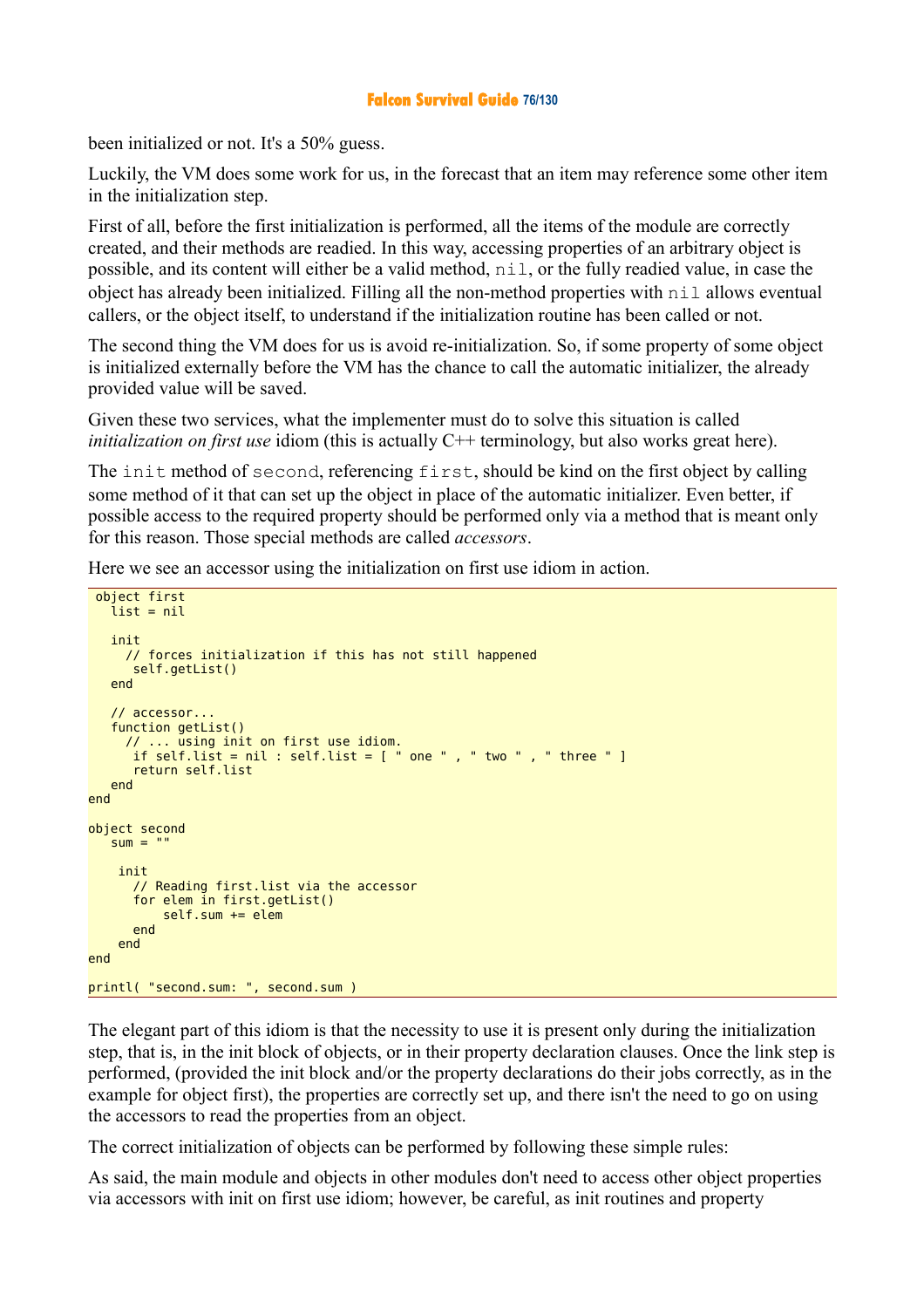been initialized or not. It's a 50% guess.

Luckily, the VM does some work for us, in the forecast that an item may reference some other item in the initialization step.

First of all, before the first initialization is performed, all the items of the module are correctly created, and their methods are readied. In this way, accessing properties of an arbitrary object is possible, and its content will either be a valid method, `nil`, or the fully readied value, in case the object has already been initialized. Filling all the non-method properties with `nil` allows eventual callers, or the object itself, to understand if the initialization routine has been called or not.

The second thing the VM does for us is avoid re-initialization. So, if some property of some object is initialized externally before the VM has the chance to call the automatic initializer, the already provided value will be saved.

Given these two services, what the implementer must do to solve this situation is called *initialization on first use* idiom (this is actually C++ terminology, but also works great here).

The `init` method of `second`, referencing `first`, should be kind on the first object by calling some method of it that can set up the object in place of the automatic initializer. Even better, if possible access to the required property should be performed only via a method that is meant only for this reason. Those special methods are called *accessors*.

Here we see an accessor using the initialization on first use idiom in action.

```
 object first
   list = nil

   init
     // forces initialization if this has not still happened
      self.getList()
   end

   // accessor...
   function getList()
     // ... using init on first use idiom.
      if self.list = nil : self.list = [ " one " , " two " , " three " ]
      return self.list
   end
end

object second
   sum = ""

    init
      // Reading first.list via the accessor
      for elem in first.getList()
          self.sum += elem
      end
    end
end

printl( "second.sum: ", second.sum )
```

The elegant part of this idiom is that the necessity to use it is present only during the initialization step, that is, in the init block of objects, or in their property declaration clauses. Once the link step is performed, (provided the init block and/or the property declarations do their jobs correctly, as in the example for object first), the properties are correctly set up, and there isn't the need to go on using the accessors to read the properties from an object.

The correct initialization of objects can be performed by following these simple rules:

As said, the main module and objects in other modules don't need to access other object properties via accessors with init on first use idiom; however, be careful, as init routines and property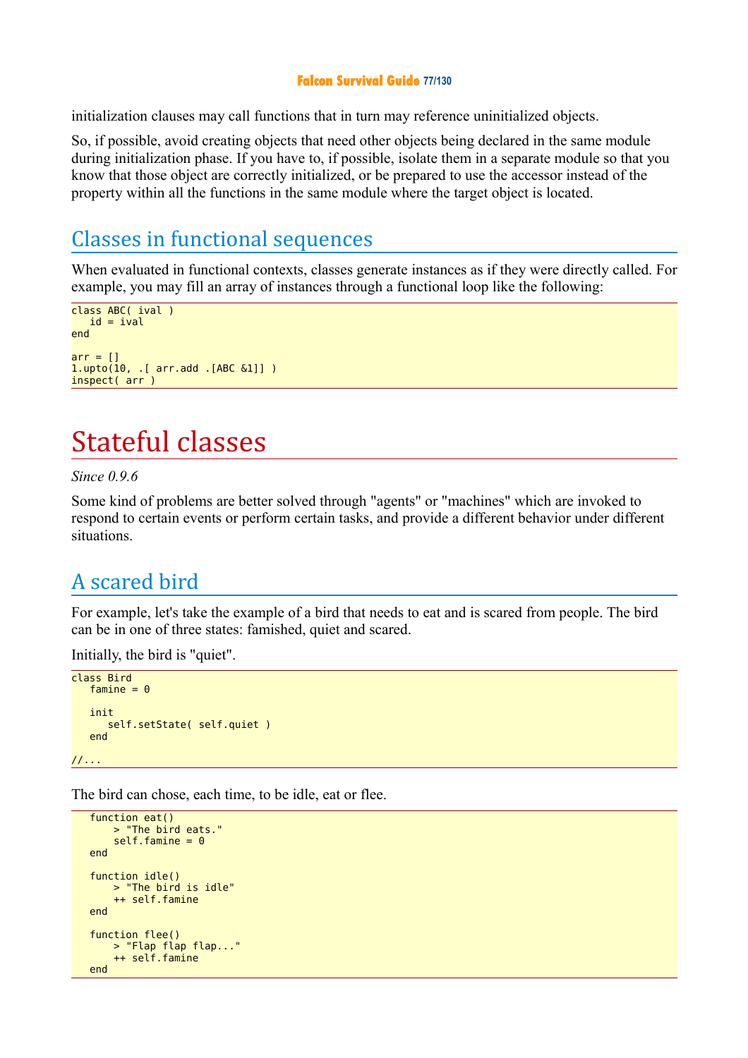initialization clauses may call functions that in turn may reference uninitialized objects.

So, if possible, avoid creating objects that need other objects being declared in the same module during initialization phase. If you have to, if possible, isolate them in a separate module so that you know that those object are correctly initialized, or be prepared to use the accessor instead of the property within all the functions in the same module where the target object is located.

## Classes in functional sequences

When evaluated in functional contexts, classes generate instances as if they were directly called. For example, you may fill an array of instances through a functional loop like the following:

```
class ABC( ival )
   id = ival
end

arr = []
1.upto(10, .[ arr.add .[ABC &1]] )
inspect( arr )
```

# Stateful classes

*Since 0.9.6*

Some kind of problems are better solved through "agents" or "machines" which are invoked to respond to certain events or perform certain tasks, and provide a different behavior under different situations.

## A scared bird

For example, let's take the example of a bird that needs to eat and is scared from people. The bird can be in one of three states: famished, quiet and scared.

Initially, the bird is "quiet".

```
class Bird
   famine = 0

   init
      self.setState( self.quiet )
   end

//...
```

The bird can chose, each time, to be idle, eat or flee.

```
   function eat()
       > "The bird eats."
       self.famine = 0
   end

   function idle()
       > "The bird is idle"
       ++ self.famine
   end

   function flee()
       > "Flap flap flap..."
       ++ self.famine
   end
```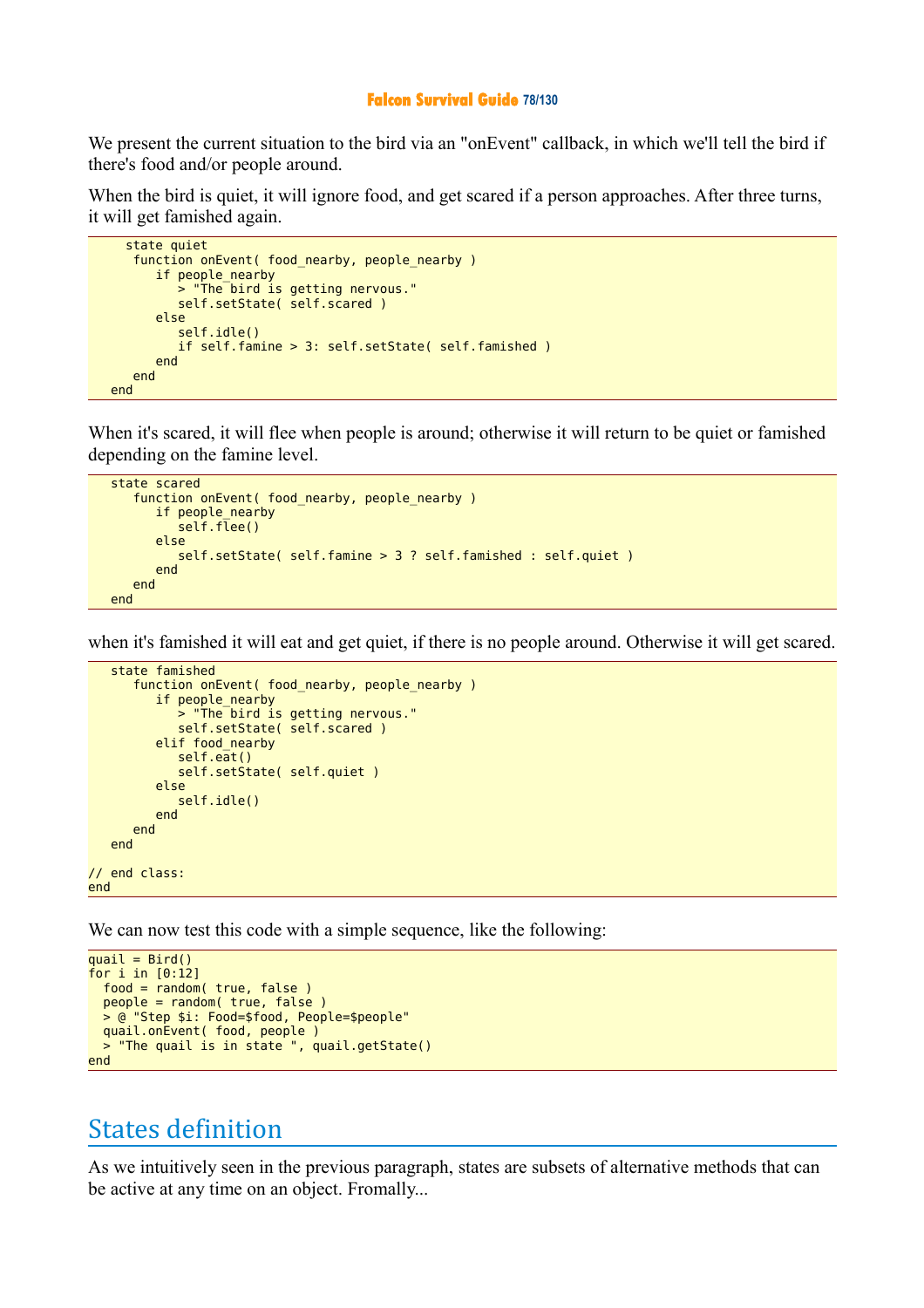We present the current situation to the bird via an "onEvent" callback, in which we'll tell the bird if there's food and/or people around.

When the bird is quiet, it will ignore food, and get scared if a person approaches. After three turns, it will get famished again.

```
     state quiet
      function onEvent( food_nearby, people_nearby )
         if people_nearby
            > "The bird is getting nervous."
            self.setState( self.scared )
         else
            self.idle()
            if self.famine > 3: self.setState( self.famished )
         end
      end
   end
```

When it's scared, it will flee when people is around; otherwise it will return to be quiet or famished depending on the famine level.

```
   state scared
      function onEvent( food_nearby, people_nearby )
         if people_nearby
            self.flee()
         else
            self.setState( self.famine > 3 ? self.famished : self.quiet )
         end
      end
   end
```

when it's famished it will eat and get quiet, if there is no people around. Otherwise it will get scared.

```
   state famished
      function onEvent( food_nearby, people_nearby )
         if people_nearby
            > "The bird is getting nervous."
            self.setState( self.scared )
         elif food_nearby
            self.eat()
            self.setState( self.quiet )
         else
            self.idle()
         end
      end
   end

// end class:
end
```

We can now test this code with a simple sequence, like the following:

```
quail = Bird()
for i in [0:12]
  food = random( true, false )
  people = random( true, false )
  > @ "Step $i: Food=$food, People=$people"
  quail.onEvent( food, people )
  > "The quail is in state ", quail.getState()
end
```

## States definition

As we intuitively seen in the previous paragraph, states are subsets of alternative methods that can be active at any time on an object. Fromally...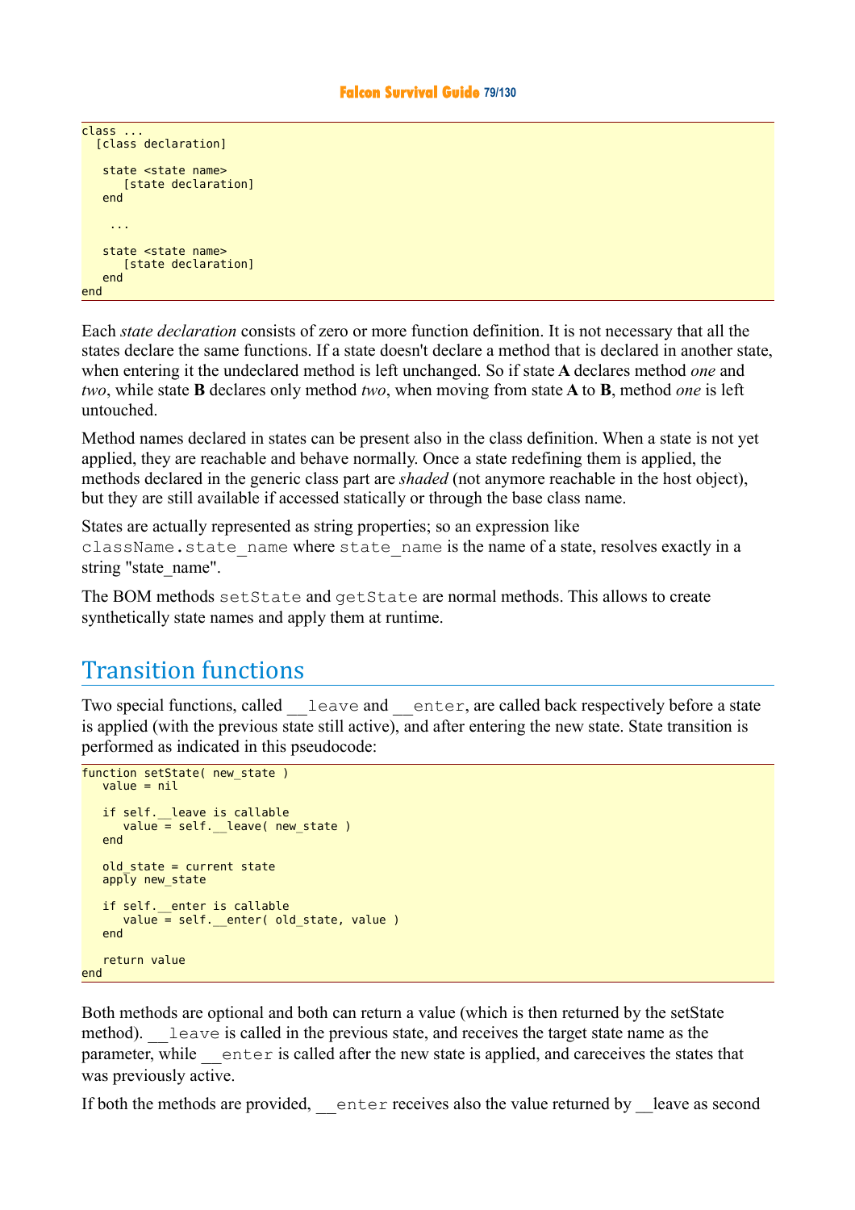```
class ...
  [class declaration]

   state <state name>
      [state declaration]
   end

    ...

   state <state name>
      [state declaration]
   end
end
```

Each *state declaration* consists of zero or more function definition. It is not necessary that all the states declare the same functions. If a state doesn't declare a method that is declared in another state, when entering it the undeclared method is left unchanged. So if state **A** declares method *one* and *two*, while state **B** declares only method *two*, when moving from state **A** to **B**, method *one* is left untouched.

Method names declared in states can be present also in the class definition. When a state is not yet applied, they are reachable and behave normally. Once a state redefining them is applied, the methods declared in the generic class part are *shaded* (not anymore reachable in the host object), but they are still available if accessed statically or through the base class name.

States are actually represented as string properties; so an expression like `className.state_name` where `state_name` is the name of a state, resolves exactly in a string "state_name".

The BOM methods `setState` and `getState` are normal methods. This allows to create synthetically state names and apply them at runtime.

## Transition functions

Two special functions, called `__leave` and `__enter`, are called back respectively before a state is applied (with the previous state still active), and after entering the new state. State transition is performed as indicated in this pseudocode:

```
function setState( new_state )
   value = nil

   if self.__leave is callable
      value = self.__leave( new_state )
   end

   old_state = current state
   apply new_state

   if self.__enter is callable
      value = self.__enter( old_state, value )
   end

   return value
end
```

Both methods are optional and both can return a value (which is then returned by the setState method). `__leave` is called in the previous state, and receives the target state name as the parameter, while `__enter` is called after the new state is applied, and careceives the states that was previously active.

If both the methods are provided, `__enter` receives also the value returned by __leave as second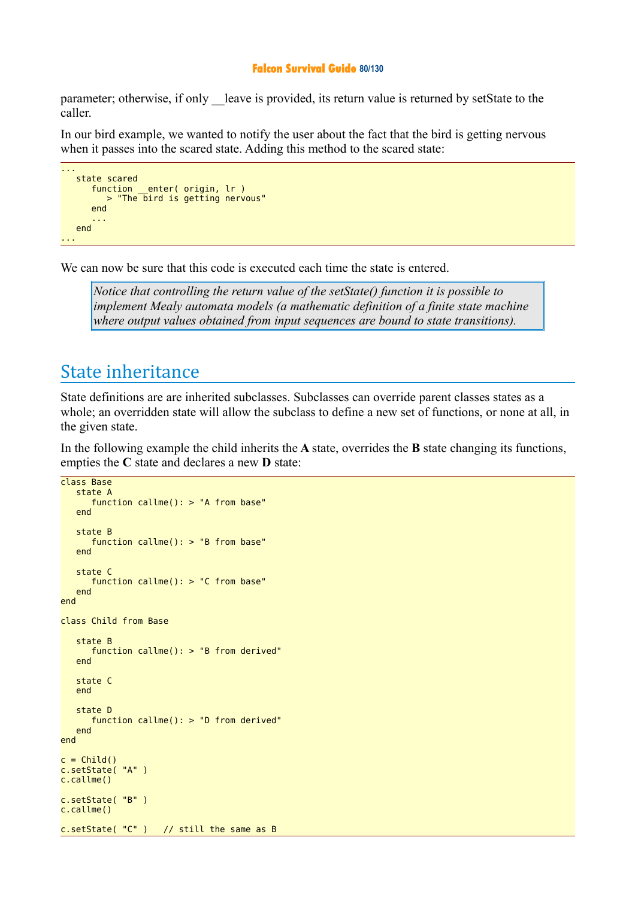parameter; otherwise, if only __leave is provided, its return value is returned by setState to the caller.

In our bird example, we wanted to notify the user about the fact that the bird is getting nervous when it passes into the scared state. Adding this method to the scared state:

```
...
   state scared
      function __enter( origin, lr )
         > "The bird is getting nervous"
      end
      ...
   end
...
```

We can now be sure that this code is executed each time the state is entered.

> *Notice that controlling the return value of the setState() function it is possible to implement Mealy automata models (a mathematic definition of a finite state machine where output values obtained from input sequences are bound to state transitions).*

## State inheritance

State definitions are are inherited subclasses. Subclasses can override parent classes states as a whole; an overridden state will allow the subclass to define a new set of functions, or none at all, in the given state.

In the following example the child inherits the **A** state, overrides the **B** state changing its functions, empties the **C** state and declares a new **D** state:

```
class Base
   state A
      function callme(): > "A from base"
   end

   state B
      function callme(): > "B from base"
   end

   state C
      function callme(): > "C from base"
   end
end

class Child from Base

   state B
      function callme(): > "B from derived"
   end

   state C
   end

   state D
      function callme(): > "D from derived"
   end
end

c = Child()
c.setState( "A" )
c.callme()

c.setState( "B" )
c.callme()

c.setState( "C" )   // still the same as B
```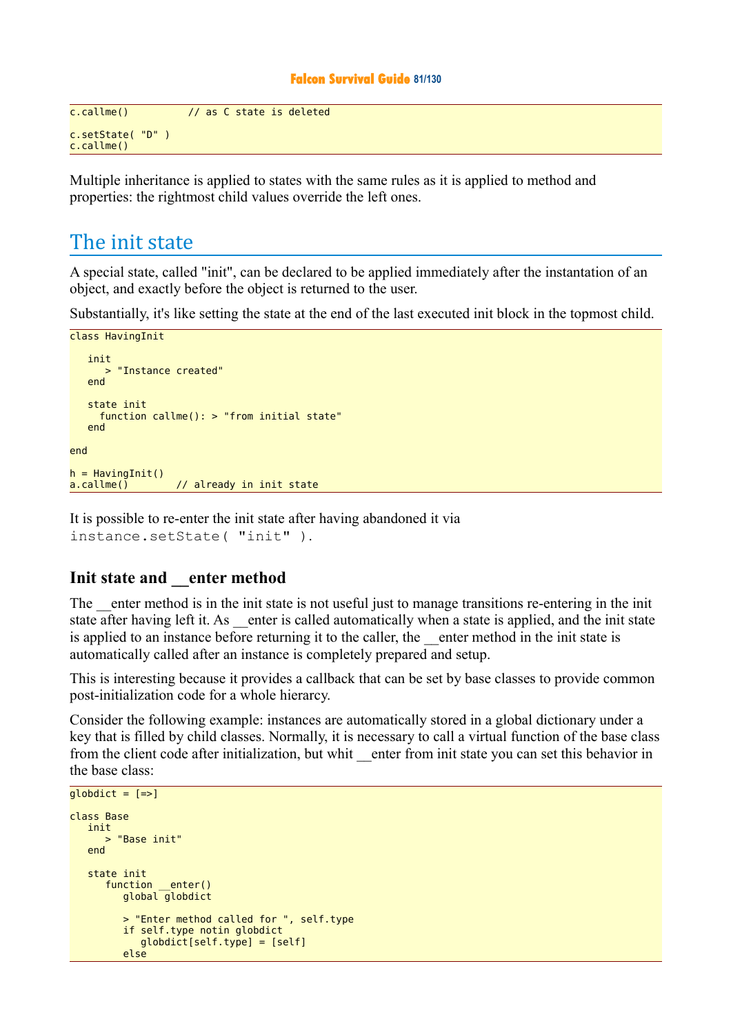```
c.callme()          // as C state is deleted

c.setState( "D" )
c.callme()
```

Multiple inheritance is applied to states with the same rules as it is applied to method and properties: the rightmost child values override the left ones.

## The init state

A special state, called "init", can be declared to be applied immediately after the instantation of an object, and exactly before the object is returned to the user.

Substantially, it's like setting the state at the end of the last executed init block in the topmost child.

```
class HavingInit

   init
      > "Instance created"
   end

   state init
     function callme(): > "from initial state"
   end

end

h = HavingInit()
a.callme()        // already in init state
```

It is possible to re-enter the init state after having abandoned it via `instance.setState( "init" )`.

### Init state and __enter method

The __enter method is in the init state is not useful just to manage transitions re-entering in the init state after having left it. As __enter is called automatically when a state is applied, and the init state is applied to an instance before returning it to the caller, the __enter method in the init state is automatically called after an instance is completely prepared and setup.

This is interesting because it provides a callback that can be set by base classes to provide common post-initialization code for a whole hierarcy.

Consider the following example: instances are automatically stored in a global dictionary under a key that is filled by child classes. Normally, it is necessary to call a virtual function of the base class from the client code after initialization, but whit __enter from init state you can set this behavior in the base class:

```
globdict = [=>]

class Base
   init
      > "Base init"
   end

   state init
      function __enter()
         global globdict

         > "Enter method called for ", self.type
         if self.type notin globdict
            globdict[self.type] = [self]
         else
```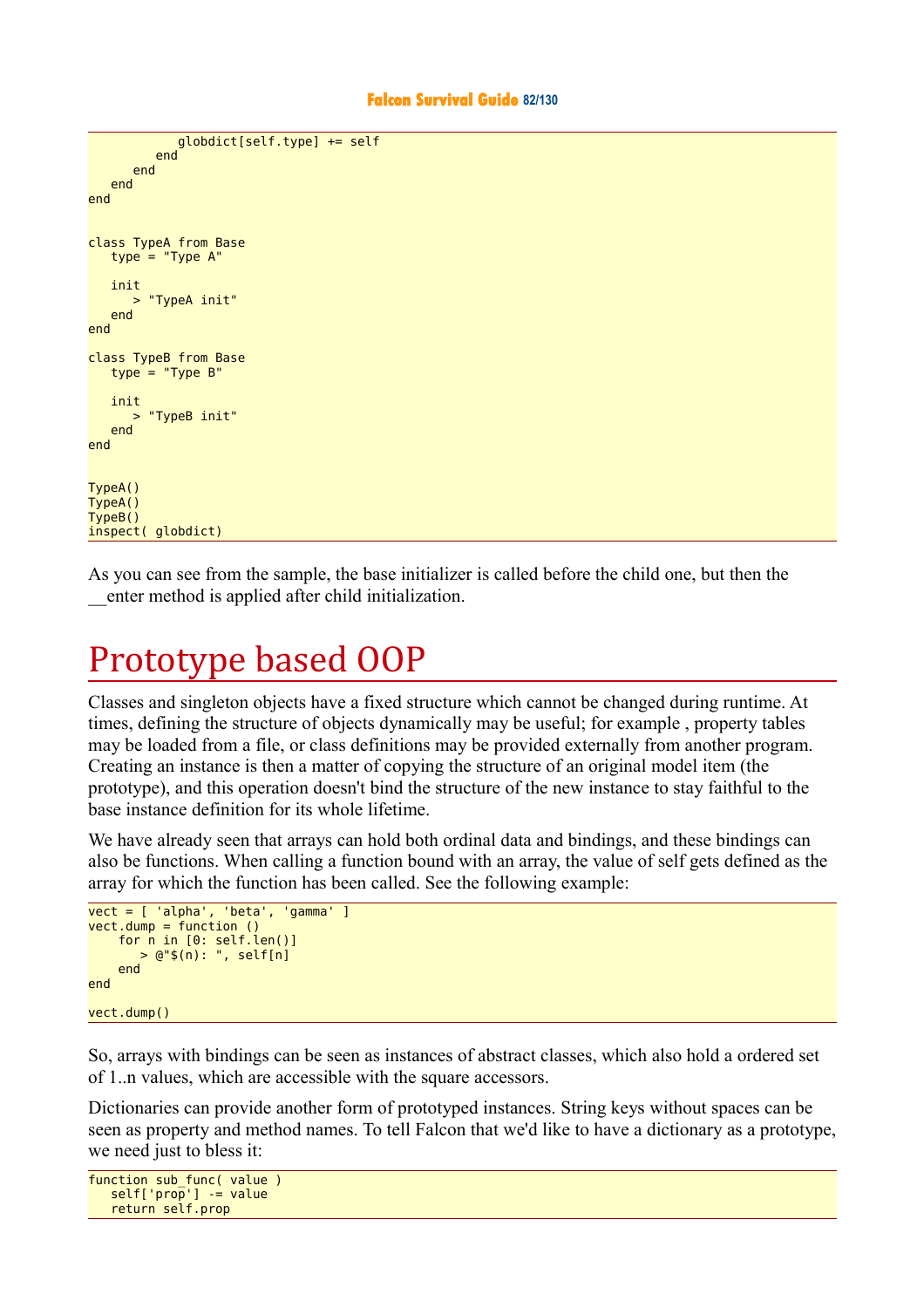```
            globdict[self.type] += self
         end
      end
   end
end


class TypeA from Base
   type = "Type A"

   init
      > "TypeA init"
   end
end

class TypeB from Base
   type = "Type B"

   init
      > "TypeB init"
   end
end


TypeA()
TypeA()
TypeB()
inspect( globdict)
```

As you can see from the sample, the base initializer is called before the child one, but then the __enter method is applied after child initialization.

# Prototype based OOP

Classes and singleton objects have a fixed structure which cannot be changed during runtime. At times, defining the structure of objects dynamically may be useful; for example , property tables may be loaded from a file, or class definitions may be provided externally from another program. Creating an instance is then a matter of copying the structure of an original model item (the prototype), and this operation doesn't bind the structure of the new instance to stay faithful to the base instance definition for its whole lifetime.

We have already seen that arrays can hold both ordinal data and bindings, and these bindings can also be functions. When calling a function bound with an array, the value of self gets defined as the array for which the function has been called. See the following example:

```
vect = [ 'alpha', 'beta', 'gamma' ]
vect.dump = function ()
    for n in [0: self.len()]
       > @"$(n): ", self[n]
    end
end

vect.dump()
```

So, arrays with bindings can be seen as instances of abstract classes, which also hold a ordered set of 1..n values, which are accessible with the square accessors.

Dictionaries can provide another form of prototyped instances. String keys without spaces can be seen as property and method names. To tell Falcon that we'd like to have a dictionary as a prototype, we need just to bless it:

```
function sub_func( value )
   self['prop'] -= value
   return self.prop
```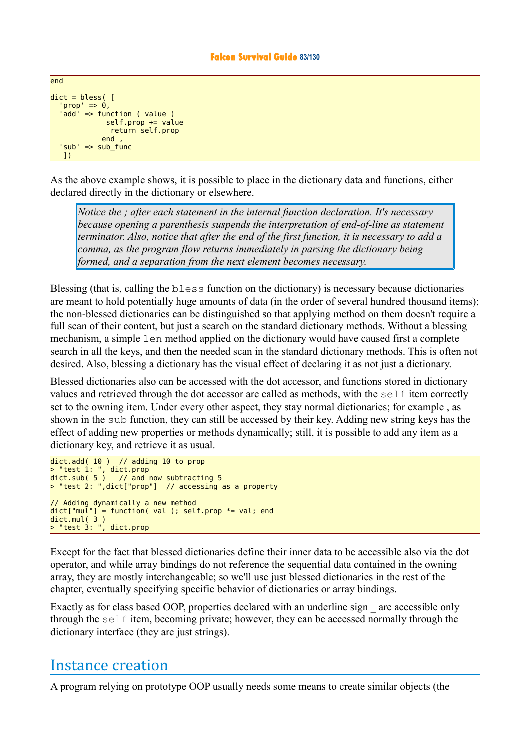```
end

dict = bless( [
  'prop' => 0,
  'add' => function ( value )
            self.prop += value
             return self.prop
           end ,
  'sub' => sub_func
   ])
```

As the above example shows, it is possible to place in the dictionary data and functions, either declared directly in the dictionary or elsewhere.

> *Notice the ; after each statement in the internal function declaration. It's necessary because opening a parenthesis suspends the interpretation of end-of-line as statement terminator. Also, notice that after the end of the first function, it is necessary to add a comma, as the program flow returns immediately in parsing the dictionary being formed, and a separation from the next element becomes necessary.*

Blessing (that is, calling the `bless` function on the dictionary) is necessary because dictionaries are meant to hold potentially huge amounts of data (in the order of several hundred thousand items); the non-blessed dictionaries can be distinguished so that applying method on them doesn't require a full scan of their content, but just a search on the standard dictionary methods. Without a blessing mechanism, a simple `len` method applied on the dictionary would have caused first a complete search in all the keys, and then the needed scan in the standard dictionary methods. This is often not desired. Also, blessing a dictionary has the visual effect of declaring it as not just a dictionary.

Blessed dictionaries also can be accessed with the dot accessor, and functions stored in dictionary values and retrieved through the dot accessor are called as methods, with the `self` item correctly set to the owning item. Under every other aspect, they stay normal dictionaries; for example , as shown in the `sub` function, they can still be accessed by their key. Adding new string keys has the effect of adding new properties or methods dynamically; still, it is possible to add any item as a dictionary key, and retrieve it as usual.

```
dict.add( 10 )  // adding 10 to prop
> "test 1: ", dict.prop
dict.sub( 5 )   // and now subtracting 5
> "test 2: ",dict["prop"]  // accessing as a property

// Adding dynamically a new method
dict["mul"] = function( val ); self.prop *= val; end
dict.mul( 3 )
> "test 3: ", dict.prop
```

Except for the fact that blessed dictionaries define their inner data to be accessible also via the dot operator, and while array bindings do not reference the sequential data contained in the owning array, they are mostly interchangeable; so we'll use just blessed dictionaries in the rest of the chapter, eventually specifying specific behavior of dictionaries or array bindings.

Exactly as for class based OOP, properties declared with an underline sign _ are accessible only through the `self` item, becoming private; however, they can be accessed normally through the dictionary interface (they are just strings).

## Instance creation

A program relying on prototype OOP usually needs some means to create similar objects (the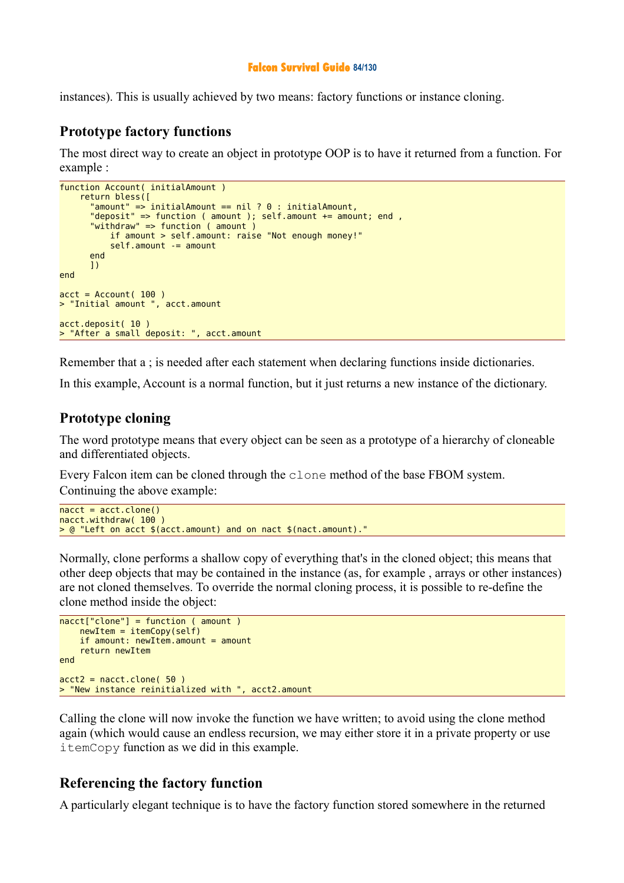instances). This is usually achieved by two means: factory functions or instance cloning.

## Prototype factory functions

The most direct way to create an object in prototype OOP is to have it returned from a function. For example :

```
function Account( initialAmount )
    return bless([
      "amount" => initialAmount == nil ? 0 : initialAmount,
      "deposit" => function ( amount ); self.amount += amount; end ,
      "withdraw" => function ( amount )
          if amount > self.amount: raise "Not enough money!"
          self.amount -= amount
      end
      ])
end

acct = Account( 100 )
> "Initial amount ", acct.amount

acct.deposit( 10 )
> "After a small deposit: ", acct.amount
```

Remember that a ; is needed after each statement when declaring functions inside dictionaries.

In this example, Account is a normal function, but it just returns a new instance of the dictionary.

## Prototype cloning

The word prototype means that every object can be seen as a prototype of a hierarchy of cloneable and differentiated objects.

Every Falcon item can be cloned through the `clone` method of the base FBOM system. Continuing the above example:

```
nacct = acct.clone()
nacct.withdraw( 100 )
> @ "Left on acct $(acct.amount) and on nact $(nact.amount)."
```

Normally, clone performs a shallow copy of everything that's in the cloned object; this means that other deep objects that may be contained in the instance (as, for example , arrays or other instances) are not cloned themselves. To override the normal cloning process, it is possible to re-define the clone method inside the object:

```
nacct["clone"] = function ( amount )
    newItem = itemCopy(self)
    if amount: newItem.amount = amount
    return newItem
end

acct2 = nacct.clone( 50 )
> "New instance reinitialized with ", acct2.amount
```

Calling the clone will now invoke the function we have written; to avoid using the clone method again (which would cause an endless recursion, we may either store it in a private property or use `itemCopy` function as we did in this example.

## Referencing the factory function

A particularly elegant technique is to have the factory function stored somewhere in the returned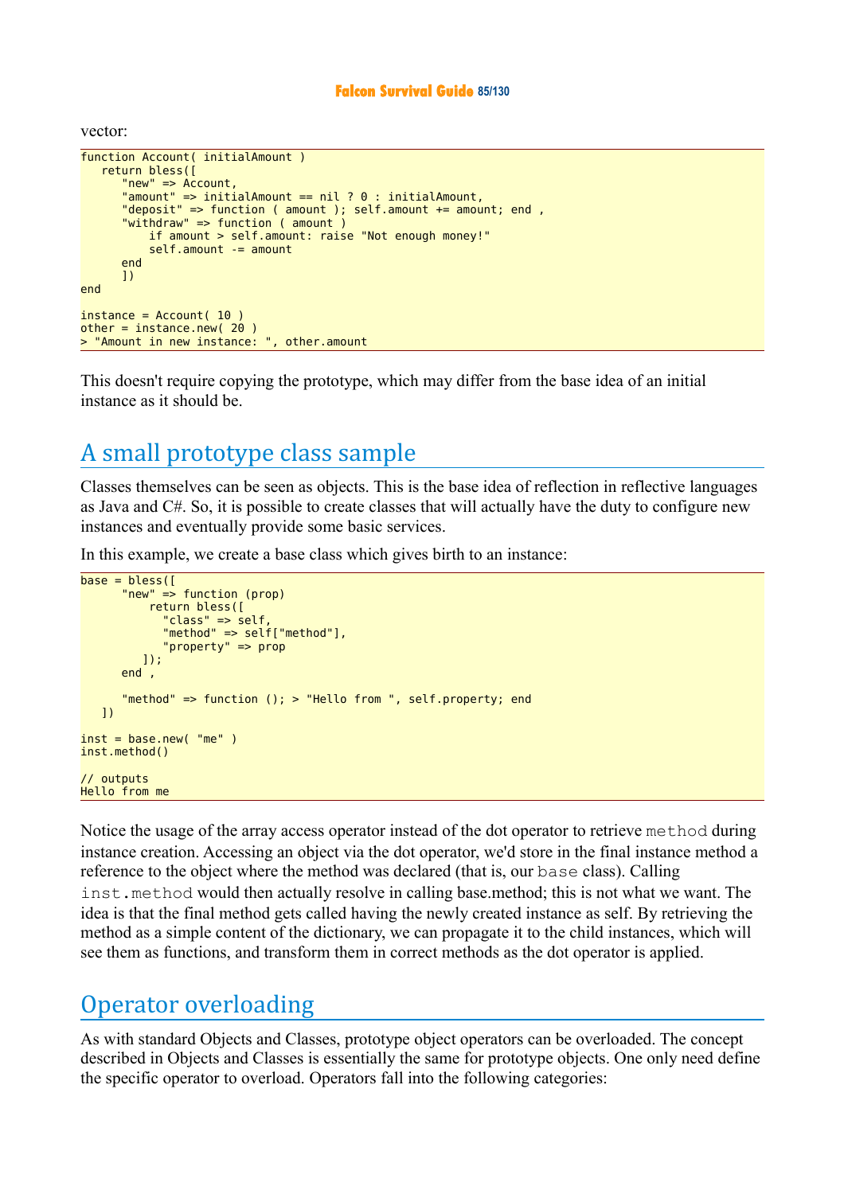vector:

```
function Account( initialAmount )
   return bless([
      "new" => Account,
      "amount" => initialAmount == nil ? 0 : initialAmount,
      "deposit" => function ( amount ); self.amount += amount; end ,
      "withdraw" => function ( amount )
          if amount > self.amount: raise "Not enough money!"
          self.amount -= amount
      end
      ])
end

instance = Account( 10 )
other = instance.new( 20 )
> "Amount in new instance: ", other.amount
```

This doesn't require copying the prototype, which may differ from the base idea of an initial instance as it should be.

## A small prototype class sample

Classes themselves can be seen as objects. This is the base idea of reflection in reflective languages as Java and C#. So, it is possible to create classes that will actually have the duty to configure new instances and eventually provide some basic services.

In this example, we create a base class which gives birth to an instance:

```
base = bless([
      "new" => function (prop)
          return bless([
            "class" => self,
            "method" => self["method"],
            "property" => prop
         ]);
      end ,

      "method" => function (); > "Hello from ", self.property; end
   ])

inst = base.new( "me" )
inst.method()

// outputs
Hello from me
```

Notice the usage of the array access operator instead of the dot operator to retrieve `method` during instance creation. Accessing an object via the dot operator, we'd store in the final instance method a reference to the object where the method was declared (that is, our `base` class). Calling `inst.method` would then actually resolve in calling base.method; this is not what we want. The idea is that the final method gets called having the newly created instance as self. By retrieving the method as a simple content of the dictionary, we can propagate it to the child instances, which will see them as functions, and transform them in correct methods as the dot operator is applied.

## Operator overloading

As with standard Objects and Classes, prototype object operators can be overloaded. The concept described in Objects and Classes is essentially the same for prototype objects. One only need define the specific operator to overload. Operators fall into the following categories: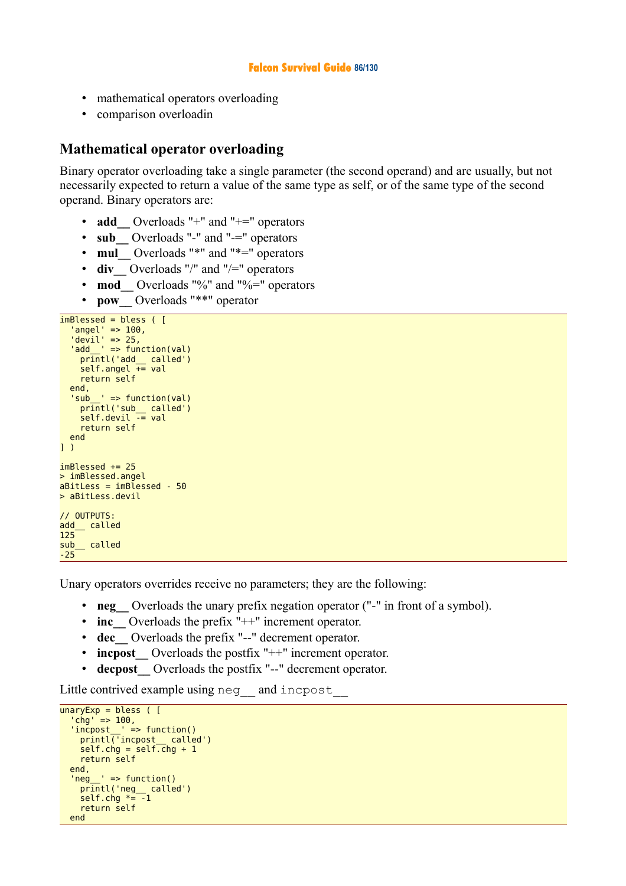- mathematical operators overloading
- comparison overloadin

## Mathematical operator overloading

Binary operator overloading take a single parameter (the second operand) and are usually, but not necessarily expected to return a value of the same type as self, or of the same type of the second operand. Binary operators are:

- **add__** Overloads "+" and "+=" operators
- **sub__** Overloads "-" and "-=" operators
- **mul__** Overloads "*" and "*=" operators
- **div__** Overloads "/" and "/=" operators
- **mod__** Overloads "%" and "%=" operators
- **pow__** Overloads "**" operator

```
imBlessed = bless ( [
  'angel' => 100,
  'devil' => 25,
  'add__' => function(val)
    printl('add__ called')
    self.angel += val
    return self
  end,
  'sub__' => function(val)
    printl('sub__ called')
    self.devil -= val
    return self
  end
] )

imBlessed += 25
> imBlessed.angel
aBitLess = imBlessed - 50
> aBitLess.devil

// OUTPUTS:
add__ called
125
sub__ called
-25
```

Unary operators overrides receive no parameters; they are the following:

- **neg__** Overloads the unary prefix negation operator ("-" in front of a symbol).
- **inc__** Overloads the prefix "++" increment operator.
- **dec__** Overloads the prefix "--" decrement operator.
- **incpost__** Overloads the postfix "++" increment operator.
- **decpost__** Overloads the postfix "--" decrement operator.

Little contrived example using `neg__` and `incpost__`

```
unaryExp = bless ( [
  'chg' => 100,
  'incpost__' => function()
    printl('incpost__ called')
    self.chg = self.chg + 1
    return self
  end,
  'neg__' => function()
    printl('neg__ called')
    self.chg *= -1
    return self
  end
```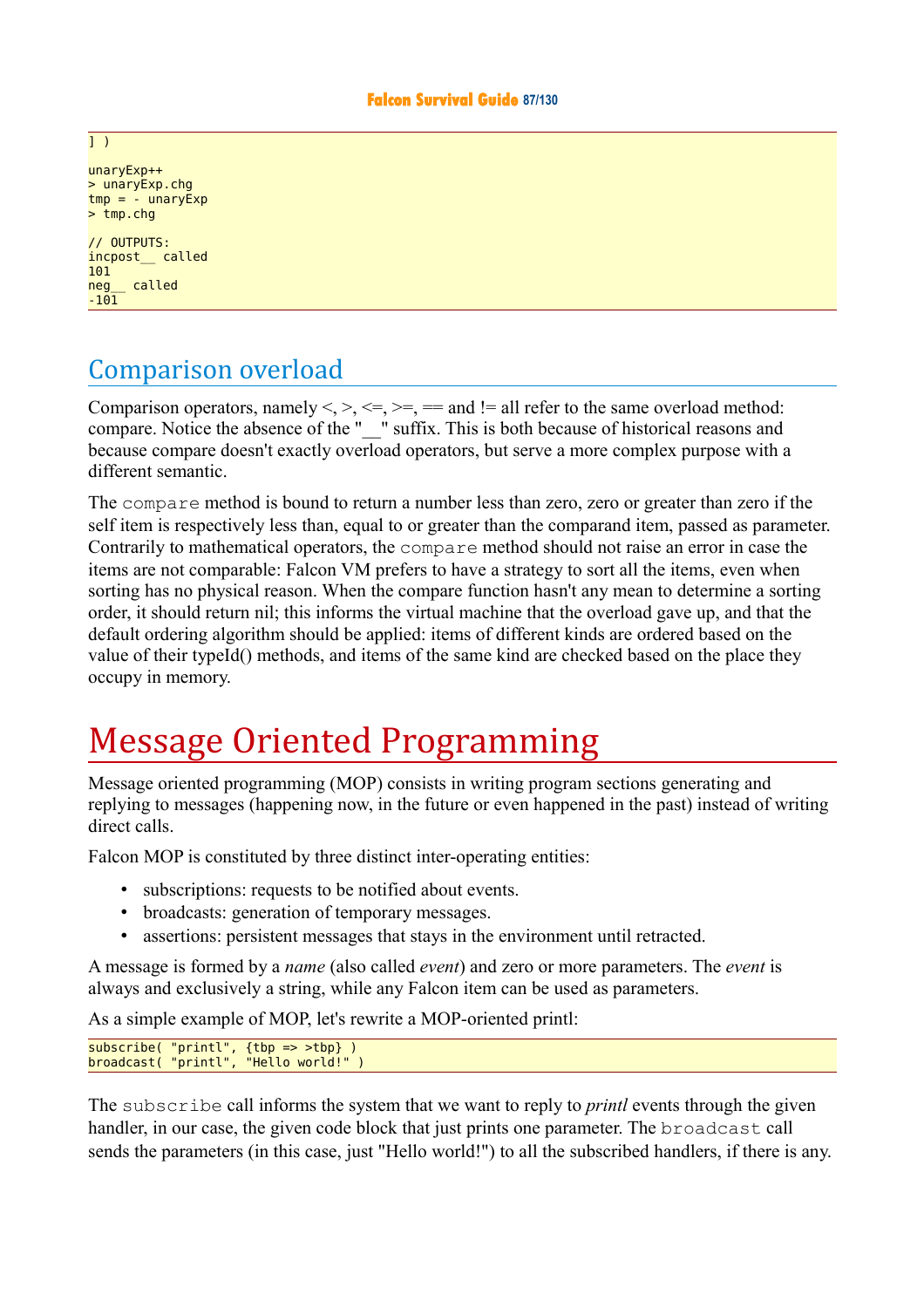```
] )

unaryExp++
> unaryExp.chg
tmp = - unaryExp
> tmp.chg

// OUTPUTS:
incpost__ called
101
neg__ called
-101
```

## Comparison overload

Comparison operators, namely <, >, <=, >=, == and != all refer to the same overload method: compare. Notice the absence of the "__" suffix. This is both because of historical reasons and because compare doesn't exactly overload operators, but serve a more complex purpose with a different semantic.

The `compare` method is bound to return a number less than zero, zero or greater than zero if the self item is respectively less than, equal to or greater than the comparand item, passed as parameter. Contrarily to mathematical operators, the `compare` method should not raise an error in case the items are not comparable: Falcon VM prefers to have a strategy to sort all the items, even when sorting has no physical reason. When the compare function hasn't any mean to determine a sorting order, it should return nil; this informs the virtual machine that the overload gave up, and that the default ordering algorithm should be applied: items of different kinds are ordered based on the value of their typeId() methods, and items of the same kind are checked based on the place they occupy in memory.

# Message Oriented Programming

Message oriented programming (MOP) consists in writing program sections generating and replying to messages (happening now, in the future or even happened in the past) instead of writing direct calls.

Falcon MOP is constituted by three distinct inter-operating entities:

- subscriptions: requests to be notified about events.
- broadcasts: generation of temporary messages.
- assertions: persistent messages that stays in the environment until retracted.

A message is formed by a *name* (also called *event*) and zero or more parameters. The *event* is always and exclusively a string, while any Falcon item can be used as parameters.

As a simple example of MOP, let's rewrite a MOP-oriented printl:

```
subscribe( "printl", {tbp => >tbp} )
broadcast( "printl", "Hello world!" )
```

The `subscribe` call informs the system that we want to reply to *printl* events through the given handler, in our case, the given code block that just prints one parameter. The `broadcast` call sends the parameters (in this case, just "Hello world!") to all the subscribed handlers, if there is any.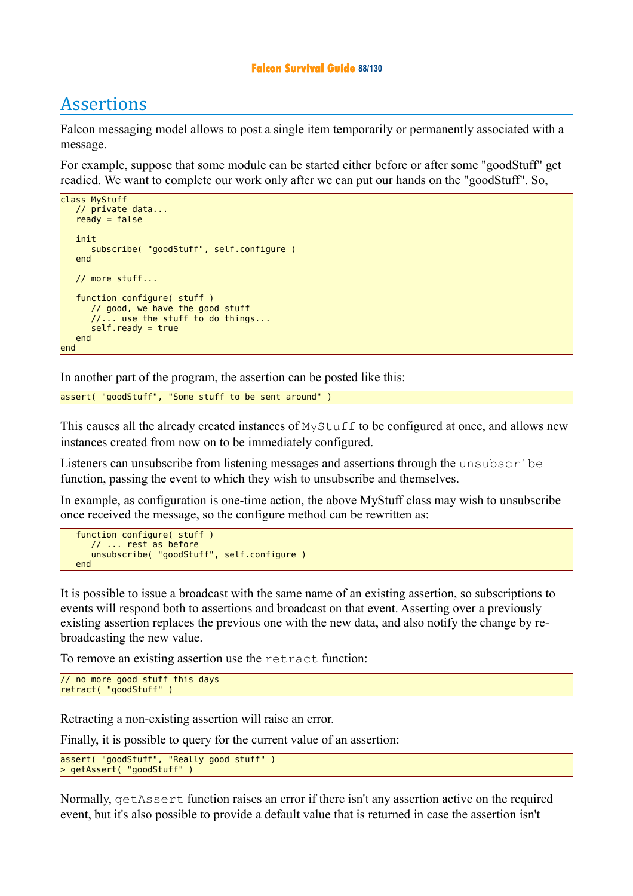# Assertions

Falcon messaging model allows to post a single item temporarily or permanently associated with a message.

For example, suppose that some module can be started either before or after some "goodStuff" get readied. We want to complete our work only after we can put our hands on the "goodStuff". So,

```
class MyStuff
   // private data...
   ready = false

   init
      subscribe( "goodStuff", self.configure )
   end

   // more stuff...

   function configure( stuff )
      // good, we have the good stuff
      //... use the stuff to do things...
      self.ready = true
   end
end
```

In another part of the program, the assertion can be posted like this:

```
assert( "goodStuff", "Some stuff to be sent around" )
```

This causes all the already created instances of `MyStuff` to be configured at once, and allows new instances created from now on to be immediately configured.

Listeners can unsubscribe from listening messages and assertions through the `unsubscribe` function, passing the event to which they wish to unsubscribe and themselves.

In example, as configuration is one-time action, the above MyStuff class may wish to unsubscribe once received the message, so the configure method can be rewritten as:

```
   function configure( stuff )
      // ... rest as before
      unsubscribe( "goodStuff", self.configure )
   end
```

It is possible to issue a broadcast with the same name of an existing assertion, so subscriptions to events will respond both to assertions and broadcast on that event. Asserting over a previously existing assertion replaces the previous one with the new data, and also notify the change by re-broadcasting the new value.

To remove an existing assertion use the `retract` function:

```
// no more good stuff this days
retract( "goodStuff" )
```

Retracting a non-existing assertion will raise an error.

Finally, it is possible to query for the current value of an assertion:

```
assert( "goodStuff", "Really good stuff" )
> getAssert( "goodStuff" )
```

Normally, `getAssert` function raises an error if there isn't any assertion active on the required event, but it's also possible to provide a default value that is returned in case the assertion isn't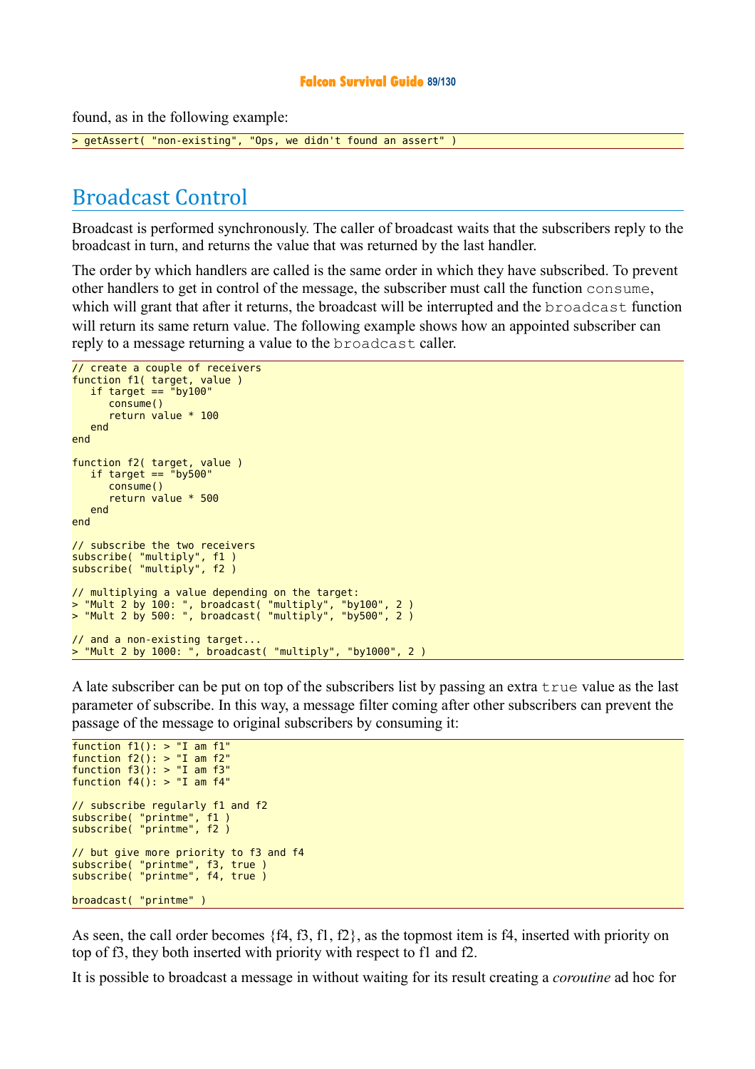found, as in the following example:

```
> getAssert( "non-existing", "Ops, we didn't found an assert" )
```

## Broadcast Control

Broadcast is performed synchronously. The caller of broadcast waits that the subscribers reply to the broadcast in turn, and returns the value that was returned by the last handler.

The order by which handlers are called is the same order in which they have subscribed. To prevent other handlers to get in control of the message, the subscriber must call the function `consume`, which will grant that after it returns, the broadcast will be interrupted and the `broadcast` function will return its same return value. The following example shows how an appointed subscriber can reply to a message returning a value to the `broadcast` caller.

```
// create a couple of receivers
function f1( target, value )
   if target == "by100"
      consume()
      return value * 100
   end
end

function f2( target, value )
   if target == "by500"
      consume()
      return value * 500
   end
end

// subscribe the two receivers
subscribe( "multiply", f1 )
subscribe( "multiply", f2 )

// multiplying a value depending on the target:
> "Mult 2 by 100: ", broadcast( "multiply", "by100", 2 )
> "Mult 2 by 500: ", broadcast( "multiply", "by500", 2 )

// and a non-existing target...
> "Mult 2 by 1000: ", broadcast( "multiply", "by1000", 2 )
```

A late subscriber can be put on top of the subscribers list by passing an extra `true` value as the last parameter of subscribe. In this way, a message filter coming after other subscribers can prevent the passage of the message to original subscribers by consuming it:

```
function f1(): > "I am f1"
function f2(): > "I am f2"
function f3(): > "I am f3"
function f4(): > "I am f4"

// subscribe regularly f1 and f2
subscribe( "printme", f1 )
subscribe( "printme", f2 )

// but give more priority to f3 and f4
subscribe( "printme", f3, true )
subscribe( "printme", f4, true )

broadcast( "printme" )
```

As seen, the call order becomes {f4, f3, f1, f2}, as the topmost item is f4, inserted with priority on top of f3, they both inserted with priority with respect to f1 and f2.

It is possible to broadcast a message in without waiting for its result creating a *coroutine* ad hoc for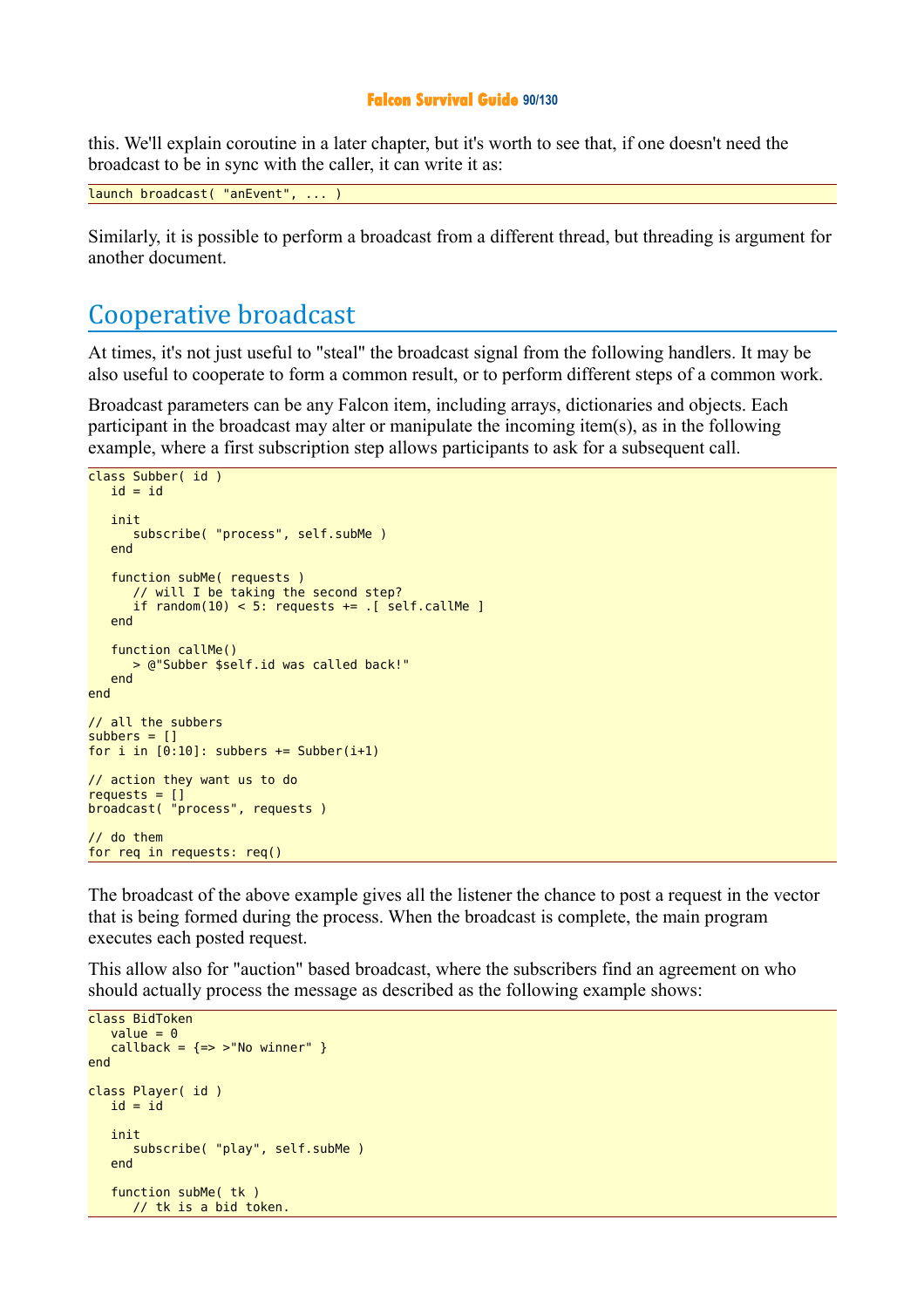this. We'll explain coroutine in a later chapter, but it's worth to see that, if one doesn't need the broadcast to be in sync with the caller, it can write it as:

```
launch broadcast( "anEvent", ... )
```

Similarly, it is possible to perform a broadcast from a different thread, but threading is argument for another document.

## Cooperative broadcast

At times, it's not just useful to "steal" the broadcast signal from the following handlers. It may be also useful to cooperate to form a common result, or to perform different steps of a common work.

Broadcast parameters can be any Falcon item, including arrays, dictionaries and objects. Each participant in the broadcast may alter or manipulate the incoming item(s), as in the following example, where a first subscription step allows participants to ask for a subsequent call.

```
class Subber( id )
   id = id

   init
      subscribe( "process", self.subMe )
   end

   function subMe( requests )
      // will I be taking the second step?
      if random(10) < 5: requests += .[ self.callMe ]
   end

   function callMe()
      > @"Subber $self.id was called back!"
   end
end

// all the subbers
subbers = []
for i in [0:10]: subbers += Subber(i+1)

// action they want us to do
requests = []
broadcast( "process", requests )

// do them
for req in requests: req()
```

The broadcast of the above example gives all the listener the chance to post a request in the vector that is being formed during the process. When the broadcast is complete, the main program executes each posted request.

This allow also for "auction" based broadcast, where the subscribers find an agreement on who should actually process the message as described as the following example shows:

```
class BidToken
   value = 0
   callback = {=> >"No winner" }
end

class Player( id )
   id = id

   init
      subscribe( "play", self.subMe )
   end

   function subMe( tk )
      // tk is a bid token.
```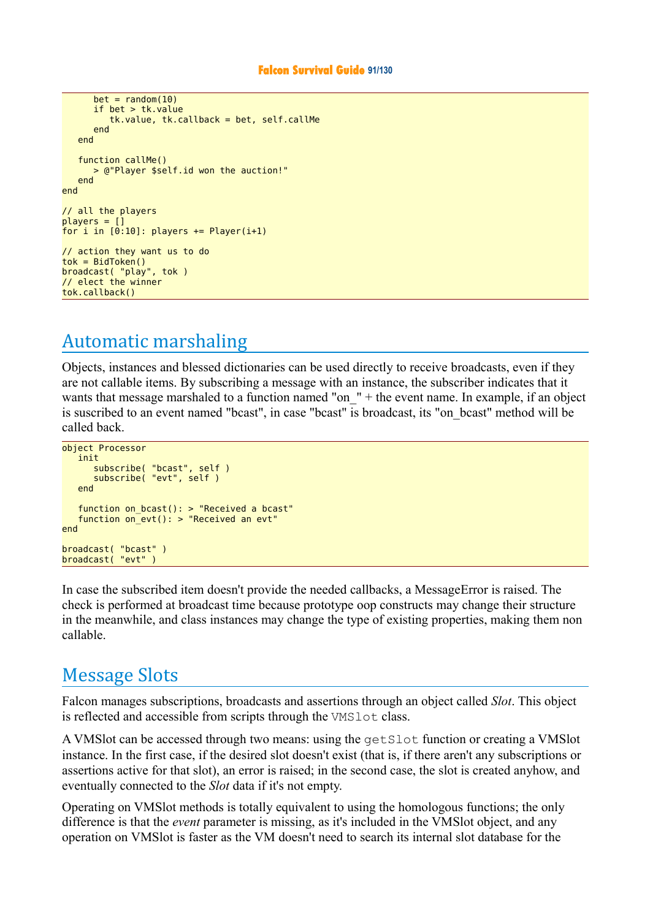```
      bet = random(10)
      if bet > tk.value
         tk.value, tk.callback = bet, self.callMe
      end
   end

   function callMe()
      > @"Player $self.id won the auction!"
   end
end

// all the players
players = []
for i in [0:10]: players += Player(i+1)

// action they want us to do
tok = BidToken()
broadcast( "play", tok )
// elect the winner
tok.callback()
```

## Automatic marshaling

Objects, instances and blessed dictionaries can be used directly to receive broadcasts, even if they are not callable items. By subscribing a message with an instance, the subscriber indicates that it wants that message marshaled to a function named "on_" + the event name. In example, if an object is suscribed to an event named "bcast", in case "bcast" is broadcast, its "on_bcast" method will be called back.

```
object Processor
   init
      subscribe( "bcast", self )
      subscribe( "evt", self )
   end

   function on_bcast(): > "Received a bcast"
   function on_evt(): > "Received an evt"
end

broadcast( "bcast" )
broadcast( "evt" )
```

In case the subscribed item doesn't provide the needed callbacks, a MessageError is raised. The check is performed at broadcast time because prototype oop constructs may change their structure in the meanwhile, and class instances may change the type of existing properties, making them non callable.

## Message Slots

Falcon manages subscriptions, broadcasts and assertions through an object called *Slot*. This object is reflected and accessible from scripts through the `VMSlot` class.

A VMSlot can be accessed through two means: using the `getSlot` function or creating a VMSlot instance. In the first case, if the desired slot doesn't exist (that is, if there aren't any subscriptions or assertions active for that slot), an error is raised; in the second case, the slot is created anyhow, and eventually connected to the *Slot* data if it's not empty.

Operating on VMSlot methods is totally equivalent to using the homologous functions; the only difference is that the *event* parameter is missing, as it's included in the VMSlot object, and any operation on VMSlot is faster as the VM doesn't need to search its internal slot database for the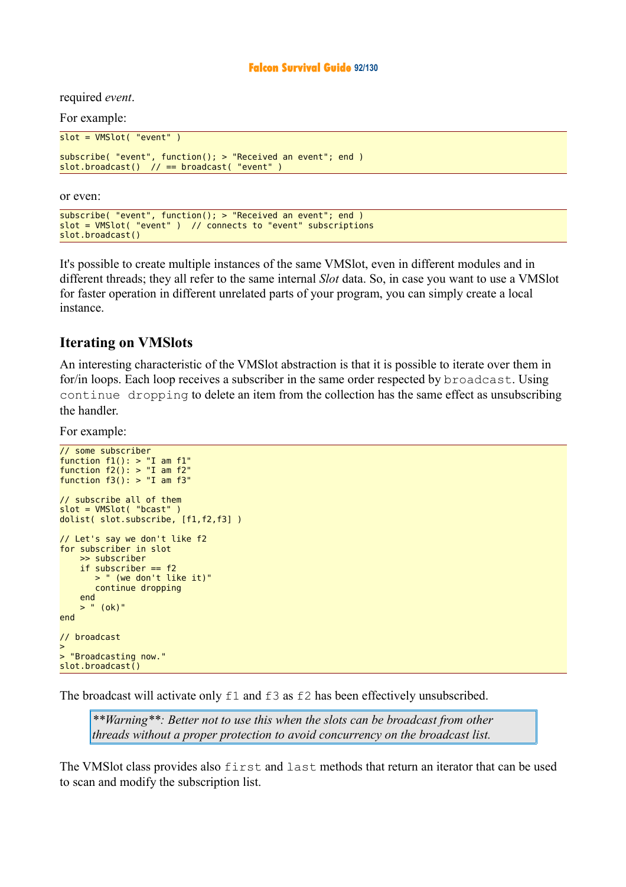required *event*.

For example:

```
slot = VMSlot( "event" )

subscribe( "event", function(); > "Received an event"; end )
slot.broadcast()  // == broadcast( "event" )
```

or even:

```
subscribe( "event", function(); > "Received an event"; end )
slot = VMSlot( "event" )  // connects to "event" subscriptions
slot.broadcast()
```

It's possible to create multiple instances of the same VMSlot, even in different modules and in different threads; they all refer to the same internal *Slot* data. So, in case you want to use a VMSlot for faster operation in different unrelated parts of your program, you can simply create a local instance.

## Iterating on VMSlots

An interesting characteristic of the VMSlot abstraction is that it is possible to iterate over them in for/in loops. Each loop receives a subscriber in the same order respected by `broadcast`. Using `continue dropping` to delete an item from the collection has the same effect as unsubscribing the handler.

For example:

```
// some subscriber
function f1(): > "I am f1"
function f2(): > "I am f2"
function f3(): > "I am f3"

// subscribe all of them
slot = VMSlot( "bcast" )
dolist( slot.subscribe, [f1,f2,f3] )

// Let's say we don't like f2
for subscriber in slot
    >> subscriber
    if subscriber == f2
       > " (we don't like it)"
       continue dropping
    end
    > " (ok)"
end

// broadcast
>
> "Broadcasting now."
slot.broadcast()
```

The broadcast will activate only `f1` and `f3` as `f2` has been effectively unsubscribed.

> ***Warning**: Better not to use this when the slots can be broadcast from other threads without a proper protection to avoid concurrency on the broadcast list.*

The VMSlot class provides also `first` and `last` methods that return an iterator that can be used to scan and modify the subscription list.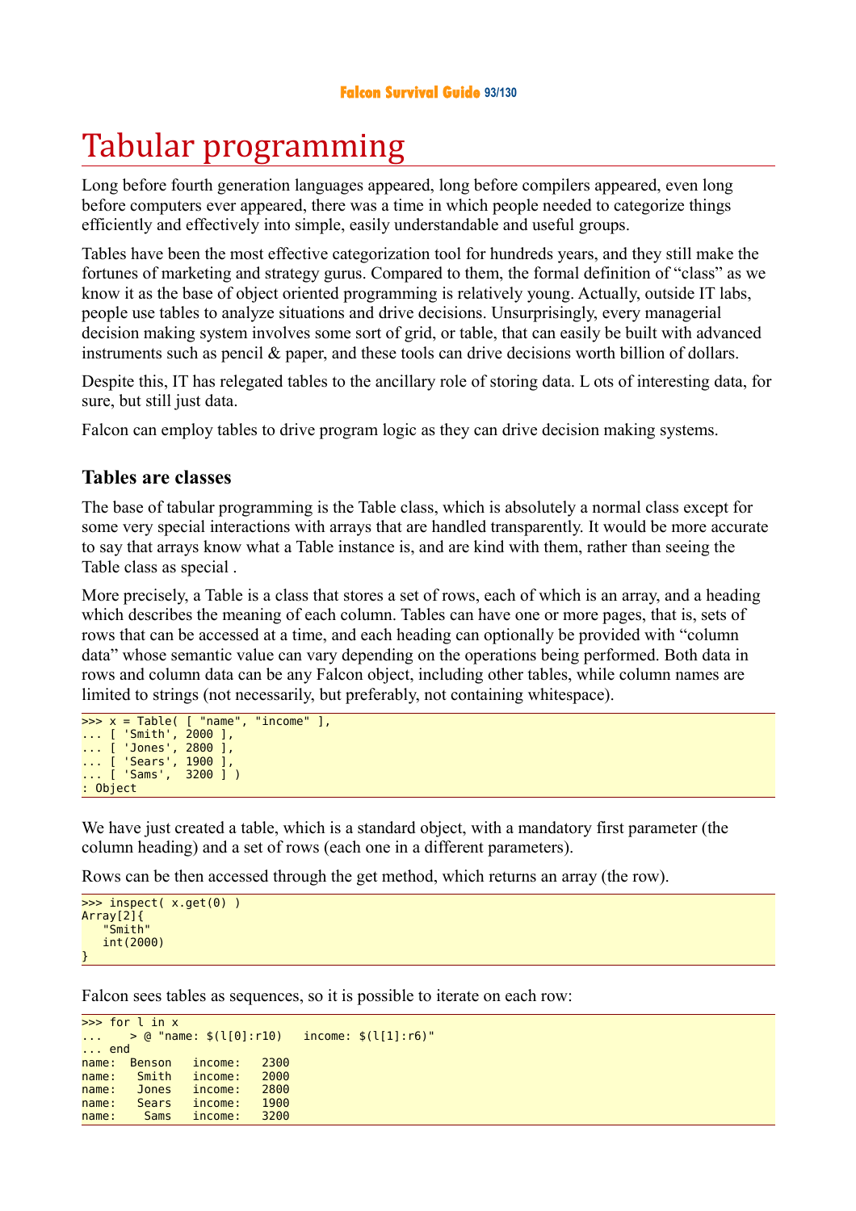# Tabular programming

Long before fourth generation languages appeared, long before compilers appeared, even long before computers ever appeared, there was a time in which people needed to categorize things efficiently and effectively into simple, easily understandable and useful groups.

Tables have been the most effective categorization tool for hundreds years, and they still make the fortunes of marketing and strategy gurus. Compared to them, the formal definition of “class” as we know it as the base of object oriented programming is relatively young. Actually, outside IT labs, people use tables to analyze situations and drive decisions. Unsurprisingly, every managerial decision making system involves some sort of grid, or table, that can easily be built with advanced instruments such as pencil & paper, and these tools can drive decisions worth billion of dollars.

Despite this, IT has relegated tables to the ancillary role of storing data. L ots of interesting data, for sure, but still just data.

Falcon can employ tables to drive program logic as they can drive decision making systems.

## Tables are classes

The base of tabular programming is the Table class, which is absolutely a normal class except for some very special interactions with arrays that are handled transparently. It would be more accurate to say that arrays know what a Table instance is, and are kind with them, rather than seeing the Table class as special .

More precisely, a Table is a class that stores a set of rows, each of which is an array, and a heading which describes the meaning of each column. Tables can have one or more pages, that is, sets of rows that can be accessed at a time, and each heading can optionally be provided with “column data” whose semantic value can vary depending on the operations being performed. Both data in rows and column data can be any Falcon object, including other tables, while column names are limited to strings (not necessarily, but preferably, not containing whitespace).

```
>>> x = Table( [ "name", "income" ],
... [ 'Smith', 2000 ],
... [ 'Jones', 2800 ],
... [ 'Sears', 1900 ],
... [ 'Sams',  3200 ] )
: Object
```

We have just created a table, which is a standard object, with a mandatory first parameter (the column heading) and a set of rows (each one in a different parameters).

Rows can be then accessed through the get method, which returns an array (the row).

```
>>> inspect( x.get(0) )
Array[2]{
   "Smith"
   int(2000)
}
```

Falcon sees tables as sequences, so it is possible to iterate on each row:

```
>>> for l in x
...    > @ "name: $(l[0]:r10)   income: $(l[1]:r6)"
... end
name:  Benson   income:   2300
name:   Smith   income:   2000
name:   Jones   income:   2800
name:   Sears   income:   1900
name:    Sams   income:   3200
```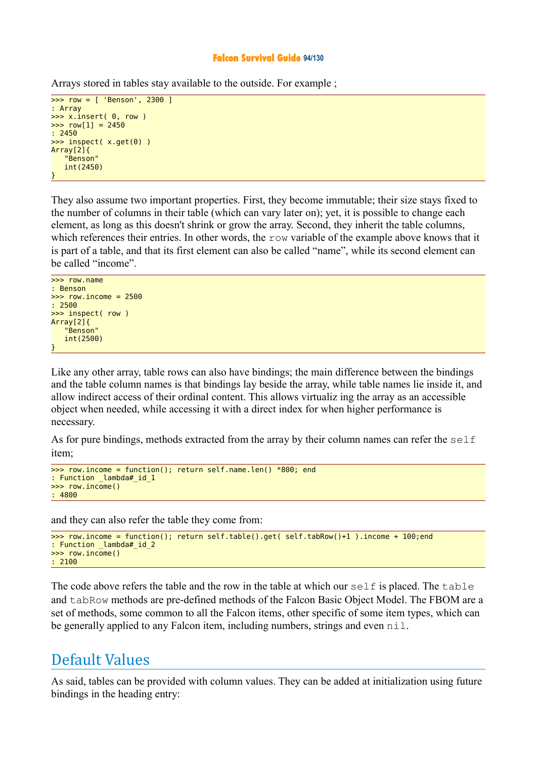Arrays stored in tables stay available to the outside. For example ;

```
>>> row = [ 'Benson', 2300 ]
: Array
>>> x.insert( 0, row )
>>> row[1] = 2450
: 2450
>>> inspect( x.get(0) )
Array[2]{
   "Benson"
   int(2450)
}
```

They also assume two important properties. First, they become immutable; their size stays fixed to the number of columns in their table (which can vary later on); yet, it is possible to change each element, as long as this doesn't shrink or grow the array. Second, they inherit the table columns, which references their entries. In other words, the `row` variable of the example above knows that it is part of a table, and that its first element can also be called "name", while its second element can be called "income".

```
>>> row.name
: Benson
>>> row.income = 2500
: 2500
>>> inspect( row )
Array[2]{
   "Benson"
   int(2500)
}
```

Like any other array, table rows can also have bindings; the main difference between the bindings and the table column names is that bindings lay beside the array, while table names lie inside it, and allow indirect access of their ordinal content. This allows virtualiz ing the array as an accessible object when needed, while accessing it with a direct index for when higher performance is necessary.

As for pure bindings, methods extracted from the array by their column names can refer the `self` item;

```
>>> row.income = function(); return self.name.len() *800; end
: Function _lambda#_id_1
>>> row.income()
: 4800
```

and they can also refer the table they come from:

```
>>> row.income = function(); return self.table().get( self.tabRow()+1 ).income + 100;end
: Function _lambda#_id_2
>>> row.income()
: 2100
```

The code above refers the table and the row in the table at which our `self` is placed. The `table` and `tabRow` methods are pre-defined methods of the Falcon Basic Object Model. The FBOM are a set of methods, some common to all the Falcon items, other specific of some item types, which can be generally applied to any Falcon item, including numbers, strings and even `nil`.

## Default Values

As said, tables can be provided with column values. They can be added at initialization using future bindings in the heading entry: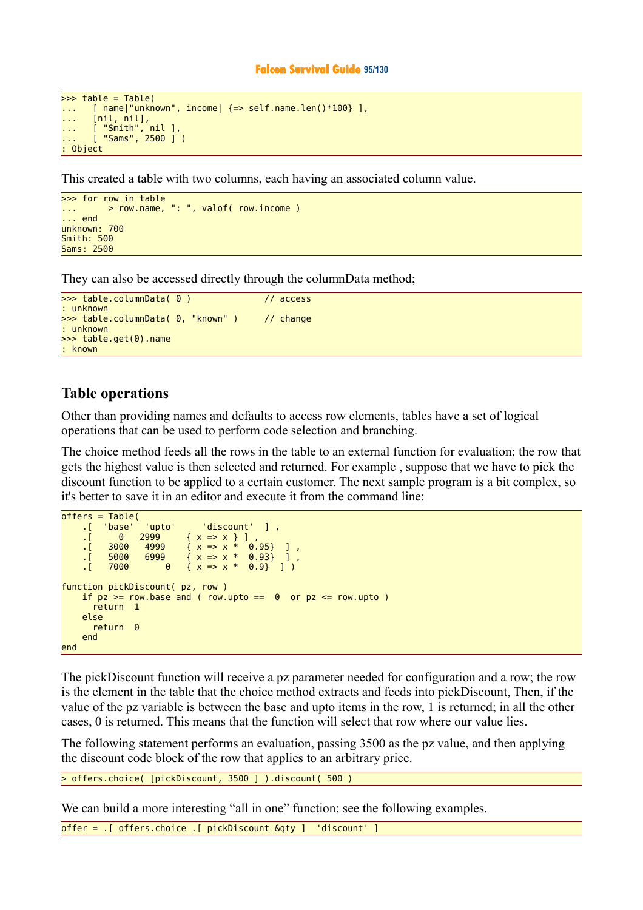```
>>> table = Table(
...    [ name|"unknown", income| {=> self.name.len()*100} ],
...    [nil, nil],
...    [ "Smith", nil ],
...    [ "Sams", 2500 ] )
: Object
```

This created a table with two columns, each having an associated column value.

```
>>> for row in table
...      > row.name, ": ", valof( row.income )
... end
unknown: 700
Smith: 500
Sams: 2500
```

They can also be accessed directly through the columnData method;

```
>>> table.columnData( 0 )              // access
: unknown
>>> table.columnData( 0, "known" )     // change
: unknown
>>> table.get(0).name
: known
```

## Table operations

Other than providing names and defaults to access row elements, tables have a set of logical operations that can be used to perform code selection and branching.

The choice method feeds all the rows in the table to an external function for evaluation; the row that gets the highest value is then selected and returned. For example , suppose that we have to pick the discount function to be applied to a certain customer. The next sample program is a bit complex, so it's better to save it in an editor and execute it from the command line:

```
offers = Table(
    .[  'base'  'upto'     'discount'  ] ,
    .[     0   2999     { x => x } ] ,
    .[   3000   4999    { x => x *  0.95}  ] ,
    .[   5000   6999    { x => x *  0.93}  ] ,
    .[   7000       0   { x => x *  0.9}  ] )

function pickDiscount( pz, row )
    if pz >= row.base and ( row.upto ==  0  or pz <= row.upto )
      return  1
    else
      return  0
    end
end
```

The pickDiscount function will receive a pz parameter needed for configuration and a row; the row is the element in the table that the choice method extracts and feeds into pickDiscount, Then, if the value of the pz variable is between the base and upto items in the row, 1 is returned; in all the other cases, 0 is returned. This means that the function will select that row where our value lies.

The following statement performs an evaluation, passing 3500 as the pz value, and then applying the discount code block of the row that applies to an arbitrary price.

```
> offers.choice( [pickDiscount, 3500 ] ).discount( 500 )
```

We can build a more interesting "all in one" function; see the following examples.

```
offer = .[ offers.choice .[ pickDiscount &qty ]  'discount' ]
```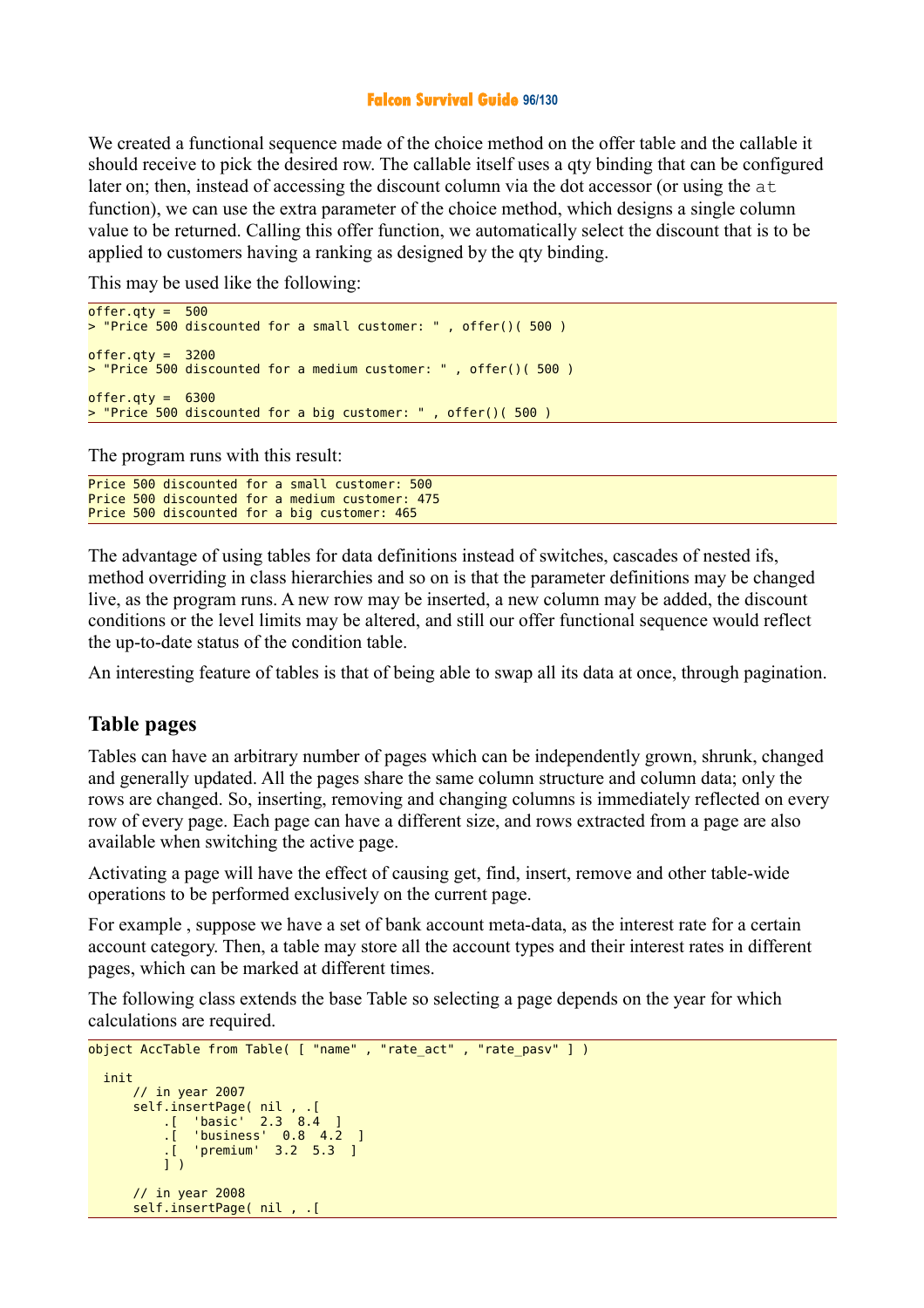We created a functional sequence made of the choice method on the offer table and the callable it should receive to pick the desired row. The callable itself uses a qty binding that can be configured later on; then, instead of accessing the discount column via the dot accessor (or using the `at` function), we can use the extra parameter of the choice method, which designs a single column value to be returned. Calling this offer function, we automatically select the discount that is to be applied to customers having a ranking as designed by the qty binding.

This may be used like the following:

```
offer.qty =  500
> "Price 500 discounted for a small customer: " , offer()( 500 )

offer.qty =  3200
> "Price 500 discounted for a medium customer: " , offer()( 500 )

offer.qty =  6300
> "Price 500 discounted for a big customer: " , offer()( 500 )
```

The program runs with this result:

```
Price 500 discounted for a small customer: 500
Price 500 discounted for a medium customer: 475
Price 500 discounted for a big customer: 465
```

The advantage of using tables for data definitions instead of switches, cascades of nested ifs, method overriding in class hierarchies and so on is that the parameter definitions may be changed live, as the program runs. A new row may be inserted, a new column may be added, the discount conditions or the level limits may be altered, and still our offer functional sequence would reflect the up-to-date status of the condition table.

An interesting feature of tables is that of being able to swap all its data at once, through pagination.

## Table pages

Tables can have an arbitrary number of pages which can be independently grown, shrunk, changed and generally updated. All the pages share the same column structure and column data; only the rows are changed. So, inserting, removing and changing columns is immediately reflected on every row of every page. Each page can have a different size, and rows extracted from a page are also available when switching the active page.

Activating a page will have the effect of causing get, find, insert, remove and other table-wide operations to be performed exclusively on the current page.

For example , suppose we have a set of bank account meta-data, as the interest rate for a certain account category. Then, a table may store all the account types and their interest rates in different pages, which can be marked at different times.

The following class extends the base Table so selecting a page depends on the year for which calculations are required.

```
object AccTable from Table( [ "name" , "rate_act" , "rate_pasv" ] )

  init
      // in year 2007
      self.insertPage( nil , .[
          .[  'basic'  2.3  8.4  ]
          .[  'business'  0.8  4.2  ]
          .[  'premium'  3.2  5.3  ]
          ] )

      // in year 2008
      self.insertPage( nil , .[
```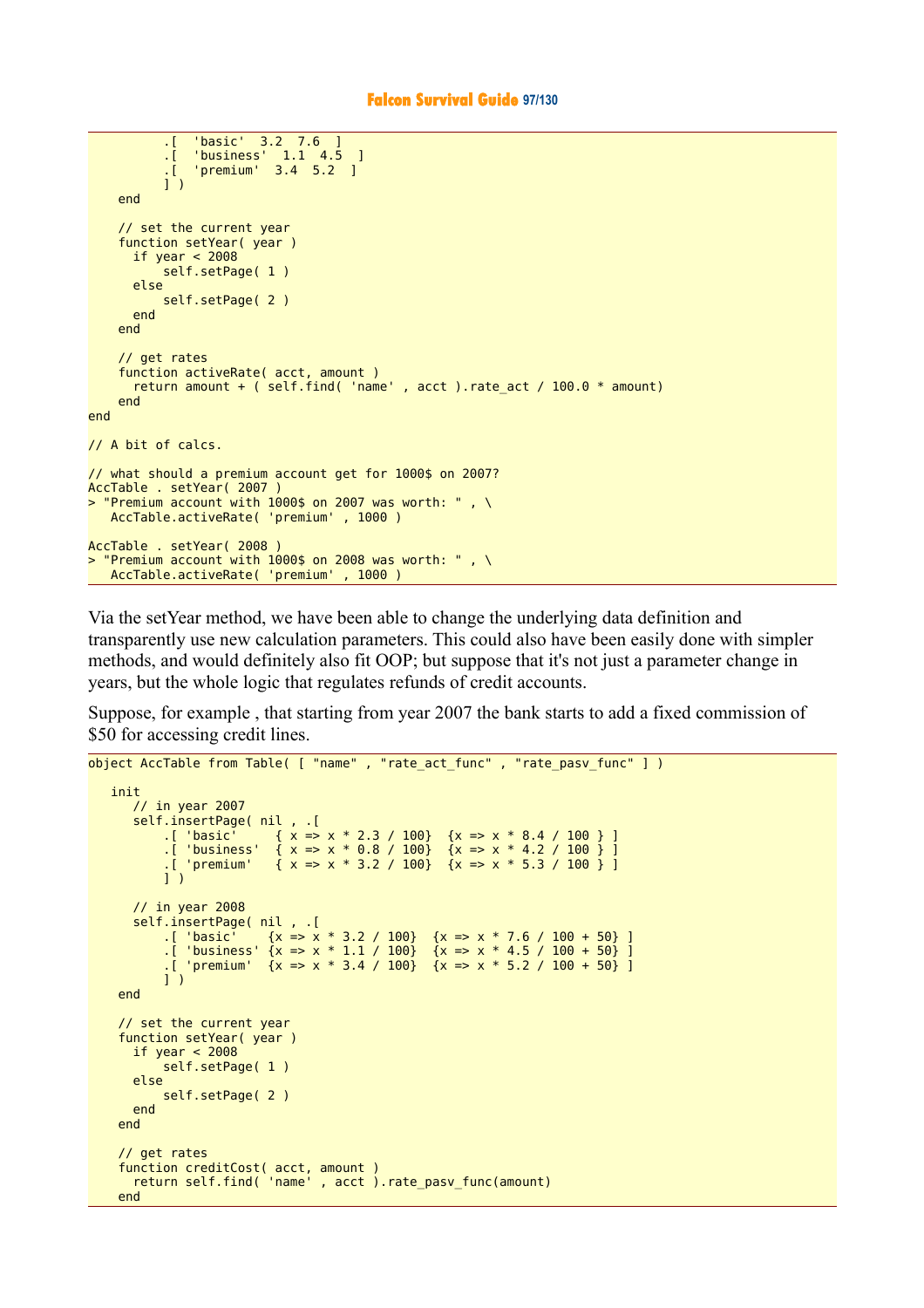```
         .[  'basic'  3.2  7.6  ]
         .[  'business'  1.1  4.5  ]
         .[  'premium'  3.4  5.2  ]
         ] )
    end

    // set the current year
    function setYear( year )
      if year < 2008
         self.setPage( 1 )
      else
         self.setPage( 2 )
      end
    end

    // get rates
    function activeRate( acct, amount )
      return amount + ( self.find( 'name' , acct ).rate_act / 100.0 * amount)
    end
end

// A bit of calcs.

// what should a premium account get for 1000$ on 2007?
AccTable . setYear( 2007 )
> "Premium account with 1000$ on 2007 was worth: " , \
   AccTable.activeRate( 'premium' , 1000 )

AccTable . setYear( 2008 )
> "Premium account with 1000$ on 2008 was worth: " , \
   AccTable.activeRate( 'premium' , 1000 )
```

Via the setYear method, we have been able to change the underlying data definition and transparently use new calculation parameters. This could also have been easily done with simpler methods, and would definitely also fit OOP; but suppose that it's not just a parameter change in years, but the whole logic that regulates refunds of credit accounts.

Suppose, for example , that starting from year 2007 the bank starts to add a fixed commission of $50 for accessing credit lines.

```
object AccTable from Table( [ "name" , "rate_act_func" , "rate_pasv_func" ] )

   init
      // in year 2007
      self.insertPage( nil , .[
         .[ 'basic'     { x => x * 2.3 / 100}  {x => x * 8.4 / 100 } ]
         .[ 'business'  { x => x * 0.8 / 100}  {x => x * 4.2 / 100 } ]
         .[ 'premium'   { x => x * 3.2 / 100}  {x => x * 5.3 / 100 } ]
         ] )

      // in year 2008
      self.insertPage( nil , .[
         .[ 'basic'    {x => x * 3.2 / 100}  {x => x * 7.6 / 100 + 50} ]
         .[ 'business' {x => x * 1.1 / 100}  {x => x * 4.5 / 100 + 50} ]
         .[ 'premium'  {x => x * 3.4 / 100}  {x => x * 5.2 / 100 + 50} ]
         ] )
    end

    // set the current year
    function setYear( year )
      if year < 2008
         self.setPage( 1 )
      else
         self.setPage( 2 )
      end
    end

    // get rates
    function creditCost( acct, amount )
      return self.find( 'name' , acct ).rate_pasv_func(amount)
    end
```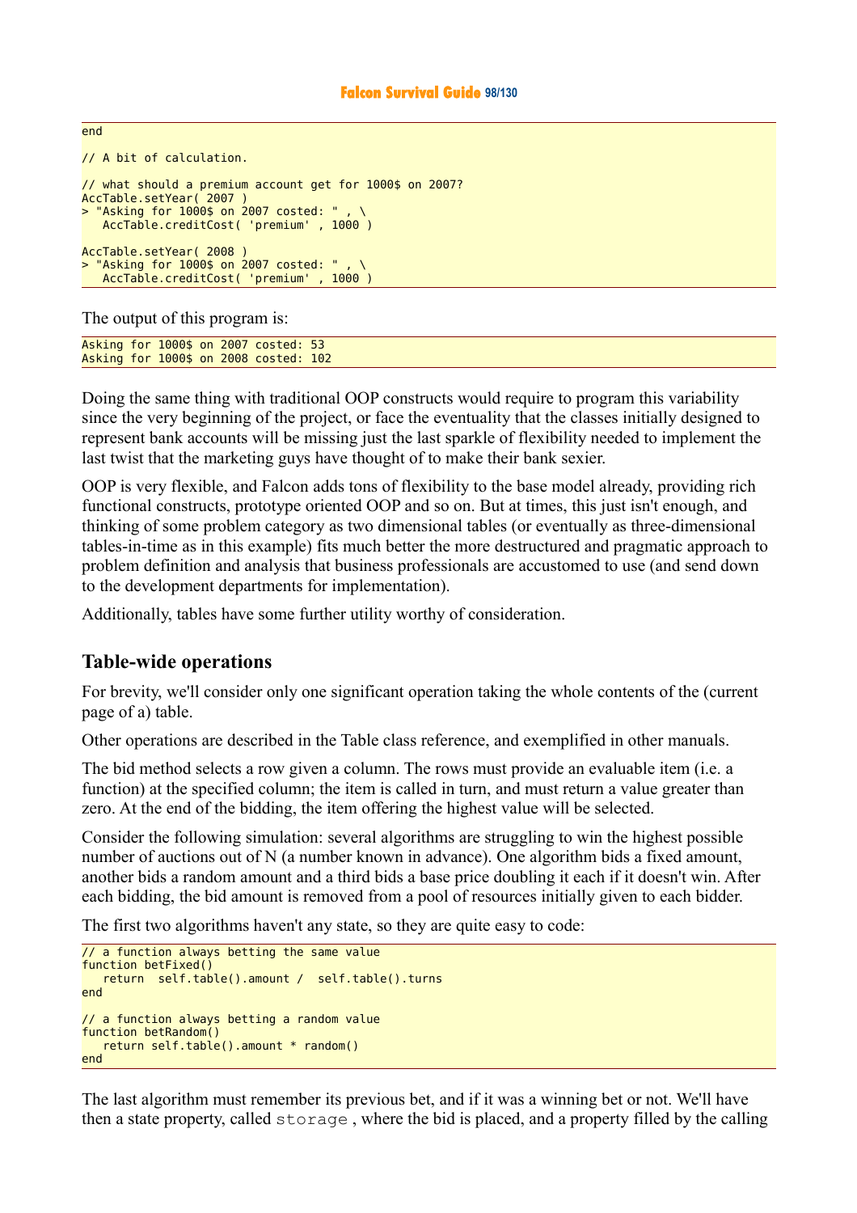```
end

// A bit of calculation.

// what should a premium account get for 1000$ on 2007?
AccTable.setYear( 2007 )
> "Asking for 1000$ on 2007 costed: " , \
   AccTable.creditCost( 'premium' , 1000 )

AccTable.setYear( 2008 )
> "Asking for 1000$ on 2007 costed: " , \
   AccTable.creditCost( 'premium' , 1000 )
```

The output of this program is:

```
Asking for 1000$ on 2007 costed: 53
Asking for 1000$ on 2008 costed: 102
```

Doing the same thing with traditional OOP constructs would require to program this variability since the very beginning of the project, or face the eventuality that the classes initially designed to represent bank accounts will be missing just the last sparkle of flexibility needed to implement the last twist that the marketing guys have thought of to make their bank sexier.

OOP is very flexible, and Falcon adds tons of flexibility to the base model already, providing rich functional constructs, prototype oriented OOP and so on. But at times, this just isn't enough, and thinking of some problem category as two dimensional tables (or eventually as three-dimensional tables-in-time as in this example) fits much better the more destructured and pragmatic approach to problem definition and analysis that business professionals are accustomed to use (and send down to the development departments for implementation).

Additionally, tables have some further utility worthy of consideration.

## Table-wide operations

For brevity, we'll consider only one significant operation taking the whole contents of the (current page of a) table.

Other operations are described in the Table class reference, and exemplified in other manuals.

The bid method selects a row given a column. The rows must provide an evaluable item (i.e. a function) at the specified column; the item is called in turn, and must return a value greater than zero. At the end of the bidding, the item offering the highest value will be selected.

Consider the following simulation: several algorithms are struggling to win the highest possible number of auctions out of N (a number known in advance). One algorithm bids a fixed amount, another bids a random amount and a third bids a base price doubling it each if it doesn't win. After each bidding, the bid amount is removed from a pool of resources initially given to each bidder.

The first two algorithms haven't any state, so they are quite easy to code:

```
// a function always betting the same value
function betFixed()
   return  self.table().amount /  self.table().turns
end

// a function always betting a random value
function betRandom()
   return self.table().amount * random()
end
```

The last algorithm must remember its previous bet, and if it was a winning bet or not. We'll have then a state property, called `storage` , where the bid is placed, and a property filled by the calling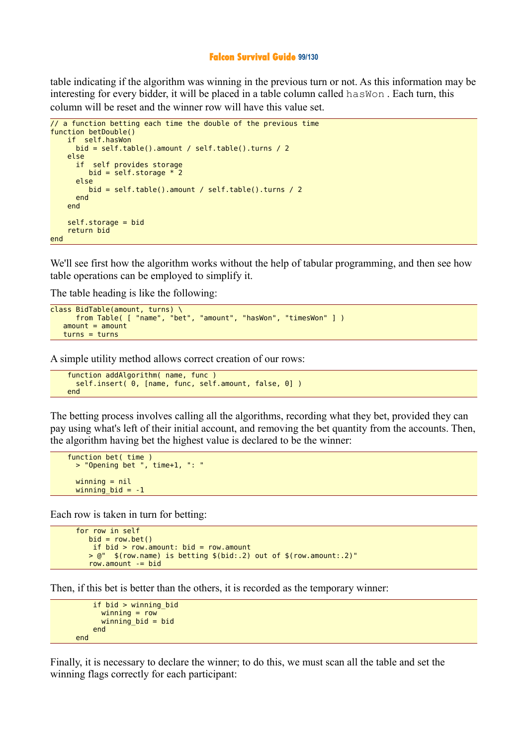table indicating if the algorithm was winning in the previous turn or not. As this information may be interesting for every bidder, it will be placed in a table column called `hasWon` . Each turn, this column will be reset and the winner row will have this value set.

```
// a function betting each time the double of the previous time
function betDouble()
    if  self.hasWon
      bid = self.table().amount / self.table().turns / 2
    else
      if  self provides storage
         bid = self.storage * 2
      else
         bid = self.table().amount / self.table().turns / 2
      end
    end

    self.storage = bid
    return bid
end
```

We'll see first how the algorithm works without the help of tabular programming, and then see how table operations can be employed to simplify it.

The table heading is like the following:

```
class BidTable(amount, turns) \
      from Table( [ "name", "bet", "amount", "hasWon", "timesWon" ] )
   amount = amount
   turns = turns
```

A simple utility method allows correct creation of our rows:

```
    function addAlgorithm( name, func )
      self.insert( 0, [name, func, self.amount, false, 0] )
    end
```

The betting process involves calling all the algorithms, recording what they bet, provided they can pay using what's left of their initial account, and removing the bet quantity from the accounts. Then, the algorithm having bet the highest value is declared to be the winner:

```
    function bet( time )
      > "Opening bet ", time+1, ": "

      winning = nil
      winning_bid = -1
```

Each row is taken in turn for betting:

```
      for row in self
         bid = row.bet()
          if bid > row.amount: bid = row.amount
         > @"  $(row.name) is betting $(bid:.2) out of $(row.amount:.2)"
         row.amount -= bid
```

Then, if this bet is better than the others, it is recorded as the temporary winner:

```
          if bid > winning_bid
            winning = row
            winning_bid = bid
          end
      end
```

Finally, it is necessary to declare the winner; to do this, we must scan all the table and set the winning flags correctly for each participant: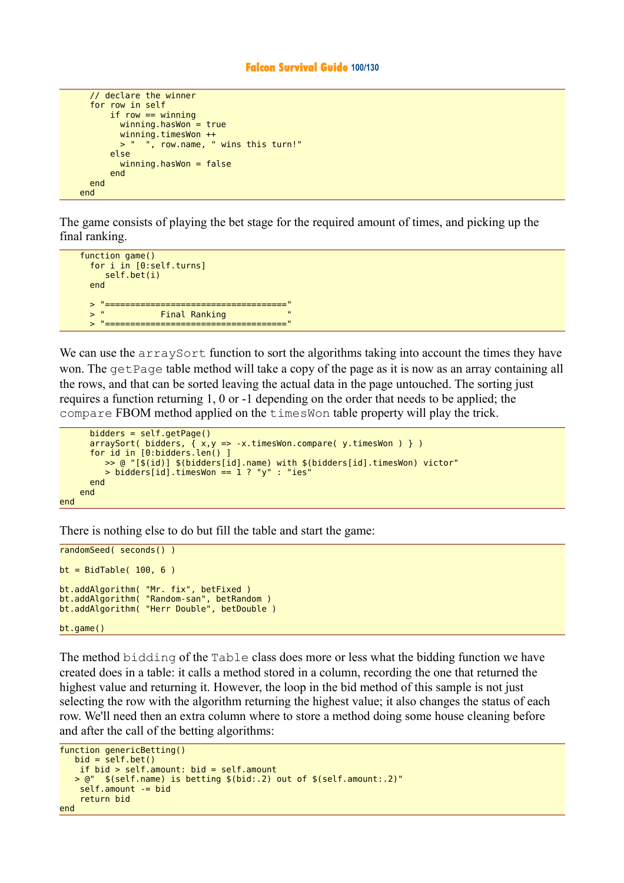```
      // declare the winner
      for row in self
          if row == winning
            winning.hasWon = true
            winning.timesWon ++
            > "  ", row.name, " wins this turn!"
          else
            winning.hasWon = false
          end
      end
    end
```

The game consists of playing the bet stage for the required amount of times, and picking up the final ranking.

```
    function game()
      for i in [0:self.turns]
         self.bet(i)
      end

      > "===================================="
      > "           Final Ranking            "
      > "===================================="
```

We can use the `arraySort` function to sort the algorithms taking into account the times they have won. The `getPage` table method will take a copy of the page as it is now as an array containing all the rows, and that can be sorted leaving the actual data in the page untouched. The sorting just requires a function returning 1, 0 or -1 depending on the order that needs to be applied; the `compare` FBOM method applied on the `timesWon` table property will play the trick.

```
      bidders = self.getPage()
      arraySort( bidders, { x,y => -x.timesWon.compare( y.timesWon ) } )
      for id in [0:bidders.len() ]
         >> @ "[$(id)] $(bidders[id].name) with $(bidders[id].timesWon) victor"
         > bidders[id].timesWon == 1 ? "y" : "ies"
      end
    end
end
```

There is nothing else to do but fill the table and start the game:

```
randomSeed( seconds() )

bt = BidTable( 100, 6 )

bt.addAlgorithm( "Mr. fix", betFixed )
bt.addAlgorithm( "Random-san", betRandom )
bt.addAlgorithm( "Herr Double", betDouble )

bt.game()
```

The method `bidding` of the `Table` class does more or less what the bidding function we have created does in a table: it calls a method stored in a column, recording the one that returned the highest value and returning it. However, the loop in the bid method of this sample is not just selecting the row with the algorithm returning the highest value; it also changes the status of each row. We'll need then an extra column where to store a method doing some house cleaning before and after the call of the betting algorithms:

```
function genericBetting()
   bid = self.bet()
    if bid > self.amount: bid = self.amount
   > @"  $(self.name) is betting $(bid:.2) out of $(self.amount:.2)"
    self.amount -= bid
    return bid
end
```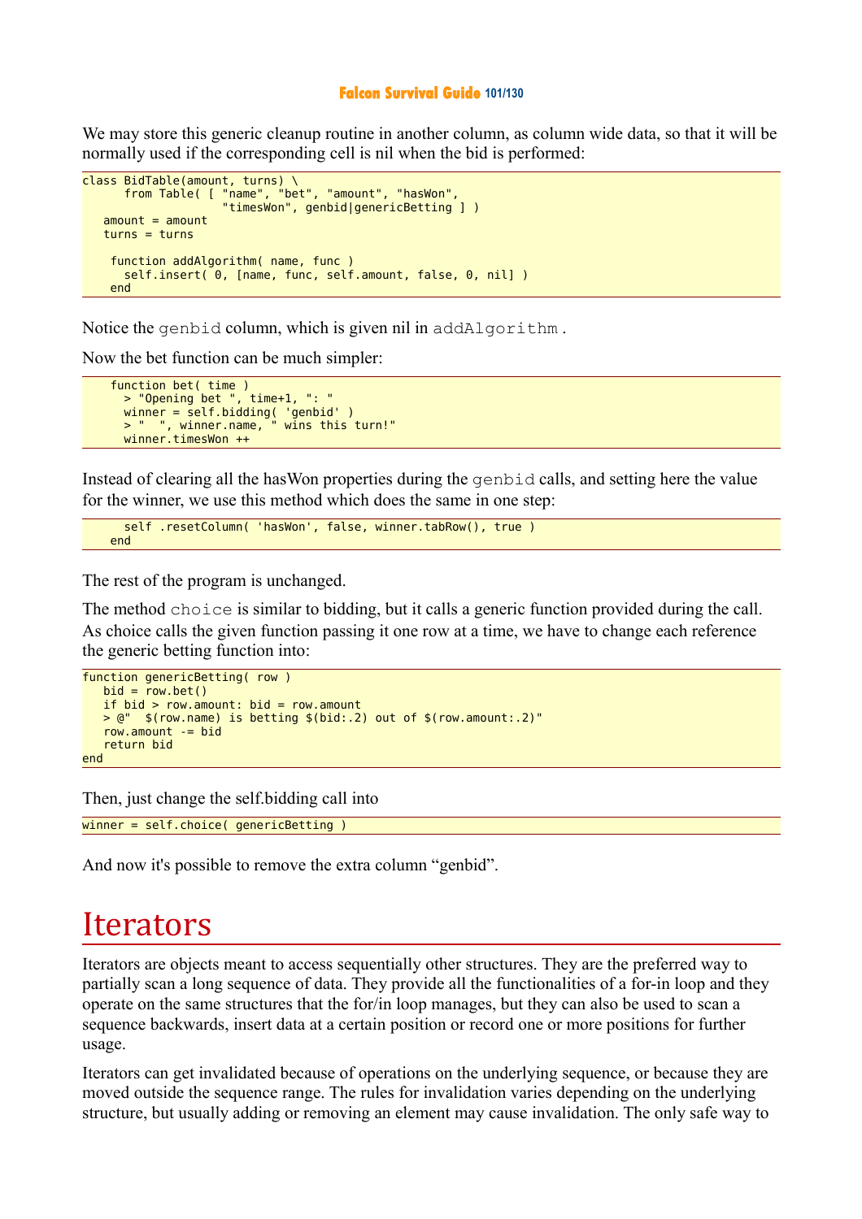We may store this generic cleanup routine in another column, as column wide data, so that it will be normally used if the corresponding cell is nil when the bid is performed:

```
class BidTable(amount, turns) \
      from Table( [ "name", "bet", "amount", "hasWon",
                     "timesWon", genbid|genericBetting ] )
   amount = amount
   turns = turns

    function addAlgorithm( name, func )
      self.insert( 0, [name, func, self.amount, false, 0, nil] )
    end
```

Notice the `genbid` column, which is given nil in `addAlgorithm`.

Now the bet function can be much simpler:

```
    function bet( time )
      > "Opening bet ", time+1, ": "
      winner = self.bidding( 'genbid' )
      > "  ", winner.name, " wins this turn!"
      winner.timesWon ++
```

Instead of clearing all the hasWon properties during the `genbid` calls, and setting here the value for the winner, we use this method which does the same in one step:

```
      self .resetColumn( 'hasWon', false, winner.tabRow(), true )
    end
```

The rest of the program is unchanged.

The method `choice` is similar to bidding, but it calls a generic function provided during the call. As choice calls the given function passing it one row at a time, we have to change each reference the generic betting function into:

```
function genericBetting( row )
   bid = row.bet()
   if bid > row.amount: bid = row.amount
   > @"  $(row.name) is betting $(bid:.2) out of $(row.amount:.2)"
   row.amount -= bid
   return bid
end
```

Then, just change the self.bidding call into

```
winner = self.choice( genericBetting )
```

And now it's possible to remove the extra column "genbid".

# Iterators

Iterators are objects meant to access sequentially other structures. They are the preferred way to partially scan a long sequence of data. They provide all the functionalities of a for-in loop and they operate on the same structures that the for/in loop manages, but they can also be used to scan a sequence backwards, insert data at a certain position or record one or more positions for further usage.

Iterators can get invalidated because of operations on the underlying sequence, or because they are moved outside the sequence range. The rules for invalidation varies depending on the underlying structure, but usually adding or removing an element may cause invalidation. The only safe way to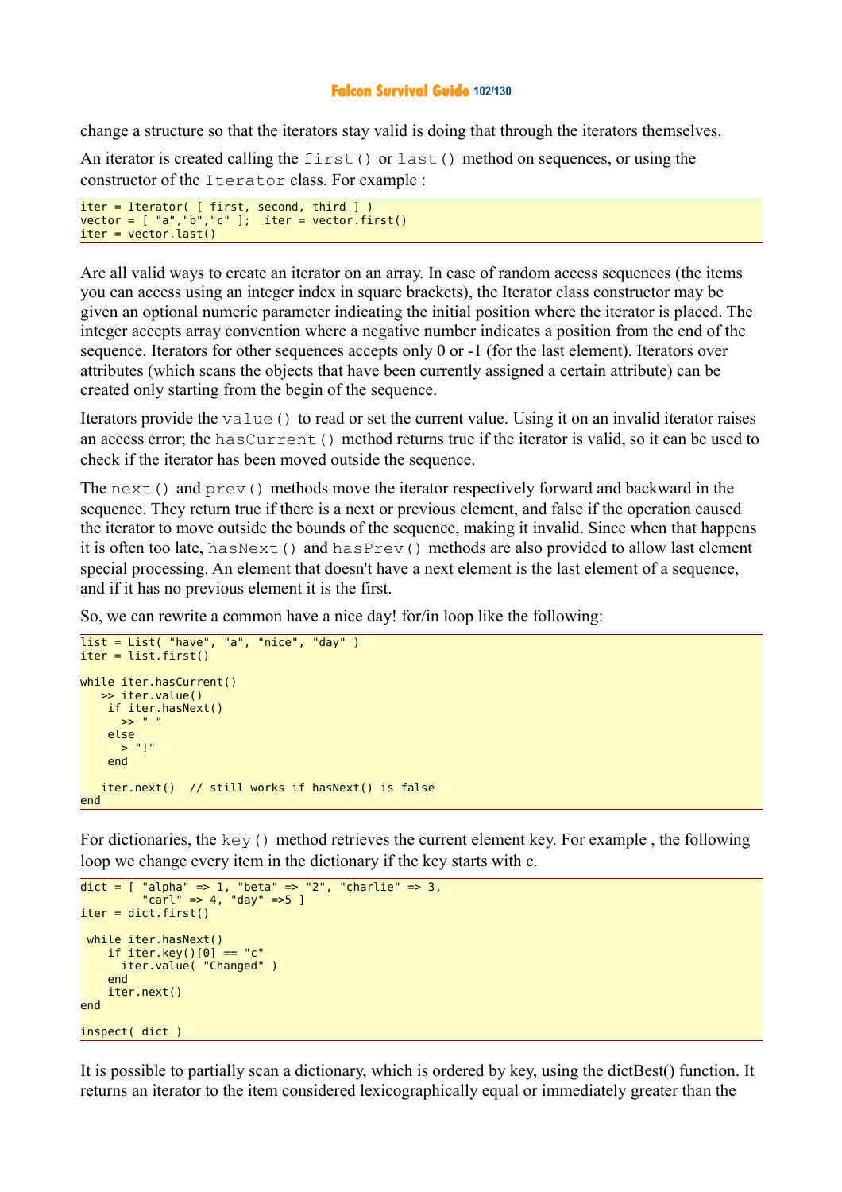change a structure so that the iterators stay valid is doing that through the iterators themselves.

An iterator is created calling the `first()` or `last()` method on sequences, or using the constructor of the `Iterator` class. For example :

```
iter = Iterator( [ first, second, third ] )
vector = [ "a","b","c" ];  iter = vector.first()
iter = vector.last()
```

Are all valid ways to create an iterator on an array. In case of random access sequences (the items you can access using an integer index in square brackets), the Iterator class constructor may be given an optional numeric parameter indicating the initial position where the iterator is placed. The integer accepts array convention where a negative number indicates a position from the end of the sequence. Iterators for other sequences accepts only 0 or -1 (for the last element). Iterators over attributes (which scans the objects that have been currently assigned a certain attribute) can be created only starting from the begin of the sequence.

Iterators provide the `value()` to read or set the current value. Using it on an invalid iterator raises an access error; the `hasCurrent()` method returns true if the iterator is valid, so it can be used to check if the iterator has been moved outside the sequence.

The `next()` and `prev()` methods move the iterator respectively forward and backward in the sequence. They return true if there is a next or previous element, and false if the operation caused the iterator to move outside the bounds of the sequence, making it invalid. Since when that happens it is often too late, `hasNext()` and `hasPrev()` methods are also provided to allow last element special processing. An element that doesn't have a next element is the last element of a sequence, and if it has no previous element it is the first.

So, we can rewrite a common have a nice day! for/in loop like the following:

```
list = List( "have", "a", "nice", "day" )
iter = list.first()

while iter.hasCurrent()
   >> iter.value()
    if iter.hasNext()
      >> " "
    else
      > "!"
    end

   iter.next()  // still works if hasNext() is false
end
```

For dictionaries, the `key()` method retrieves the current element key. For example , the following loop we change every item in the dictionary if the key starts with c.

```
dict = [ "alpha" => 1, "beta" => "2", "charlie" => 3,
         "carl" => 4, "day" =>5 ]
iter = dict.first()

 while iter.hasNext()
    if iter.key()[0] == "c"
      iter.value( "Changed" )
    end
    iter.next()
end

inspect( dict )
```

It is possible to partially scan a dictionary, which is ordered by key, using the dictBest() function. It returns an iterator to the item considered lexicographically equal or immediately greater than the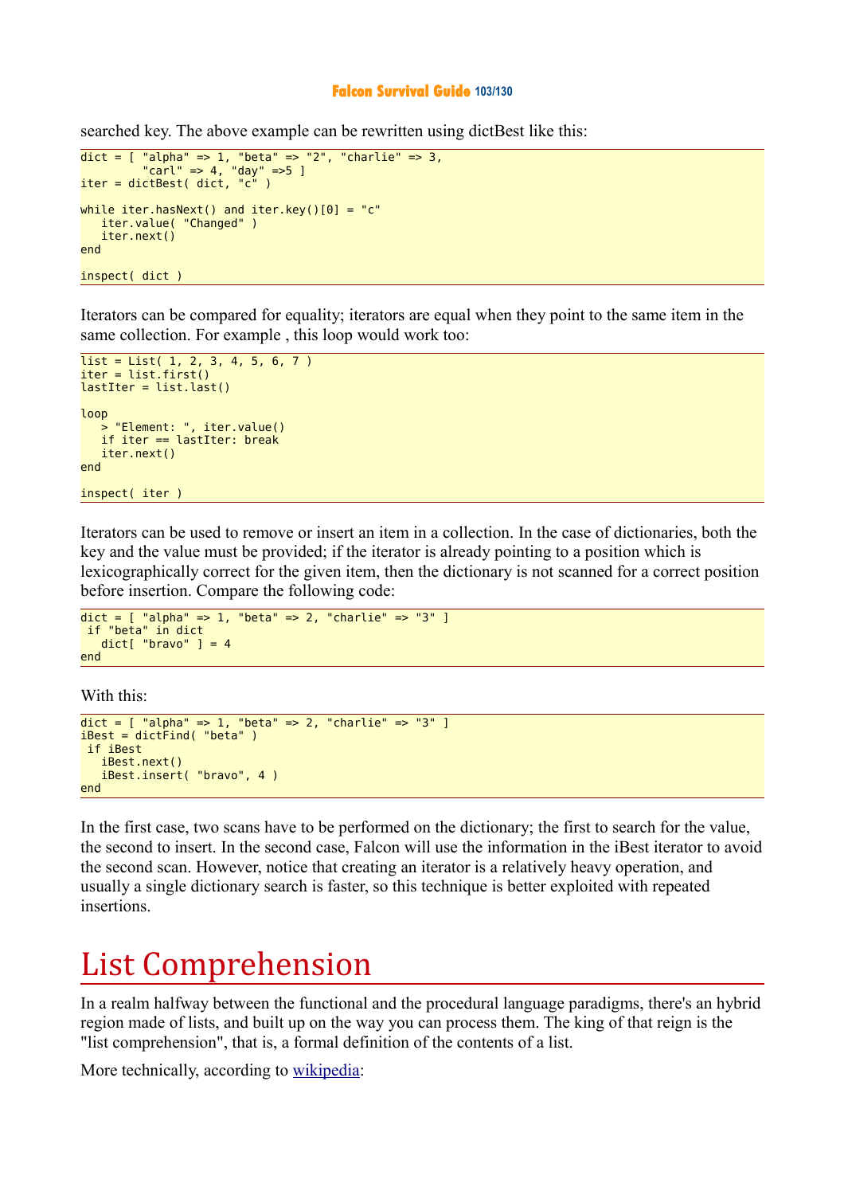searched key. The above example can be rewritten using dictBest like this:

```
dict = [ "alpha" => 1, "beta" => "2", "charlie" => 3,
         "carl" => 4, "day" =>5 ]
iter = dictBest( dict, "c" )

while iter.hasNext() and iter.key()[0] = "c"
   iter.value( "Changed" )
   iter.next()
end

inspect( dict )
```

Iterators can be compared for equality; iterators are equal when they point to the same item in the same collection. For example , this loop would work too:

```
list = List( 1, 2, 3, 4, 5, 6, 7 )
iter = list.first()
lastIter = list.last()

loop
   > "Element: ", iter.value()
   if iter == lastIter: break
   iter.next()
end

inspect( iter )
```

Iterators can be used to remove or insert an item in a collection. In the case of dictionaries, both the key and the value must be provided; if the iterator is already pointing to a position which is lexicographically correct for the given item, then the dictionary is not scanned for a correct position before insertion. Compare the following code:

```
dict = [ "alpha" => 1, "beta" => 2, "charlie" => "3" ]
 if "beta" in dict
   dict[ "bravo" ] = 4
end
```

With this:

```
dict = [ "alpha" => 1, "beta" => 2, "charlie" => "3" ]
iBest = dictFind( "beta" )
 if iBest
   iBest.next()
   iBest.insert( "bravo", 4 )
end
```

In the first case, two scans have to be performed on the dictionary; the first to search for the value, the second to insert. In the second case, Falcon will use the information in the iBest iterator to avoid the second scan. However, notice that creating an iterator is a relatively heavy operation, and usually a single dictionary search is faster, so this technique is better exploited with repeated insertions.

# List Comprehension

In a realm halfway between the functional and the procedural language paradigms, there's an hybrid region made of lists, and built up on the way you can process them. The king of that reign is the "list comprehension", that is, a formal definition of the contents of a list.

More technically, according to wikipedia: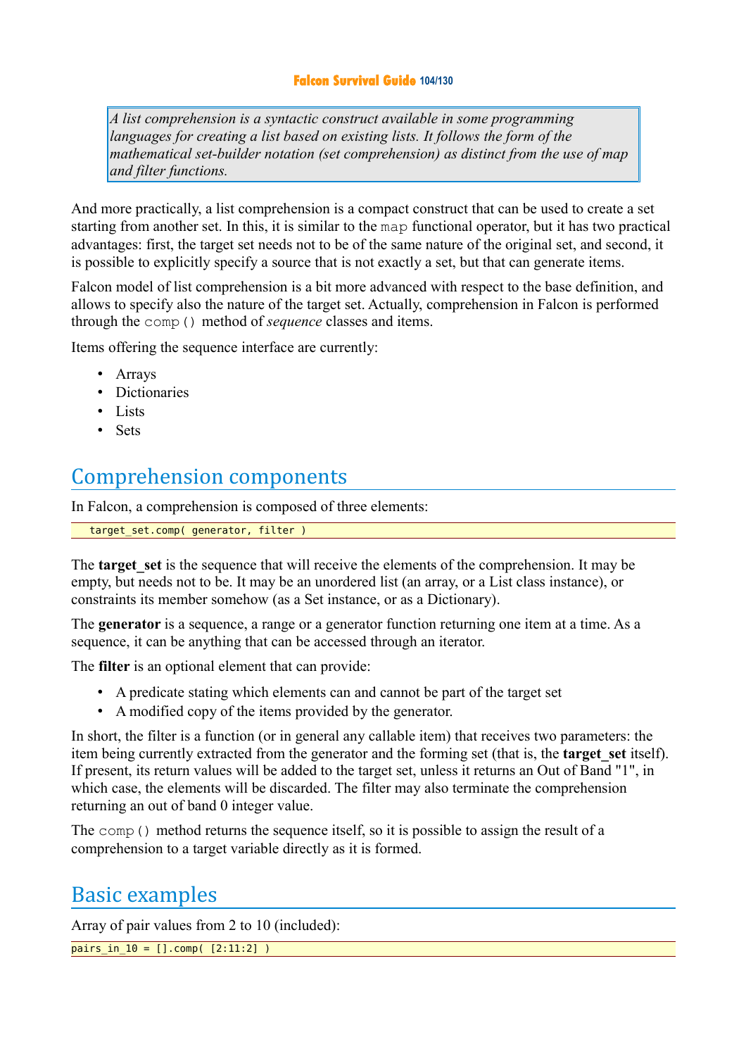> *A list comprehension is a syntactic construct available in some programming languages for creating a list based on existing lists. It follows the form of the mathematical set-builder notation (set comprehension) as distinct from the use of map and filter functions.*

And more practically, a list comprehension is a compact construct that can be used to create a set starting from another set. In this, it is similar to the `map` functional operator, but it has two practical advantages: first, the target set needs not to be of the same nature of the original set, and second, it is possible to explicitly specify a source that is not exactly a set, but that can generate items.

Falcon model of list comprehension is a bit more advanced with respect to the base definition, and allows to specify also the nature of the target set. Actually, comprehension in Falcon is performed through the `comp()` method of *sequence* classes and items.

Items offering the sequence interface are currently:

- Arrays
- Dictionaries
- Lists
- Sets

## Comprehension components

In Falcon, a comprehension is composed of three elements:

```
target_set.comp( generator, filter )
```

The **target_set** is the sequence that will receive the elements of the comprehension. It may be empty, but needs not to be. It may be an unordered list (an array, or a List class instance), or constraints its member somehow (as a Set instance, or as a Dictionary).

The **generator** is a sequence, a range or a generator function returning one item at a time. As a sequence, it can be anything that can be accessed through an iterator.

The **filter** is an optional element that can provide:

- A predicate stating which elements can and cannot be part of the target set
- A modified copy of the items provided by the generator.

In short, the filter is a function (or in general any callable item) that receives two parameters: the item being currently extracted from the generator and the forming set (that is, the **target_set** itself). If present, its return values will be added to the target set, unless it returns an Out of Band "1", in which case, the elements will be discarded. The filter may also terminate the comprehension returning an out of band 0 integer value.

The `comp()` method returns the sequence itself, so it is possible to assign the result of a comprehension to a target variable directly as it is formed.

## Basic examples

Array of pair values from 2 to 10 (included):

```
pairs_in_10 = [].comp( [2:11:2] )
```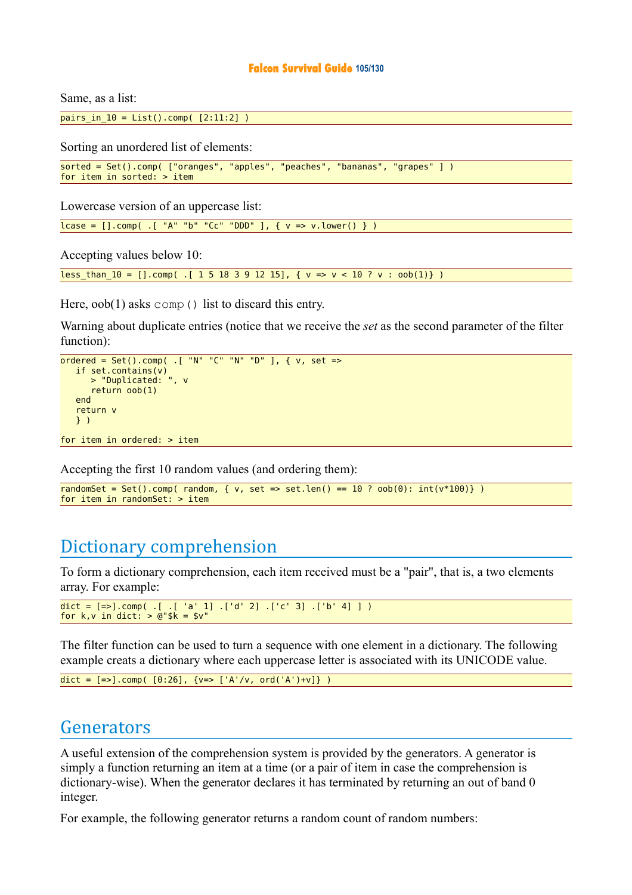Same, as a list:

```
pairs_in_10 = List().comp( [2:11:2] )
```

Sorting an unordered list of elements:

```
sorted = Set().comp( ["oranges", "apples", "peaches", "bananas", "grapes" ] )
for item in sorted: > item
```

Lowercase version of an uppercase list:

```
lcase = [].comp( .[ "A" "b" "Cc" "DDD" ], { v => v.lower() } )
```

Accepting values below 10:

```
less_than_10 = [].comp( .[ 1 5 18 3 9 12 15], { v => v < 10 ? v : oob(1)} )
```

Here, oob(1) asks `comp()` list to discard this entry.

Warning about duplicate entries (notice that we receive the *set* as the second parameter of the filter function):

```
ordered = Set().comp( .[ "N" "C" "N" "D" ], { v, set =>
   if set.contains(v)
      > "Duplicated: ", v
      return oob(1)
   end
   return v
   } )

for item in ordered: > item
```

Accepting the first 10 random values (and ordering them):

```
randomSet = Set().comp( random, { v, set => set.len() == 10 ? oob(0): int(v*100)} )
for item in randomSet: > item
```

## Dictionary comprehension

To form a dictionary comprehension, each item received must be a "pair", that is, a two elements array. For example:

```
dict = [=>].comp( .[ .[ 'a' 1] .['d' 2] .['c' 3] .['b' 4] ] )
for k,v in dict: > @"$k = $v"
```

The filter function can be used to turn a sequence with one element in a dictionary. The following example creats a dictionary where each uppercase letter is associated with its UNICODE value.

```
dict = [=>].comp( [0:26], {v=> ['A'/v, ord('A')+v]} )
```

## Generators

A useful extension of the comprehension system is provided by the generators. A generator is simply a function returning an item at a time (or a pair of item in case the comprehension is dictionary-wise). When the generator declares it has terminated by returning an out of band 0 integer.

For example, the following generator returns a random count of random numbers: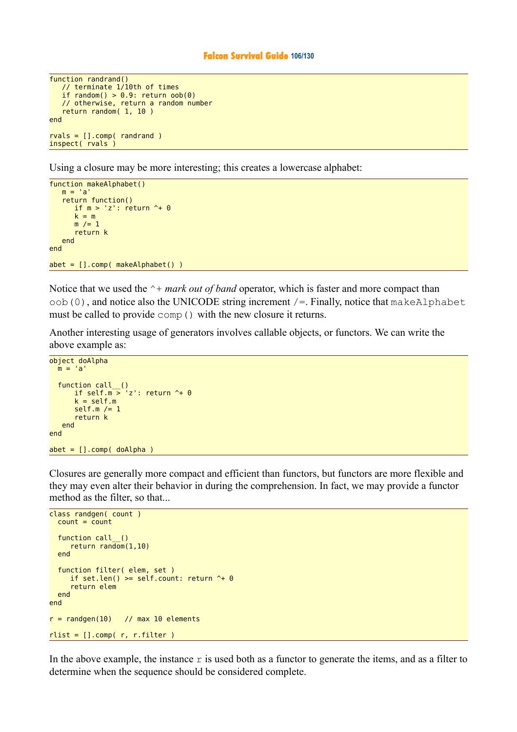```
function randrand()
   // terminate 1/10th of times
   if random() > 0.9: return oob(0)
   // otherwise, return a random number
   return random( 1, 10 )
end

rvals = [].comp( randrand )
inspect( rvals )
```

Using a closure may be more interesting; this creates a lowercase alphabet:

```
function makeAlphabet()
   m = 'a'
   return function()
      if m > 'z': return ^+ 0
      k = m
      m /= 1
      return k
   end
end

abet = [].comp( makeAlphabet() )
```

Notice that we used the `^+` *mark out of band* operator, which is faster and more compact than `oob(0)`, and notice also the UNICODE string increment `/=`. Finally, notice that `makeAlphabet` must be called to provide `comp()` with the new closure it returns.

Another interesting usage of generators involves callable objects, or functors. We can write the above example as:

```
object doAlpha
  m = 'a'

  function call__()
      if self.m > 'z': return ^+ 0
      k = self.m
      self.m /= 1
      return k
   end
end

abet = [].comp( doAlpha )
```

Closures are generally more compact and efficient than functors, but functors are more flexible and they may even alter their behavior in during the comprehension. In fact, we may provide a functor method as the filter, so that...

```
class randgen( count )
  count = count

  function call__()
     return random(1,10)
  end

  function filter( elem, set )
     if set.len() >= self.count: return ^+ 0
     return elem
  end
end

r = randgen(10)   // max 10 elements

rlist = [].comp( r, r.filter )
```

In the above example, the instance `r` is used both as a functor to generate the items, and as a filter to determine when the sequence should be considered complete.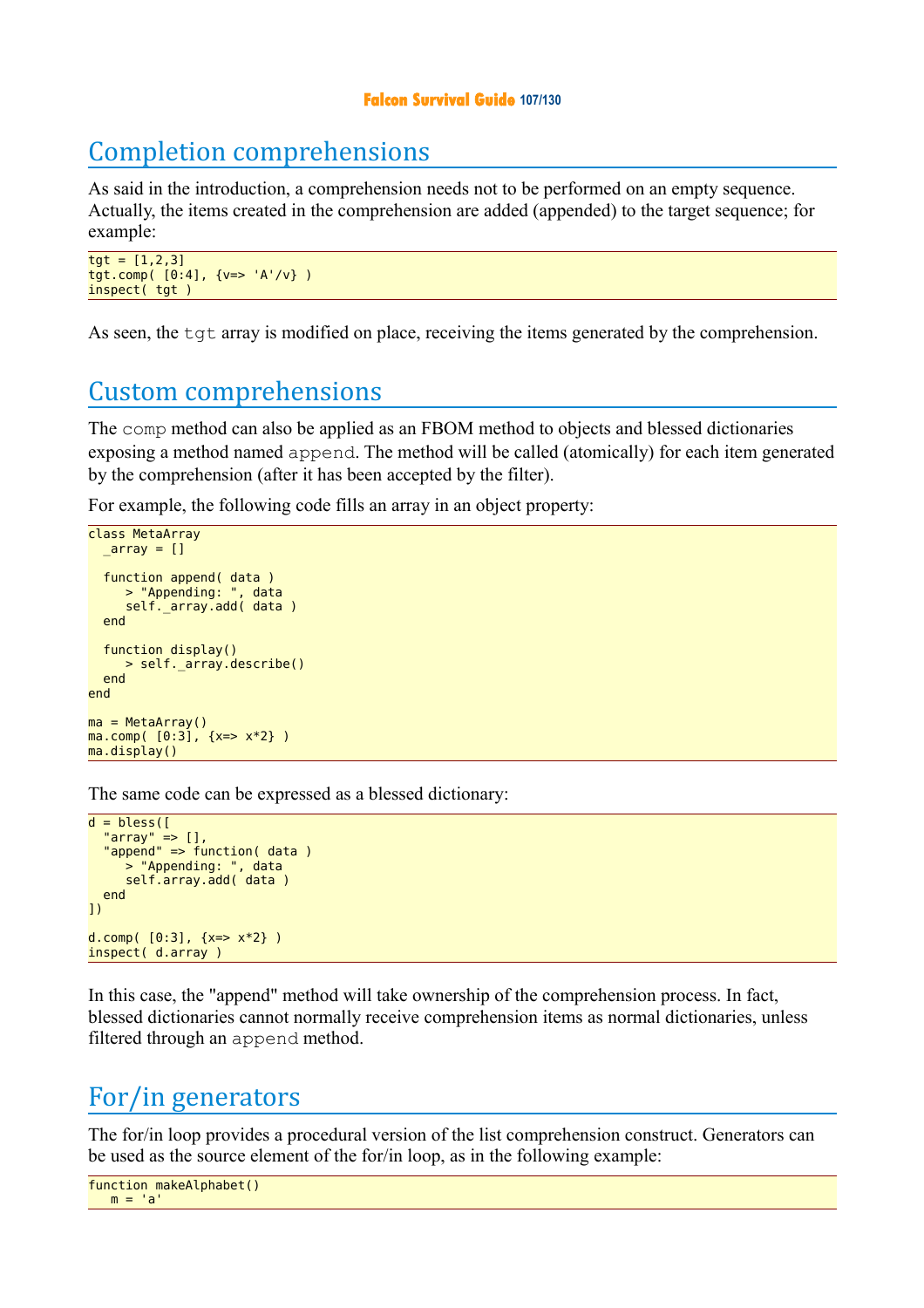## Completion comprehensions

As said in the introduction, a comprehension needs not to be performed on an empty sequence. Actually, the items created in the comprehension are added (appended) to the target sequence; for example:

```
tgt = [1,2,3]
tgt.comp( [0:4], {v=> 'A'/v} )
inspect( tgt )
```

As seen, the `tgt` array is modified on place, receiving the items generated by the comprehension.

## Custom comprehensions

The `comp` method can also be applied as an FBOM method to objects and blessed dictionaries exposing a method named `append`. The method will be called (atomically) for each item generated by the comprehension (after it has been accepted by the filter).

For example, the following code fills an array in an object property:

```
class MetaArray
  _array = []

  function append( data )
     > "Appending: ", data
     self._array.add( data )
  end

  function display()
     > self._array.describe()
  end
end

ma = MetaArray()
ma.comp( [0:3], {x=> x*2} )
ma.display()
```

The same code can be expressed as a blessed dictionary:

```
d = bless([
  "array" => [],
  "append" => function( data )
     > "Appending: ", data
     self.array.add( data )
  end
])

d.comp( [0:3], {x=> x*2} )
inspect( d.array )
```

In this case, the "append" method will take ownership of the comprehension process. In fact, blessed dictionaries cannot normally receive comprehension items as normal dictionaries, unless filtered through an `append` method.

## For/in generators

The for/in loop provides a procedural version of the list comprehension construct. Generators can be used as the source element of the for/in loop, as in the following example:

```
function makeAlphabet()
   m = 'a'
```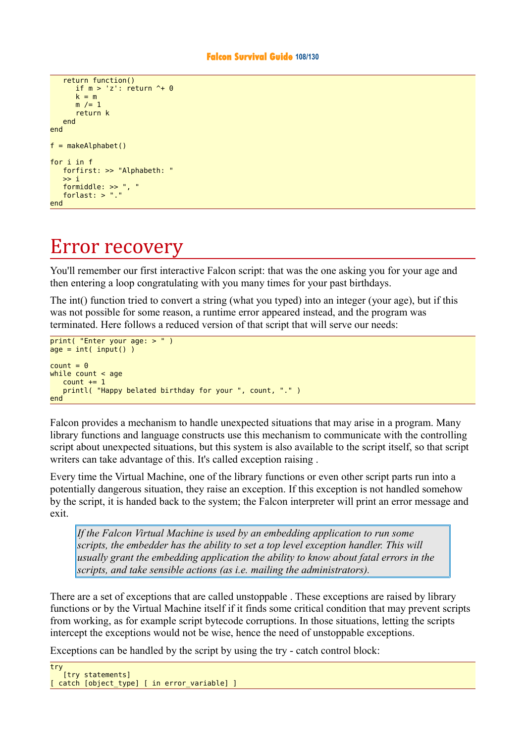```
   return function()
      if m > 'z': return ^+ 0
      k = m
      m /= 1
      return k
   end
end

f = makeAlphabet()

for i in f
   forfirst: >> "Alphabeth: "
   >> i
   formiddle: >> ", "
   forlast: > "."
end
```

# Error recovery

You'll remember our first interactive Falcon script: that was the one asking you for your age and then entering a loop congratulating with you many times for your past birthdays.

The int() function tried to convert a string (what you typed) into an integer (your age), but if this was not possible for some reason, a runtime error appeared instead, and the program was terminated. Here follows a reduced version of that script that will serve our needs:

```
print( "Enter your age: > " )
age = int( input() )

count = 0
while count < age
   count += 1
   printl( "Happy belated birthday for your ", count, "." )
end
```

Falcon provides a mechanism to handle unexpected situations that may arise in a program. Many library functions and language constructs use this mechanism to communicate with the controlling script about unexpected situations, but this system is also available to the script itself, so that script writers can take advantage of this. It's called exception raising .

Every time the Virtual Machine, one of the library functions or even other script parts run into a potentially dangerous situation, they raise an exception. If this exception is not handled somehow by the script, it is handed back to the system; the Falcon interpreter will print an error message and exit.

> *If the Falcon Virtual Machine is used by an embedding application to run some scripts, the embedder has the ability to set a top level exception handler. This will usually grant the embedding application the ability to know about fatal errors in the scripts, and take sensible actions (as i.e. mailing the administrators).*

There are a set of exceptions that are called unstoppable . These exceptions are raised by library functions or by the Virtual Machine itself if it finds some critical condition that may prevent scripts from working, as for example script bytecode corruptions. In those situations, letting the scripts intercept the exceptions would not be wise, hence the need of unstoppable exceptions.

Exceptions can be handled by the script by using the try - catch control block:

```
try
   [try statements]
[ catch [object_type] [ in error_variable] ]
```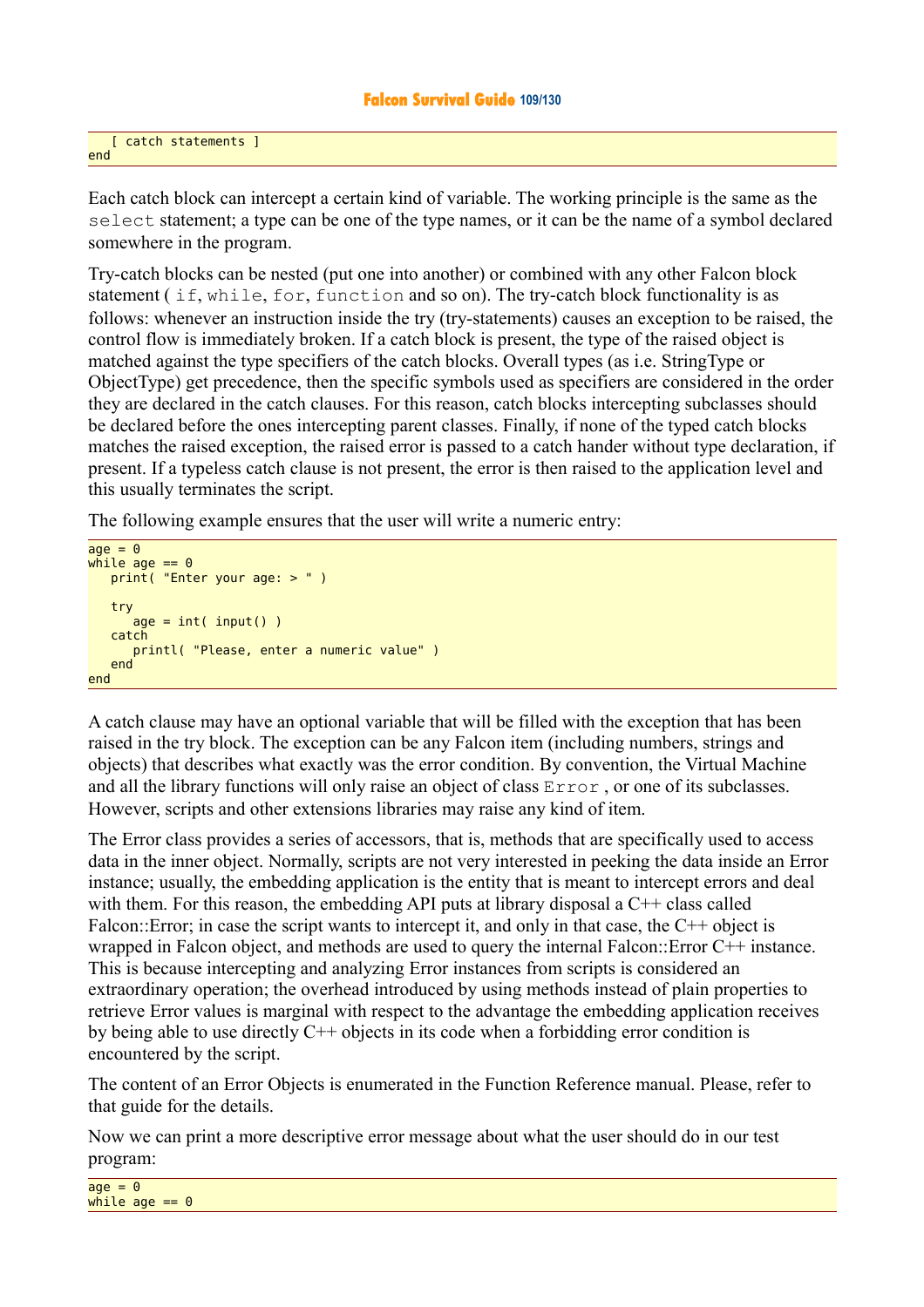```
   [ catch statements ]
end
```

Each catch block can intercept a certain kind of variable. The working principle is the same as the `select` statement; a type can be one of the type names, or it can be the name of a symbol declared somewhere in the program.

Try-catch blocks can be nested (put one into another) or combined with any other Falcon block statement ( `if`, `while`, `for`, `function` and so on). The try-catch block functionality is as follows: whenever an instruction inside the try (try-statements) causes an exception to be raised, the control flow is immediately broken. If a catch block is present, the type of the raised object is matched against the type specifiers of the catch blocks. Overall types (as i.e. StringType or ObjectType) get precedence, then the specific symbols used as specifiers are considered in the order they are declared in the catch clauses. For this reason, catch blocks intercepting subclasses should be declared before the ones intercepting parent classes. Finally, if none of the typed catch blocks matches the raised exception, the raised error is passed to a catch hander without type declaration, if present. If a typeless catch clause is not present, the error is then raised to the application level and this usually terminates the script.

The following example ensures that the user will write a numeric entry:

```
age = 0
while age == 0
   print( "Enter your age: > " )

   try
      age = int( input() )
   catch
      printl( "Please, enter a numeric value" )
   end
end
```

A catch clause may have an optional variable that will be filled with the exception that has been raised in the try block. The exception can be any Falcon item (including numbers, strings and objects) that describes what exactly was the error condition. By convention, the Virtual Machine and all the library functions will only raise an object of class `Error` , or one of its subclasses. However, scripts and other extensions libraries may raise any kind of item.

The Error class provides a series of accessors, that is, methods that are specifically used to access data in the inner object. Normally, scripts are not very interested in peeking the data inside an Error instance; usually, the embedding application is the entity that is meant to intercept errors and deal with them. For this reason, the embedding API puts at library disposal a C++ class called Falcon::Error; in case the script wants to intercept it, and only in that case, the C++ object is wrapped in Falcon object, and methods are used to query the internal Falcon::Error C++ instance. This is because intercepting and analyzing Error instances from scripts is considered an extraordinary operation; the overhead introduced by using methods instead of plain properties to retrieve Error values is marginal with respect to the advantage the embedding application receives by being able to use directly C++ objects in its code when a forbidding error condition is encountered by the script.

The content of an Error Objects is enumerated in the Function Reference manual. Please, refer to that guide for the details.

Now we can print a more descriptive error message about what the user should do in our test program:

```
age = 0
while age == 0
```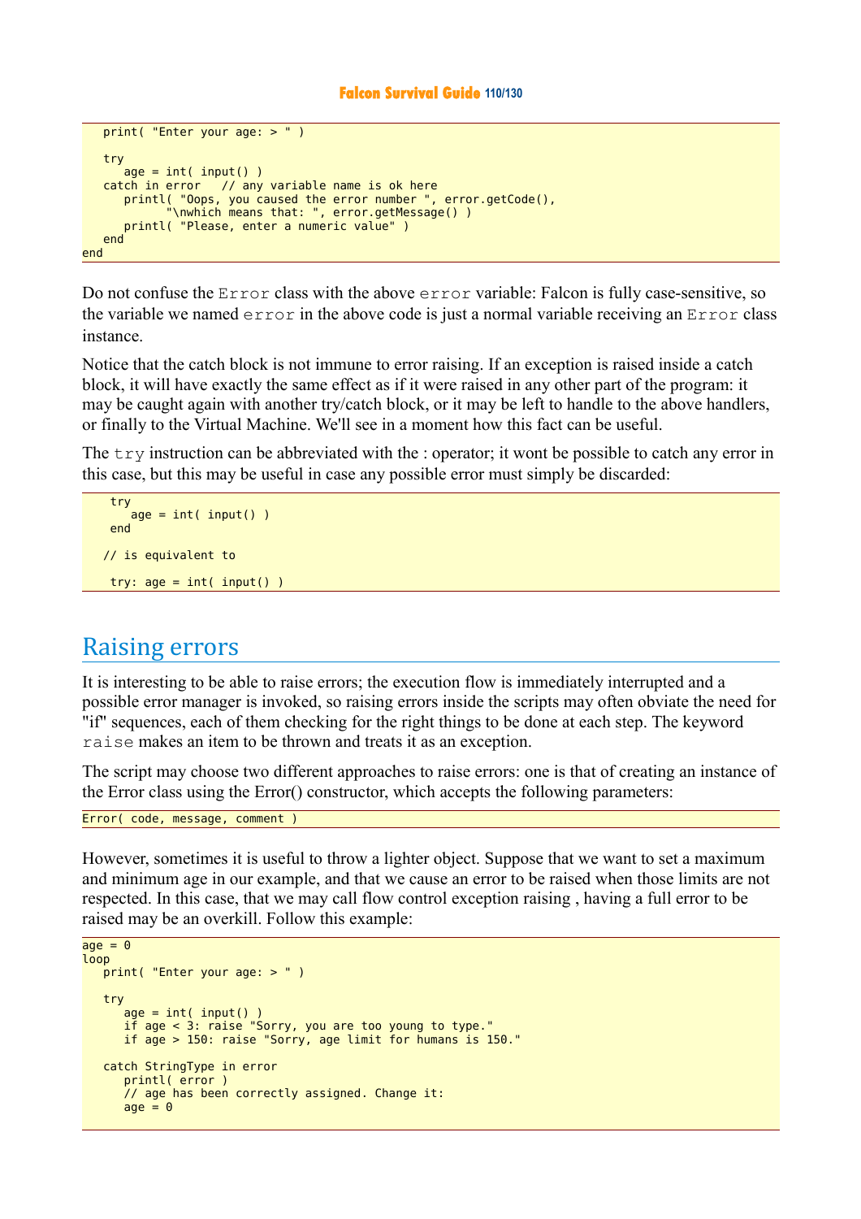```
   print( "Enter your age: > " )

   try
      age = int( input() )
   catch in error   // any variable name is ok here
      printl( "Oops, you caused the error number ", error.getCode(),
            "\nwhich means that: ", error.getMessage() )
      printl( "Please, enter a numeric value" )
   end
end
```

Do not confuse the `Error` class with the above `error` variable: Falcon is fully case-sensitive, so the variable we named `error` in the above code is just a normal variable receiving an `Error` class instance.

Notice that the catch block is not immune to error raising. If an exception is raised inside a catch block, it will have exactly the same effect as if it were raised in any other part of the program: it may be caught again with another try/catch block, or it may be left to handle to the above handlers, or finally to the Virtual Machine. We'll see in a moment how this fact can be useful.

The `try` instruction can be abbreviated with the : operator; it wont be possible to catch any error in this case, but this may be useful in case any possible error must simply be discarded:

```
    try
       age = int( input() )
    end

   // is equivalent to

    try: age = int( input() )
```

## Raising errors

It is interesting to be able to raise errors; the execution flow is immediately interrupted and a possible error manager is invoked, so raising errors inside the scripts may often obviate the need for "if" sequences, each of them checking for the right things to be done at each step. The keyword `raise` makes an item to be thrown and treats it as an exception.

The script may choose two different approaches to raise errors: one is that of creating an instance of the Error class using the Error() constructor, which accepts the following parameters:

```
Error( code, message, comment )
```

However, sometimes it is useful to throw a lighter object. Suppose that we want to set a maximum and minimum age in our example, and that we cause an error to be raised when those limits are not respected. In this case, that we may call flow control exception raising , having a full error to be raised may be an overkill. Follow this example:

```
age = 0
loop
   print( "Enter your age: > " )

   try
      age = int( input() )
      if age < 3: raise "Sorry, you are too young to type."
      if age > 150: raise "Sorry, age limit for humans is 150."

   catch StringType in error
      printl( error )
      // age has been correctly assigned. Change it:
      age = 0
```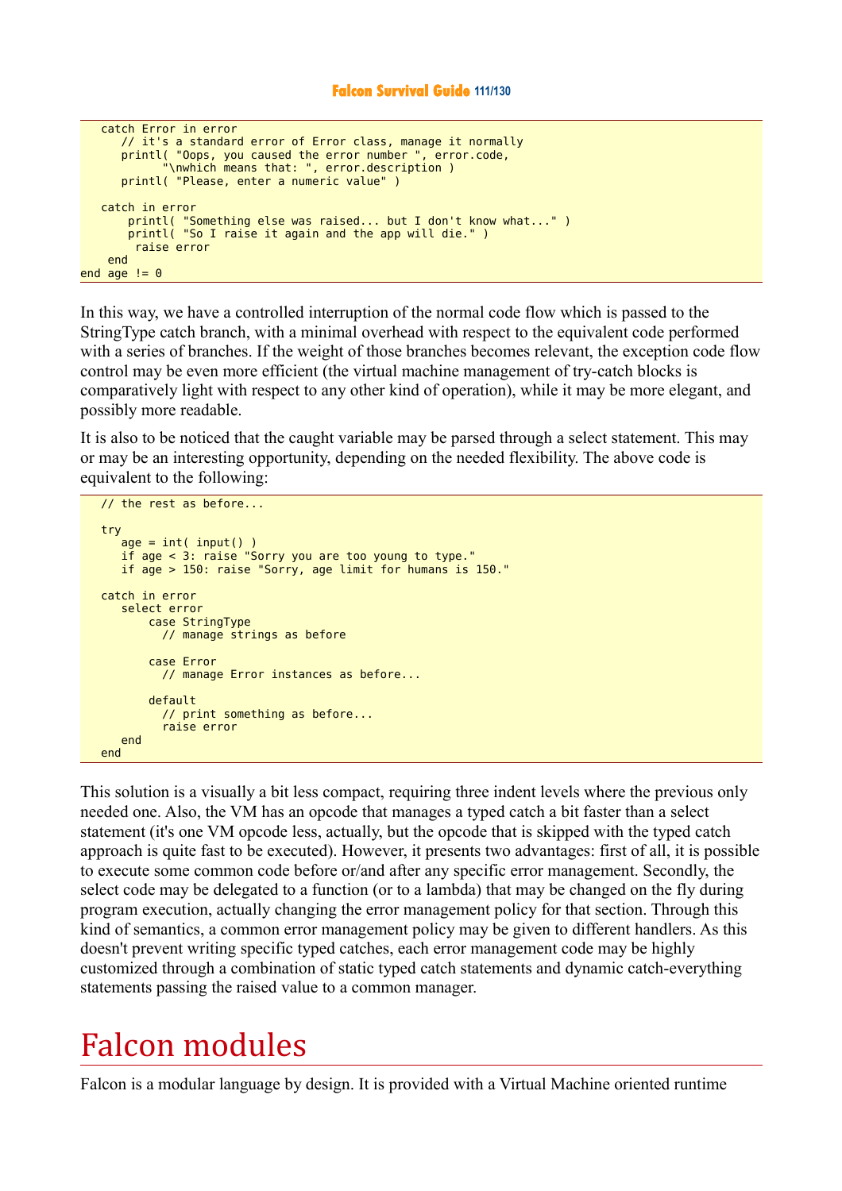```
   catch Error in error
      // it's a standard error of Error class, manage it normally
      printl( "Oops, you caused the error number ", error.code,
            "\nwhich means that: ", error.description )
      printl( "Please, enter a numeric value" )

   catch in error
       printl( "Something else was raised... but I don't know what..." )
       printl( "So I raise it again and the app will die." )
        raise error
    end
end age != 0
```

In this way, we have a controlled interruption of the normal code flow which is passed to the StringType catch branch, with a minimal overhead with respect to the equivalent code performed with a series of branches. If the weight of those branches becomes relevant, the exception code flow control may be even more efficient (the virtual machine management of try-catch blocks is comparatively light with respect to any other kind of operation), while it may be more elegant, and possibly more readable.

It is also to be noticed that the caught variable may be parsed through a select statement. This may or may be an interesting opportunity, depending on the needed flexibility. The above code is equivalent to the following:

```
   // the rest as before...

   try
      age = int( input() )
      if age < 3: raise "Sorry you are too young to type."
      if age > 150: raise "Sorry, age limit for humans is 150."

   catch in error
      select error
          case StringType
            // manage strings as before

          case Error
            // manage Error instances as before...

          default
            // print something as before...
            raise error
      end
   end
```

This solution is a visually a bit less compact, requiring three indent levels where the previous only needed one. Also, the VM has an opcode that manages a typed catch a bit faster than a select statement (it's one VM opcode less, actually, but the opcode that is skipped with the typed catch approach is quite fast to be executed). However, it presents two advantages: first of all, it is possible to execute some common code before or/and after any specific error management. Secondly, the select code may be delegated to a function (or to a lambda) that may be changed on the fly during program execution, actually changing the error management policy for that section. Through this kind of semantics, a common error management policy may be given to different handlers. As this doesn't prevent writing specific typed catches, each error management code may be highly customized through a combination of static typed catch statements and dynamic catch-everything statements passing the raised value to a common manager.

# Falcon modules

Falcon is a modular language by design. It is provided with a Virtual Machine oriented runtime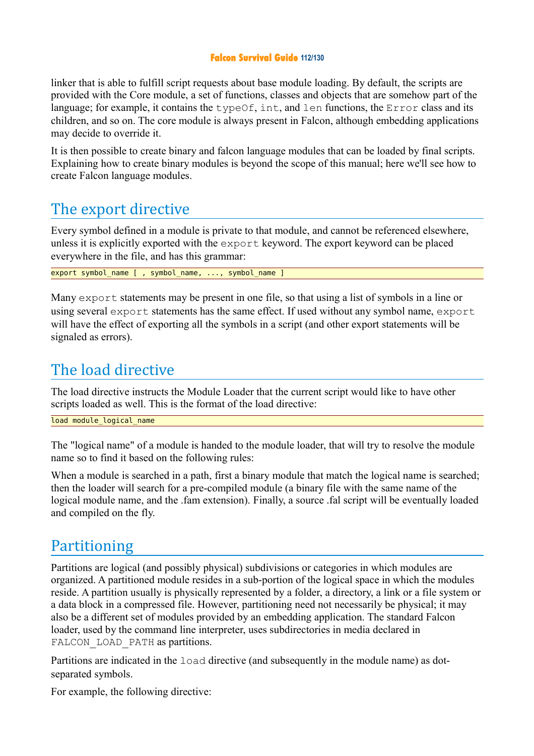linker that is able to fulfill script requests about base module loading. By default, the scripts are provided with the Core module, a set of functions, classes and objects that are somehow part of the language; for example, it contains the `typeOf`, `int`, and `len` functions, the `Error` class and its children, and so on. The core module is always present in Falcon, although embedding applications may decide to override it.

It is then possible to create binary and falcon language modules that can be loaded by final scripts. Explaining how to create binary modules is beyond the scope of this manual; here we'll see how to create Falcon language modules.

## The export directive

Every symbol defined in a module is private to that module, and cannot be referenced elsewhere, unless it is explicitly exported with the `export` keyword. The export keyword can be placed everywhere in the file, and has this grammar:

```
export symbol_name [ , symbol_name, ..., symbol_name ]
```

Many `export` statements may be present in one file, so that using a list of symbols in a line or using several `export` statements has the same effect. If used without any symbol name, `export` will have the effect of exporting all the symbols in a script (and other export statements will be signaled as errors).

## The load directive

The load directive instructs the Module Loader that the current script would like to have other scripts loaded as well. This is the format of the load directive:

```
load module_logical_name
```

The "logical name" of a module is handed to the module loader, that will try to resolve the module name so to find it based on the following rules:

When a module is searched in a path, first a binary module that match the logical name is searched; then the loader will search for a pre-compiled module (a binary file with the same name of the logical module name, and the .fam extension). Finally, a source .fal script will be eventually loaded and compiled on the fly.

## Partitioning

Partitions are logical (and possibly physical) subdivisions or categories in which modules are organized. A partitioned module resides in a sub-portion of the logical space in which the modules reside. A partition usually is physically represented by a folder, a directory, a link or a file system or a data block in a compressed file. However, partitioning need not necessarily be physical; it may also be a different set of modules provided by an embedding application. The standard Falcon loader, used by the command line interpreter, uses subdirectories in media declared in `FALCON_LOAD_PATH` as partitions.

Partitions are indicated in the `load` directive (and subsequently in the module name) as dot-separated symbols.

For example, the following directive: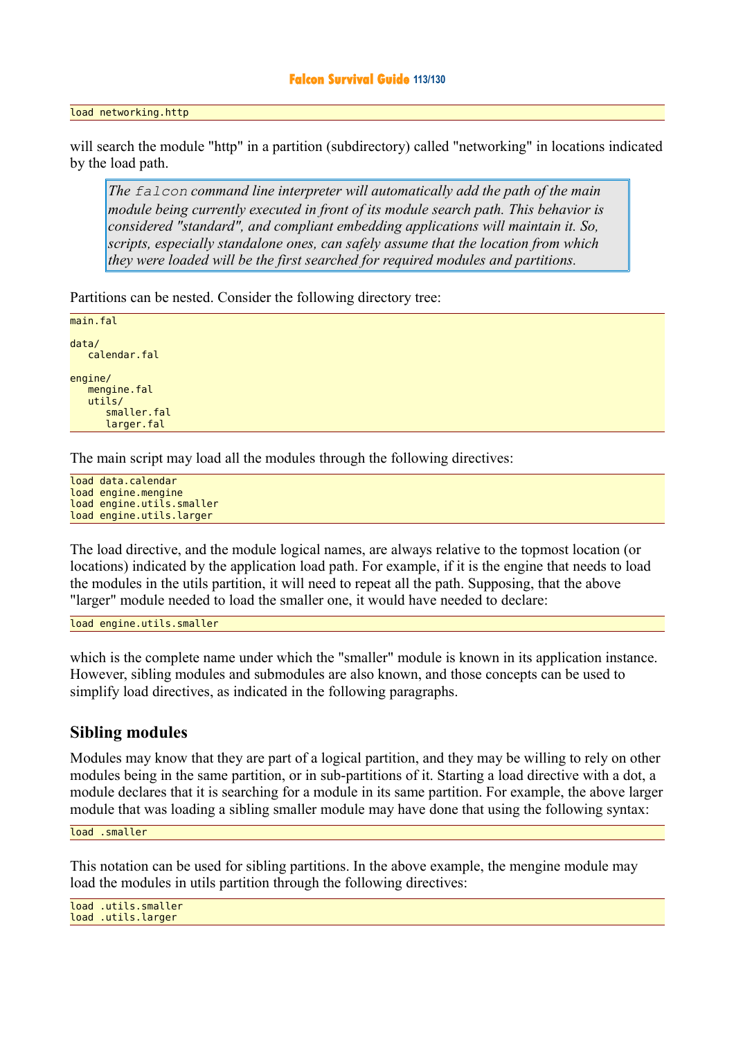```
load networking.http
```

will search the module "http" in a partition (subdirectory) called "networking" in locations indicated by the load path.

> *The `falcon` command line interpreter will automatically add the path of the main module being currently executed in front of its module search path. This behavior is considered "standard", and compliant embedding applications will maintain it. So, scripts, especially standalone ones, can safely assume that the location from which they were loaded will be the first searched for required modules and partitions.*

Partitions can be nested. Consider the following directory tree:

```
main.fal

data/
   calendar.fal

engine/
   mengine.fal
   utils/
      smaller.fal
      larger.fal
```

The main script may load all the modules through the following directives:

```
load data.calendar
load engine.mengine
load engine.utils.smaller
load engine.utils.larger
```

The load directive, and the module logical names, are always relative to the topmost location (or locations) indicated by the application load path. For example, if it is the engine that needs to load the modules in the utils partition, it will need to repeat all the path. Supposing, that the above "larger" module needed to load the smaller one, it would have needed to declare:

```
load engine.utils.smaller
```

which is the complete name under which the "smaller" module is known in its application instance. However, sibling modules and submodules are also known, and those concepts can be used to simplify load directives, as indicated in the following paragraphs.

## Sibling modules

Modules may know that they are part of a logical partition, and they may be willing to rely on other modules being in the same partition, or in sub-partitions of it. Starting a load directive with a dot, a module declares that it is searching for a module in its same partition. For example, the above larger module that was loading a sibling smaller module may have done that using the following syntax:

```
load .smaller
```

This notation can be used for sibling partitions. In the above example, the mengine module may load the modules in utils partition through the following directives:

```
load .utils.smaller
load .utils.larger
```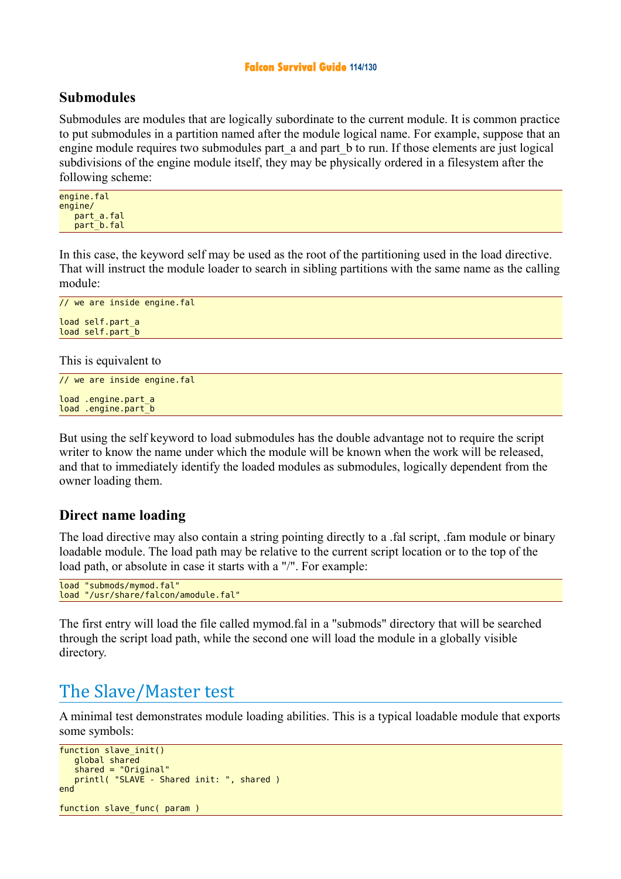### Submodules

Submodules are modules that are logically subordinate to the current module. It is common practice to put submodules in a partition named after the module logical name. For example, suppose that an engine module requires two submodules part_a and part_b to run. If those elements are just logical subdivisions of the engine module itself, they may be physically ordered in a filesystem after the following scheme:

```
engine.fal
engine/
   part_a.fal
   part_b.fal
```

In this case, the keyword self may be used as the root of the partitioning used in the load directive. That will instruct the module loader to search in sibling partitions with the same name as the calling module:

```
// we are inside engine.fal

load self.part_a
load self.part_b
```

This is equivalent to

```
// we are inside engine.fal

load .engine.part_a
load .engine.part_b
```

But using the self keyword to load submodules has the double advantage not to require the script writer to know the name under which the module will be known when the work will be released, and that to immediately identify the loaded modules as submodules, logically dependent from the owner loading them.

### Direct name loading

The load directive may also contain a string pointing directly to a .fal script, .fam module or binary loadable module. The load path may be relative to the current script location or to the top of the load path, or absolute in case it starts with a "/". For example:

```
load "submods/mymod.fal"
load "/usr/share/falcon/amodule.fal"
```

The first entry will load the file called mymod.fal in a "submods" directory that will be searched through the script load path, while the second one will load the module in a globally visible directory.

## The Slave/Master test

A minimal test demonstrates module loading abilities. This is a typical loadable module that exports some symbols:

```
function slave_init()
   global shared
   shared = "Original"
   printl( "SLAVE - Shared init: ", shared )
end

function slave_func( param )
```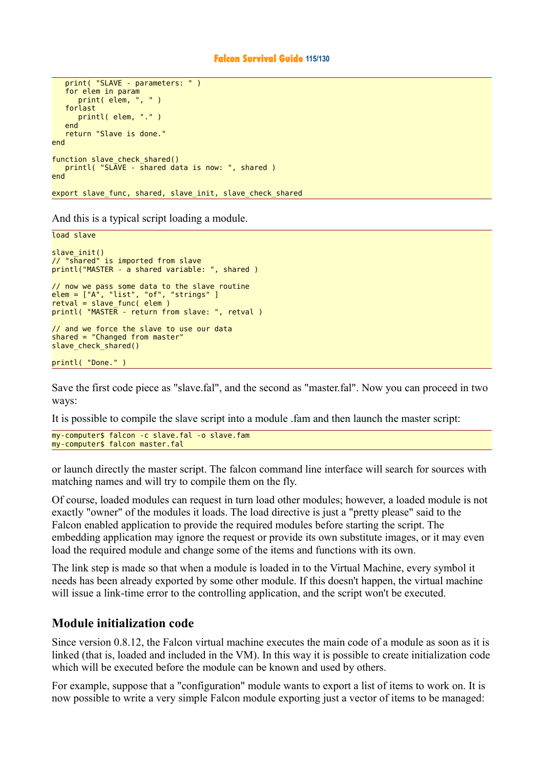```
   print( "SLAVE - parameters: " )
   for elem in param
      print( elem, ", " )
   forlast
      printl( elem, "." )
   end
   return "Slave is done."
end

function slave_check_shared()
   printl( "SLAVE - shared data is now: ", shared )
end

export slave_func, shared, slave_init, slave_check_shared
```

And this is a typical script loading a module.

```
load slave

slave_init()
// "shared" is imported from slave
printl("MASTER - a shared variable: ", shared )

// now we pass some data to the slave routine
elem = ["A", "list", "of", "strings" ]
retval = slave_func( elem )
printl( "MASTER - return from slave: ", retval )

// and we force the slave to use our data
shared = "Changed from master"
slave_check_shared()

printl( "Done." )
```

Save the first code piece as "slave.fal", and the second as "master.fal". Now you can proceed in two ways:

It is possible to compile the slave script into a module .fam and then launch the master script:

```
my-computer$ falcon -c slave.fal -o slave.fam
my-computer$ falcon master.fal
```

or launch directly the master script. The falcon command line interface will search for sources with matching names and will try to compile them on the fly.

Of course, loaded modules can request in turn load other modules; however, a loaded module is not exactly "owner" of the modules it loads. The load directive is just a "pretty please" said to the Falcon enabled application to provide the required modules before starting the script. The embedding application may ignore the request or provide its own substitute images, or it may even load the required module and change some of the items and functions with its own.

The link step is made so that when a module is loaded in to the Virtual Machine, every symbol it needs has been already exported by some other module. If this doesn't happen, the virtual machine will issue a link-time error to the controlling application, and the script won't be executed.

## Module initialization code

Since version 0.8.12, the Falcon virtual machine executes the main code of a module as soon as it is linked (that is, loaded and included in the VM). In this way it is possible to create initialization code which will be executed before the module can be known and used by others.

For example, suppose that a "configuration" module wants to export a list of items to work on. It is now possible to write a very simple Falcon module exporting just a vector of items to be managed: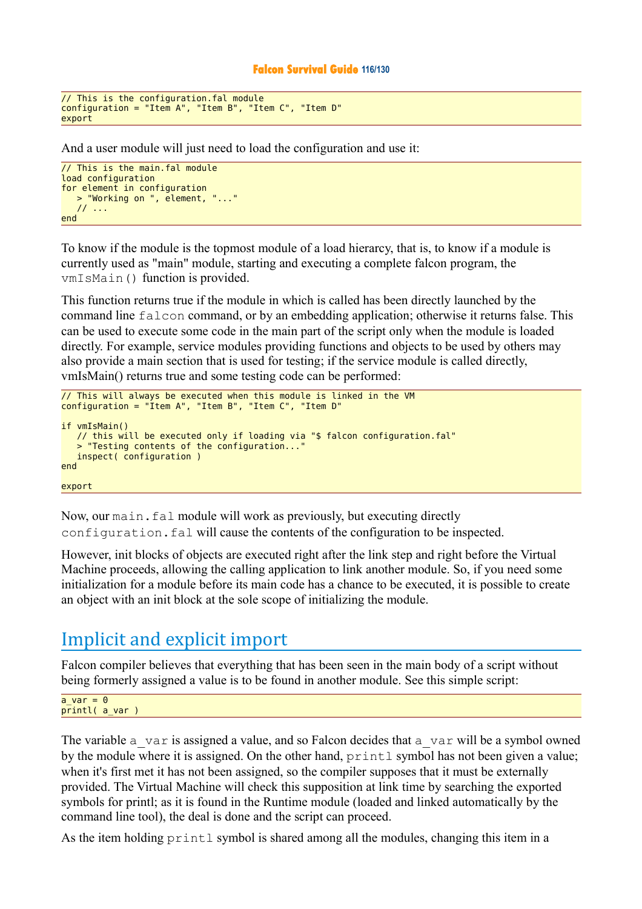```
// This is the configuration.fal module
configuration = "Item A", "Item B", "Item C", "Item D"
export
```

And a user module will just need to load the configuration and use it:

```
// This is the main.fal module
load configuration
for element in configuration
   > "Working on ", element, "..."
   // ...
end
```

To know if the module is the topmost module of a load hierarcy, that is, to know if a module is currently used as "main" module, starting and executing a complete falcon program, the `vmIsMain()` function is provided.

This function returns true if the module in which is called has been directly launched by the command line `falcon` command, or by an embedding application; otherwise it returns false. This can be used to execute some code in the main part of the script only when the module is loaded directly. For example, service modules providing functions and objects to be used by others may also provide a main section that is used for testing; if the service module is called directly, vmIsMain() returns true and some testing code can be performed:

```
// This will always be executed when this module is linked in the VM
configuration = "Item A", "Item B", "Item C", "Item D"

if vmIsMain()
   // this will be executed only if loading via "$ falcon configuration.fal"
   > "Testing contents of the configuration..."
   inspect( configuration )
end

export
```

Now, our `main.fal` module will work as previously, but executing directly `configuration.fal` will cause the contents of the configuration to be inspected.

However, init blocks of objects are executed right after the link step and right before the Virtual Machine proceeds, allowing the calling application to link another module. So, if you need some initialization for a module before its main code has a chance to be executed, it is possible to create an object with an init block at the sole scope of initializing the module.

## Implicit and explicit import

Falcon compiler believes that everything that has been seen in the main body of a script without being formerly assigned a value is to be found in another module. See this simple script:

```
a_var = 0
printl( a_var )
```

The variable `a_var` is assigned a value, and so Falcon decides that `a_var` will be a symbol owned by the module where it is assigned. On the other hand, `printl` symbol has not been given a value; when it's first met it has not been assigned, so the compiler supposes that it must be externally provided. The Virtual Machine will check this supposition at link time by searching the exported symbols for printl; as it is found in the Runtime module (loaded and linked automatically by the command line tool), the deal is done and the script can proceed.

As the item holding `printl` symbol is shared among all the modules, changing this item in a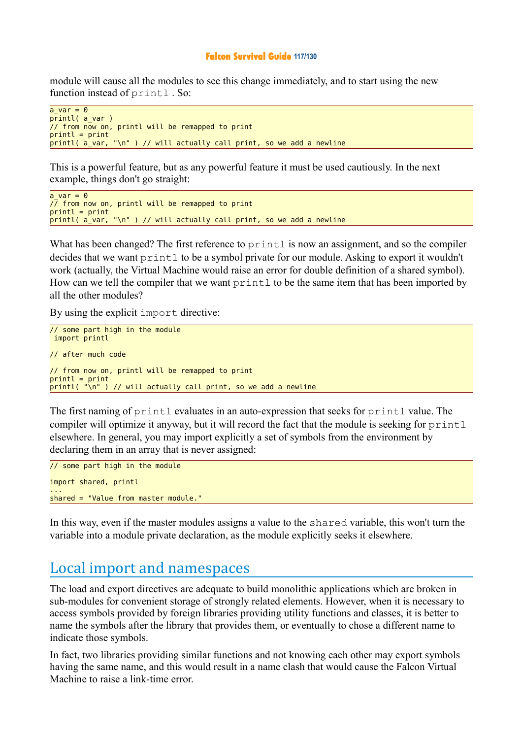module will cause all the modules to see this change immediately, and to start using the new function instead of `printl` . So:

```
a_var = 0
printl( a_var )
// from now on, printl will be remapped to print
printl = print
printl( a_var, "\n" ) // will actually call print, so we add a newline
```

This is a powerful feature, but as any powerful feature it must be used cautiously. In the next example, things don't go straight:

```
a_var = 0
// from now on, printl will be remapped to print
printl = print
printl( a_var, "\n" ) // will actually call print, so we add a newline
```

What has been changed? The first reference to `printl` is now an assignment, and so the compiler decides that we want `printl` to be a symbol private for our module. Asking to export it wouldn't work (actually, the Virtual Machine would raise an error for double definition of a shared symbol). How can we tell the compiler that we want `printl` to be the same item that has been imported by all the other modules?

By using the explicit `import` directive:

```
// some part high in the module
 import printl

// after much code

// from now on, printl will be remapped to print
printl = print
printl( "\n" ) // will actually call print, so we add a newline
```

The first naming of `printl` evaluates in an auto-expression that seeks for `printl` value. The compiler will optimize it anyway, but it will record the fact that the module is seeking for `printl` elsewhere. In general, you may import explicitly a set of symbols from the environment by declaring them in an array that is never assigned:

```
// some part high in the module

import shared, printl
...
shared = "Value from master module."
```

In this way, even if the master modules assigns a value to the `shared` variable, this won't turn the variable into a module private declaration, as the module explicitly seeks it elsewhere.

## Local import and namespaces

The load and export directives are adequate to build monolithic applications which are broken in sub-modules for convenient storage of strongly related elements. However, when it is necessary to access symbols provided by foreign libraries providing utility functions and classes, it is better to name the symbols after the library that provides them, or eventually to chose a different name to indicate those symbols.

In fact, two libraries providing similar functions and not knowing each other may export symbols having the same name, and this would result in a name clash that would cause the Falcon Virtual Machine to raise a link-time error.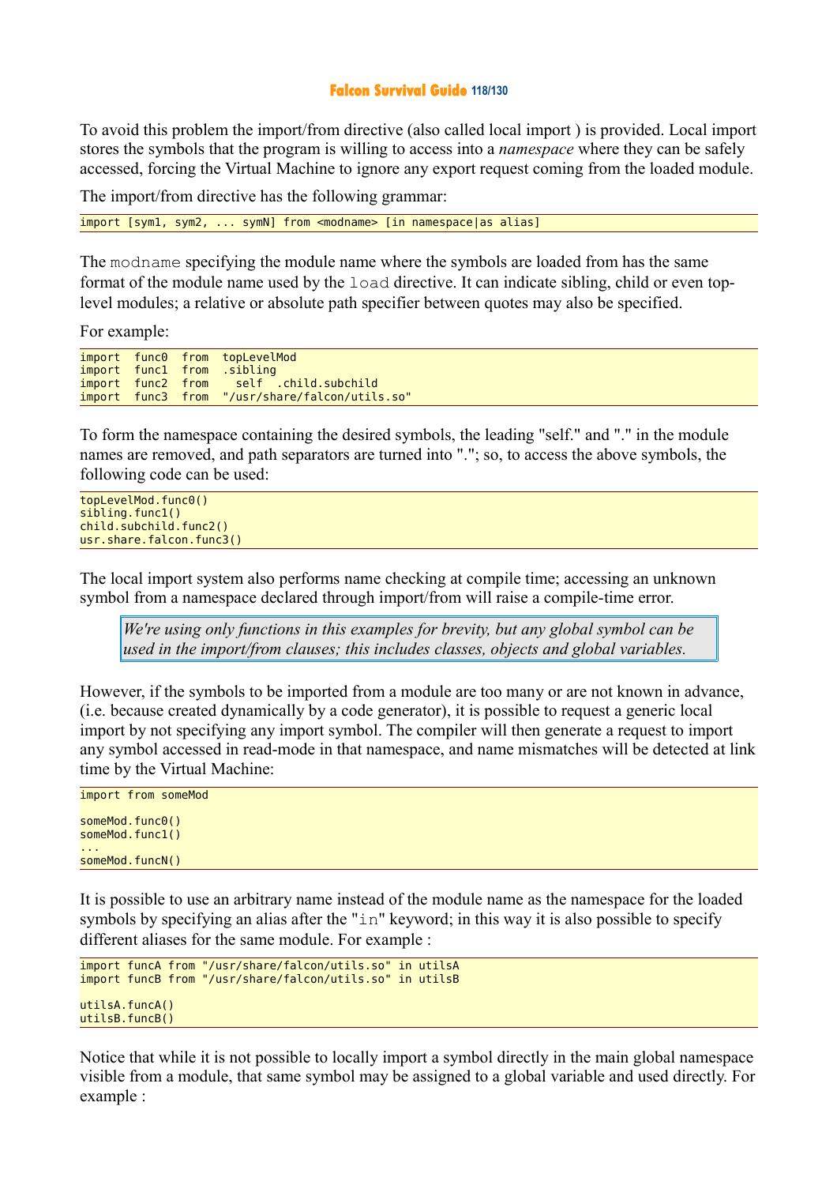To avoid this problem the import/from directive (also called local import ) is provided. Local import stores the symbols that the program is willing to access into a *namespace* where they can be safely accessed, forcing the Virtual Machine to ignore any export request coming from the loaded module.

The import/from directive has the following grammar:

```
import [sym1, sym2, ... symN] from <modname> [in namespace|as alias]
```

The `modname` specifying the module name where the symbols are loaded from has the same format of the module name used by the `load` directive. It can indicate sibling, child or even top-level modules; a relative or absolute path specifier between quotes may also be specified.

For example:

```
import  func0  from  topLevelMod
import  func1  from  .sibling
import  func2  from    self  .child.subchild
import  func3  from  "/usr/share/falcon/utils.so"
```

To form the namespace containing the desired symbols, the leading "self." and "." in the module names are removed, and path separators are turned into "."; so, to access the above symbols, the following code can be used:

```
topLevelMod.func0()
sibling.func1()
child.subchild.func2()
usr.share.falcon.func3()
```

The local import system also performs name checking at compile time; accessing an unknown symbol from a namespace declared through import/from will raise a compile-time error.

> *We're using only functions in this examples for brevity, but any global symbol can be used in the import/from clauses; this includes classes, objects and global variables.*

However, if the symbols to be imported from a module are too many or are not known in advance, (i.e. because created dynamically by a code generator), it is possible to request a generic local import by not specifying any import symbol. The compiler will then generate a request to import any symbol accessed in read-mode in that namespace, and name mismatches will be detected at link time by the Virtual Machine:

```
import from someMod

someMod.func0()
someMod.func1()
...
someMod.funcN()
```

It is possible to use an arbitrary name instead of the module name as the namespace for the loaded symbols by specifying an alias after the "`in`" keyword; in this way it is also possible to specify different aliases for the same module. For example :

```
import funcA from "/usr/share/falcon/utils.so" in utilsA
import funcB from "/usr/share/falcon/utils.so" in utilsB

utilsA.funcA()
utilsB.funcB()
```

Notice that while it is not possible to locally import a symbol directly in the main global namespace visible from a module, that same symbol may be assigned to a global variable and used directly. For example :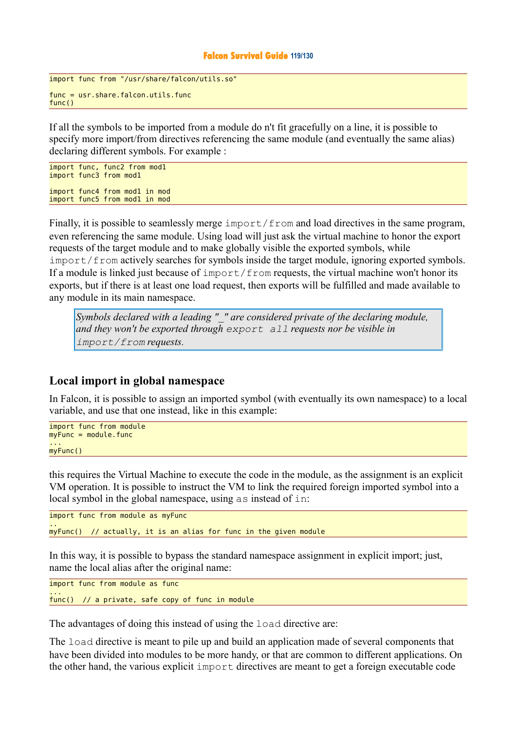```
import func from "/usr/share/falcon/utils.so"

func = usr.share.falcon.utils.func
func()
```

If all the symbols to be imported from a module do n't fit gracefully on a line, it is possible to specify more import/from directives referencing the same module (and eventually the same alias) declaring different symbols. For example :

```
import func, func2 from mod1
import func3 from mod1

import func4 from mod1 in mod
import func5 from mod1 in mod
```

Finally, it is possible to seamlessly merge `import/from` and load directives in the same program, even referencing the same module. Using load will just ask the virtual machine to honor the export requests of the target module and to make globally visible the exported symbols, while `import/from` actively searches for symbols inside the target module, ignoring exported symbols. If a module is linked just because of `import/from` requests, the virtual machine won't honor its exports, but if there is at least one load request, then exports will be fulfilled and made available to any module in its main namespace.

> *Symbols declared with a leading "_" are considered private of the declaring module, and they won't be exported through `export all` requests nor be visible in `import/from` requests.*

## Local import in global namespace

In Falcon, it is possible to assign an imported symbol (with eventually its own namespace) to a local variable, and use that one instead, like in this example:

```
import func from module
myFunc = module.func
...
myFunc()
```

this requires the Virtual Machine to execute the code in the module, as the assignment is an explicit VM operation. It is possible to instruct the VM to link the required foreign imported symbol into a local symbol in the global namespace, using `as` instead of `in`:

```
import func from module as myFunc
..
myFunc()  // actually, it is an alias for func in the given module
```

In this way, it is possible to bypass the standard namespace assignment in explicit import; just, name the local alias after the original name:

```
import func from module as func
...
func()  // a private, safe copy of func in module
```

The advantages of doing this instead of using the `load` directive are:

The `load` directive is meant to pile up and build an application made of several components that have been divided into modules to be more handy, or that are common to different applications. On the other hand, the various explicit `import` directives are meant to get a foreign executable code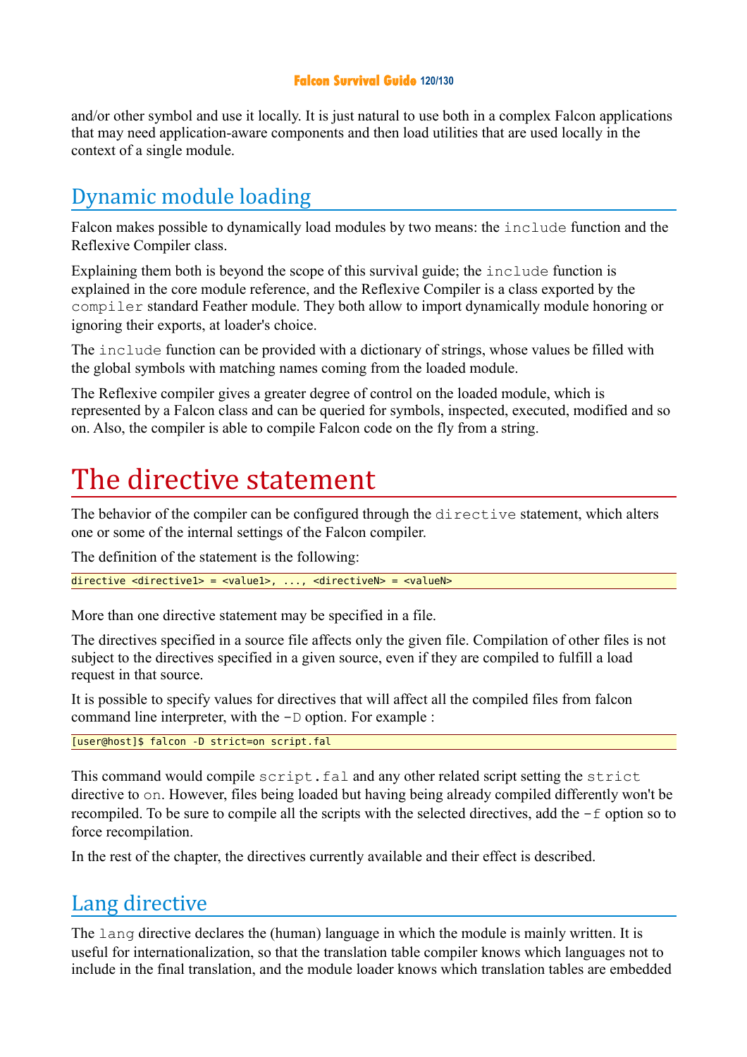and/or other symbol and use it locally. It is just natural to use both in a complex Falcon applications that may need application-aware components and then load utilities that are used locally in the context of a single module.

## Dynamic module loading

Falcon makes possible to dynamically load modules by two means: the `include` function and the Reflexive Compiler class.

Explaining them both is beyond the scope of this survival guide; the `include` function is explained in the core module reference, and the Reflexive Compiler is a class exported by the `compiler` standard Feather module. They both allow to import dynamically module honoring or ignoring their exports, at loader's choice.

The `include` function can be provided with a dictionary of strings, whose values be filled with the global symbols with matching names coming from the loaded module.

The Reflexive compiler gives a greater degree of control on the loaded module, which is represented by a Falcon class and can be queried for symbols, inspected, executed, modified and so on. Also, the compiler is able to compile Falcon code on the fly from a string.

# The directive statement

The behavior of the compiler can be configured through the `directive` statement, which alters one or some of the internal settings of the Falcon compiler.

The definition of the statement is the following:

```
directive <directive1> = <value1>, ..., <directiveN> = <valueN>
```

More than one directive statement may be specified in a file.

The directives specified in a source file affects only the given file. Compilation of other files is not subject to the directives specified in a given source, even if they are compiled to fulfill a load request in that source.

It is possible to specify values for directives that will affect all the compiled files from falcon command line interpreter, with the `-D` option. For example :

```
[user@host]$ falcon -D strict=on script.fal
```

This command would compile `script.fal` and any other related script setting the `strict` directive to `on`. However, files being loaded but having being already compiled differently won't be recompiled. To be sure to compile all the scripts with the selected directives, add the `-f` option so to force recompilation.

In the rest of the chapter, the directives currently available and their effect is described.

## Lang directive

The `lang` directive declares the (human) language in which the module is mainly written. It is useful for internationalization, so that the translation table compiler knows which languages not to include in the final translation, and the module loader knows which translation tables are embedded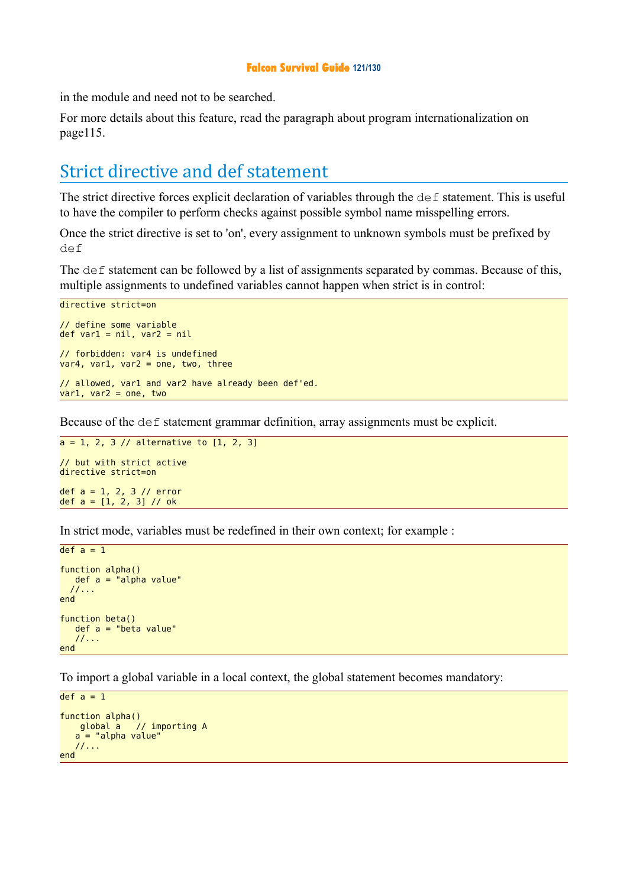in the module and need not to be searched.

For more details about this feature, read the paragraph about program internationalization on page115.

## Strict directive and def statement

The strict directive forces explicit declaration of variables through the `def` statement. This is useful to have the compiler to perform checks against possible symbol name misspelling errors.

Once the strict directive is set to 'on', every assignment to unknown symbols must be prefixed by `def`

The `def` statement can be followed by a list of assignments separated by commas. Because of this, multiple assignments to undefined variables cannot happen when strict is in control:

```
directive strict=on

// define some variable
def var1 = nil, var2 = nil

// forbidden: var4 is undefined
var4, var1, var2 = one, two, three

// allowed, var1 and var2 have already been def'ed.
var1, var2 = one, two
```

Because of the `def` statement grammar definition, array assignments must be explicit.

```
a = 1, 2, 3 // alternative to [1, 2, 3]

// but with strict active
directive strict=on

def a = 1, 2, 3 // error
def a = [1, 2, 3] // ok
```

In strict mode, variables must be redefined in their own context; for example :

```
def a = 1

function alpha()
   def a = "alpha value"
  //...
end

function beta()
   def a = "beta value"
   //...
end
```

To import a global variable in a local context, the global statement becomes mandatory:

```
def a = 1

function alpha()
    global a   // importing A
   a = "alpha value"
   //...
end
```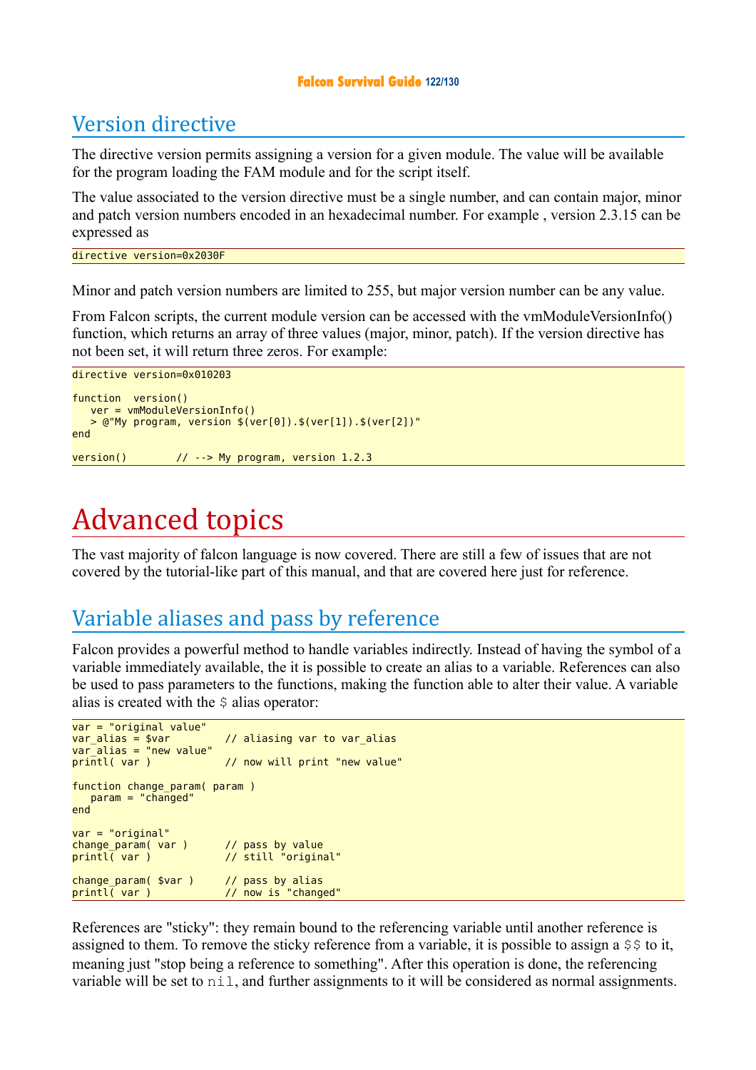## Version directive

The directive version permits assigning a version for a given module. The value will be available for the program loading the FAM module and for the script itself.

The value associated to the version directive must be a single number, and can contain major, minor and patch version numbers encoded in an hexadecimal number. For example , version 2.3.15 can be expressed as

```
directive version=0x2030F
```

Minor and patch version numbers are limited to 255, but major version number can be any value.

From Falcon scripts, the current module version can be accessed with the vmModuleVersionInfo() function, which returns an array of three values (major, minor, patch). If the version directive has not been set, it will return three zeros. For example:

```
directive version=0x010203

function  version()
   ver = vmModuleVersionInfo()
   > @"My program, version $(ver[0]).$(ver[1]).$(ver[2])"
end

version()        // --> My program, version 1.2.3
```

# Advanced topics

The vast majority of falcon language is now covered. There are still a few of issues that are not covered by the tutorial-like part of this manual, and that are covered here just for reference.

## Variable aliases and pass by reference

Falcon provides a powerful method to handle variables indirectly. Instead of having the symbol of a variable immediately available, the it is possible to create an alias to a variable. References can also be used to pass parameters to the functions, making the function able to alter their value. A variable alias is created with the `$` alias operator:

```
var = "original value"
var_alias = $var         // aliasing var to var_alias
var_alias = "new value"
printl( var )            // now will print "new value"

function change_param( param )
   param = "changed"
end

var = "original"
change_param( var )      // pass by value
printl( var )            // still "original"

change_param( $var )     // pass by alias
printl( var )            // now is "changed"
```

References are "sticky": they remain bound to the referencing variable until another reference is assigned to them. To remove the sticky reference from a variable, it is possible to assign a `$$` to it, meaning just "stop being a reference to something". After this operation is done, the referencing variable will be set to `nil`, and further assignments to it will be considered as normal assignments.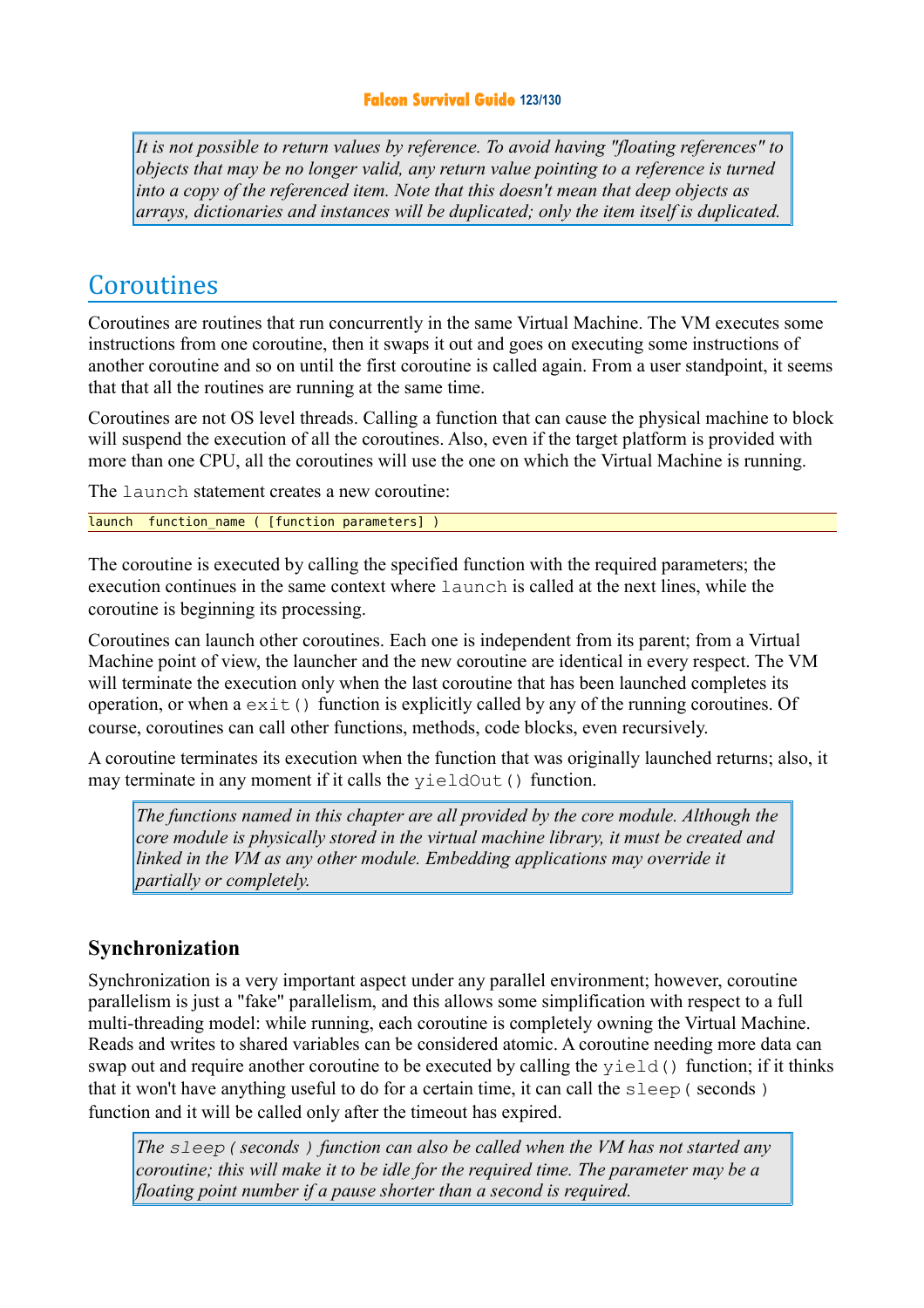> *It is not possible to return values by reference. To avoid having "floating references" to objects that may be no longer valid, any return value pointing to a reference is turned into a copy of the referenced item. Note that this doesn't mean that deep objects as arrays, dictionaries and instances will be duplicated; only the item itself is duplicated.*

## Coroutines

Coroutines are routines that run concurrently in the same Virtual Machine. The VM executes some instructions from one coroutine, then it swaps it out and goes on executing some instructions of another coroutine and so on until the first coroutine is called again. From a user standpoint, it seems that that all the routines are running at the same time.

Coroutines are not OS level threads. Calling a function that can cause the physical machine to block will suspend the execution of all the coroutines. Also, even if the target platform is provided with more than one CPU, all the coroutines will use the one on which the Virtual Machine is running.

The `launch` statement creates a new coroutine:

```
launch  function_name ( [function parameters] )
```

The coroutine is executed by calling the specified function with the required parameters; the execution continues in the same context where `launch` is called at the next lines, while the coroutine is beginning its processing.

Coroutines can launch other coroutines. Each one is independent from its parent; from a Virtual Machine point of view, the launcher and the new coroutine are identical in every respect. The VM will terminate the execution only when the last coroutine that has been launched completes its operation, or when a `exit()` function is explicitly called by any of the running coroutines. Of course, coroutines can call other functions, methods, code blocks, even recursively.

A coroutine terminates its execution when the function that was originally launched returns; also, it may terminate in any moment if it calls the `yieldOut()` function.

> *The functions named in this chapter are all provided by the core module. Although the core module is physically stored in the virtual machine library, it must be created and linked in the VM as any other module. Embedding applications may override it partially or completely.*

### Synchronization

Synchronization is a very important aspect under any parallel environment; however, coroutine parallelism is just a "fake" parallelism, and this allows some simplification with respect to a full multi-threading model: while running, each coroutine is completely owning the Virtual Machine. Reads and writes to shared variables can be considered atomic. A coroutine needing more data can swap out and require another coroutine to be executed by calling the `yield()` function; if it thinks that it won't have anything useful to do for a certain time, it can call the `sleep(` seconds `)` function and it will be called only after the timeout has expired.

> *The `sleep( seconds )` function can also be called when the VM has not started any coroutine; this will make it to be idle for the required time. The parameter may be a floating point number if a pause shorter than a second is required.*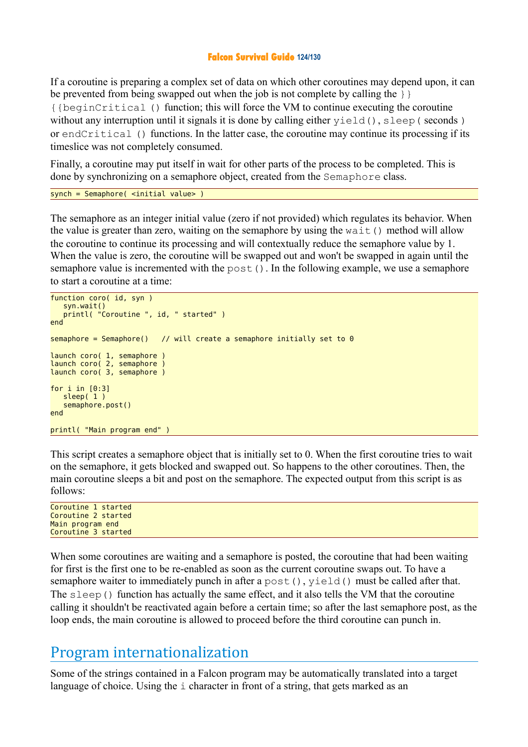If a coroutine is preparing a complex set of data on which other coroutines may depend upon, it can be prevented from being swapped out when the job is not complete by calling the `}}{{beginCritical ()` function; this will force the VM to continue executing the coroutine without any interruption until it signals it is done by calling either `yield()`, `sleep(` seconds `)` or `endCritical ()` functions. In the latter case, the coroutine may continue its processing if its timeslice was not completely consumed.

Finally, a coroutine may put itself in wait for other parts of the process to be completed. This is done by synchronizing on a semaphore object, created from the `Semaphore` class.

```
synch = Semaphore( <initial value> )
```

The semaphore as an integer initial value (zero if not provided) which regulates its behavior. When the value is greater than zero, waiting on the semaphore by using the `wait()` method will allow the coroutine to continue its processing and will contextually reduce the semaphore value by 1. When the value is zero, the coroutine will be swapped out and won't be swapped in again until the semaphore value is incremented with the `post()`. In the following example, we use a semaphore to start a coroutine at a time:

```
function coro( id, syn )
   syn.wait()
   printl( "Coroutine ", id, " started" )
end

semaphore = Semaphore()   // will create a semaphore initially set to 0

launch coro( 1, semaphore )
launch coro( 2, semaphore )
launch coro( 3, semaphore )

for i in [0:3]
   sleep( 1 )
   semaphore.post()
end

printl( "Main program end" )
```

This script creates a semaphore object that is initially set to 0. When the first coroutine tries to wait on the semaphore, it gets blocked and swapped out. So happens to the other coroutines. Then, the main coroutine sleeps a bit and post on the semaphore. The expected output from this script is as follows:

```
Coroutine 1 started
Coroutine 2 started
Main program end
Coroutine 3 started
```

When some coroutines are waiting and a semaphore is posted, the coroutine that had been waiting for first is the first one to be re-enabled as soon as the current coroutine swaps out. To have a semaphore waiter to immediately punch in after a `post()`, `yield()` must be called after that. The `sleep()` function has actually the same effect, and it also tells the VM that the coroutine calling it shouldn't be reactivated again before a certain time; so after the last semaphore post, as the loop ends, the main coroutine is allowed to proceed before the third coroutine can punch in.

## Program internationalization

Some of the strings contained in a Falcon program may be automatically translated into a target language of choice. Using the `i` character in front of a string, that gets marked as an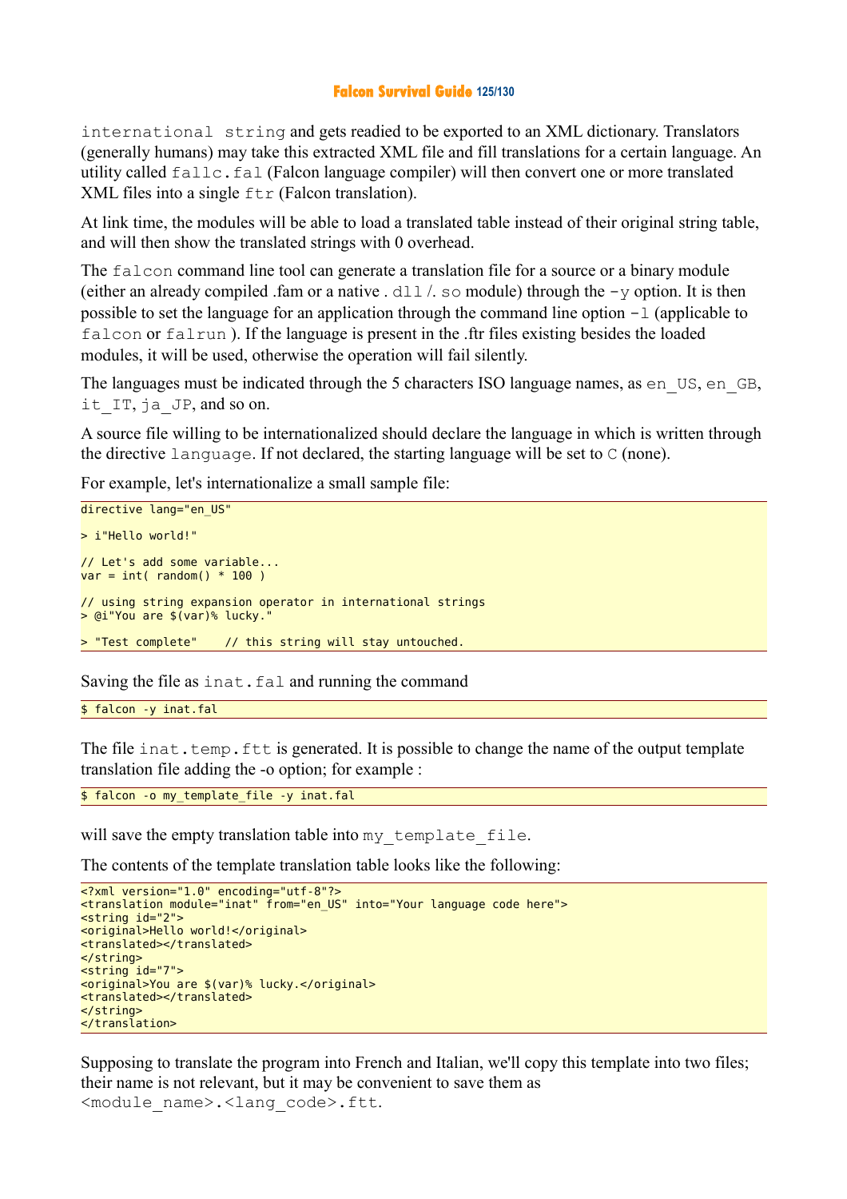`international string` and gets readied to be exported to an XML dictionary. Translators (generally humans) may take this extracted XML file and fill translations for a certain language. An utility called `fallc.fal` (Falcon language compiler) will then convert one or more translated XML files into a single `ftr` (Falcon translation).

At link time, the modules will be able to load a translated table instead of their original string table, and will then show the translated strings with 0 overhead.

The `falcon` command line tool can generate a translation file for a source or a binary module (either an already compiled .fam or a native `.dll`/`.so` module) through the `-y` option. It is then possible to set the language for an application through the command line option `-l` (applicable to `falcon` or `falrun` ). If the language is present in the .ftr files existing besides the loaded modules, it will be used, otherwise the operation will fail silently.

The languages must be indicated through the 5 characters ISO language names, as `en_US`, `en_GB`, `it_IT`, `ja_JP`, and so on.

A source file willing to be internationalized should declare the language in which is written through the directive `language`. If not declared, the starting language will be set to `C` (none).

For example, let's internationalize a small sample file:

```
directive lang="en_US"

> i"Hello world!"

// Let's add some variable...
var = int( random() * 100 )

// using string expansion operator in international strings
> @i"You are $(var)% lucky."

> "Test complete"    // this string will stay untouched.
```

Saving the file as `inat.fal` and running the command

```
$ falcon -y inat.fal
```

The file `inat.temp.ftt` is generated. It is possible to change the name of the output template translation file adding the -o option; for example :

```
$ falcon -o my_template_file -y inat.fal
```

will save the empty translation table into `my_template_file`.

The contents of the template translation table looks like the following:

```
<?xml version="1.0" encoding="utf-8"?>
<translation module="inat" from="en_US" into="Your language code here">
<string id="2">
<original>Hello world!</original>
<translated></translated>
</string>
<string id="7">
<original>You are $(var)% lucky.</original>
<translated></translated>
</string>
</translation>
```

Supposing to translate the program into French and Italian, we'll copy this template into two files; their name is not relevant, but it may be convenient to save them as `<module_name>.<lang_code>.ftt`.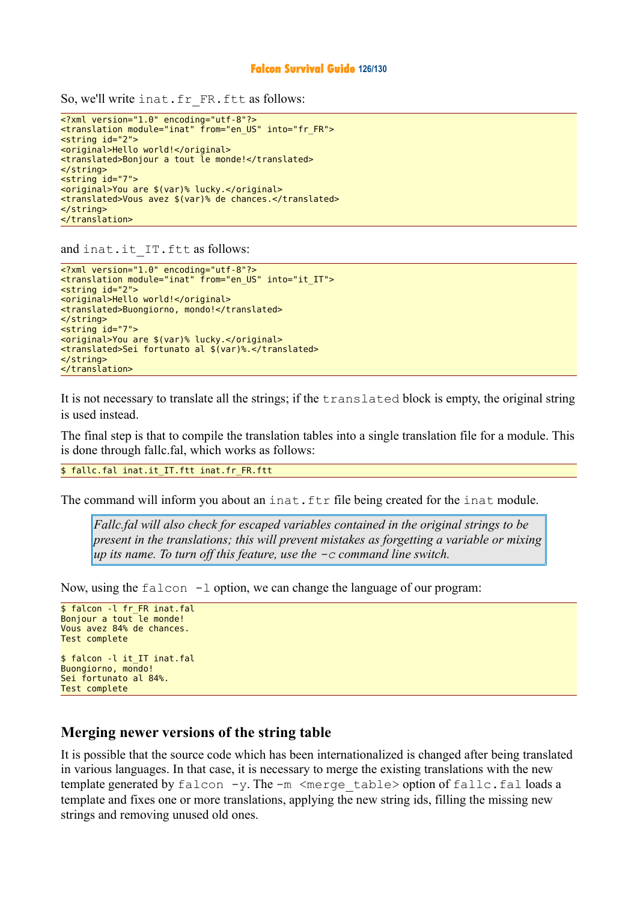So, we'll write `inat.fr_FR.ftt` as follows:

```
<?xml version="1.0" encoding="utf-8"?>
<translation module="inat" from="en_US" into="fr_FR">
<string id="2">
<original>Hello world!</original>
<translated>Bonjour a tout le monde!</translated>
</string>
<string id="7">
<original>You are $(var)% lucky.</original>
<translated>Vous avez $(var)% de chances.</translated>
</string>
</translation>
```

and `inat.it_IT.ftt` as follows:

```
<?xml version="1.0" encoding="utf-8"?>
<translation module="inat" from="en_US" into="it_IT">
<string id="2">
<original>Hello world!</original>
<translated>Buongiorno, mondo!</translated>
</string>
<string id="7">
<original>You are $(var)% lucky.</original>
<translated>Sei fortunato al $(var)%.</translated>
</string>
</translation>
```

It is not necessary to translate all the strings; if the `translated` block is empty, the original string is used instead.

The final step is that to compile the translation tables into a single translation file for a module. This is done through fallc.fal, which works as follows:

```
$ fallc.fal inat.it_IT.ftt inat.fr_FR.ftt
```

The command will inform you about an `inat.ftr` file being created for the `inat` module.

> *Fallc.fal will also check for escaped variables contained in the original strings to be present in the translations; this will prevent mistakes as forgetting a variable or mixing up its name. To turn off this feature, use the `-c` command line switch.*

Now, using the `falcon -l` option, we can change the language of our program:

```
$ falcon -l fr_FR inat.fal
Bonjour a tout le monde!
Vous avez 84% de chances.
Test complete

$ falcon -l it_IT inat.fal
Buongiorno, mondo!
Sei fortunato al 84%.
Test complete
```

## Merging newer versions of the string table

It is possible that the source code which has been internationalized is changed after being translated in various languages. In that case, it is necessary to merge the existing translations with the new template generated by `falcon -y`. The `-m <merge_table>` option of `fallc.fal` loads a template and fixes one or more translations, applying the new string ids, filling the missing new strings and removing unused old ones.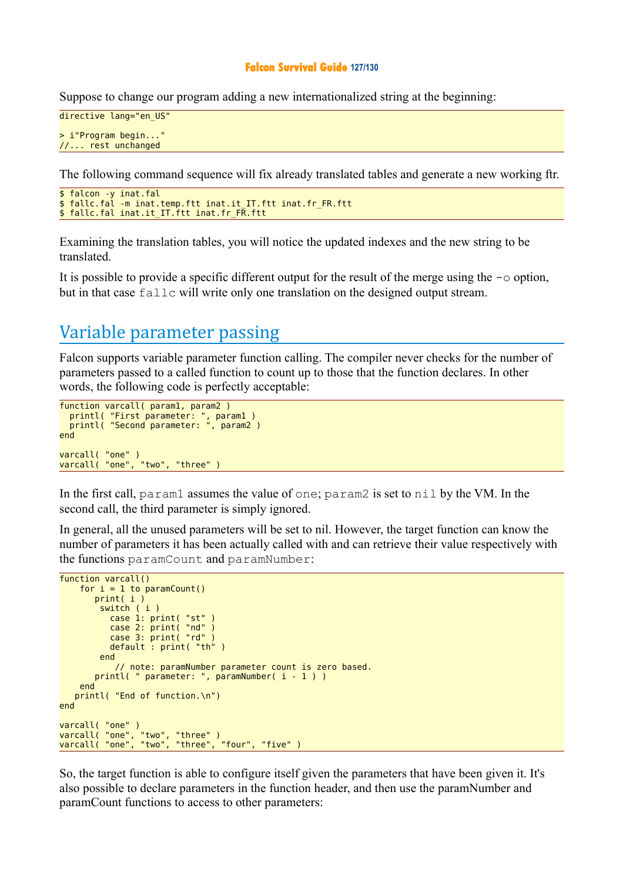Suppose to change our program adding a new internationalized string at the beginning:

```
directive lang="en_US"

> i"Program begin..."
//... rest unchanged
```

The following command sequence will fix already translated tables and generate a new working ftr.

```
$ falcon -y inat.fal
$ fallc.fal -m inat.temp.ftt inat.it_IT.ftt inat.fr_FR.ftt
$ fallc.fal inat.it_IT.ftt inat.fr_FR.ftt
```

Examining the translation tables, you will notice the updated indexes and the new string to be translated.

It is possible to provide a specific different output for the result of the merge using the `-o` option, but in that case `fallc` will write only one translation on the designed output stream.

## Variable parameter passing

Falcon supports variable parameter function calling. The compiler never checks for the number of parameters passed to a called function to count up to those that the function declares. In other words, the following code is perfectly acceptable:

```
function varcall( param1, param2 )
  printl( "First parameter: ", param1 )
  printl( "Second parameter: ", param2 )
end

varcall( "one" )
varcall( "one", "two", "three" )
```

In the first call, `param1` assumes the value of `one`; `param2` is set to `nil` by the VM. In the second call, the third parameter is simply ignored.

In general, all the unused parameters will be set to nil. However, the target function can know the number of parameters it has been actually called with and can retrieve their value respectively with the functions `paramCount` and `paramNumber`:

```
function varcall()
    for i = 1 to paramCount()
       print( i )
        switch ( i )
          case 1: print( "st" )
          case 2: print( "nd" )
          case 3: print( "rd" )
          default : print( "th" )
        end
           // note: paramNumber parameter count is zero based.
       printl( " parameter: ", paramNumber( i - 1 ) )
    end
   printl( "End of function.\n")
end

varcall( "one" )
varcall( "one", "two", "three" )
varcall( "one", "two", "three", "four", "five" )
```

So, the target function is able to configure itself given the parameters that have been given it. It's also possible to declare parameters in the function header, and then use the paramNumber and paramCount functions to access to other parameters: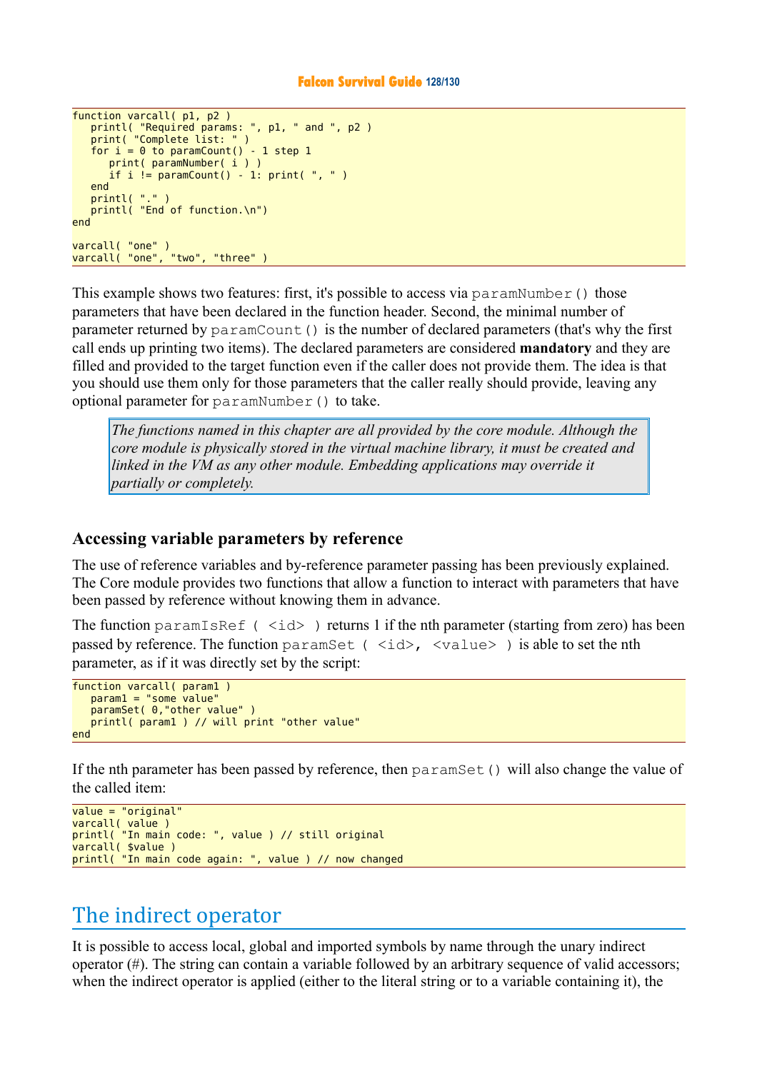```
function varcall( p1, p2 )
   printl( "Required params: ", p1, " and ", p2 )
   print( "Complete list: " )
   for i = 0 to paramCount() - 1 step 1
      print( paramNumber( i ) )
      if i != paramCount() - 1: print( ", " )
   end
   printl( "." )
   printl( "End of function.\n")
end

varcall( "one" )
varcall( "one", "two", "three" )
```

This example shows two features: first, it's possible to access via `paramNumber()` those parameters that have been declared in the function header. Second, the minimal number of parameter returned by `paramCount()` is the number of declared parameters (that's why the first call ends up printing two items). The declared parameters are considered **mandatory** and they are filled and provided to the target function even if the caller does not provide them. The idea is that you should use them only for those parameters that the caller really should provide, leaving any optional parameter for `paramNumber()` to take.

> *The functions named in this chapter are all provided by the core module. Although the core module is physically stored in the virtual machine library, it must be created and linked in the VM as any other module. Embedding applications may override it partially or completely.*

### Accessing variable parameters by reference

The use of reference variables and by-reference parameter passing has been previously explained. The Core module provides two functions that allow a function to interact with parameters that have been passed by reference without knowing them in advance.

The function `paramIsRef ( <id> )` returns 1 if the nth parameter (starting from zero) has been passed by reference. The function `paramSet ( <id>, <value> )` is able to set the nth parameter, as if it was directly set by the script:

```
function varcall( param1 )
   param1 = "some value"
   paramSet( 0,"other value" )
   printl( param1 ) // will print "other value"
end
```

If the nth parameter has been passed by reference, then `paramSet()` will also change the value of the called item:

```
value = "original"
varcall( value )
printl( "In main code: ", value ) // still original
varcall( $value )
printl( "In main code again: ", value ) // now changed
```

## The indirect operator

It is possible to access local, global and imported symbols by name through the unary indirect operator (#). The string can contain a variable followed by an arbitrary sequence of valid accessors; when the indirect operator is applied (either to the literal string or to a variable containing it), the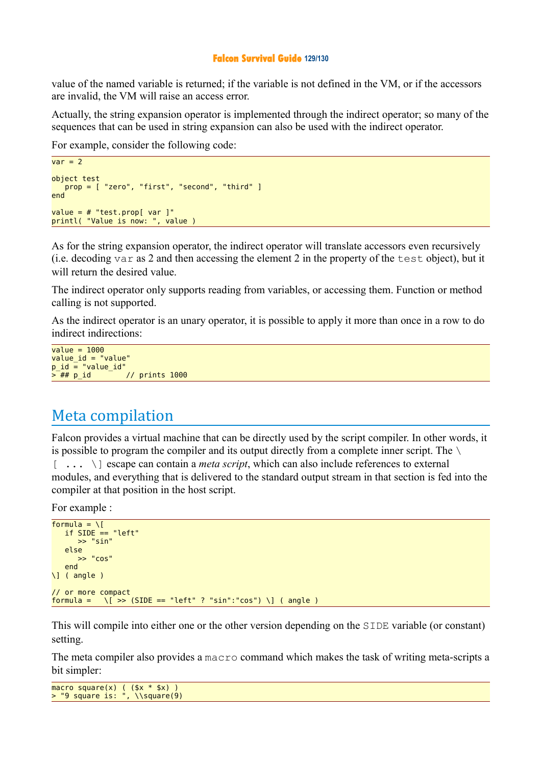value of the named variable is returned; if the variable is not defined in the VM, or if the accessors are invalid, the VM will raise an access error.

Actually, the string expansion operator is implemented through the indirect operator; so many of the sequences that can be used in string expansion can also be used with the indirect operator.

For example, consider the following code:

```
var = 2

object test
   prop = [ "zero", "first", "second", "third" ]
end

value = # "test.prop[ var ]"
printl( "Value is now: ", value )
```

As for the string expansion operator, the indirect operator will translate accessors even recursively (i.e. decoding `var` as 2 and then accessing the element 2 in the property of the `test` object), but it will return the desired value.

The indirect operator only supports reading from variables, or accessing them. Function or method calling is not supported.

As the indirect operator is an unary operator, it is possible to apply it more than once in a row to do indirect indirections:

```
value = 1000
value_id = "value"
p_id = "value_id"
> ## p_id        // prints 1000
```

## Meta compilation

Falcon provides a virtual machine that can be directly used by the script compiler. In other words, it is possible to program the compiler and its output directly from a complete inner script. The `\[ ... \]` escape can contain a *meta script*, which can also include references to external modules, and everything that is delivered to the standard output stream in that section is fed into the compiler at that position in the host script.

For example :

```
formula = \[
   if SIDE == "left"
      >> "sin"
   else
      >> "cos"
   end
\] ( angle )

// or more compact
formula =   \[ >> (SIDE == "left" ? "sin":"cos") \] ( angle )
```

This will compile into either one or the other version depending on the `SIDE` variable (or constant) setting.

The meta compiler also provides a `macro` command which makes the task of writing meta-scripts a bit simpler:

```
macro square(x) ( ($x * $x) )
> "9 square is: ", \\square(9)
```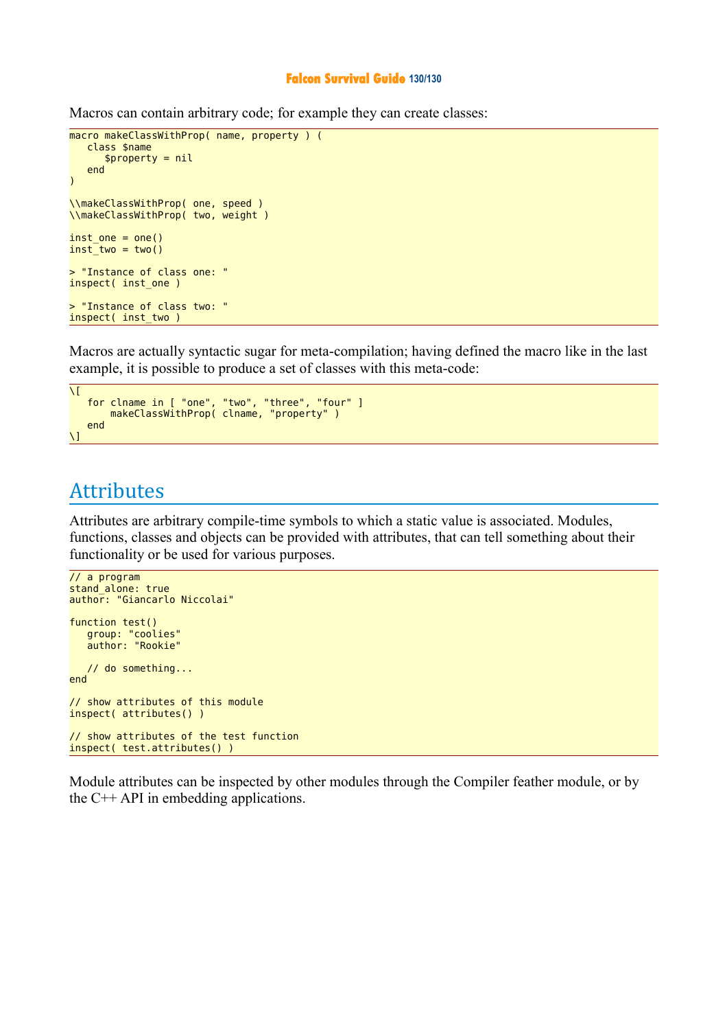Macros can contain arbitrary code; for example they can create classes:

```
macro makeClassWithProp( name, property ) (
   class $name
      $property = nil
   end
)

\\makeClassWithProp( one, speed )
\\makeClassWithProp( two, weight )

inst_one = one()
inst_two = two()

> "Instance of class one: "
inspect( inst_one )

> "Instance of class two: "
inspect( inst_two )
```

Macros are actually syntactic sugar for meta-compilation; having defined the macro like in the last example, it is possible to produce a set of classes with this meta-code:

```
\[
   for clname in [ "one", "two", "three", "four" ]
       makeClassWithProp( clname, "property" )
   end
\]
```

## Attributes

Attributes are arbitrary compile-time symbols to which a static value is associated. Modules, functions, classes and objects can be provided with attributes, that can tell something about their functionality or be used for various purposes.

```
// a program
stand_alone: true
author: "Giancarlo Niccolai"

function test()
   group: "coolies"
   author: "Rookie"

   // do something...
end

// show attributes of this module
inspect( attributes() )

// show attributes of the test function
inspect( test.attributes() )
```

Module attributes can be inspected by other modules through the Compiler feather module, or by the C++ API in embedding applications.